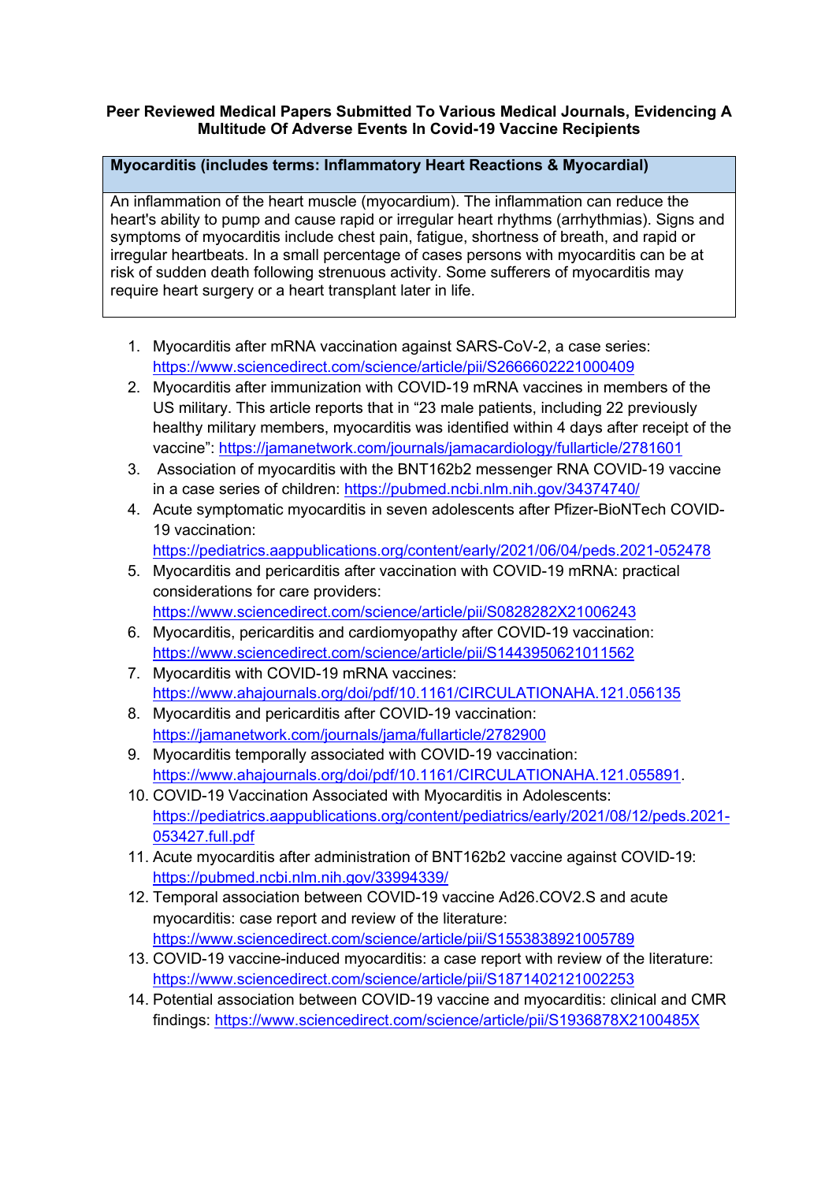**Peer Reviewed Medical Papers Submitted To Various Medical Journals, Evidencing A Multitude Of Adverse Events In Covid-19 Vaccine Recipients**

| **Myocarditis (includes terms: Inflammatory Heart Reactions & Myocardial)** |
|---|
| An inflammation of the heart muscle (myocardium). The inflammation can reduce the heart's ability to pump and cause rapid or irregular heart rhythms (arrhythmias). Signs and symptoms of myocarditis include chest pain, fatigue, shortness of breath, and rapid or irregular heartbeats. In a small percentage of cases persons with myocarditis can be at risk of sudden death following strenuous activity. Some sufferers of myocarditis may require heart surgery or a heart transplant later in life. |

1. Myocarditis after mRNA vaccination against SARS-CoV-2, a case series: https://www.sciencedirect.com/science/article/pii/S2666602221000409
2. Myocarditis after immunization with COVID-19 mRNA vaccines in members of the US military. This article reports that in "23 male patients, including 22 previously healthy military members, myocarditis was identified within 4 days after receipt of the vaccine": https://jamanetwork.com/journals/jamacardiology/fullarticle/2781601
3. Association of myocarditis with the BNT162b2 messenger RNA COVID-19 vaccine in a case series of children: https://pubmed.ncbi.nlm.nih.gov/34374740/
4. Acute symptomatic myocarditis in seven adolescents after Pfizer-BioNTech COVID-19 vaccination: https://pediatrics.aappublications.org/content/early/2021/06/04/peds.2021-052478
5. Myocarditis and pericarditis after vaccination with COVID-19 mRNA: practical considerations for care providers: https://www.sciencedirect.com/science/article/pii/S0828282X21006243
6. Myocarditis, pericarditis and cardiomyopathy after COVID-19 vaccination: https://www.sciencedirect.com/science/article/pii/S1443950621011562
7. Myocarditis with COVID-19 mRNA vaccines: https://www.ahajournals.org/doi/pdf/10.1161/CIRCULATIONAHA.121.056135
8. Myocarditis and pericarditis after COVID-19 vaccination: https://jamanetwork.com/journals/jama/fullarticle/2782900
9. Myocarditis temporally associated with COVID-19 vaccination: https://www.ahajournals.org/doi/pdf/10.1161/CIRCULATIONAHA.121.055891.
10. COVID-19 Vaccination Associated with Myocarditis in Adolescents: https://pediatrics.aappublications.org/content/pediatrics/early/2021/08/12/peds.2021-053427.full.pdf
11. Acute myocarditis after administration of BNT162b2 vaccine against COVID-19: https://pubmed.ncbi.nlm.nih.gov/33994339/
12. Temporal association between COVID-19 vaccine Ad26.COV2.S and acute myocarditis: case report and review of the literature: https://www.sciencedirect.com/science/article/pii/S1553838921005789
13. COVID-19 vaccine-induced myocarditis: a case report with review of the literature: https://www.sciencedirect.com/science/article/pii/S1871402121002253
14. Potential association between COVID-19 vaccine and myocarditis: clinical and CMR findings: https://www.sciencedirect.com/science/article/pii/S1936878X2100485X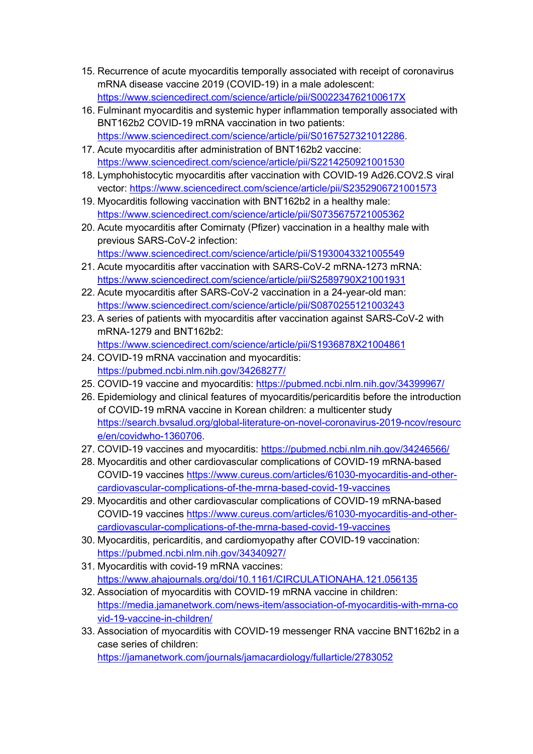15. Recurrence of acute myocarditis temporally associated with receipt of coronavirus mRNA disease vaccine 2019 (COVID-19) in a male adolescent: https://www.sciencedirect.com/science/article/pii/S002234762100617X
16. Fulminant myocarditis and systemic hyper inflammation temporally associated with BNT162b2 COVID-19 mRNA vaccination in two patients: https://www.sciencedirect.com/science/article/pii/S0167527321012286.
17. Acute myocarditis after administration of BNT162b2 vaccine: https://www.sciencedirect.com/science/article/pii/S2214250921001530
18. Lymphohistocytic myocarditis after vaccination with COVID-19 Ad26.COV2.S viral vector: https://www.sciencedirect.com/science/article/pii/S2352906721001573
19. Myocarditis following vaccination with BNT162b2 in a healthy male: https://www.sciencedirect.com/science/article/pii/S0735675721005362
20. Acute myocarditis after Comirnaty (Pfizer) vaccination in a healthy male with previous SARS-CoV-2 infection: https://www.sciencedirect.com/science/article/pii/S1930043321005549
21. Acute myocarditis after vaccination with SARS-CoV-2 mRNA-1273 mRNA: https://www.sciencedirect.com/science/article/pii/S2589790X21001931
22. Acute myocarditis after SARS-CoV-2 vaccination in a 24-year-old man: https://www.sciencedirect.com/science/article/pii/S0870255121003243
23. A series of patients with myocarditis after vaccination against SARS-CoV-2 with mRNA-1279 and BNT162b2: https://www.sciencedirect.com/science/article/pii/S1936878X21004861
24. COVID-19 mRNA vaccination and myocarditis: https://pubmed.ncbi.nlm.nih.gov/34268277/
25. COVID-19 vaccine and myocarditis: https://pubmed.ncbi.nlm.nih.gov/34399967/
26. Epidemiology and clinical features of myocarditis/pericarditis before the introduction of COVID-19 mRNA vaccine in Korean children: a multicenter study https://search.bvsalud.org/global-literature-on-novel-coronavirus-2019-ncov/resource/en/covidwho-1360706.
27. COVID-19 vaccines and myocarditis: https://pubmed.ncbi.nlm.nih.gov/34246566/
28. Myocarditis and other cardiovascular complications of COVID-19 mRNA-based COVID-19 vaccines https://www.cureus.com/articles/61030-myocarditis-and-other-cardiovascular-complications-of-the-mrna-based-covid-19-vaccines
29. Myocarditis and other cardiovascular complications of COVID-19 mRNA-based COVID-19 vaccines https://www.cureus.com/articles/61030-myocarditis-and-other-cardiovascular-complications-of-the-mrna-based-covid-19-vaccines
30. Myocarditis, pericarditis, and cardiomyopathy after COVID-19 vaccination: https://pubmed.ncbi.nlm.nih.gov/34340927/
31. Myocarditis with covid-19 mRNA vaccines: https://www.ahajournals.org/doi/10.1161/CIRCULATIONAHA.121.056135
32. Association of myocarditis with COVID-19 mRNA vaccine in children: https://media.jamanetwork.com/news-item/association-of-myocarditis-with-mrna-covid-19-vaccine-in-children/
33. Association of myocarditis with COVID-19 messenger RNA vaccine BNT162b2 in a case series of children: https://jamanetwork.com/journals/jamacardiology/fullarticle/2783052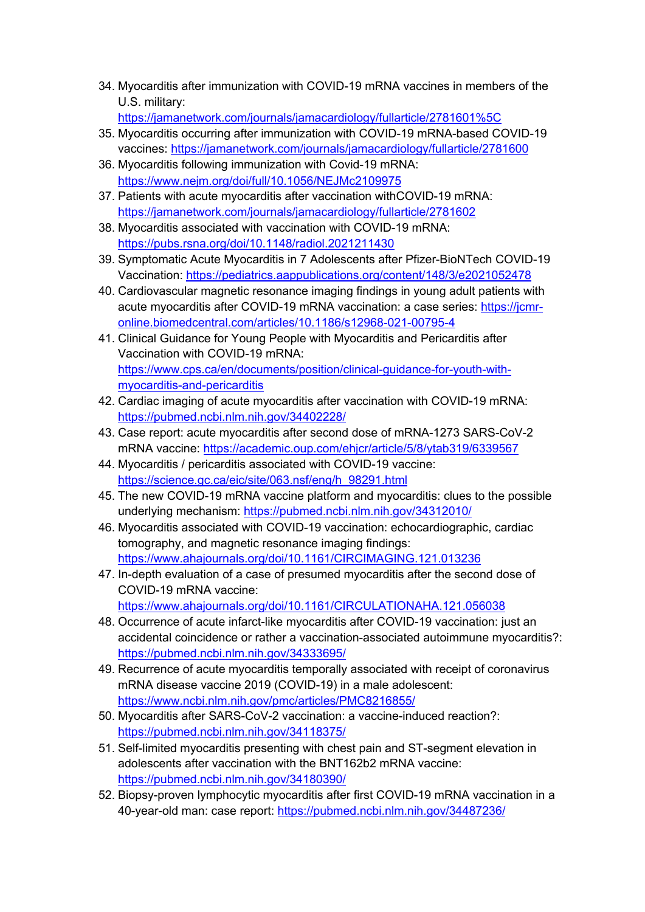34. Myocarditis after immunization with COVID-19 mRNA vaccines in members of the U.S. military: https://jamanetwork.com/journals/jamacardiology/fullarticle/2781601%5C
35. Myocarditis occurring after immunization with COVID-19 mRNA-based COVID-19 vaccines: https://jamanetwork.com/journals/jamacardiology/fullarticle/2781600
36. Myocarditis following immunization with Covid-19 mRNA: https://www.nejm.org/doi/full/10.1056/NEJMc2109975
37. Patients with acute myocarditis after vaccination withCOVID-19 mRNA: https://jamanetwork.com/journals/jamacardiology/fullarticle/2781602
38. Myocarditis associated with vaccination with COVID-19 mRNA: https://pubs.rsna.org/doi/10.1148/radiol.2021211430
39. Symptomatic Acute Myocarditis in 7 Adolescents after Pfizer-BioNTech COVID-19 Vaccination: https://pediatrics.aappublications.org/content/148/3/e2021052478
40. Cardiovascular magnetic resonance imaging findings in young adult patients with acute myocarditis after COVID-19 mRNA vaccination: a case series: https://jcmr-online.biomedcentral.com/articles/10.1186/s12968-021-00795-4
41. Clinical Guidance for Young People with Myocarditis and Pericarditis after Vaccination with COVID-19 mRNA: https://www.cps.ca/en/documents/position/clinical-guidance-for-youth-with-myocarditis-and-pericarditis
42. Cardiac imaging of acute myocarditis after vaccination with COVID-19 mRNA: https://pubmed.ncbi.nlm.nih.gov/34402228/
43. Case report: acute myocarditis after second dose of mRNA-1273 SARS-CoV-2 mRNA vaccine: https://academic.oup.com/ehjcr/article/5/8/ytab319/6339567
44. Myocarditis / pericarditis associated with COVID-19 vaccine: https://science.gc.ca/eic/site/063.nsf/eng/h_98291.html
45. The new COVID-19 mRNA vaccine platform and myocarditis: clues to the possible underlying mechanism: https://pubmed.ncbi.nlm.nih.gov/34312010/
46. Myocarditis associated with COVID-19 vaccination: echocardiographic, cardiac tomography, and magnetic resonance imaging findings: https://www.ahajournals.org/doi/10.1161/CIRCIMAGING.121.013236
47. In-depth evaluation of a case of presumed myocarditis after the second dose of COVID-19 mRNA vaccine: https://www.ahajournals.org/doi/10.1161/CIRCULATIONAHA.121.056038
48. Occurrence of acute infarct-like myocarditis after COVID-19 vaccination: just an accidental coincidence or rather a vaccination-associated autoimmune myocarditis?: https://pubmed.ncbi.nlm.nih.gov/34333695/
49. Recurrence of acute myocarditis temporally associated with receipt of coronavirus mRNA disease vaccine 2019 (COVID-19) in a male adolescent: https://www.ncbi.nlm.nih.gov/pmc/articles/PMC8216855/
50. Myocarditis after SARS-CoV-2 vaccination: a vaccine-induced reaction?: https://pubmed.ncbi.nlm.nih.gov/34118375/
51. Self-limited myocarditis presenting with chest pain and ST-segment elevation in adolescents after vaccination with the BNT162b2 mRNA vaccine: https://pubmed.ncbi.nlm.nih.gov/34180390/
52. Biopsy-proven lymphocytic myocarditis after first COVID-19 mRNA vaccination in a 40-year-old man: case report: https://pubmed.ncbi.nlm.nih.gov/34487236/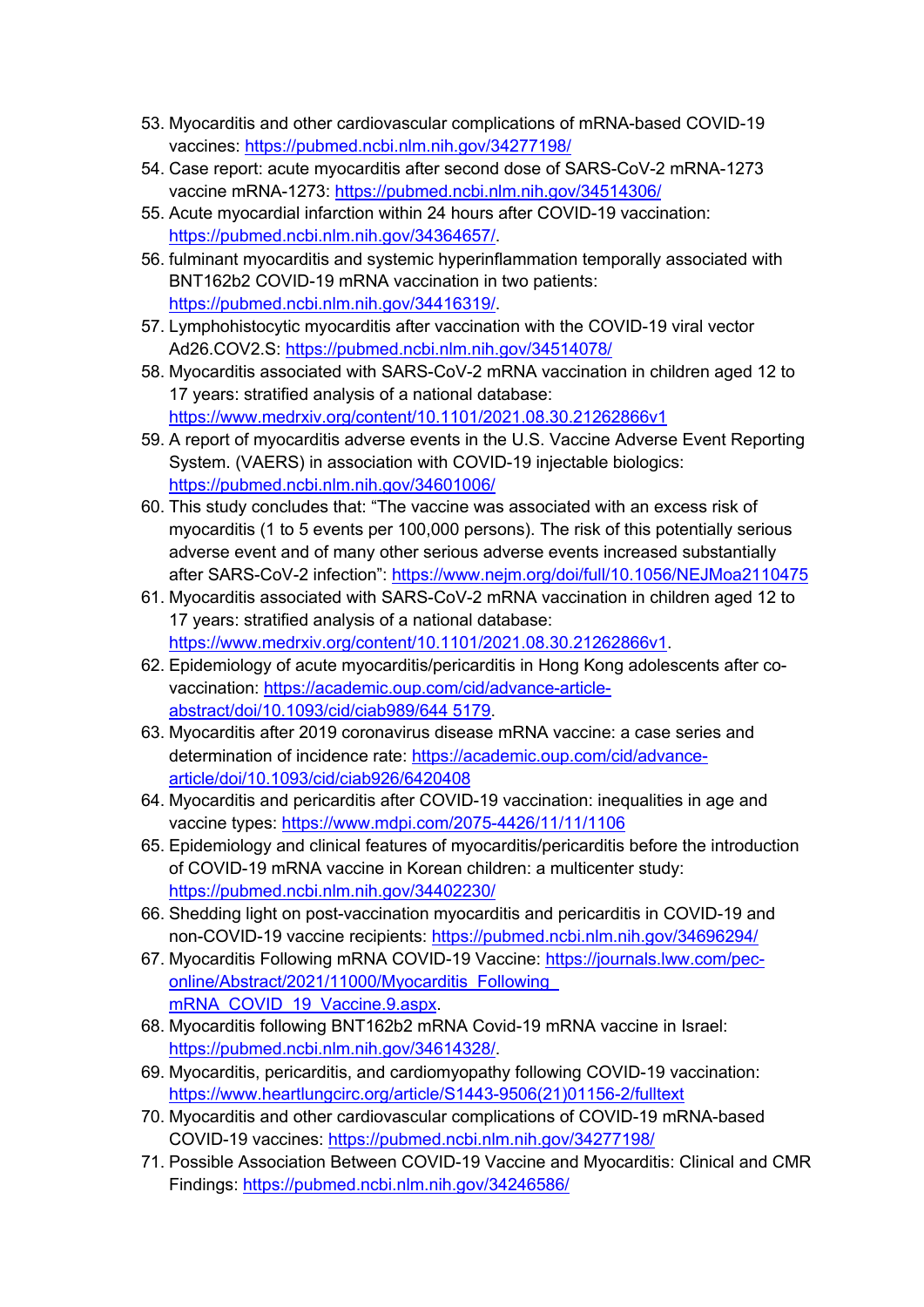53. Myocarditis and other cardiovascular complications of mRNA-based COVID-19 vaccines: https://pubmed.ncbi.nlm.nih.gov/34277198/
54. Case report: acute myocarditis after second dose of SARS-CoV-2 mRNA-1273 vaccine mRNA-1273: https://pubmed.ncbi.nlm.nih.gov/34514306/
55. Acute myocardial infarction within 24 hours after COVID-19 vaccination: https://pubmed.ncbi.nlm.nih.gov/34364657/.
56. fulminant myocarditis and systemic hyperinflammation temporally associated with BNT162b2 COVID-19 mRNA vaccination in two patients: https://pubmed.ncbi.nlm.nih.gov/34416319/.
57. Lymphohistocytic myocarditis after vaccination with the COVID-19 viral vector Ad26.COV2.S: https://pubmed.ncbi.nlm.nih.gov/34514078/
58. Myocarditis associated with SARS-CoV-2 mRNA vaccination in children aged 12 to 17 years: stratified analysis of a national database: https://www.medrxiv.org/content/10.1101/2021.08.30.21262866v1
59. A report of myocarditis adverse events in the U.S. Vaccine Adverse Event Reporting System. (VAERS) in association with COVID-19 injectable biologics: https://pubmed.ncbi.nlm.nih.gov/34601006/
60. This study concludes that: "The vaccine was associated with an excess risk of myocarditis (1 to 5 events per 100,000 persons). The risk of this potentially serious adverse event and of many other serious adverse events increased substantially after SARS-CoV-2 infection": https://www.nejm.org/doi/full/10.1056/NEJMoa2110475
61. Myocarditis associated with SARS-CoV-2 mRNA vaccination in children aged 12 to 17 years: stratified analysis of a national database: https://www.medrxiv.org/content/10.1101/2021.08.30.21262866v1.
62. Epidemiology of acute myocarditis/pericarditis in Hong Kong adolescents after co-vaccination: https://academic.oup.com/cid/advance-article-abstract/doi/10.1093/cid/ciab989/644 5179.
63. Myocarditis after 2019 coronavirus disease mRNA vaccine: a case series and determination of incidence rate: https://academic.oup.com/cid/advance-article/doi/10.1093/cid/ciab926/6420408
64. Myocarditis and pericarditis after COVID-19 vaccination: inequalities in age and vaccine types: https://www.mdpi.com/2075-4426/11/11/1106
65. Epidemiology and clinical features of myocarditis/pericarditis before the introduction of COVID-19 mRNA vaccine in Korean children: a multicenter study: https://pubmed.ncbi.nlm.nih.gov/34402230/
66. Shedding light on post-vaccination myocarditis and pericarditis in COVID-19 and non-COVID-19 vaccine recipients: https://pubmed.ncbi.nlm.nih.gov/34696294/
67. Myocarditis Following mRNA COVID-19 Vaccine: https://journals.lww.com/pec-online/Abstract/2021/11000/Myocarditis_Following_mRNA_COVID_19_Vaccine.9.aspx.
68. Myocarditis following BNT162b2 mRNA Covid-19 mRNA vaccine in Israel: https://pubmed.ncbi.nlm.nih.gov/34614328/.
69. Myocarditis, pericarditis, and cardiomyopathy following COVID-19 vaccination: https://www.heartlungcirc.org/article/S1443-9506(21)01156-2/fulltext
70. Myocarditis and other cardiovascular complications of COVID-19 mRNA-based COVID-19 vaccines: https://pubmed.ncbi.nlm.nih.gov/34277198/
71. Possible Association Between COVID-19 Vaccine and Myocarditis: Clinical and CMR Findings: https://pubmed.ncbi.nlm.nih.gov/34246586/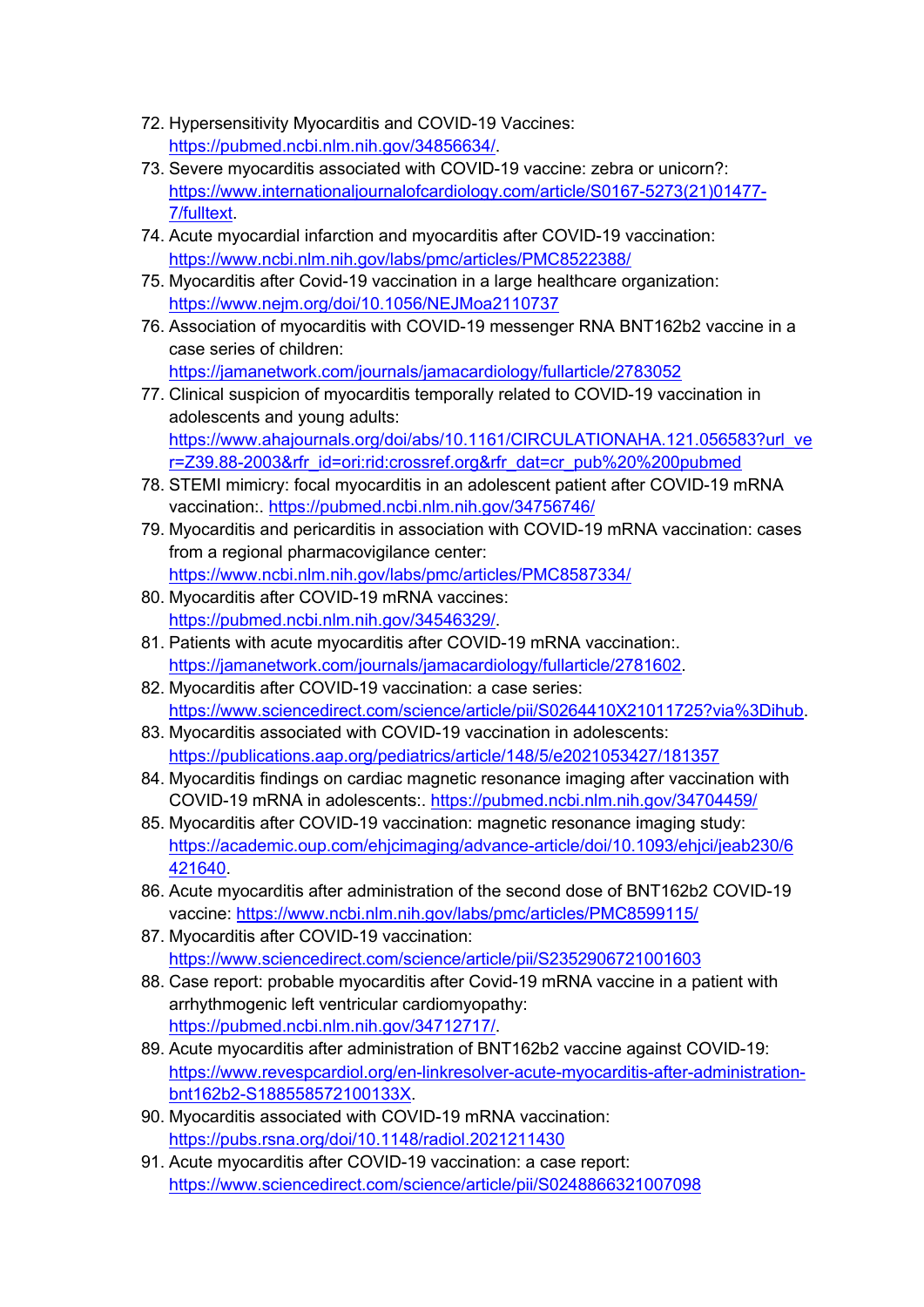72. Hypersensitivity Myocarditis and COVID-19 Vaccines: https://pubmed.ncbi.nlm.nih.gov/34856634/.
73. Severe myocarditis associated with COVID-19 vaccine: zebra or unicorn?: https://www.internationaljournalofcardiology.com/article/S0167-5273(21)01477-7/fulltext.
74. Acute myocardial infarction and myocarditis after COVID-19 vaccination: https://www.ncbi.nlm.nih.gov/labs/pmc/articles/PMC8522388/
75. Myocarditis after Covid-19 vaccination in a large healthcare organization: https://www.nejm.org/doi/10.1056/NEJMoa2110737
76. Association of myocarditis with COVID-19 messenger RNA BNT162b2 vaccine in a case series of children: https://jamanetwork.com/journals/jamacardiology/fullarticle/2783052
77. Clinical suspicion of myocarditis temporally related to COVID-19 vaccination in adolescents and young adults: https://www.ahajournals.org/doi/abs/10.1161/CIRCULATIONAHA.121.056583?url_ver=Z39.88-2003&rfr_id=ori:rid:crossref.org&rfr_dat=cr_pub%20%200pubmed
78. STEMI mimicry: focal myocarditis in an adolescent patient after COVID-19 mRNA vaccination:. https://pubmed.ncbi.nlm.nih.gov/34756746/
79. Myocarditis and pericarditis in association with COVID-19 mRNA vaccination: cases from a regional pharmacovigilance center: https://www.ncbi.nlm.nih.gov/labs/pmc/articles/PMC8587334/
80. Myocarditis after COVID-19 mRNA vaccines: https://pubmed.ncbi.nlm.nih.gov/34546329/.
81. Patients with acute myocarditis after COVID-19 mRNA vaccination:. https://jamanetwork.com/journals/jamacardiology/fullarticle/2781602.
82. Myocarditis after COVID-19 vaccination: a case series: https://www.sciencedirect.com/science/article/pii/S0264410X21011725?via%3Dihub.
83. Myocarditis associated with COVID-19 vaccination in adolescents: https://publications.aap.org/pediatrics/article/148/5/e2021053427/181357
84. Myocarditis findings on cardiac magnetic resonance imaging after vaccination with COVID-19 mRNA in adolescents:. https://pubmed.ncbi.nlm.nih.gov/34704459/
85. Myocarditis after COVID-19 vaccination: magnetic resonance imaging study: https://academic.oup.com/ehjcimaging/advance-article/doi/10.1093/ehjci/jeab230/6421640.
86. Acute myocarditis after administration of the second dose of BNT162b2 COVID-19 vaccine: https://www.ncbi.nlm.nih.gov/labs/pmc/articles/PMC8599115/
87. Myocarditis after COVID-19 vaccination: https://www.sciencedirect.com/science/article/pii/S2352906721001603
88. Case report: probable myocarditis after Covid-19 mRNA vaccine in a patient with arrhythmogenic left ventricular cardiomyopathy: https://pubmed.ncbi.nlm.nih.gov/34712717/.
89. Acute myocarditis after administration of BNT162b2 vaccine against COVID-19: https://www.revespcardiol.org/en-linkresolver-acute-myocarditis-after-administration-bnt162b2-S188558572100133X.
90. Myocarditis associated with COVID-19 mRNA vaccination: https://pubs.rsna.org/doi/10.1148/radiol.2021211430
91. Acute myocarditis after COVID-19 vaccination: a case report: https://www.sciencedirect.com/science/article/pii/S0248866321007098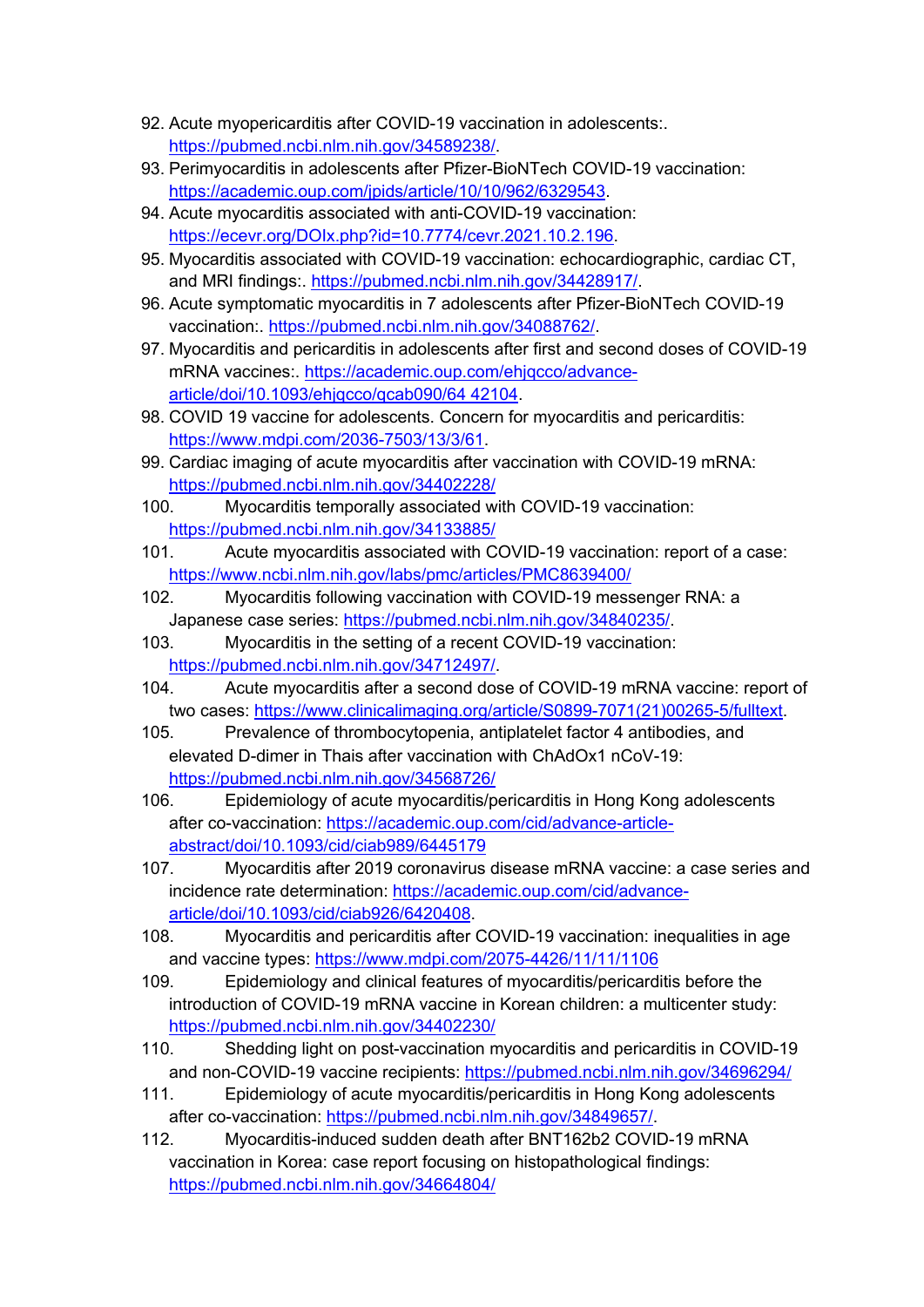92. Acute myopericarditis after COVID-19 vaccination in adolescents:. https://pubmed.ncbi.nlm.nih.gov/34589238/.
93. Perimyocarditis in adolescents after Pfizer-BioNTech COVID-19 vaccination: https://academic.oup.com/jpids/article/10/10/962/6329543.
94. Acute myocarditis associated with anti-COVID-19 vaccination: https://ecevr.org/DOIx.php?id=10.7774/cevr.2021.10.2.196.
95. Myocarditis associated with COVID-19 vaccination: echocardiographic, cardiac CT, and MRI findings:. https://pubmed.ncbi.nlm.nih.gov/34428917/.
96. Acute symptomatic myocarditis in 7 adolescents after Pfizer-BioNTech COVID-19 vaccination:. https://pubmed.ncbi.nlm.nih.gov/34088762/.
97. Myocarditis and pericarditis in adolescents after first and second doses of COVID-19 mRNA vaccines:. https://academic.oup.com/ehjqcco/advance-article/doi/10.1093/ehjqcco/qcab090/64 42104.
98. COVID 19 vaccine for adolescents. Concern for myocarditis and pericarditis: https://www.mdpi.com/2036-7503/13/3/61.
99. Cardiac imaging of acute myocarditis after vaccination with COVID-19 mRNA: https://pubmed.ncbi.nlm.nih.gov/34402228/
100. Myocarditis temporally associated with COVID-19 vaccination: https://pubmed.ncbi.nlm.nih.gov/34133885/
101. Acute myocarditis associated with COVID-19 vaccination: report of a case: https://www.ncbi.nlm.nih.gov/labs/pmc/articles/PMC8639400/
102. Myocarditis following vaccination with COVID-19 messenger RNA: a Japanese case series: https://pubmed.ncbi.nlm.nih.gov/34840235/.
103. Myocarditis in the setting of a recent COVID-19 vaccination: https://pubmed.ncbi.nlm.nih.gov/34712497/.
104. Acute myocarditis after a second dose of COVID-19 mRNA vaccine: report of two cases: https://www.clinicalimaging.org/article/S0899-7071(21)00265-5/fulltext.
105. Prevalence of thrombocytopenia, antiplatelet factor 4 antibodies, and elevated D-dimer in Thais after vaccination with ChAdOx1 nCoV-19: https://pubmed.ncbi.nlm.nih.gov/34568726/
106. Epidemiology of acute myocarditis/pericarditis in Hong Kong adolescents after co-vaccination: https://academic.oup.com/cid/advance-article-abstract/doi/10.1093/cid/ciab989/6445179
107. Myocarditis after 2019 coronavirus disease mRNA vaccine: a case series and incidence rate determination: https://academic.oup.com/cid/advance-article/doi/10.1093/cid/ciab926/6420408.
108. Myocarditis and pericarditis after COVID-19 vaccination: inequalities in age and vaccine types: https://www.mdpi.com/2075-4426/11/11/1106
109. Epidemiology and clinical features of myocarditis/pericarditis before the introduction of COVID-19 mRNA vaccine in Korean children: a multicenter study: https://pubmed.ncbi.nlm.nih.gov/34402230/
110. Shedding light on post-vaccination myocarditis and pericarditis in COVID-19 and non-COVID-19 vaccine recipients: https://pubmed.ncbi.nlm.nih.gov/34696294/
111. Epidemiology of acute myocarditis/pericarditis in Hong Kong adolescents after co-vaccination: https://pubmed.ncbi.nlm.nih.gov/34849657/.
112. Myocarditis-induced sudden death after BNT162b2 COVID-19 mRNA vaccination in Korea: case report focusing on histopathological findings: https://pubmed.ncbi.nlm.nih.gov/34664804/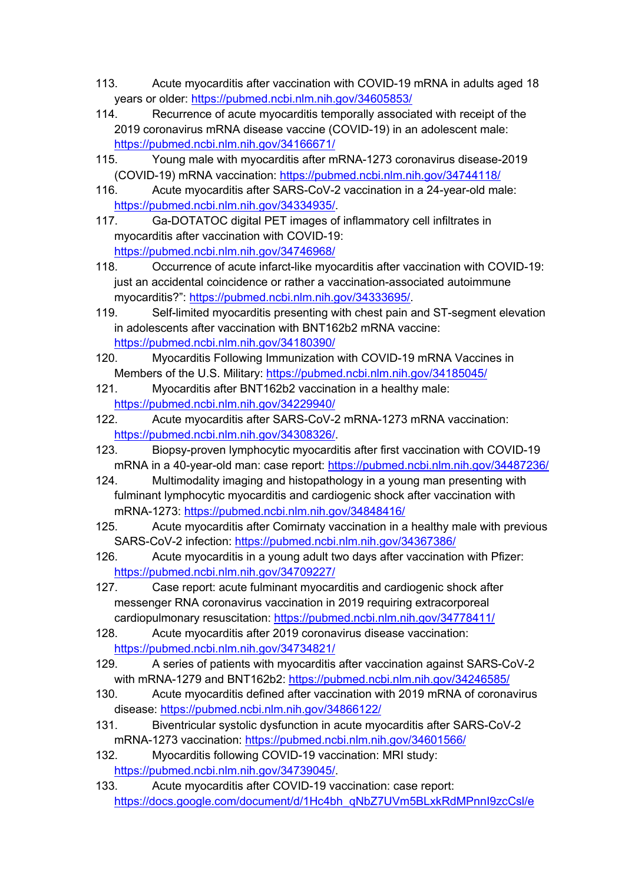113. Acute myocarditis after vaccination with COVID-19 mRNA in adults aged 18 years or older: https://pubmed.ncbi.nlm.nih.gov/34605853/
114. Recurrence of acute myocarditis temporally associated with receipt of the 2019 coronavirus mRNA disease vaccine (COVID-19) in an adolescent male: https://pubmed.ncbi.nlm.nih.gov/34166671/
115. Young male with myocarditis after mRNA-1273 coronavirus disease-2019 (COVID-19) mRNA vaccination: https://pubmed.ncbi.nlm.nih.gov/34744118/
116. Acute myocarditis after SARS-CoV-2 vaccination in a 24-year-old male: https://pubmed.ncbi.nlm.nih.gov/34334935/.
117. Ga-DOTATOC digital PET images of inflammatory cell infiltrates in myocarditis after vaccination with COVID-19: https://pubmed.ncbi.nlm.nih.gov/34746968/
118. Occurrence of acute infarct-like myocarditis after vaccination with COVID-19: just an accidental coincidence or rather a vaccination-associated autoimmune myocarditis?": https://pubmed.ncbi.nlm.nih.gov/34333695/.
119. Self-limited myocarditis presenting with chest pain and ST-segment elevation in adolescents after vaccination with BNT162b2 mRNA vaccine: https://pubmed.ncbi.nlm.nih.gov/34180390/
120. Myocarditis Following Immunization with COVID-19 mRNA Vaccines in Members of the U.S. Military: https://pubmed.ncbi.nlm.nih.gov/34185045/
121. Myocarditis after BNT162b2 vaccination in a healthy male: https://pubmed.ncbi.nlm.nih.gov/34229940/
122. Acute myocarditis after SARS-CoV-2 mRNA-1273 mRNA vaccination: https://pubmed.ncbi.nlm.nih.gov/34308326/.
123. Biopsy-proven lymphocytic myocarditis after first vaccination with COVID-19 mRNA in a 40-year-old man: case report: https://pubmed.ncbi.nlm.nih.gov/34487236/
124. Multimodality imaging and histopathology in a young man presenting with fulminant lymphocytic myocarditis and cardiogenic shock after vaccination with mRNA-1273: https://pubmed.ncbi.nlm.nih.gov/34848416/
125. Acute myocarditis after Comirnaty vaccination in a healthy male with previous SARS-CoV-2 infection: https://pubmed.ncbi.nlm.nih.gov/34367386/
126. Acute myocarditis in a young adult two days after vaccination with Pfizer: https://pubmed.ncbi.nlm.nih.gov/34709227/
127. Case report: acute fulminant myocarditis and cardiogenic shock after messenger RNA coronavirus vaccination in 2019 requiring extracorporeal cardiopulmonary resuscitation: https://pubmed.ncbi.nlm.nih.gov/34778411/
128. Acute myocarditis after 2019 coronavirus disease vaccination: https://pubmed.ncbi.nlm.nih.gov/34734821/
129. A series of patients with myocarditis after vaccination against SARS-CoV-2 with mRNA-1279 and BNT162b2: https://pubmed.ncbi.nlm.nih.gov/34246585/
130. Acute myocarditis defined after vaccination with 2019 mRNA of coronavirus disease: https://pubmed.ncbi.nlm.nih.gov/34866122/
131. Biventricular systolic dysfunction in acute myocarditis after SARS-CoV-2 mRNA-1273 vaccination: https://pubmed.ncbi.nlm.nih.gov/34601566/
132. Myocarditis following COVID-19 vaccination: MRI study: https://pubmed.ncbi.nlm.nih.gov/34739045/.
133. Acute myocarditis after COVID-19 vaccination: case report: https://docs.google.com/document/d/1Hc4bh_qNbZ7UVm5BLxkRdMPnnI9zcCsl/e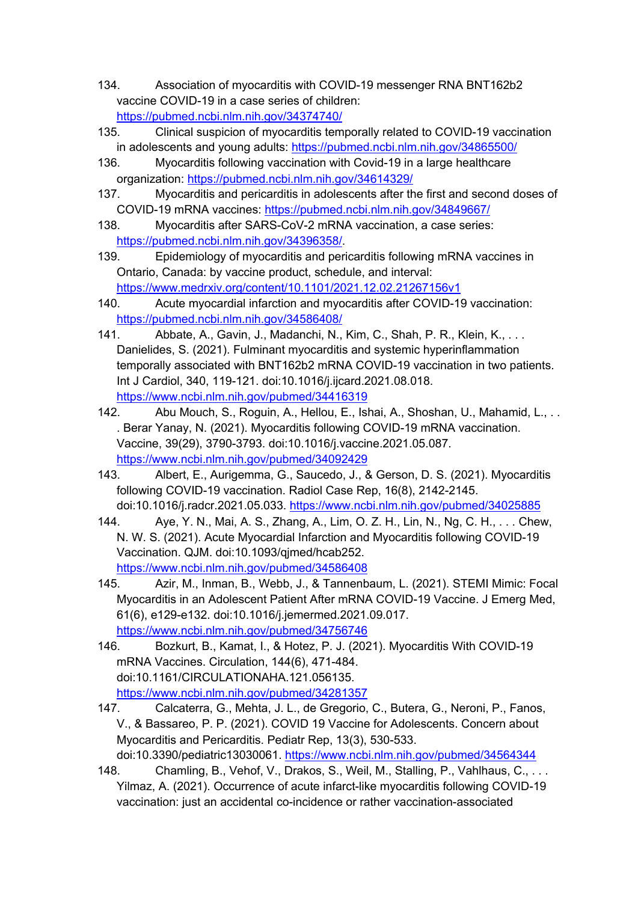134. Association of myocarditis with COVID-19 messenger RNA BNT162b2 vaccine COVID-19 in a case series of children: https://pubmed.ncbi.nlm.nih.gov/34374740/
135. Clinical suspicion of myocarditis temporally related to COVID-19 vaccination in adolescents and young adults: https://pubmed.ncbi.nlm.nih.gov/34865500/
136. Myocarditis following vaccination with Covid-19 in a large healthcare organization: https://pubmed.ncbi.nlm.nih.gov/34614329/
137. Myocarditis and pericarditis in adolescents after the first and second doses of COVID-19 mRNA vaccines: https://pubmed.ncbi.nlm.nih.gov/34849667/
138. Myocarditis after SARS-CoV-2 mRNA vaccination, a case series: https://pubmed.ncbi.nlm.nih.gov/34396358/.
139. Epidemiology of myocarditis and pericarditis following mRNA vaccines in Ontario, Canada: by vaccine product, schedule, and interval: https://www.medrxiv.org/content/10.1101/2021.12.02.21267156v1
140. Acute myocardial infarction and myocarditis after COVID-19 vaccination: https://pubmed.ncbi.nlm.nih.gov/34586408/
141. Abbate, A., Gavin, J., Madanchi, N., Kim, C., Shah, P. R., Klein, K., . . . Danielides, S. (2021). Fulminant myocarditis and systemic hyperinflammation temporally associated with BNT162b2 mRNA COVID-19 vaccination in two patients. Int J Cardiol, 340, 119-121. doi:10.1016/j.ijcard.2021.08.018. https://www.ncbi.nlm.nih.gov/pubmed/34416319
142. Abu Mouch, S., Roguin, A., Hellou, E., Ishai, A., Shoshan, U., Mahamid, L., . . . Berar Yanay, N. (2021). Myocarditis following COVID-19 mRNA vaccination. Vaccine, 39(29), 3790-3793. doi:10.1016/j.vaccine.2021.05.087. https://www.ncbi.nlm.nih.gov/pubmed/34092429
143. Albert, E., Aurigemma, G., Saucedo, J., & Gerson, D. S. (2021). Myocarditis following COVID-19 vaccination. Radiol Case Rep, 16(8), 2142-2145. doi:10.1016/j.radcr.2021.05.033. https://www.ncbi.nlm.nih.gov/pubmed/34025885
144. Aye, Y. N., Mai, A. S., Zhang, A., Lim, O. Z. H., Lin, N., Ng, C. H., . . . Chew, N. W. S. (2021). Acute Myocardial Infarction and Myocarditis following COVID-19 Vaccination. QJM. doi:10.1093/qjmed/hcab252. https://www.ncbi.nlm.nih.gov/pubmed/34586408
145. Azir, M., Inman, B., Webb, J., & Tannenbaum, L. (2021). STEMI Mimic: Focal Myocarditis in an Adolescent Patient After mRNA COVID-19 Vaccine. J Emerg Med, 61(6), e129-e132. doi:10.1016/j.jemermed.2021.09.017. https://www.ncbi.nlm.nih.gov/pubmed/34756746
146. Bozkurt, B., Kamat, I., & Hotez, P. J. (2021). Myocarditis With COVID-19 mRNA Vaccines. Circulation, 144(6), 471-484. doi:10.1161/CIRCULATIONAHA.121.056135. https://www.ncbi.nlm.nih.gov/pubmed/34281357
147. Calcaterra, G., Mehta, J. L., de Gregorio, C., Butera, G., Neroni, P., Fanos, V., & Bassareo, P. P. (2021). COVID 19 Vaccine for Adolescents. Concern about Myocarditis and Pericarditis. Pediatr Rep, 13(3), 530-533. doi:10.3390/pediatric13030061. https://www.ncbi.nlm.nih.gov/pubmed/34564344
148. Chamling, B., Vehof, V., Drakos, S., Weil, M., Stalling, P., Vahlhaus, C., . . . Yilmaz, A. (2021). Occurrence of acute infarct-like myocarditis following COVID-19 vaccination: just an accidental co-incidence or rather vaccination-associated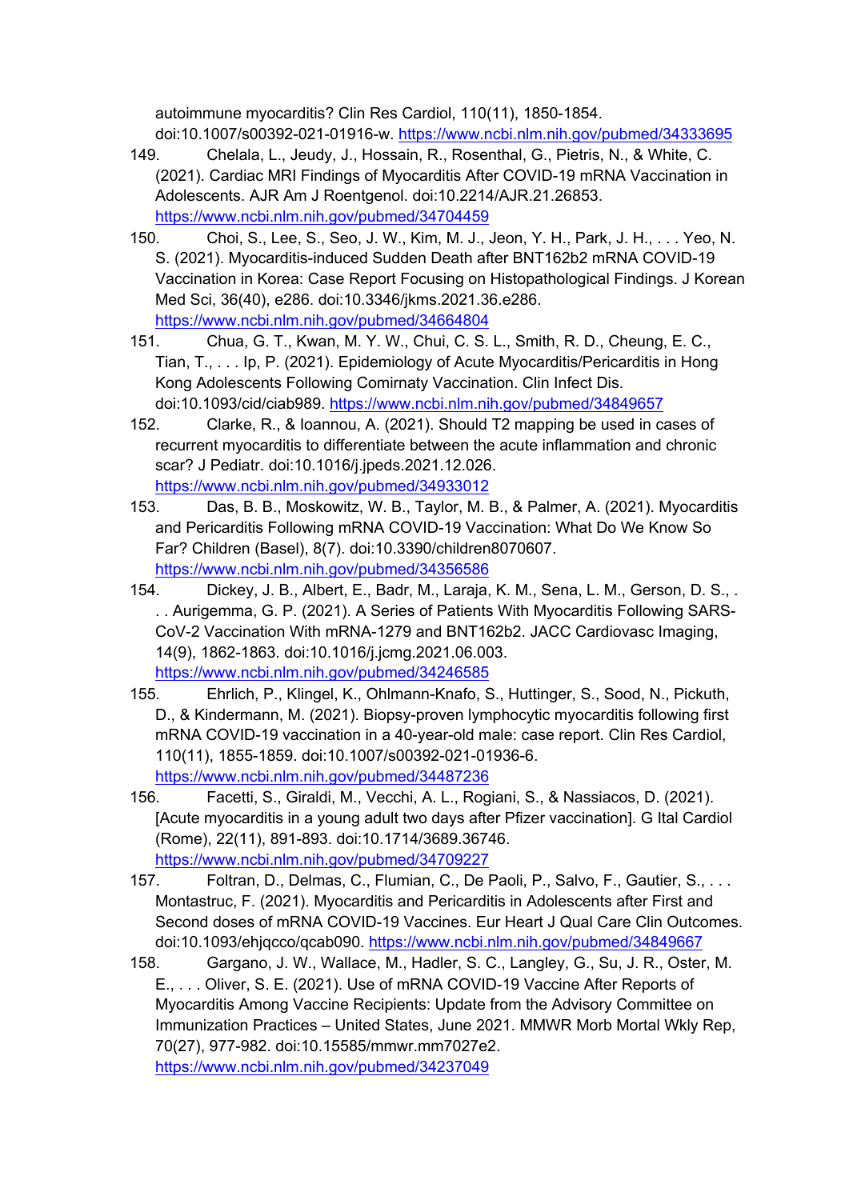autoimmune myocarditis? Clin Res Cardiol, 110(11), 1850-1854. doi:10.1007/s00392-021-01916-w. https://www.ncbi.nlm.nih.gov/pubmed/34333695

149. Chelala, L., Jeudy, J., Hossain, R., Rosenthal, G., Pietris, N., & White, C. (2021). Cardiac MRI Findings of Myocarditis After COVID-19 mRNA Vaccination in Adolescents. AJR Am J Roentgenol. doi:10.2214/AJR.21.26853. https://www.ncbi.nlm.nih.gov/pubmed/34704459

150. Choi, S., Lee, S., Seo, J. W., Kim, M. J., Jeon, Y. H., Park, J. H., . . . Yeo, N. S. (2021). Myocarditis-induced Sudden Death after BNT162b2 mRNA COVID-19 Vaccination in Korea: Case Report Focusing on Histopathological Findings. J Korean Med Sci, 36(40), e286. doi:10.3346/jkms.2021.36.e286. https://www.ncbi.nlm.nih.gov/pubmed/34664804

151. Chua, G. T., Kwan, M. Y. W., Chui, C. S. L., Smith, R. D., Cheung, E. C., Tian, T., . . . Ip, P. (2021). Epidemiology of Acute Myocarditis/Pericarditis in Hong Kong Adolescents Following Comirnaty Vaccination. Clin Infect Dis. doi:10.1093/cid/ciab989. https://www.ncbi.nlm.nih.gov/pubmed/34849657

152. Clarke, R., & Ioannou, A. (2021). Should T2 mapping be used in cases of recurrent myocarditis to differentiate between the acute inflammation and chronic scar? J Pediatr. doi:10.1016/j.jpeds.2021.12.026. https://www.ncbi.nlm.nih.gov/pubmed/34933012

153. Das, B. B., Moskowitz, W. B., Taylor, M. B., & Palmer, A. (2021). Myocarditis and Pericarditis Following mRNA COVID-19 Vaccination: What Do We Know So Far? Children (Basel), 8(7). doi:10.3390/children8070607. https://www.ncbi.nlm.nih.gov/pubmed/34356586

154. Dickey, J. B., Albert, E., Badr, M., Laraja, K. M., Sena, L. M., Gerson, D. S., . . . Aurigemma, G. P. (2021). A Series of Patients With Myocarditis Following SARS-CoV-2 Vaccination With mRNA-1279 and BNT162b2. JACC Cardiovasc Imaging, 14(9), 1862-1863. doi:10.1016/j.jcmg.2021.06.003. https://www.ncbi.nlm.nih.gov/pubmed/34246585

155. Ehrlich, P., Klingel, K., Ohlmann-Knafo, S., Huttinger, S., Sood, N., Pickuth, D., & Kindermann, M. (2021). Biopsy-proven lymphocytic myocarditis following first mRNA COVID-19 vaccination in a 40-year-old male: case report. Clin Res Cardiol, 110(11), 1855-1859. doi:10.1007/s00392-021-01936-6. https://www.ncbi.nlm.nih.gov/pubmed/34487236

156. Facetti, S., Giraldi, M., Vecchi, A. L., Rogiani, S., & Nassiacos, D. (2021). [Acute myocarditis in a young adult two days after Pfizer vaccination]. G Ital Cardiol (Rome), 22(11), 891-893. doi:10.1714/3689.36746. https://www.ncbi.nlm.nih.gov/pubmed/34709227

157. Foltran, D., Delmas, C., Flumian, C., De Paoli, P., Salvo, F., Gautier, S., . . . Montastruc, F. (2021). Myocarditis and Pericarditis in Adolescents after First and Second doses of mRNA COVID-19 Vaccines. Eur Heart J Qual Care Clin Outcomes. doi:10.1093/ehjqcco/qcab090. https://www.ncbi.nlm.nih.gov/pubmed/34849667

158. Gargano, J. W., Wallace, M., Hadler, S. C., Langley, G., Su, J. R., Oster, M. E., . . . Oliver, S. E. (2021). Use of mRNA COVID-19 Vaccine After Reports of Myocarditis Among Vaccine Recipients: Update from the Advisory Committee on Immunization Practices – United States, June 2021. MMWR Morb Mortal Wkly Rep, 70(27), 977-982. doi:10.15585/mmwr.mm7027e2. https://www.ncbi.nlm.nih.gov/pubmed/34237049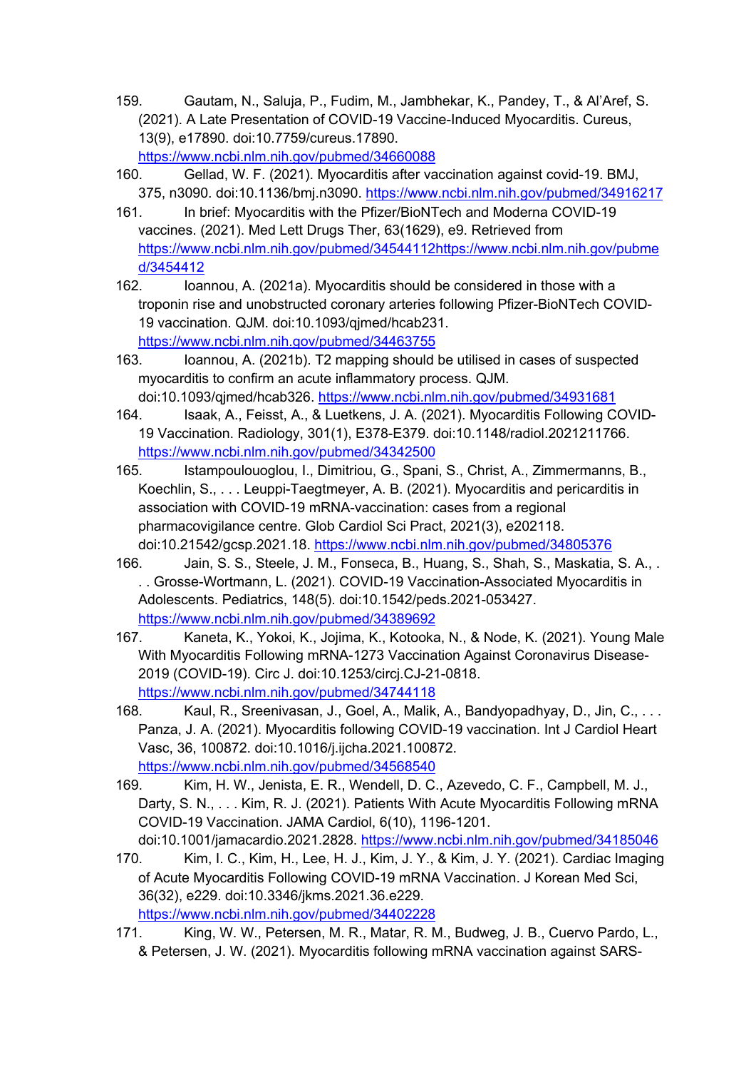159. Gautam, N., Saluja, P., Fudim, M., Jambhekar, K., Pandey, T., & Al'Aref, S. (2021). A Late Presentation of COVID-19 Vaccine-Induced Myocarditis. Cureus, 13(9), e17890. doi:10.7759/cureus.17890. https://www.ncbi.nlm.nih.gov/pubmed/34660088

160. Gellad, W. F. (2021). Myocarditis after vaccination against covid-19. BMJ, 375, n3090. doi:10.1136/bmj.n3090. https://www.ncbi.nlm.nih.gov/pubmed/34916217

161. In brief: Myocarditis with the Pfizer/BioNTech and Moderna COVID-19 vaccines. (2021). Med Lett Drugs Ther, 63(1629), e9. Retrieved from https://www.ncbi.nlm.nih.gov/pubmed/34544112https://www.ncbi.nlm.nih.gov/pubmed/3454412

162. Ioannou, A. (2021a). Myocarditis should be considered in those with a troponin rise and unobstructed coronary arteries following Pfizer-BioNTech COVID-19 vaccination. QJM. doi:10.1093/qjmed/hcab231. https://www.ncbi.nlm.nih.gov/pubmed/34463755

163. Ioannou, A. (2021b). T2 mapping should be utilised in cases of suspected myocarditis to confirm an acute inflammatory process. QJM. doi:10.1093/qjmed/hcab326. https://www.ncbi.nlm.nih.gov/pubmed/34931681

164. Isaak, A., Feisst, A., & Luetkens, J. A. (2021). Myocarditis Following COVID-19 Vaccination. Radiology, 301(1), E378-E379. doi:10.1148/radiol.2021211766. https://www.ncbi.nlm.nih.gov/pubmed/34342500

165. Istampoulouoglou, I., Dimitriou, G., Spani, S., Christ, A., Zimmermanns, B., Koechlin, S., . . . Leuppi-Taegtmeyer, A. B. (2021). Myocarditis and pericarditis in association with COVID-19 mRNA-vaccination: cases from a regional pharmacovigilance centre. Glob Cardiol Sci Pract, 2021(3), e202118. doi:10.21542/gcsp.2021.18. https://www.ncbi.nlm.nih.gov/pubmed/34805376

166. Jain, S. S., Steele, J. M., Fonseca, B., Huang, S., Shah, S., Maskatia, S. A., . . . Grosse-Wortmann, L. (2021). COVID-19 Vaccination-Associated Myocarditis in Adolescents. Pediatrics, 148(5). doi:10.1542/peds.2021-053427. https://www.ncbi.nlm.nih.gov/pubmed/34389692

167. Kaneta, K., Yokoi, K., Jojima, K., Kotooka, N., & Node, K. (2021). Young Male With Myocarditis Following mRNA-1273 Vaccination Against Coronavirus Disease-2019 (COVID-19). Circ J. doi:10.1253/circj.CJ-21-0818. https://www.ncbi.nlm.nih.gov/pubmed/34744118

168. Kaul, R., Sreenivasan, J., Goel, A., Malik, A., Bandyopadhyay, D., Jin, C., . . . Panza, J. A. (2021). Myocarditis following COVID-19 vaccination. Int J Cardiol Heart Vasc, 36, 100872. doi:10.1016/j.ijcha.2021.100872. https://www.ncbi.nlm.nih.gov/pubmed/34568540

169. Kim, H. W., Jenista, E. R., Wendell, D. C., Azevedo, C. F., Campbell, M. J., Darty, S. N., . . . Kim, R. J. (2021). Patients With Acute Myocarditis Following mRNA COVID-19 Vaccination. JAMA Cardiol, 6(10), 1196-1201. doi:10.1001/jamacardio.2021.2828. https://www.ncbi.nlm.nih.gov/pubmed/34185046

170. Kim, I. C., Kim, H., Lee, H. J., Kim, J. Y., & Kim, J. Y. (2021). Cardiac Imaging of Acute Myocarditis Following COVID-19 mRNA Vaccination. J Korean Med Sci, 36(32), e229. doi:10.3346/jkms.2021.36.e229. https://www.ncbi.nlm.nih.gov/pubmed/34402228

171. King, W. W., Petersen, M. R., Matar, R. M., Budweg, J. B., Cuervo Pardo, L., & Petersen, J. W. (2021). Myocarditis following mRNA vaccination against SARS-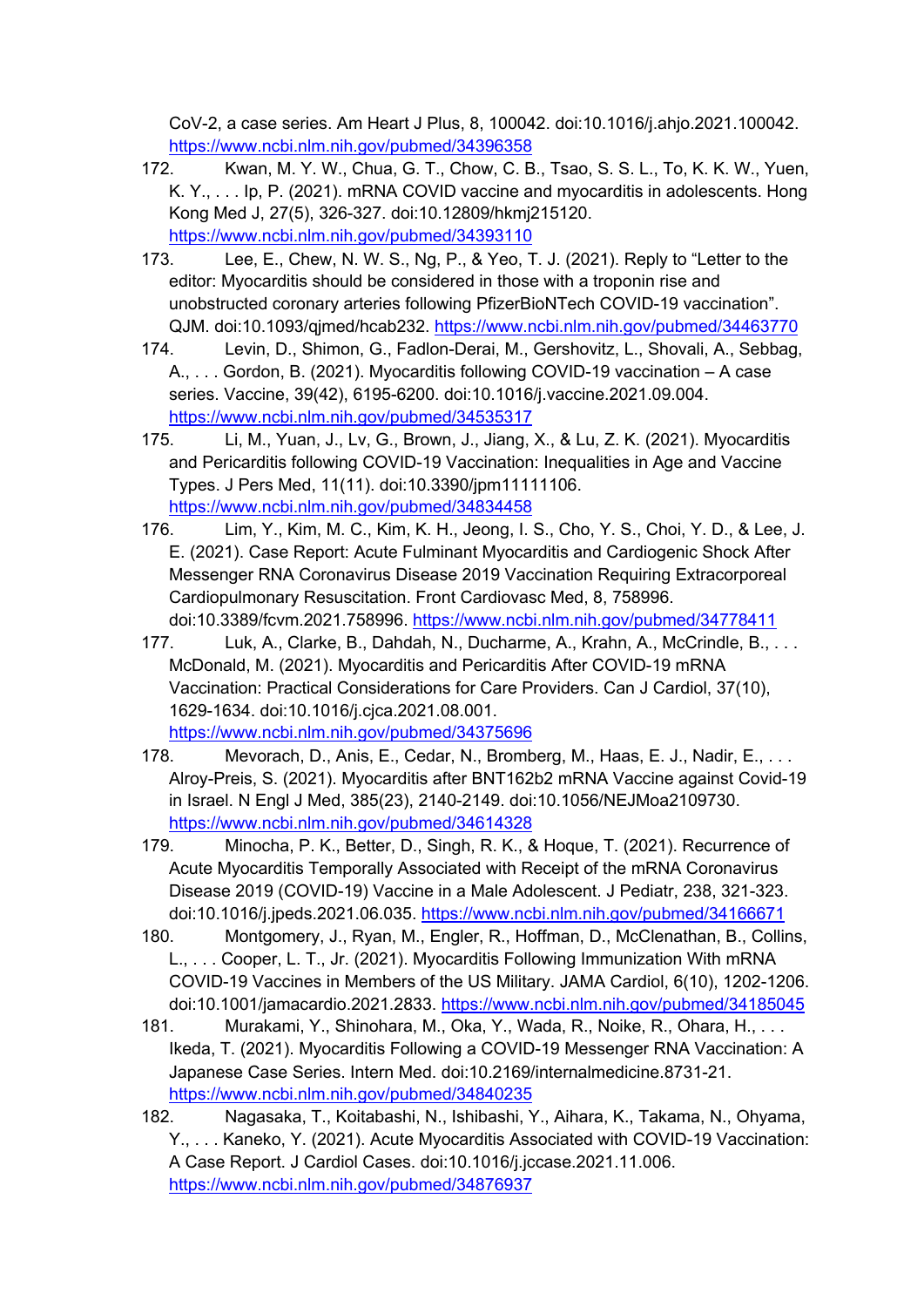CoV-2, a case series. Am Heart J Plus, 8, 100042. doi:10.1016/j.ahjo.2021.100042. https://www.ncbi.nlm.nih.gov/pubmed/34396358

172. Kwan, M. Y. W., Chua, G. T., Chow, C. B., Tsao, S. S. L., To, K. K. W., Yuen, K. Y., . . . Ip, P. (2021). mRNA COVID vaccine and myocarditis in adolescents. Hong Kong Med J, 27(5), 326-327. doi:10.12809/hkmj215120. https://www.ncbi.nlm.nih.gov/pubmed/34393110

173. Lee, E., Chew, N. W. S., Ng, P., & Yeo, T. J. (2021). Reply to "Letter to the editor: Myocarditis should be considered in those with a troponin rise and unobstructed coronary arteries following PfizerBioNTech COVID-19 vaccination". QJM. doi:10.1093/qjmed/hcab232. https://www.ncbi.nlm.nih.gov/pubmed/34463770

174. Levin, D., Shimon, G., Fadlon-Derai, M., Gershovitz, L., Shovali, A., Sebbag, A., . . . Gordon, B. (2021). Myocarditis following COVID-19 vaccination – A case series. Vaccine, 39(42), 6195-6200. doi:10.1016/j.vaccine.2021.09.004. https://www.ncbi.nlm.nih.gov/pubmed/34535317

175. Li, M., Yuan, J., Lv, G., Brown, J., Jiang, X., & Lu, Z. K. (2021). Myocarditis and Pericarditis following COVID-19 Vaccination: Inequalities in Age and Vaccine Types. J Pers Med, 11(11). doi:10.3390/jpm11111106. https://www.ncbi.nlm.nih.gov/pubmed/34834458

176. Lim, Y., Kim, M. C., Kim, K. H., Jeong, I. S., Cho, Y. S., Choi, Y. D., & Lee, J. E. (2021). Case Report: Acute Fulminant Myocarditis and Cardiogenic Shock After Messenger RNA Coronavirus Disease 2019 Vaccination Requiring Extracorporeal Cardiopulmonary Resuscitation. Front Cardiovasc Med, 8, 758996. doi:10.3389/fcvm.2021.758996. https://www.ncbi.nlm.nih.gov/pubmed/34778411

177. Luk, A., Clarke, B., Dahdah, N., Ducharme, A., Krahn, A., McCrindle, B., . . . McDonald, M. (2021). Myocarditis and Pericarditis After COVID-19 mRNA Vaccination: Practical Considerations for Care Providers. Can J Cardiol, 37(10), 1629-1634. doi:10.1016/j.cjca.2021.08.001. https://www.ncbi.nlm.nih.gov/pubmed/34375696

178. Mevorach, D., Anis, E., Cedar, N., Bromberg, M., Haas, E. J., Nadir, E., . . . Alroy-Preis, S. (2021). Myocarditis after BNT162b2 mRNA Vaccine against Covid-19 in Israel. N Engl J Med, 385(23), 2140-2149. doi:10.1056/NEJMoa2109730. https://www.ncbi.nlm.nih.gov/pubmed/34614328

179. Minocha, P. K., Better, D., Singh, R. K., & Hoque, T. (2021). Recurrence of Acute Myocarditis Temporally Associated with Receipt of the mRNA Coronavirus Disease 2019 (COVID-19) Vaccine in a Male Adolescent. J Pediatr, 238, 321-323. doi:10.1016/j.jpeds.2021.06.035. https://www.ncbi.nlm.nih.gov/pubmed/34166671

180. Montgomery, J., Ryan, M., Engler, R., Hoffman, D., McClenathan, B., Collins, L., . . . Cooper, L. T., Jr. (2021). Myocarditis Following Immunization With mRNA COVID-19 Vaccines in Members of the US Military. JAMA Cardiol, 6(10), 1202-1206. doi:10.1001/jamacardio.2021.2833. https://www.ncbi.nlm.nih.gov/pubmed/34185045

181. Murakami, Y., Shinohara, M., Oka, Y., Wada, R., Noike, R., Ohara, H., . . . Ikeda, T. (2021). Myocarditis Following a COVID-19 Messenger RNA Vaccination: A Japanese Case Series. Intern Med. doi:10.2169/internalmedicine.8731-21. https://www.ncbi.nlm.nih.gov/pubmed/34840235

182. Nagasaka, T., Koitabashi, N., Ishibashi, Y., Aihara, K., Takama, N., Ohyama, Y., . . . Kaneko, Y. (2021). Acute Myocarditis Associated with COVID-19 Vaccination: A Case Report. J Cardiol Cases. doi:10.1016/j.jccase.2021.11.006. https://www.ncbi.nlm.nih.gov/pubmed/34876937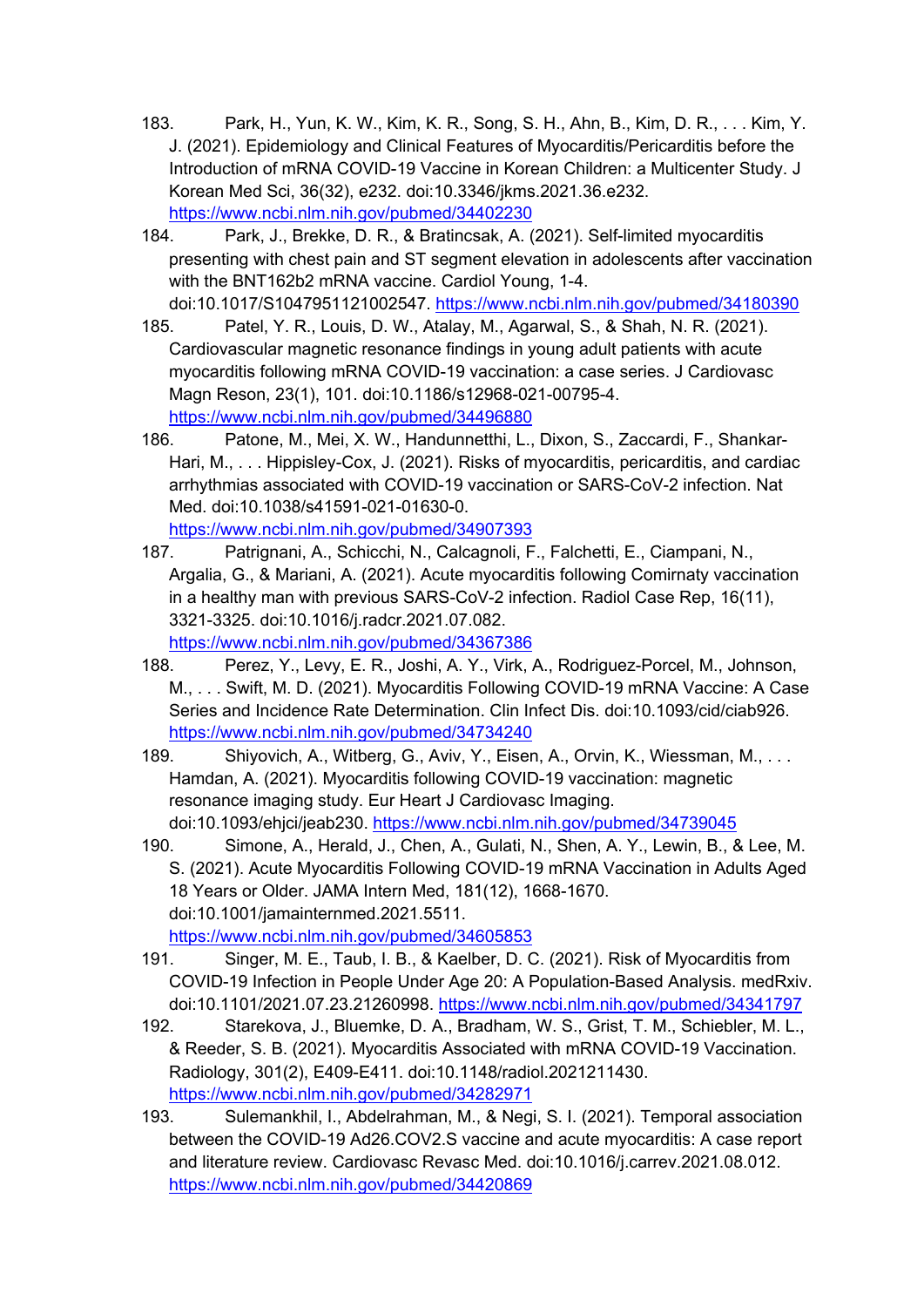183. Park, H., Yun, K. W., Kim, K. R., Song, S. H., Ahn, B., Kim, D. R., . . . Kim, Y. J. (2021). Epidemiology and Clinical Features of Myocarditis/Pericarditis before the Introduction of mRNA COVID-19 Vaccine in Korean Children: a Multicenter Study. J Korean Med Sci, 36(32), e232. doi:10.3346/jkms.2021.36.e232. https://www.ncbi.nlm.nih.gov/pubmed/34402230
184. Park, J., Brekke, D. R., & Bratincsak, A. (2021). Self-limited myocarditis presenting with chest pain and ST segment elevation in adolescents after vaccination with the BNT162b2 mRNA vaccine. Cardiol Young, 1-4. doi:10.1017/S1047951121002547. https://www.ncbi.nlm.nih.gov/pubmed/34180390
185. Patel, Y. R., Louis, D. W., Atalay, M., Agarwal, S., & Shah, N. R. (2021). Cardiovascular magnetic resonance findings in young adult patients with acute myocarditis following mRNA COVID-19 vaccination: a case series. J Cardiovasc Magn Reson, 23(1), 101. doi:10.1186/s12968-021-00795-4. https://www.ncbi.nlm.nih.gov/pubmed/34496880
186. Patone, M., Mei, X. W., Handunnetthi, L., Dixon, S., Zaccardi, F., Shankar-Hari, M., . . . Hippisley-Cox, J. (2021). Risks of myocarditis, pericarditis, and cardiac arrhythmias associated with COVID-19 vaccination or SARS-CoV-2 infection. Nat Med. doi:10.1038/s41591-021-01630-0. https://www.ncbi.nlm.nih.gov/pubmed/34907393
187. Patrignani, A., Schicchi, N., Calcagnoli, F., Falchetti, E., Ciampani, N., Argalia, G., & Mariani, A. (2021). Acute myocarditis following Comirnaty vaccination in a healthy man with previous SARS-CoV-2 infection. Radiol Case Rep, 16(11), 3321-3325. doi:10.1016/j.radcr.2021.07.082. https://www.ncbi.nlm.nih.gov/pubmed/34367386
188. Perez, Y., Levy, E. R., Joshi, A. Y., Virk, A., Rodriguez-Porcel, M., Johnson, M., . . . Swift, M. D. (2021). Myocarditis Following COVID-19 mRNA Vaccine: A Case Series and Incidence Rate Determination. Clin Infect Dis. doi:10.1093/cid/ciab926. https://www.ncbi.nlm.nih.gov/pubmed/34734240
189. Shiyovich, A., Witberg, G., Aviv, Y., Eisen, A., Orvin, K., Wiessman, M., . . . Hamdan, A. (2021). Myocarditis following COVID-19 vaccination: magnetic resonance imaging study. Eur Heart J Cardiovasc Imaging. doi:10.1093/ehjci/jeab230. https://www.ncbi.nlm.nih.gov/pubmed/34739045
190. Simone, A., Herald, J., Chen, A., Gulati, N., Shen, A. Y., Lewin, B., & Lee, M. S. (2021). Acute Myocarditis Following COVID-19 mRNA Vaccination in Adults Aged 18 Years or Older. JAMA Intern Med, 181(12), 1668-1670. doi:10.1001/jamainternmed.2021.5511. https://www.ncbi.nlm.nih.gov/pubmed/34605853
191. Singer, M. E., Taub, I. B., & Kaelber, D. C. (2021). Risk of Myocarditis from COVID-19 Infection in People Under Age 20: A Population-Based Analysis. medRxiv. doi:10.1101/2021.07.23.21260998. https://www.ncbi.nlm.nih.gov/pubmed/34341797
192. Starekova, J., Bluemke, D. A., Bradham, W. S., Grist, T. M., Schiebler, M. L., & Reeder, S. B. (2021). Myocarditis Associated with mRNA COVID-19 Vaccination. Radiology, 301(2), E409-E411. doi:10.1148/radiol.2021211430. https://www.ncbi.nlm.nih.gov/pubmed/34282971
193. Sulemankhil, I., Abdelrahman, M., & Negi, S. I. (2021). Temporal association between the COVID-19 Ad26.COV2.S vaccine and acute myocarditis: A case report and literature review. Cardiovasc Revasc Med. doi:10.1016/j.carrev.2021.08.012. https://www.ncbi.nlm.nih.gov/pubmed/34420869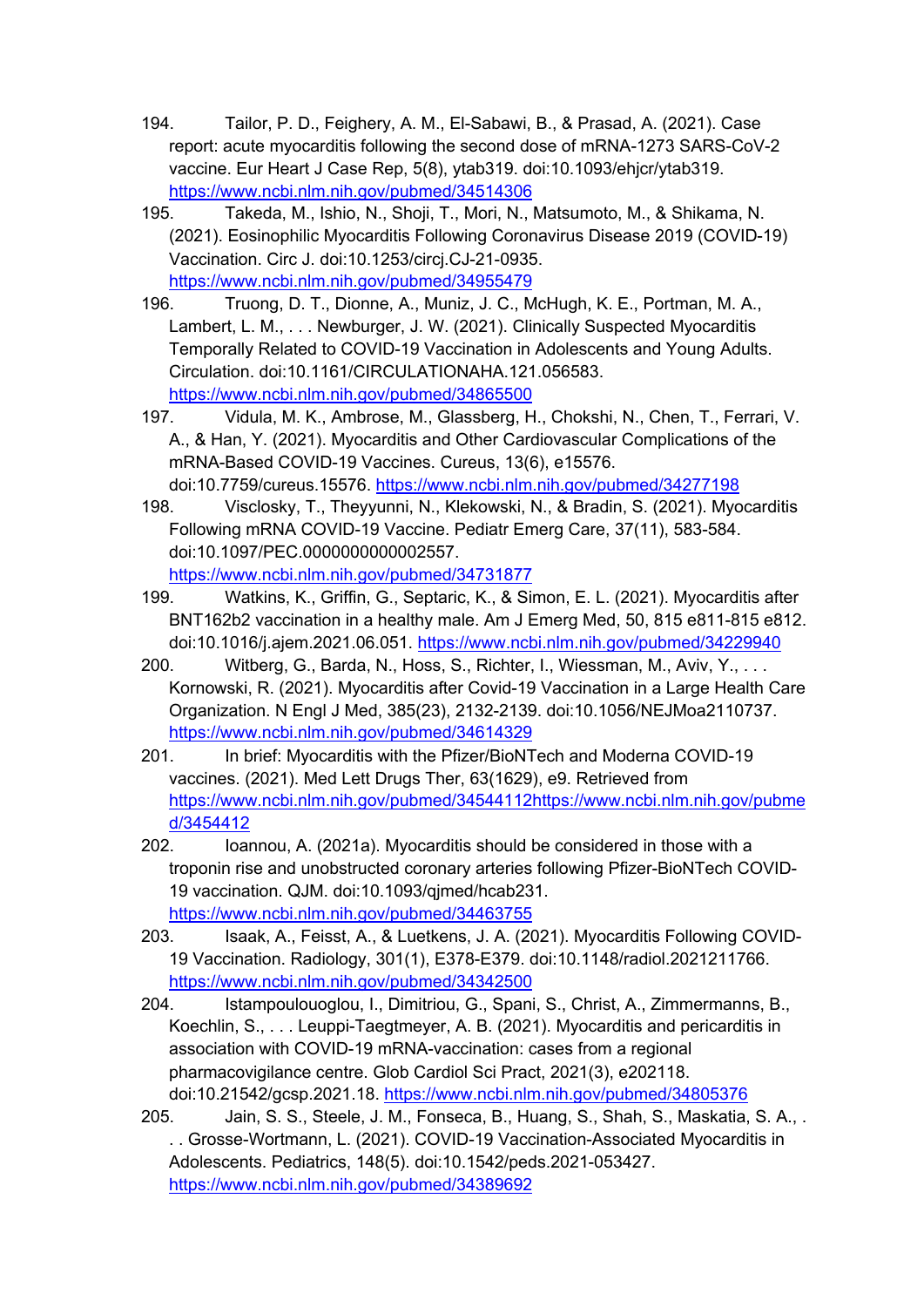194. Tailor, P. D., Feighery, A. M., El-Sabawi, B., & Prasad, A. (2021). Case report: acute myocarditis following the second dose of mRNA-1273 SARS-CoV-2 vaccine. Eur Heart J Case Rep, 5(8), ytab319. doi:10.1093/ehjcr/ytab319. https://www.ncbi.nlm.nih.gov/pubmed/34514306

195. Takeda, M., Ishio, N., Shoji, T., Mori, N., Matsumoto, M., & Shikama, N. (2021). Eosinophilic Myocarditis Following Coronavirus Disease 2019 (COVID-19) Vaccination. Circ J. doi:10.1253/circj.CJ-21-0935. https://www.ncbi.nlm.nih.gov/pubmed/34955479

196. Truong, D. T., Dionne, A., Muniz, J. C., McHugh, K. E., Portman, M. A., Lambert, L. M., . . . Newburger, J. W. (2021). Clinically Suspected Myocarditis Temporally Related to COVID-19 Vaccination in Adolescents and Young Adults. Circulation. doi:10.1161/CIRCULATIONAHA.121.056583. https://www.ncbi.nlm.nih.gov/pubmed/34865500

197. Vidula, M. K., Ambrose, M., Glassberg, H., Chokshi, N., Chen, T., Ferrari, V. A., & Han, Y. (2021). Myocarditis and Other Cardiovascular Complications of the mRNA-Based COVID-19 Vaccines. Cureus, 13(6), e15576. doi:10.7759/cureus.15576. https://www.ncbi.nlm.nih.gov/pubmed/34277198

198. Visclosky, T., Theyyunni, N., Klekowski, N., & Bradin, S. (2021). Myocarditis Following mRNA COVID-19 Vaccine. Pediatr Emerg Care, 37(11), 583-584. doi:10.1097/PEC.0000000000002557. https://www.ncbi.nlm.nih.gov/pubmed/34731877

199. Watkins, K., Griffin, G., Septaric, K., & Simon, E. L. (2021). Myocarditis after BNT162b2 vaccination in a healthy male. Am J Emerg Med, 50, 815 e811-815 e812. doi:10.1016/j.ajem.2021.06.051. https://www.ncbi.nlm.nih.gov/pubmed/34229940

200. Witberg, G., Barda, N., Hoss, S., Richter, I., Wiessman, M., Aviv, Y., . . . Kornowski, R. (2021). Myocarditis after Covid-19 Vaccination in a Large Health Care Organization. N Engl J Med, 385(23), 2132-2139. doi:10.1056/NEJMoa2110737. https://www.ncbi.nlm.nih.gov/pubmed/34614329

201. In brief: Myocarditis with the Pfizer/BioNTech and Moderna COVID-19 vaccines. (2021). Med Lett Drugs Ther, 63(1629), e9. Retrieved from https://www.ncbi.nlm.nih.gov/pubmed/34544112https://www.ncbi.nlm.nih.gov/pubmed/3454412

202. Ioannou, A. (2021a). Myocarditis should be considered in those with a troponin rise and unobstructed coronary arteries following Pfizer-BioNTech COVID-19 vaccination. QJM. doi:10.1093/qjmed/hcab231. https://www.ncbi.nlm.nih.gov/pubmed/34463755

203. Isaak, A., Feisst, A., & Luetkens, J. A. (2021). Myocarditis Following COVID-19 Vaccination. Radiology, 301(1), E378-E379. doi:10.1148/radiol.2021211766. https://www.ncbi.nlm.nih.gov/pubmed/34342500

204. Istampoulouoglou, I., Dimitriou, G., Spani, S., Christ, A., Zimmermanns, B., Koechlin, S., . . . Leuppi-Taegtmeyer, A. B. (2021). Myocarditis and pericarditis in association with COVID-19 mRNA-vaccination: cases from a regional pharmacovigilance centre. Glob Cardiol Sci Pract, 2021(3), e202118. doi:10.21542/gcsp.2021.18. https://www.ncbi.nlm.nih.gov/pubmed/34805376

205. Jain, S. S., Steele, J. M., Fonseca, B., Huang, S., Shah, S., Maskatia, S. A., . . . Grosse-Wortmann, L. (2021). COVID-19 Vaccination-Associated Myocarditis in Adolescents. Pediatrics, 148(5). doi:10.1542/peds.2021-053427. https://www.ncbi.nlm.nih.gov/pubmed/34389692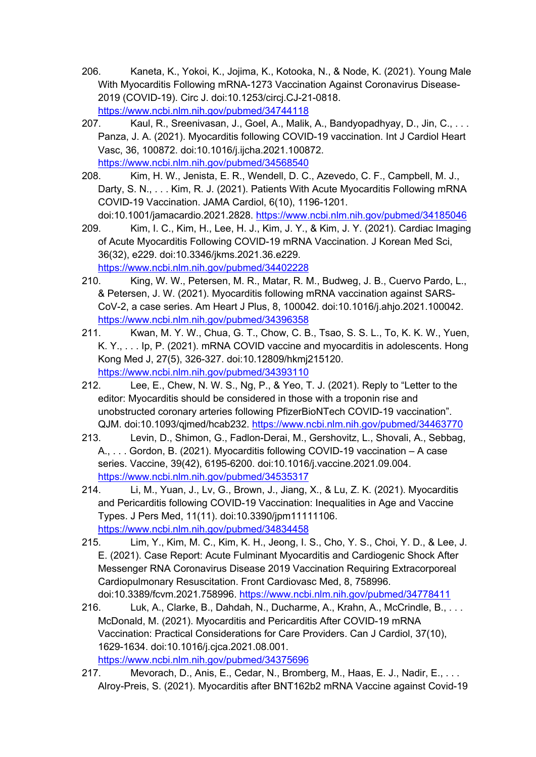206. Kaneta, K., Yokoi, K., Jojima, K., Kotooka, N., & Node, K. (2021). Young Male With Myocarditis Following mRNA-1273 Vaccination Against Coronavirus Disease-2019 (COVID-19). Circ J. doi:10.1253/circj.CJ-21-0818. https://www.ncbi.nlm.nih.gov/pubmed/34744118

207. Kaul, R., Sreenivasan, J., Goel, A., Malik, A., Bandyopadhyay, D., Jin, C., . . . Panza, J. A. (2021). Myocarditis following COVID-19 vaccination. Int J Cardiol Heart Vasc, 36, 100872. doi:10.1016/j.ijcha.2021.100872. https://www.ncbi.nlm.nih.gov/pubmed/34568540

208. Kim, H. W., Jenista, E. R., Wendell, D. C., Azevedo, C. F., Campbell, M. J., Darty, S. N., . . . Kim, R. J. (2021). Patients With Acute Myocarditis Following mRNA COVID-19 Vaccination. JAMA Cardiol, 6(10), 1196-1201. doi:10.1001/jamacardio.2021.2828. https://www.ncbi.nlm.nih.gov/pubmed/34185046

209. Kim, I. C., Kim, H., Lee, H. J., Kim, J. Y., & Kim, J. Y. (2021). Cardiac Imaging of Acute Myocarditis Following COVID-19 mRNA Vaccination. J Korean Med Sci, 36(32), e229. doi:10.3346/jkms.2021.36.e229. https://www.ncbi.nlm.nih.gov/pubmed/34402228

210. King, W. W., Petersen, M. R., Matar, R. M., Budweg, J. B., Cuervo Pardo, L., & Petersen, J. W. (2021). Myocarditis following mRNA vaccination against SARS-CoV-2, a case series. Am Heart J Plus, 8, 100042. doi:10.1016/j.ahjo.2021.100042. https://www.ncbi.nlm.nih.gov/pubmed/34396358

211. Kwan, M. Y. W., Chua, G. T., Chow, C. B., Tsao, S. S. L., To, K. K. W., Yuen, K. Y., . . . Ip, P. (2021). mRNA COVID vaccine and myocarditis in adolescents. Hong Kong Med J, 27(5), 326-327. doi:10.12809/hkmj215120. https://www.ncbi.nlm.nih.gov/pubmed/34393110

212. Lee, E., Chew, N. W. S., Ng, P., & Yeo, T. J. (2021). Reply to "Letter to the editor: Myocarditis should be considered in those with a troponin rise and unobstructed coronary arteries following PfizerBioNTech COVID-19 vaccination". QJM. doi:10.1093/qjmed/hcab232. https://www.ncbi.nlm.nih.gov/pubmed/34463770

213. Levin, D., Shimon, G., Fadlon-Derai, M., Gershovitz, L., Shovali, A., Sebbag, A., . . . Gordon, B. (2021). Myocarditis following COVID-19 vaccination – A case series. Vaccine, 39(42), 6195-6200. doi:10.1016/j.vaccine.2021.09.004. https://www.ncbi.nlm.nih.gov/pubmed/34535317

214. Li, M., Yuan, J., Lv, G., Brown, J., Jiang, X., & Lu, Z. K. (2021). Myocarditis and Pericarditis following COVID-19 Vaccination: Inequalities in Age and Vaccine Types. J Pers Med, 11(11). doi:10.3390/jpm11111106. https://www.ncbi.nlm.nih.gov/pubmed/34834458

215. Lim, Y., Kim, M. C., Kim, K. H., Jeong, I. S., Cho, Y. S., Choi, Y. D., & Lee, J. E. (2021). Case Report: Acute Fulminant Myocarditis and Cardiogenic Shock After Messenger RNA Coronavirus Disease 2019 Vaccination Requiring Extracorporeal Cardiopulmonary Resuscitation. Front Cardiovasc Med, 8, 758996. doi:10.3389/fcvm.2021.758996. https://www.ncbi.nlm.nih.gov/pubmed/34778411

216. Luk, A., Clarke, B., Dahdah, N., Ducharme, A., Krahn, A., McCrindle, B., . . . McDonald, M. (2021). Myocarditis and Pericarditis After COVID-19 mRNA Vaccination: Practical Considerations for Care Providers. Can J Cardiol, 37(10), 1629-1634. doi:10.1016/j.cjca.2021.08.001. https://www.ncbi.nlm.nih.gov/pubmed/34375696

217. Mevorach, D., Anis, E., Cedar, N., Bromberg, M., Haas, E. J., Nadir, E., . . . Alroy-Preis, S. (2021). Myocarditis after BNT162b2 mRNA Vaccine against Covid-19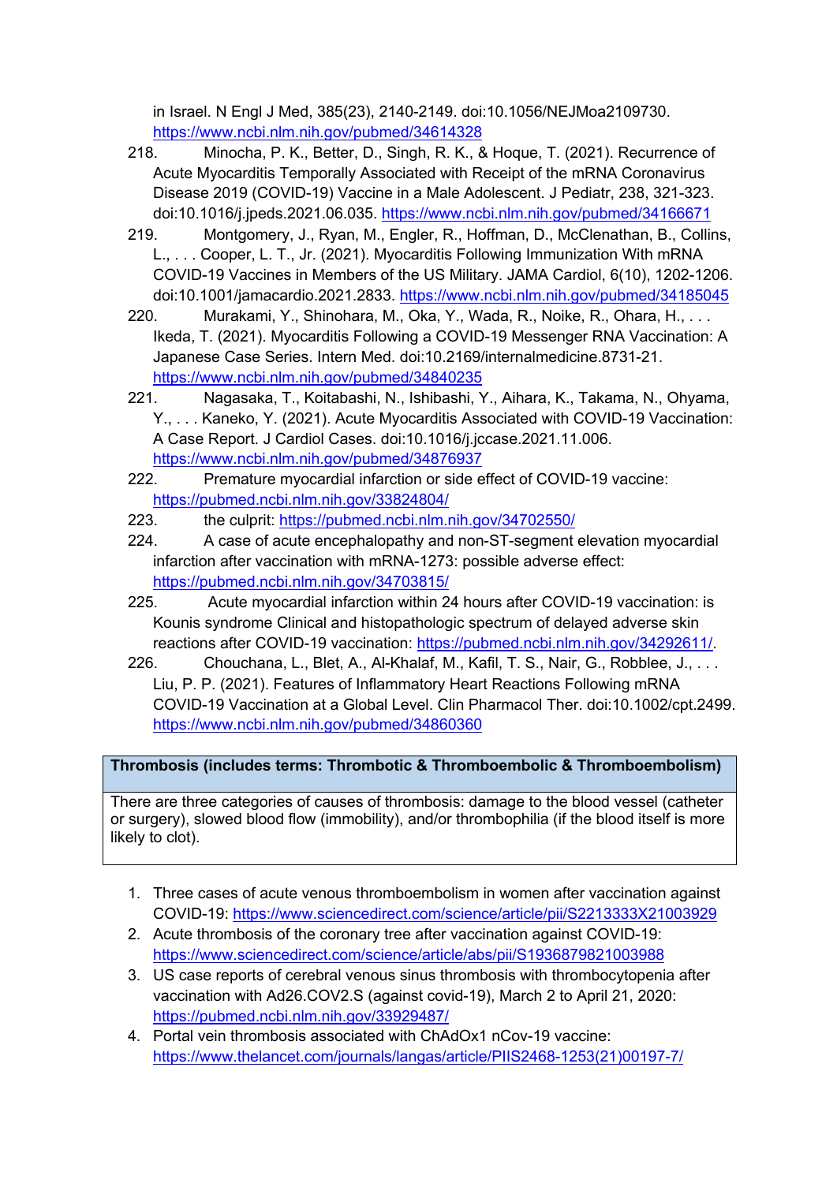in Israel. N Engl J Med, 385(23), 2140-2149. doi:10.1056/NEJMoa2109730. https://www.ncbi.nlm.nih.gov/pubmed/34614328

218. Minocha, P. K., Better, D., Singh, R. K., & Hoque, T. (2021). Recurrence of Acute Myocarditis Temporally Associated with Receipt of the mRNA Coronavirus Disease 2019 (COVID-19) Vaccine in a Male Adolescent. J Pediatr, 238, 321-323. doi:10.1016/j.jpeds.2021.06.035. https://www.ncbi.nlm.nih.gov/pubmed/34166671
219. Montgomery, J., Ryan, M., Engler, R., Hoffman, D., McClenathan, B., Collins, L., . . . Cooper, L. T., Jr. (2021). Myocarditis Following Immunization With mRNA COVID-19 Vaccines in Members of the US Military. JAMA Cardiol, 6(10), 1202-1206. doi:10.1001/jamacardio.2021.2833. https://www.ncbi.nlm.nih.gov/pubmed/34185045
220. Murakami, Y., Shinohara, M., Oka, Y., Wada, R., Noike, R., Ohara, H., . . . Ikeda, T. (2021). Myocarditis Following a COVID-19 Messenger RNA Vaccination: A Japanese Case Series. Intern Med. doi:10.2169/internalmedicine.8731-21. https://www.ncbi.nlm.nih.gov/pubmed/34840235
221. Nagasaka, T., Koitabashi, N., Ishibashi, Y., Aihara, K., Takama, N., Ohyama, Y., . . . Kaneko, Y. (2021). Acute Myocarditis Associated with COVID-19 Vaccination: A Case Report. J Cardiol Cases. doi:10.1016/j.jccase.2021.11.006. https://www.ncbi.nlm.nih.gov/pubmed/34876937
222. Premature myocardial infarction or side effect of COVID-19 vaccine: https://pubmed.ncbi.nlm.nih.gov/33824804/
223. the culprit: https://pubmed.ncbi.nlm.nih.gov/34702550/
224. A case of acute encephalopathy and non-ST-segment elevation myocardial infarction after vaccination with mRNA-1273: possible adverse effect: https://pubmed.ncbi.nlm.nih.gov/34703815/
225. Acute myocardial infarction within 24 hours after COVID-19 vaccination: is Kounis syndrome Clinical and histopathologic spectrum of delayed adverse skin reactions after COVID-19 vaccination: https://pubmed.ncbi.nlm.nih.gov/34292611/.
226. Chouchana, L., Blet, A., Al-Khalaf, M., Kafil, T. S., Nair, G., Robblee, J., . . . Liu, P. P. (2021). Features of Inflammatory Heart Reactions Following mRNA COVID-19 Vaccination at a Global Level. Clin Pharmacol Ther. doi:10.1002/cpt.2499. https://www.ncbi.nlm.nih.gov/pubmed/34860360

| **Thrombosis (includes terms: Thrombotic & Thromboembolic & Thromboembolism)** |
|---|
| There are three categories of causes of thrombosis: damage to the blood vessel (catheter or surgery), slowed blood flow (immobility), and/or thrombophilia (if the blood itself is more likely to clot). |

1. Three cases of acute venous thromboembolism in women after vaccination against COVID-19: https://www.sciencedirect.com/science/article/pii/S2213333X21003929
2. Acute thrombosis of the coronary tree after vaccination against COVID-19: https://www.sciencedirect.com/science/article/abs/pii/S1936879821003988
3. US case reports of cerebral venous sinus thrombosis with thrombocytopenia after vaccination with Ad26.COV2.S (against covid-19), March 2 to April 21, 2020: https://pubmed.ncbi.nlm.nih.gov/33929487/
4. Portal vein thrombosis associated with ChAdOx1 nCov-19 vaccine: https://www.thelancet.com/journals/langas/article/PIIS2468-1253(21)00197-7/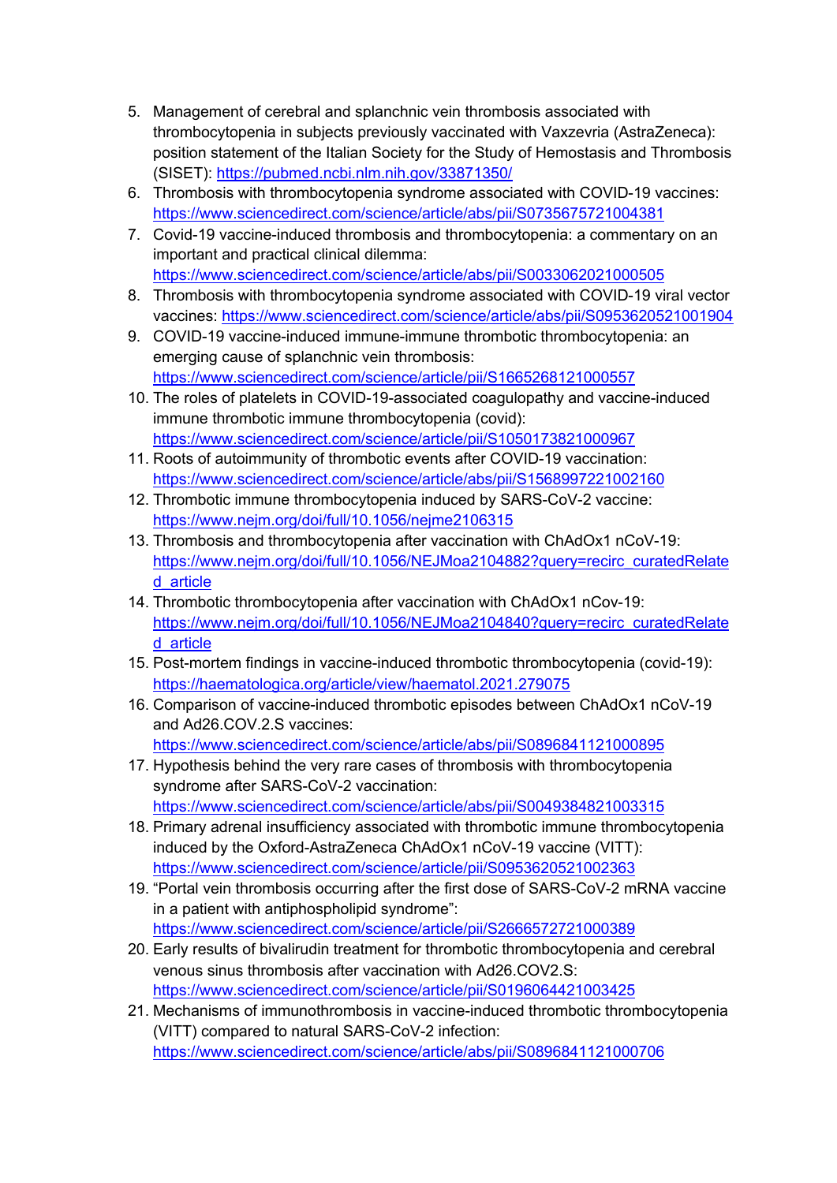5. Management of cerebral and splanchnic vein thrombosis associated with thrombocytopenia in subjects previously vaccinated with Vaxzevria (AstraZeneca): position statement of the Italian Society for the Study of Hemostasis and Thrombosis (SISET): https://pubmed.ncbi.nlm.nih.gov/33871350/
6. Thrombosis with thrombocytopenia syndrome associated with COVID-19 vaccines: https://www.sciencedirect.com/science/article/abs/pii/S0735675721004381
7. Covid-19 vaccine-induced thrombosis and thrombocytopenia: a commentary on an important and practical clinical dilemma: https://www.sciencedirect.com/science/article/abs/pii/S0033062021000505
8. Thrombosis with thrombocytopenia syndrome associated with COVID-19 viral vector vaccines: https://www.sciencedirect.com/science/article/abs/pii/S0953620521001904
9. COVID-19 vaccine-induced immune-immune thrombotic thrombocytopenia: an emerging cause of splanchnic vein thrombosis: https://www.sciencedirect.com/science/article/pii/S1665268121000557
10. The roles of platelets in COVID-19-associated coagulopathy and vaccine-induced immune thrombotic immune thrombocytopenia (covid): https://www.sciencedirect.com/science/article/pii/S1050173821000967
11. Roots of autoimmunity of thrombotic events after COVID-19 vaccination: https://www.sciencedirect.com/science/article/abs/pii/S1568997221002160
12. Thrombotic immune thrombocytopenia induced by SARS-CoV-2 vaccine: https://www.nejm.org/doi/full/10.1056/nejme2106315
13. Thrombosis and thrombocytopenia after vaccination with ChAdOx1 nCoV-19: https://www.nejm.org/doi/full/10.1056/NEJMoa2104882?query=recirc_curatedRelated_article
14. Thrombotic thrombocytopenia after vaccination with ChAdOx1 nCov-19: https://www.nejm.org/doi/full/10.1056/NEJMoa2104840?query=recirc_curatedRelated_article
15. Post-mortem findings in vaccine-induced thrombotic thrombocytopenia (covid-19): https://haematologica.org/article/view/haematol.2021.279075
16. Comparison of vaccine-induced thrombotic episodes between ChAdOx1 nCoV-19 and Ad26.COV.2.S vaccines: https://www.sciencedirect.com/science/article/abs/pii/S0896841121000895
17. Hypothesis behind the very rare cases of thrombosis with thrombocytopenia syndrome after SARS-CoV-2 vaccination: https://www.sciencedirect.com/science/article/abs/pii/S0049384821003315
18. Primary adrenal insufficiency associated with thrombotic immune thrombocytopenia induced by the Oxford-AstraZeneca ChAdOx1 nCoV-19 vaccine (VITT): https://www.sciencedirect.com/science/article/pii/S0953620521002363
19. "Portal vein thrombosis occurring after the first dose of SARS-CoV-2 mRNA vaccine in a patient with antiphospholipid syndrome": https://www.sciencedirect.com/science/article/pii/S2666572721000389
20. Early results of bivalirudin treatment for thrombotic thrombocytopenia and cerebral venous sinus thrombosis after vaccination with Ad26.COV2.S: https://www.sciencedirect.com/science/article/pii/S0196064421003425
21. Mechanisms of immunothrombosis in vaccine-induced thrombotic thrombocytopenia (VITT) compared to natural SARS-CoV-2 infection: https://www.sciencedirect.com/science/article/abs/pii/S0896841121000706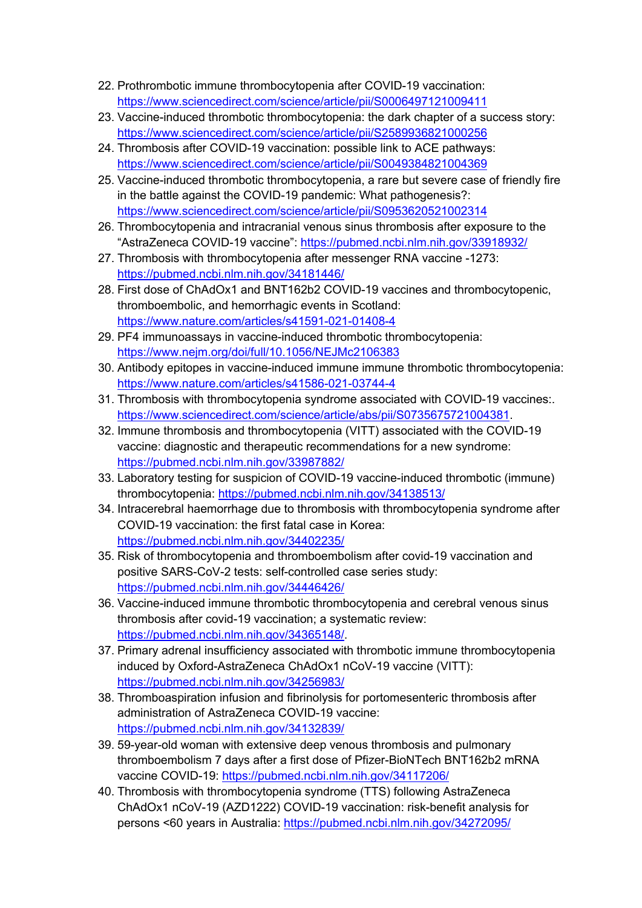22. Prothrombotic immune thrombocytopenia after COVID-19 vaccination: https://www.sciencedirect.com/science/article/pii/S0006497121009411
23. Vaccine-induced thrombotic thrombocytopenia: the dark chapter of a success story: https://www.sciencedirect.com/science/article/pii/S2589936821000256
24. Thrombosis after COVID-19 vaccination: possible link to ACE pathways: https://www.sciencedirect.com/science/article/pii/S0049384821004369
25. Vaccine-induced thrombotic thrombocytopenia, a rare but severe case of friendly fire in the battle against the COVID-19 pandemic: What pathogenesis?: https://www.sciencedirect.com/science/article/pii/S0953620521002314
26. Thrombocytopenia and intracranial venous sinus thrombosis after exposure to the "AstraZeneca COVID-19 vaccine": https://pubmed.ncbi.nlm.nih.gov/33918932/
27. Thrombosis with thrombocytopenia after messenger RNA vaccine -1273: https://pubmed.ncbi.nlm.nih.gov/34181446/
28. First dose of ChAdOx1 and BNT162b2 COVID-19 vaccines and thrombocytopenic, thromboembolic, and hemorrhagic events in Scotland: https://www.nature.com/articles/s41591-021-01408-4
29. PF4 immunoassays in vaccine-induced thrombotic thrombocytopenia: https://www.nejm.org/doi/full/10.1056/NEJMc2106383
30. Antibody epitopes in vaccine-induced immune immune thrombotic thrombocytopenia: https://www.nature.com/articles/s41586-021-03744-4
31. Thrombosis with thrombocytopenia syndrome associated with COVID-19 vaccines:. https://www.sciencedirect.com/science/article/abs/pii/S0735675721004381.
32. Immune thrombosis and thrombocytopenia (VITT) associated with the COVID-19 vaccine: diagnostic and therapeutic recommendations for a new syndrome: https://pubmed.ncbi.nlm.nih.gov/33987882/
33. Laboratory testing for suspicion of COVID-19 vaccine-induced thrombotic (immune) thrombocytopenia: https://pubmed.ncbi.nlm.nih.gov/34138513/
34. Intracerebral haemorrhage due to thrombosis with thrombocytopenia syndrome after COVID-19 vaccination: the first fatal case in Korea: https://pubmed.ncbi.nlm.nih.gov/34402235/
35. Risk of thrombocytopenia and thromboembolism after covid-19 vaccination and positive SARS-CoV-2 tests: self-controlled case series study: https://pubmed.ncbi.nlm.nih.gov/34446426/
36. Vaccine-induced immune thrombotic thrombocytopenia and cerebral venous sinus thrombosis after covid-19 vaccination; a systematic review: https://pubmed.ncbi.nlm.nih.gov/34365148/.
37. Primary adrenal insufficiency associated with thrombotic immune thrombocytopenia induced by Oxford-AstraZeneca ChAdOx1 nCoV-19 vaccine (VITT): https://pubmed.ncbi.nlm.nih.gov/34256983/
38. Thromboaspiration infusion and fibrinolysis for portomesenteric thrombosis after administration of AstraZeneca COVID-19 vaccine: https://pubmed.ncbi.nlm.nih.gov/34132839/
39. 59-year-old woman with extensive deep venous thrombosis and pulmonary thromboembolism 7 days after a first dose of Pfizer-BioNTech BNT162b2 mRNA vaccine COVID-19: https://pubmed.ncbi.nlm.nih.gov/34117206/
40. Thrombosis with thrombocytopenia syndrome (TTS) following AstraZeneca ChAdOx1 nCoV-19 (AZD1222) COVID-19 vaccination: risk-benefit analysis for persons <60 years in Australia: https://pubmed.ncbi.nlm.nih.gov/34272095/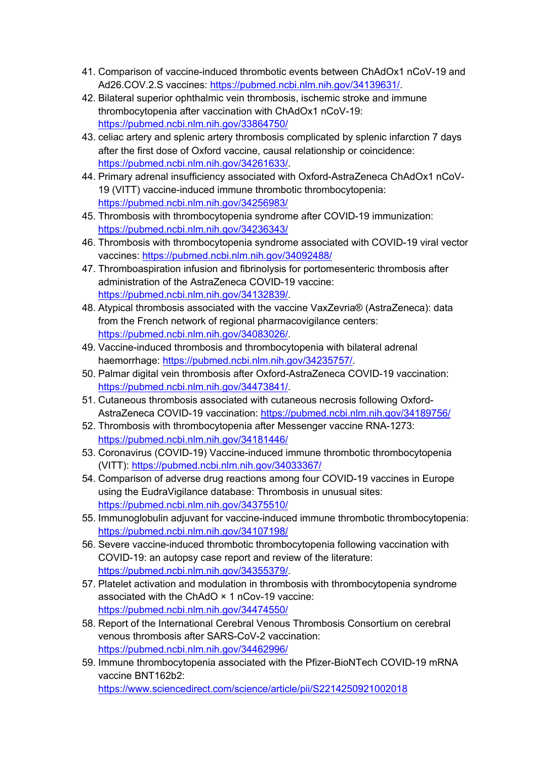41. Comparison of vaccine-induced thrombotic events between ChAdOx1 nCoV-19 and Ad26.COV.2.S vaccines: https://pubmed.ncbi.nlm.nih.gov/34139631/.
42. Bilateral superior ophthalmic vein thrombosis, ischemic stroke and immune thrombocytopenia after vaccination with ChAdOx1 nCoV-19: https://pubmed.ncbi.nlm.nih.gov/33864750/
43. celiac artery and splenic artery thrombosis complicated by splenic infarction 7 days after the first dose of Oxford vaccine, causal relationship or coincidence: https://pubmed.ncbi.nlm.nih.gov/34261633/.
44. Primary adrenal insufficiency associated with Oxford-AstraZeneca ChAdOx1 nCoV-19 (VITT) vaccine-induced immune thrombotic thrombocytopenia: https://pubmed.ncbi.nlm.nih.gov/34256983/
45. Thrombosis with thrombocytopenia syndrome after COVID-19 immunization: https://pubmed.ncbi.nlm.nih.gov/34236343/
46. Thrombosis with thrombocytopenia syndrome associated with COVID-19 viral vector vaccines: https://pubmed.ncbi.nlm.nih.gov/34092488/
47. Thromboaspiration infusion and fibrinolysis for portomesenteric thrombosis after administration of the AstraZeneca COVID-19 vaccine: https://pubmed.ncbi.nlm.nih.gov/34132839/.
48. Atypical thrombosis associated with the vaccine VaxZevria® (AstraZeneca): data from the French network of regional pharmacovigilance centers: https://pubmed.ncbi.nlm.nih.gov/34083026/.
49. Vaccine-induced thrombosis and thrombocytopenia with bilateral adrenal haemorrhage: https://pubmed.ncbi.nlm.nih.gov/34235757/.
50. Palmar digital vein thrombosis after Oxford-AstraZeneca COVID-19 vaccination: https://pubmed.ncbi.nlm.nih.gov/34473841/.
51. Cutaneous thrombosis associated with cutaneous necrosis following Oxford-AstraZeneca COVID-19 vaccination: https://pubmed.ncbi.nlm.nih.gov/34189756/
52. Thrombosis with thrombocytopenia after Messenger vaccine RNA-1273: https://pubmed.ncbi.nlm.nih.gov/34181446/
53. Coronavirus (COVID-19) Vaccine-induced immune thrombotic thrombocytopenia (VITT): https://pubmed.ncbi.nlm.nih.gov/34033367/
54. Comparison of adverse drug reactions among four COVID-19 vaccines in Europe using the EudraVigilance database: Thrombosis in unusual sites: https://pubmed.ncbi.nlm.nih.gov/34375510/
55. Immunoglobulin adjuvant for vaccine-induced immune thrombotic thrombocytopenia: https://pubmed.ncbi.nlm.nih.gov/34107198/
56. Severe vaccine-induced thrombotic thrombocytopenia following vaccination with COVID-19: an autopsy case report and review of the literature: https://pubmed.ncbi.nlm.nih.gov/34355379/.
57. Platelet activation and modulation in thrombosis with thrombocytopenia syndrome associated with the ChAdO × 1 nCov-19 vaccine: https://pubmed.ncbi.nlm.nih.gov/34474550/
58. Report of the International Cerebral Venous Thrombosis Consortium on cerebral venous thrombosis after SARS-CoV-2 vaccination: https://pubmed.ncbi.nlm.nih.gov/34462996/
59. Immune thrombocytopenia associated with the Pfizer-BioNTech COVID-19 mRNA vaccine BNT162b2: https://www.sciencedirect.com/science/article/pii/S2214250921002018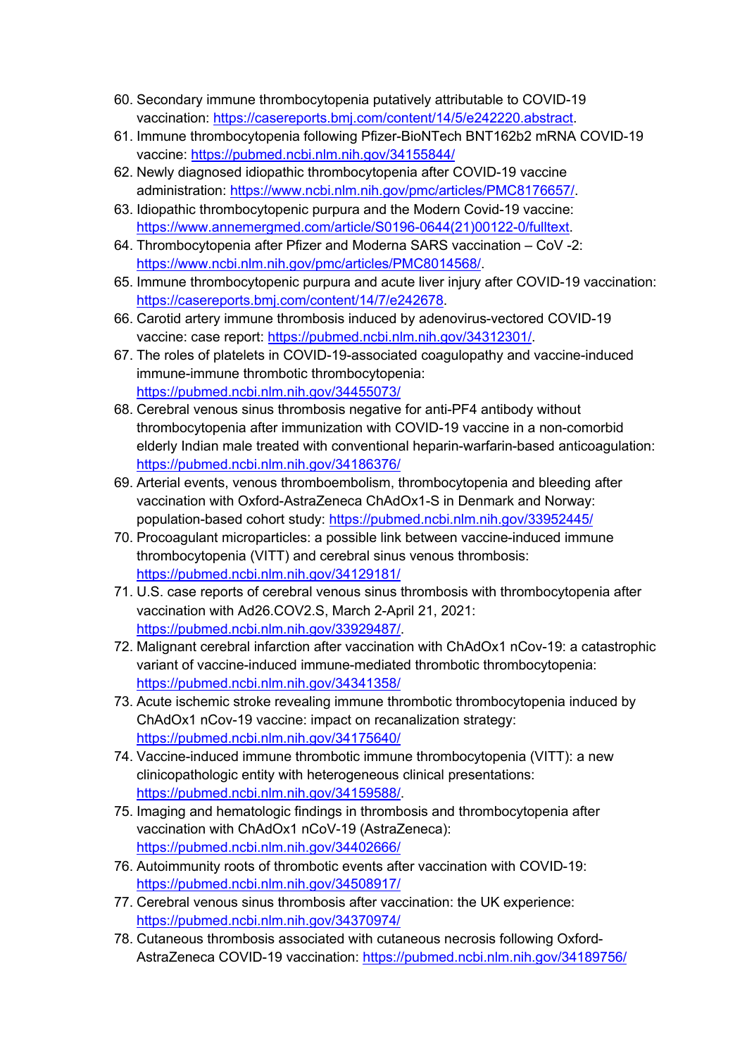60. Secondary immune thrombocytopenia putatively attributable to COVID-19 vaccination: https://casereports.bmj.com/content/14/5/e242220.abstract.
61. Immune thrombocytopenia following Pfizer-BioNTech BNT162b2 mRNA COVID-19 vaccine: https://pubmed.ncbi.nlm.nih.gov/34155844/
62. Newly diagnosed idiopathic thrombocytopenia after COVID-19 vaccine administration: https://www.ncbi.nlm.nih.gov/pmc/articles/PMC8176657/.
63. Idiopathic thrombocytopenic purpura and the Modern Covid-19 vaccine: https://www.annemergmed.com/article/S0196-0644(21)00122-0/fulltext.
64. Thrombocytopenia after Pfizer and Moderna SARS vaccination – CoV -2: https://www.ncbi.nlm.nih.gov/pmc/articles/PMC8014568/.
65. Immune thrombocytopenic purpura and acute liver injury after COVID-19 vaccination: https://casereports.bmj.com/content/14/7/e242678.
66. Carotid artery immune thrombosis induced by adenovirus-vectored COVID-19 vaccine: case report: https://pubmed.ncbi.nlm.nih.gov/34312301/.
67. The roles of platelets in COVID-19-associated coagulopathy and vaccine-induced immune-immune thrombotic thrombocytopenia: https://pubmed.ncbi.nlm.nih.gov/34455073/
68. Cerebral venous sinus thrombosis negative for anti-PF4 antibody without thrombocytopenia after immunization with COVID-19 vaccine in a non-comorbid elderly Indian male treated with conventional heparin-warfarin-based anticoagulation: https://pubmed.ncbi.nlm.nih.gov/34186376/
69. Arterial events, venous thromboembolism, thrombocytopenia and bleeding after vaccination with Oxford-AstraZeneca ChAdOx1-S in Denmark and Norway: population-based cohort study: https://pubmed.ncbi.nlm.nih.gov/33952445/
70. Procoagulant microparticles: a possible link between vaccine-induced immune thrombocytopenia (VITT) and cerebral sinus venous thrombosis: https://pubmed.ncbi.nlm.nih.gov/34129181/
71. U.S. case reports of cerebral venous sinus thrombosis with thrombocytopenia after vaccination with Ad26.COV2.S, March 2-April 21, 2021: https://pubmed.ncbi.nlm.nih.gov/33929487/.
72. Malignant cerebral infarction after vaccination with ChAdOx1 nCov-19: a catastrophic variant of vaccine-induced immune-mediated thrombotic thrombocytopenia: https://pubmed.ncbi.nlm.nih.gov/34341358/
73. Acute ischemic stroke revealing immune thrombotic thrombocytopenia induced by ChAdOx1 nCov-19 vaccine: impact on recanalization strategy: https://pubmed.ncbi.nlm.nih.gov/34175640/
74. Vaccine-induced immune thrombotic immune thrombocytopenia (VITT): a new clinicopathologic entity with heterogeneous clinical presentations: https://pubmed.ncbi.nlm.nih.gov/34159588/.
75. Imaging and hematologic findings in thrombosis and thrombocytopenia after vaccination with ChAdOx1 nCoV-19 (AstraZeneca): https://pubmed.ncbi.nlm.nih.gov/34402666/
76. Autoimmunity roots of thrombotic events after vaccination with COVID-19: https://pubmed.ncbi.nlm.nih.gov/34508917/
77. Cerebral venous sinus thrombosis after vaccination: the UK experience: https://pubmed.ncbi.nlm.nih.gov/34370974/
78. Cutaneous thrombosis associated with cutaneous necrosis following Oxford-AstraZeneca COVID-19 vaccination: https://pubmed.ncbi.nlm.nih.gov/34189756/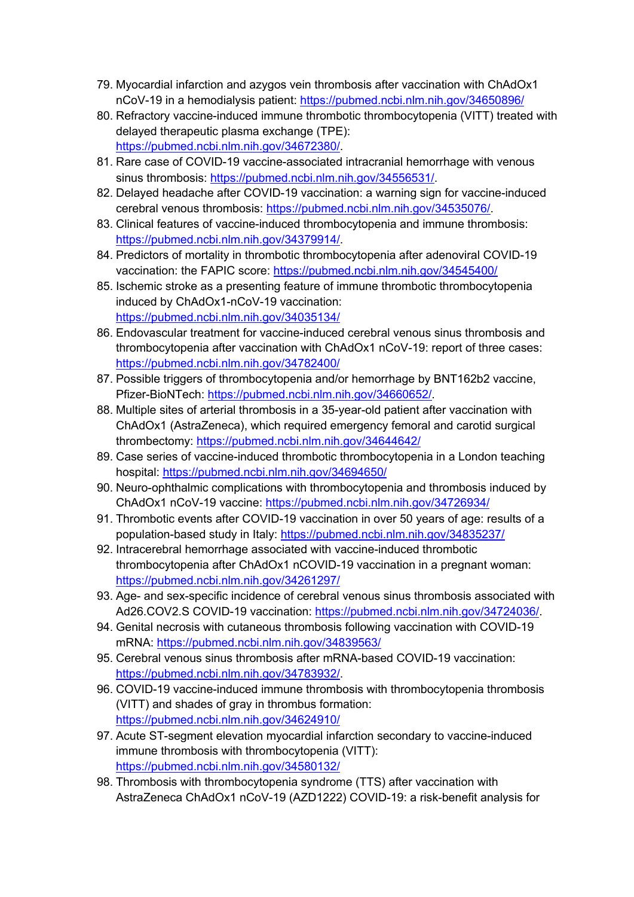79. Myocardial infarction and azygos vein thrombosis after vaccination with ChAdOx1 nCoV-19 in a hemodialysis patient: https://pubmed.ncbi.nlm.nih.gov/34650896/
80. Refractory vaccine-induced immune thrombotic thrombocytopenia (VITT) treated with delayed therapeutic plasma exchange (TPE): https://pubmed.ncbi.nlm.nih.gov/34672380/.
81. Rare case of COVID-19 vaccine-associated intracranial hemorrhage with venous sinus thrombosis: https://pubmed.ncbi.nlm.nih.gov/34556531/.
82. Delayed headache after COVID-19 vaccination: a warning sign for vaccine-induced cerebral venous thrombosis: https://pubmed.ncbi.nlm.nih.gov/34535076/.
83. Clinical features of vaccine-induced thrombocytopenia and immune thrombosis: https://pubmed.ncbi.nlm.nih.gov/34379914/.
84. Predictors of mortality in thrombotic thrombocytopenia after adenoviral COVID-19 vaccination: the FAPIC score: https://pubmed.ncbi.nlm.nih.gov/34545400/
85. Ischemic stroke as a presenting feature of immune thrombotic thrombocytopenia induced by ChAdOx1-nCoV-19 vaccination: https://pubmed.ncbi.nlm.nih.gov/34035134/
86. Endovascular treatment for vaccine-induced cerebral venous sinus thrombosis and thrombocytopenia after vaccination with ChAdOx1 nCoV-19: report of three cases: https://pubmed.ncbi.nlm.nih.gov/34782400/
87. Possible triggers of thrombocytopenia and/or hemorrhage by BNT162b2 vaccine, Pfizer-BioNTech: https://pubmed.ncbi.nlm.nih.gov/34660652/.
88. Multiple sites of arterial thrombosis in a 35-year-old patient after vaccination with ChAdOx1 (AstraZeneca), which required emergency femoral and carotid surgical thrombectomy: https://pubmed.ncbi.nlm.nih.gov/34644642/
89. Case series of vaccine-induced thrombotic thrombocytopenia in a London teaching hospital: https://pubmed.ncbi.nlm.nih.gov/34694650/
90. Neuro-ophthalmic complications with thrombocytopenia and thrombosis induced by ChAdOx1 nCoV-19 vaccine: https://pubmed.ncbi.nlm.nih.gov/34726934/
91. Thrombotic events after COVID-19 vaccination in over 50 years of age: results of a population-based study in Italy: https://pubmed.ncbi.nlm.nih.gov/34835237/
92. Intracerebral hemorrhage associated with vaccine-induced thrombotic thrombocytopenia after ChAdOx1 nCOVID-19 vaccination in a pregnant woman: https://pubmed.ncbi.nlm.nih.gov/34261297/
93. Age- and sex-specific incidence of cerebral venous sinus thrombosis associated with Ad26.COV2.S COVID-19 vaccination: https://pubmed.ncbi.nlm.nih.gov/34724036/.
94. Genital necrosis with cutaneous thrombosis following vaccination with COVID-19 mRNA: https://pubmed.ncbi.nlm.nih.gov/34839563/
95. Cerebral venous sinus thrombosis after mRNA-based COVID-19 vaccination: https://pubmed.ncbi.nlm.nih.gov/34783932/.
96. COVID-19 vaccine-induced immune thrombosis with thrombocytopenia thrombosis (VITT) and shades of gray in thrombus formation: https://pubmed.ncbi.nlm.nih.gov/34624910/
97. Acute ST-segment elevation myocardial infarction secondary to vaccine-induced immune thrombosis with thrombocytopenia (VITT): https://pubmed.ncbi.nlm.nih.gov/34580132/
98. Thrombosis with thrombocytopenia syndrome (TTS) after vaccination with AstraZeneca ChAdOx1 nCoV-19 (AZD1222) COVID-19: a risk-benefit analysis for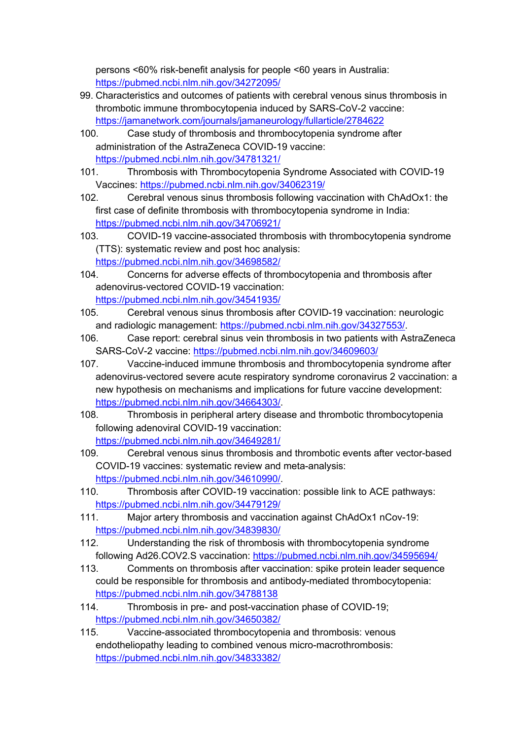persons <60% risk-benefit analysis for people <60 years in Australia: https://pubmed.ncbi.nlm.nih.gov/34272095/

99. Characteristics and outcomes of patients with cerebral venous sinus thrombosis in thrombotic immune thrombocytopenia induced by SARS-CoV-2 vaccine: https://jamanetwork.com/journals/jamaneurology/fullarticle/2784622
100. Case study of thrombosis and thrombocytopenia syndrome after administration of the AstraZeneca COVID-19 vaccine: https://pubmed.ncbi.nlm.nih.gov/34781321/
101. Thrombosis with Thrombocytopenia Syndrome Associated with COVID-19 Vaccines: https://pubmed.ncbi.nlm.nih.gov/34062319/
102. Cerebral venous sinus thrombosis following vaccination with ChAdOx1: the first case of definite thrombosis with thrombocytopenia syndrome in India: https://pubmed.ncbi.nlm.nih.gov/34706921/
103. COVID-19 vaccine-associated thrombosis with thrombocytopenia syndrome (TTS): systematic review and post hoc analysis: https://pubmed.ncbi.nlm.nih.gov/34698582/
104. Concerns for adverse effects of thrombocytopenia and thrombosis after adenovirus-vectored COVID-19 vaccination: https://pubmed.ncbi.nlm.nih.gov/34541935/
105. Cerebral venous sinus thrombosis after COVID-19 vaccination: neurologic and radiologic management: https://pubmed.ncbi.nlm.nih.gov/34327553/.
106. Case report: cerebral sinus vein thrombosis in two patients with AstraZeneca SARS-CoV-2 vaccine: https://pubmed.ncbi.nlm.nih.gov/34609603/
107. Vaccine-induced immune thrombosis and thrombocytopenia syndrome after adenovirus-vectored severe acute respiratory syndrome coronavirus 2 vaccination: a new hypothesis on mechanisms and implications for future vaccine development: https://pubmed.ncbi.nlm.nih.gov/34664303/.
108. Thrombosis in peripheral artery disease and thrombotic thrombocytopenia following adenoviral COVID-19 vaccination: https://pubmed.ncbi.nlm.nih.gov/34649281/
109. Cerebral venous sinus thrombosis and thrombotic events after vector-based COVID-19 vaccines: systematic review and meta-analysis: https://pubmed.ncbi.nlm.nih.gov/34610990/.
110. Thrombosis after COVID-19 vaccination: possible link to ACE pathways: https://pubmed.ncbi.nlm.nih.gov/34479129/
111. Major artery thrombosis and vaccination against ChAdOx1 nCov-19: https://pubmed.ncbi.nlm.nih.gov/34839830/
112. Understanding the risk of thrombosis with thrombocytopenia syndrome following Ad26.COV2.S vaccination: https://pubmed.ncbi.nlm.nih.gov/34595694/
113. Comments on thrombosis after vaccination: spike protein leader sequence could be responsible for thrombosis and antibody-mediated thrombocytopenia: https://pubmed.ncbi.nlm.nih.gov/34788138
114. Thrombosis in pre- and post-vaccination phase of COVID-19; https://pubmed.ncbi.nlm.nih.gov/34650382/
115. Vaccine-associated thrombocytopenia and thrombosis: venous endotheliopathy leading to combined venous micro-macrothrombosis: https://pubmed.ncbi.nlm.nih.gov/34833382/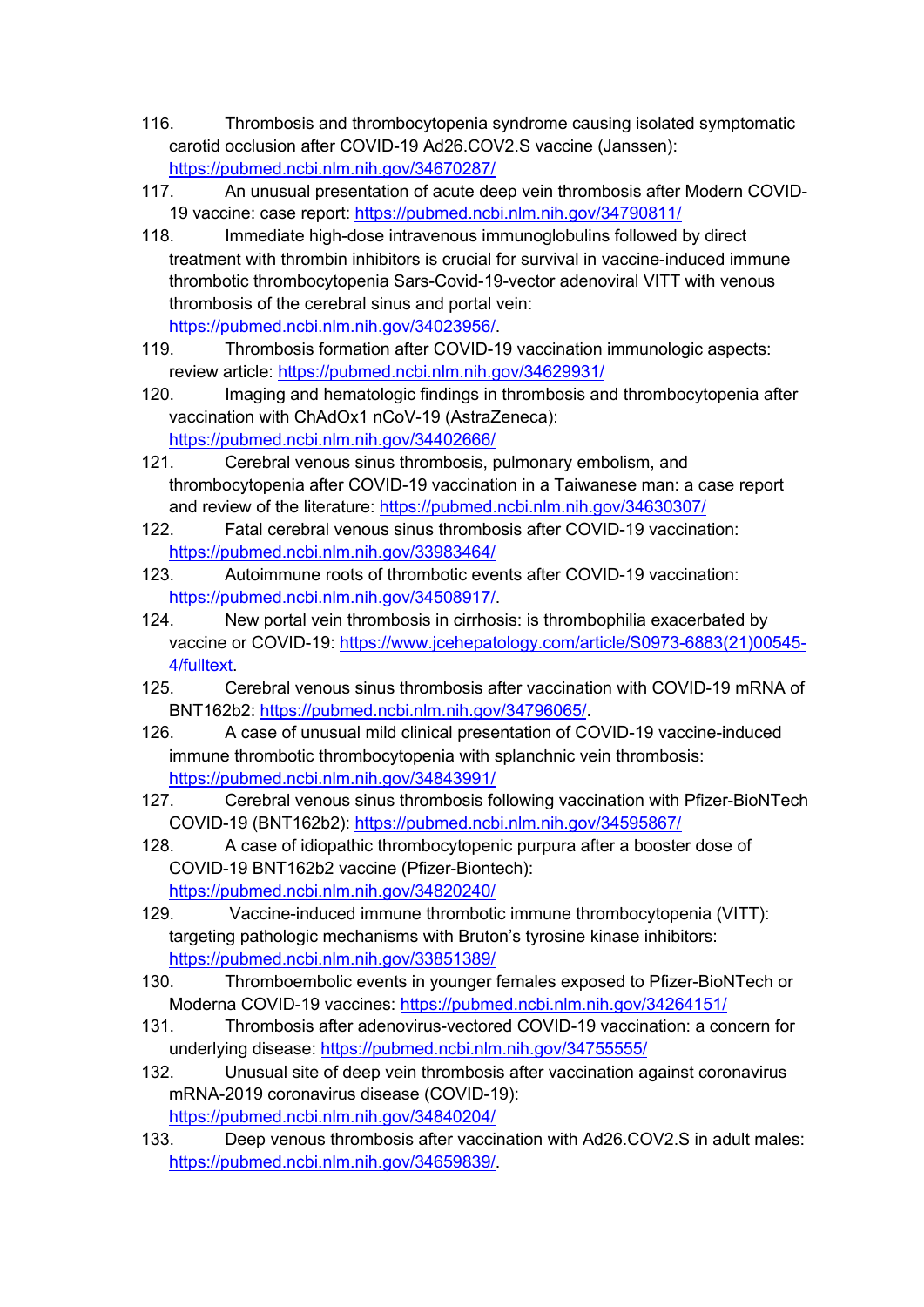116. Thrombosis and thrombocytopenia syndrome causing isolated symptomatic carotid occlusion after COVID-19 Ad26.COV2.S vaccine (Janssen): https://pubmed.ncbi.nlm.nih.gov/34670287/
117. An unusual presentation of acute deep vein thrombosis after Modern COVID-19 vaccine: case report: https://pubmed.ncbi.nlm.nih.gov/34790811/
118. Immediate high-dose intravenous immunoglobulins followed by direct treatment with thrombin inhibitors is crucial for survival in vaccine-induced immune thrombotic thrombocytopenia Sars-Covid-19-vector adenoviral VITT with venous thrombosis of the cerebral sinus and portal vein: https://pubmed.ncbi.nlm.nih.gov/34023956/.
119. Thrombosis formation after COVID-19 vaccination immunologic aspects: review article: https://pubmed.ncbi.nlm.nih.gov/34629931/
120. Imaging and hematologic findings in thrombosis and thrombocytopenia after vaccination with ChAdOx1 nCoV-19 (AstraZeneca): https://pubmed.ncbi.nlm.nih.gov/34402666/
121. Cerebral venous sinus thrombosis, pulmonary embolism, and thrombocytopenia after COVID-19 vaccination in a Taiwanese man: a case report and review of the literature: https://pubmed.ncbi.nlm.nih.gov/34630307/
122. Fatal cerebral venous sinus thrombosis after COVID-19 vaccination: https://pubmed.ncbi.nlm.nih.gov/33983464/
123. Autoimmune roots of thrombotic events after COVID-19 vaccination: https://pubmed.ncbi.nlm.nih.gov/34508917/.
124. New portal vein thrombosis in cirrhosis: is thrombophilia exacerbated by vaccine or COVID-19: https://www.jcehepatology.com/article/S0973-6883(21)00545-4/fulltext.
125. Cerebral venous sinus thrombosis after vaccination with COVID-19 mRNA of BNT162b2: https://pubmed.ncbi.nlm.nih.gov/34796065/.
126. A case of unusual mild clinical presentation of COVID-19 vaccine-induced immune thrombotic thrombocytopenia with splanchnic vein thrombosis: https://pubmed.ncbi.nlm.nih.gov/34843991/
127. Cerebral venous sinus thrombosis following vaccination with Pfizer-BioNTech COVID-19 (BNT162b2): https://pubmed.ncbi.nlm.nih.gov/34595867/
128. A case of idiopathic thrombocytopenic purpura after a booster dose of COVID-19 BNT162b2 vaccine (Pfizer-Biontech): https://pubmed.ncbi.nlm.nih.gov/34820240/
129. Vaccine-induced immune thrombotic immune thrombocytopenia (VITT): targeting pathologic mechanisms with Bruton's tyrosine kinase inhibitors: https://pubmed.ncbi.nlm.nih.gov/33851389/
130. Thromboembolic events in younger females exposed to Pfizer-BioNTech or Moderna COVID-19 vaccines: https://pubmed.ncbi.nlm.nih.gov/34264151/
131. Thrombosis after adenovirus-vectored COVID-19 vaccination: a concern for underlying disease: https://pubmed.ncbi.nlm.nih.gov/34755555/
132. Unusual site of deep vein thrombosis after vaccination against coronavirus mRNA-2019 coronavirus disease (COVID-19): https://pubmed.ncbi.nlm.nih.gov/34840204/
133. Deep venous thrombosis after vaccination with Ad26.COV2.S in adult males: https://pubmed.ncbi.nlm.nih.gov/34659839/.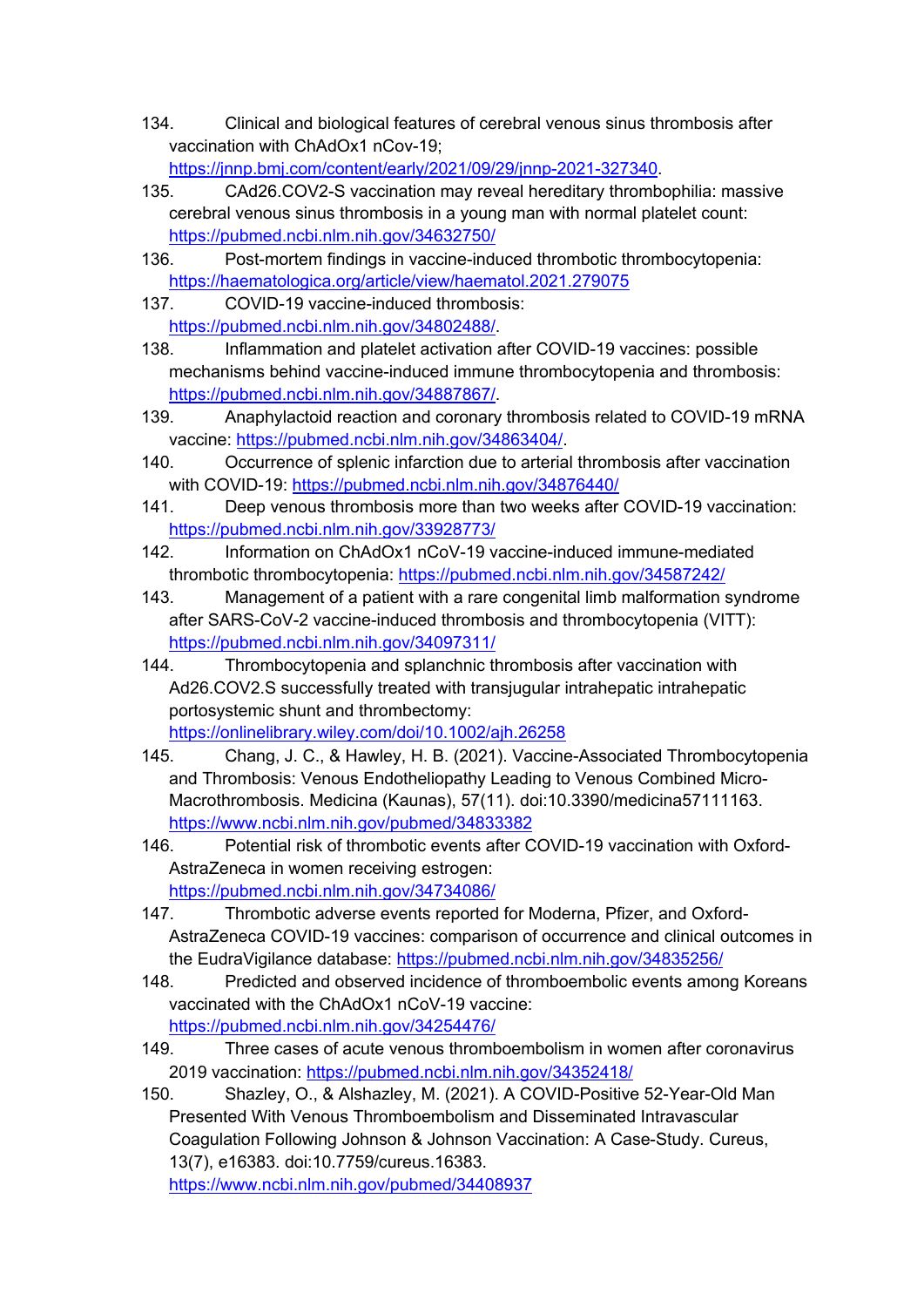134. Clinical and biological features of cerebral venous sinus thrombosis after vaccination with ChAdOx1 nCov-19; https://jnnp.bmj.com/content/early/2021/09/29/jnnp-2021-327340.

135. CAd26.COV2-S vaccination may reveal hereditary thrombophilia: massive cerebral venous sinus thrombosis in a young man with normal platelet count: https://pubmed.ncbi.nlm.nih.gov/34632750/

136. Post-mortem findings in vaccine-induced thrombotic thrombocytopenia: https://haematologica.org/article/view/haematol.2021.279075

137. COVID-19 vaccine-induced thrombosis: https://pubmed.ncbi.nlm.nih.gov/34802488/.

138. Inflammation and platelet activation after COVID-19 vaccines: possible mechanisms behind vaccine-induced immune thrombocytopenia and thrombosis: https://pubmed.ncbi.nlm.nih.gov/34887867/.

139. Anaphylactoid reaction and coronary thrombosis related to COVID-19 mRNA vaccine: https://pubmed.ncbi.nlm.nih.gov/34863404/.

140. Occurrence of splenic infarction due to arterial thrombosis after vaccination with COVID-19: https://pubmed.ncbi.nlm.nih.gov/34876440/

141. Deep venous thrombosis more than two weeks after COVID-19 vaccination: https://pubmed.ncbi.nlm.nih.gov/33928773/

142. Information on ChAdOx1 nCoV-19 vaccine-induced immune-mediated thrombotic thrombocytopenia: https://pubmed.ncbi.nlm.nih.gov/34587242/

143. Management of a patient with a rare congenital limb malformation syndrome after SARS-CoV-2 vaccine-induced thrombosis and thrombocytopenia (VITT): https://pubmed.ncbi.nlm.nih.gov/34097311/

144. Thrombocytopenia and splanchnic thrombosis after vaccination with Ad26.COV2.S successfully treated with transjugular intrahepatic intrahepatic portosystemic shunt and thrombectomy: https://onlinelibrary.wiley.com/doi/10.1002/ajh.26258

145. Chang, J. C., & Hawley, H. B. (2021). Vaccine-Associated Thrombocytopenia and Thrombosis: Venous Endotheliopathy Leading to Venous Combined Micro-Macrothrombosis. Medicina (Kaunas), 57(11). doi:10.3390/medicina57111163. https://www.ncbi.nlm.nih.gov/pubmed/34833382

146. Potential risk of thrombotic events after COVID-19 vaccination with Oxford-AstraZeneca in women receiving estrogen: https://pubmed.ncbi.nlm.nih.gov/34734086/

147. Thrombotic adverse events reported for Moderna, Pfizer, and Oxford-AstraZeneca COVID-19 vaccines: comparison of occurrence and clinical outcomes in the EudraVigilance database: https://pubmed.ncbi.nlm.nih.gov/34835256/

148. Predicted and observed incidence of thromboembolic events among Koreans vaccinated with the ChAdOx1 nCoV-19 vaccine: https://pubmed.ncbi.nlm.nih.gov/34254476/

149. Three cases of acute venous thromboembolism in women after coronavirus 2019 vaccination: https://pubmed.ncbi.nlm.nih.gov/34352418/

150. Shazley, O., & Alshazley, M. (2021). A COVID-Positive 52-Year-Old Man Presented With Venous Thromboembolism and Disseminated Intravascular Coagulation Following Johnson & Johnson Vaccination: A Case-Study. Cureus, 13(7), e16383. doi:10.7759/cureus.16383. https://www.ncbi.nlm.nih.gov/pubmed/34408937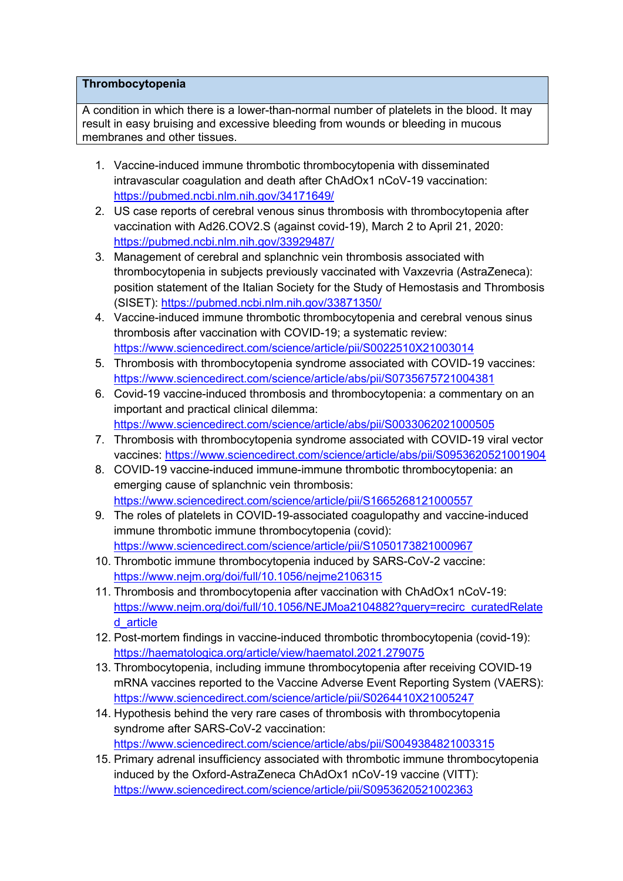| Thrombocytopenia |
| --- |
| A condition in which there is a lower-than-normal number of platelets in the blood. It may result in easy bruising and excessive bleeding from wounds or bleeding in mucous membranes and other tissues. |

1. Vaccine-induced immune thrombotic thrombocytopenia with disseminated intravascular coagulation and death after ChAdOx1 nCoV-19 vaccination: https://pubmed.ncbi.nlm.nih.gov/34171649/
2. US case reports of cerebral venous sinus thrombosis with thrombocytopenia after vaccination with Ad26.COV2.S (against covid-19), March 2 to April 21, 2020: https://pubmed.ncbi.nlm.nih.gov/33929487/
3. Management of cerebral and splanchnic vein thrombosis associated with thrombocytopenia in subjects previously vaccinated with Vaxzevria (AstraZeneca): position statement of the Italian Society for the Study of Hemostasis and Thrombosis (SISET): https://pubmed.ncbi.nlm.nih.gov/33871350/
4. Vaccine-induced immune thrombotic thrombocytopenia and cerebral venous sinus thrombosis after vaccination with COVID-19; a systematic review: https://www.sciencedirect.com/science/article/pii/S0022510X21003014
5. Thrombosis with thrombocytopenia syndrome associated with COVID-19 vaccines: https://www.sciencedirect.com/science/article/abs/pii/S0735675721004381
6. Covid-19 vaccine-induced thrombosis and thrombocytopenia: a commentary on an important and practical clinical dilemma: https://www.sciencedirect.com/science/article/abs/pii/S0033062021000505
7. Thrombosis with thrombocytopenia syndrome associated with COVID-19 viral vector vaccines: https://www.sciencedirect.com/science/article/abs/pii/S0953620521001904
8. COVID-19 vaccine-induced immune-immune thrombotic thrombocytopenia: an emerging cause of splanchnic vein thrombosis: https://www.sciencedirect.com/science/article/pii/S1665268121000557
9. The roles of platelets in COVID-19-associated coagulopathy and vaccine-induced immune thrombotic immune thrombocytopenia (covid): https://www.sciencedirect.com/science/article/pii/S1050173821000967
10. Thrombotic immune thrombocytopenia induced by SARS-CoV-2 vaccine: https://www.nejm.org/doi/full/10.1056/nejme2106315
11. Thrombosis and thrombocytopenia after vaccination with ChAdOx1 nCoV-19: https://www.nejm.org/doi/full/10.1056/NEJMoa2104882?query=recirc_curatedRelated_article
12. Post-mortem findings in vaccine-induced thrombotic thrombocytopenia (covid-19): https://haematologica.org/article/view/haematol.2021.279075
13. Thrombocytopenia, including immune thrombocytopenia after receiving COVID-19 mRNA vaccines reported to the Vaccine Adverse Event Reporting System (VAERS): https://www.sciencedirect.com/science/article/pii/S0264410X21005247
14. Hypothesis behind the very rare cases of thrombosis with thrombocytopenia syndrome after SARS-CoV-2 vaccination: https://www.sciencedirect.com/science/article/abs/pii/S0049384821003315
15. Primary adrenal insufficiency associated with thrombotic immune thrombocytopenia induced by the Oxford-AstraZeneca ChAdOx1 nCoV-19 vaccine (VITT): https://www.sciencedirect.com/science/article/pii/S0953620521002363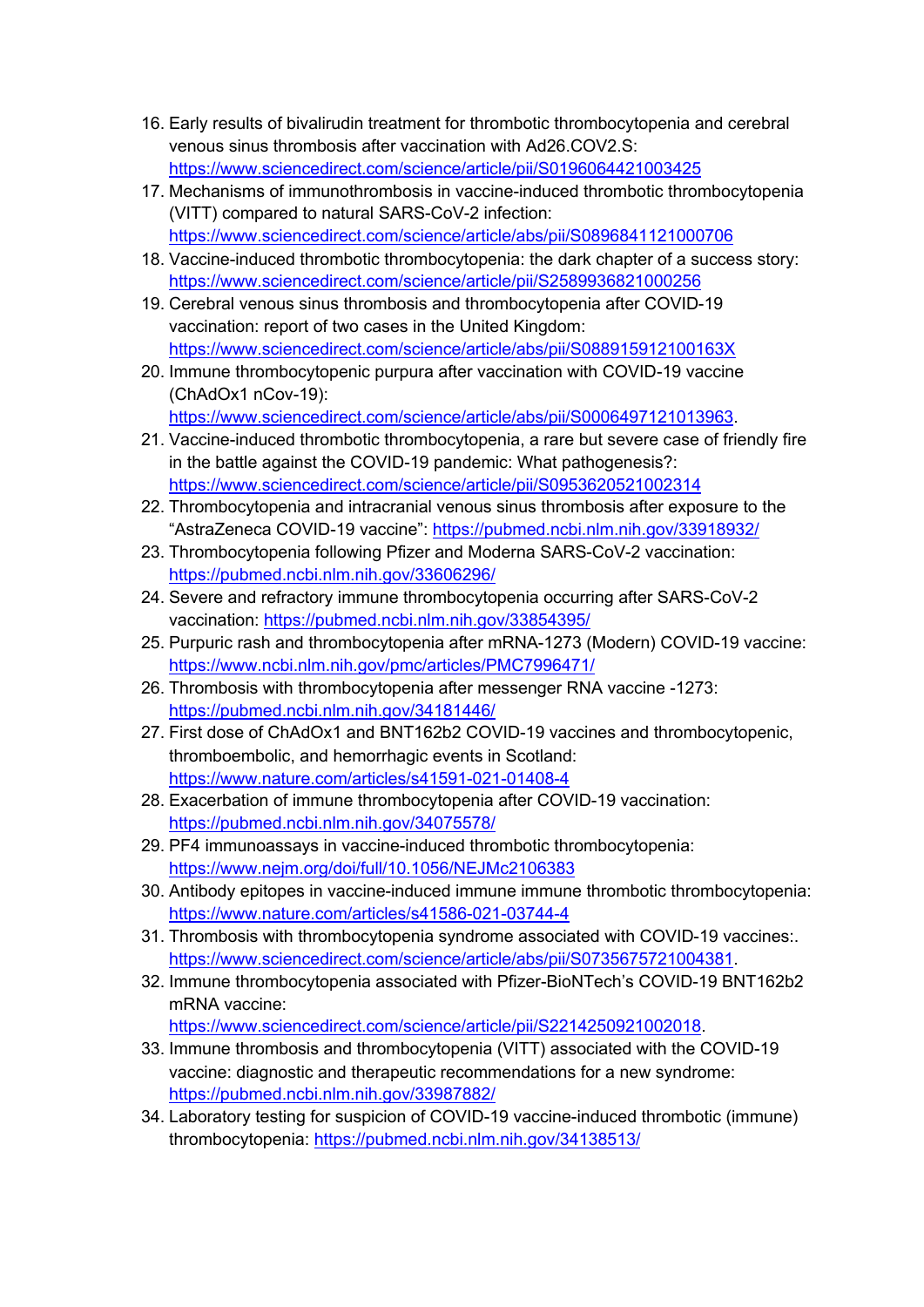16. Early results of bivalirudin treatment for thrombotic thrombocytopenia and cerebral venous sinus thrombosis after vaccination with Ad26.COV2.S: https://www.sciencedirect.com/science/article/pii/S0196064421003425
17. Mechanisms of immunothrombosis in vaccine-induced thrombotic thrombocytopenia (VITT) compared to natural SARS-CoV-2 infection: https://www.sciencedirect.com/science/article/abs/pii/S0896841121000706
18. Vaccine-induced thrombotic thrombocytopenia: the dark chapter of a success story: https://www.sciencedirect.com/science/article/pii/S2589936821000256
19. Cerebral venous sinus thrombosis and thrombocytopenia after COVID-19 vaccination: report of two cases in the United Kingdom: https://www.sciencedirect.com/science/article/abs/pii/S088915912100163X
20. Immune thrombocytopenic purpura after vaccination with COVID-19 vaccine (ChAdOx1 nCov-19): https://www.sciencedirect.com/science/article/abs/pii/S0006497121013963.
21. Vaccine-induced thrombotic thrombocytopenia, a rare but severe case of friendly fire in the battle against the COVID-19 pandemic: What pathogenesis?: https://www.sciencedirect.com/science/article/pii/S0953620521002314
22. Thrombocytopenia and intracranial venous sinus thrombosis after exposure to the "AstraZeneca COVID-19 vaccine": https://pubmed.ncbi.nlm.nih.gov/33918932/
23. Thrombocytopenia following Pfizer and Moderna SARS-CoV-2 vaccination: https://pubmed.ncbi.nlm.nih.gov/33606296/
24. Severe and refractory immune thrombocytopenia occurring after SARS-CoV-2 vaccination: https://pubmed.ncbi.nlm.nih.gov/33854395/
25. Purpuric rash and thrombocytopenia after mRNA-1273 (Modern) COVID-19 vaccine: https://www.ncbi.nlm.nih.gov/pmc/articles/PMC7996471/
26. Thrombosis with thrombocytopenia after messenger RNA vaccine -1273: https://pubmed.ncbi.nlm.nih.gov/34181446/
27. First dose of ChAdOx1 and BNT162b2 COVID-19 vaccines and thrombocytopenic, thromboembolic, and hemorrhagic events in Scotland: https://www.nature.com/articles/s41591-021-01408-4
28. Exacerbation of immune thrombocytopenia after COVID-19 vaccination: https://pubmed.ncbi.nlm.nih.gov/34075578/
29. PF4 immunoassays in vaccine-induced thrombotic thrombocytopenia: https://www.nejm.org/doi/full/10.1056/NEJMc2106383
30. Antibody epitopes in vaccine-induced immune immune thrombotic thrombocytopenia: https://www.nature.com/articles/s41586-021-03744-4
31. Thrombosis with thrombocytopenia syndrome associated with COVID-19 vaccines:. https://www.sciencedirect.com/science/article/abs/pii/S0735675721004381.
32. Immune thrombocytopenia associated with Pfizer-BioNTech's COVID-19 BNT162b2 mRNA vaccine: https://www.sciencedirect.com/science/article/pii/S2214250921002018.
33. Immune thrombosis and thrombocytopenia (VITT) associated with the COVID-19 vaccine: diagnostic and therapeutic recommendations for a new syndrome: https://pubmed.ncbi.nlm.nih.gov/33987882/
34. Laboratory testing for suspicion of COVID-19 vaccine-induced thrombotic (immune) thrombocytopenia: https://pubmed.ncbi.nlm.nih.gov/34138513/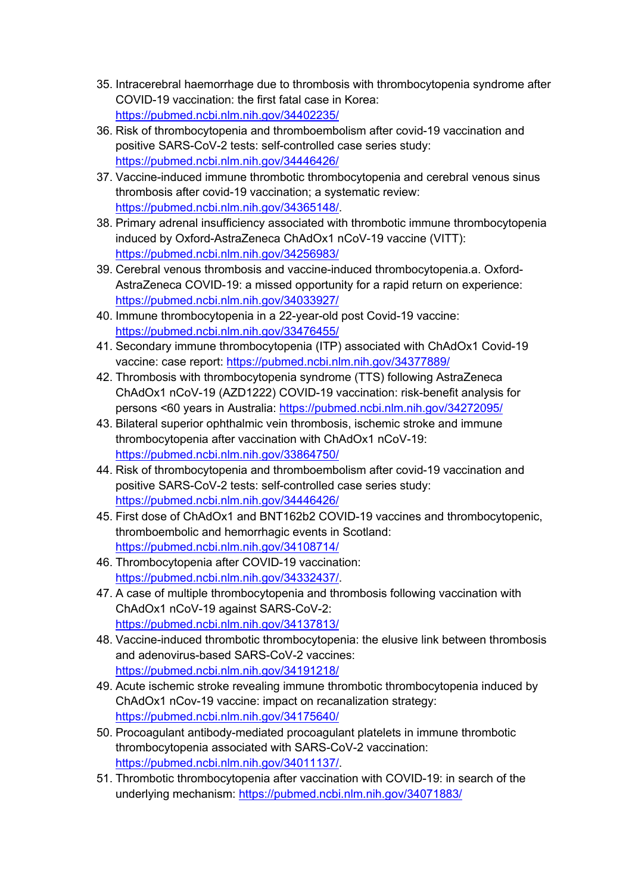35. Intracerebral haemorrhage due to thrombosis with thrombocytopenia syndrome after COVID-19 vaccination: the first fatal case in Korea: https://pubmed.ncbi.nlm.nih.gov/34402235/
36. Risk of thrombocytopenia and thromboembolism after covid-19 vaccination and positive SARS-CoV-2 tests: self-controlled case series study: https://pubmed.ncbi.nlm.nih.gov/34446426/
37. Vaccine-induced immune thrombotic thrombocytopenia and cerebral venous sinus thrombosis after covid-19 vaccination; a systematic review: https://pubmed.ncbi.nlm.nih.gov/34365148/.
38. Primary adrenal insufficiency associated with thrombotic immune thrombocytopenia induced by Oxford-AstraZeneca ChAdOx1 nCoV-19 vaccine (VITT): https://pubmed.ncbi.nlm.nih.gov/34256983/
39. Cerebral venous thrombosis and vaccine-induced thrombocytopenia.a. Oxford-AstraZeneca COVID-19: a missed opportunity for a rapid return on experience: https://pubmed.ncbi.nlm.nih.gov/34033927/
40. Immune thrombocytopenia in a 22-year-old post Covid-19 vaccine: https://pubmed.ncbi.nlm.nih.gov/33476455/
41. Secondary immune thrombocytopenia (ITP) associated with ChAdOx1 Covid-19 vaccine: case report: https://pubmed.ncbi.nlm.nih.gov/34377889/
42. Thrombosis with thrombocytopenia syndrome (TTS) following AstraZeneca ChAdOx1 nCoV-19 (AZD1222) COVID-19 vaccination: risk-benefit analysis for persons <60 years in Australia: https://pubmed.ncbi.nlm.nih.gov/34272095/
43. Bilateral superior ophthalmic vein thrombosis, ischemic stroke and immune thrombocytopenia after vaccination with ChAdOx1 nCoV-19: https://pubmed.ncbi.nlm.nih.gov/33864750/
44. Risk of thrombocytopenia and thromboembolism after covid-19 vaccination and positive SARS-CoV-2 tests: self-controlled case series study: https://pubmed.ncbi.nlm.nih.gov/34446426/
45. First dose of ChAdOx1 and BNT162b2 COVID-19 vaccines and thrombocytopenic, thromboembolic and hemorrhagic events in Scotland: https://pubmed.ncbi.nlm.nih.gov/34108714/
46. Thrombocytopenia after COVID-19 vaccination: https://pubmed.ncbi.nlm.nih.gov/34332437/.
47. A case of multiple thrombocytopenia and thrombosis following vaccination with ChAdOx1 nCoV-19 against SARS-CoV-2: https://pubmed.ncbi.nlm.nih.gov/34137813/
48. Vaccine-induced thrombotic thrombocytopenia: the elusive link between thrombosis and adenovirus-based SARS-CoV-2 vaccines: https://pubmed.ncbi.nlm.nih.gov/34191218/
49. Acute ischemic stroke revealing immune thrombotic thrombocytopenia induced by ChAdOx1 nCov-19 vaccine: impact on recanalization strategy: https://pubmed.ncbi.nlm.nih.gov/34175640/
50. Procoagulant antibody-mediated procoagulant platelets in immune thrombotic thrombocytopenia associated with SARS-CoV-2 vaccination: https://pubmed.ncbi.nlm.nih.gov/34011137/.
51. Thrombotic thrombocytopenia after vaccination with COVID-19: in search of the underlying mechanism: https://pubmed.ncbi.nlm.nih.gov/34071883/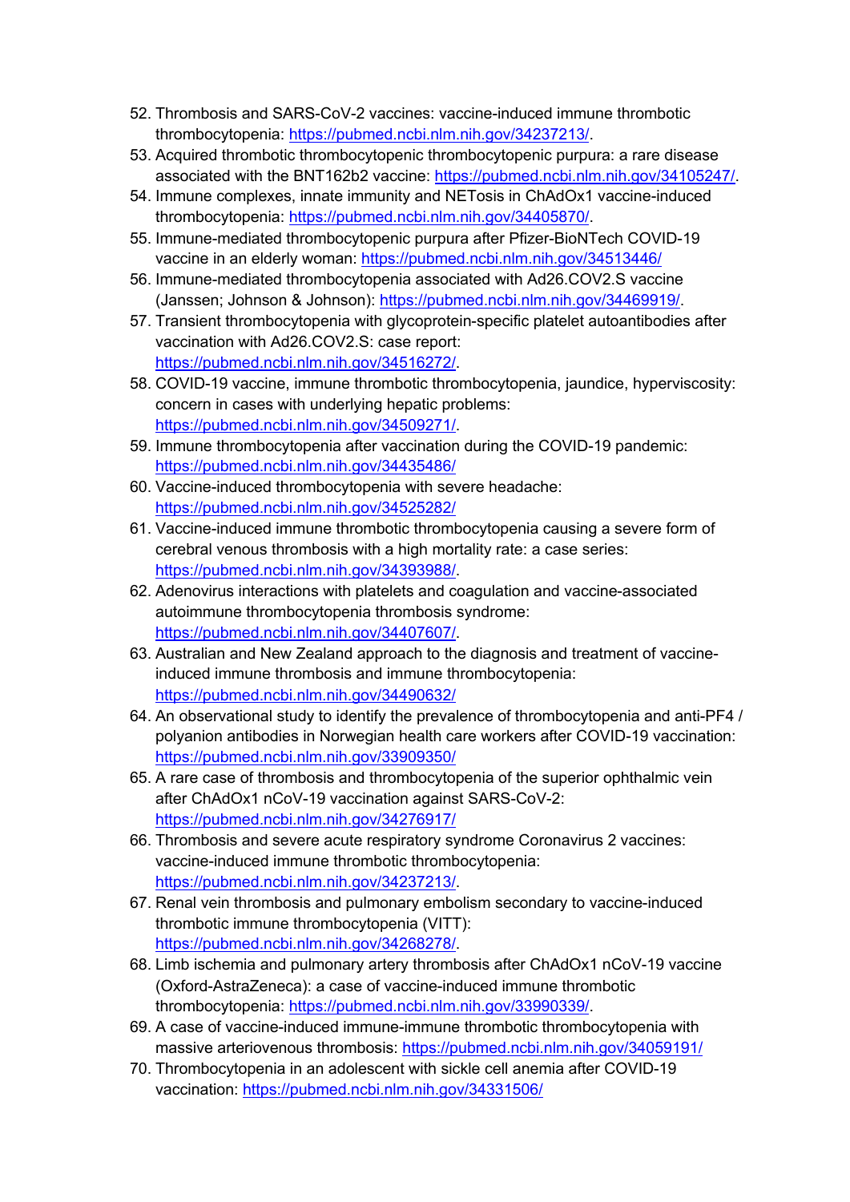52. Thrombosis and SARS-CoV-2 vaccines: vaccine-induced immune thrombotic thrombocytopenia: https://pubmed.ncbi.nlm.nih.gov/34237213/.
53. Acquired thrombotic thrombocytopenic thrombocytopenic purpura: a rare disease associated with the BNT162b2 vaccine: https://pubmed.ncbi.nlm.nih.gov/34105247/.
54. Immune complexes, innate immunity and NETosis in ChAdOx1 vaccine-induced thrombocytopenia: https://pubmed.ncbi.nlm.nih.gov/34405870/.
55. Immune-mediated thrombocytopenic purpura after Pfizer-BioNTech COVID-19 vaccine in an elderly woman: https://pubmed.ncbi.nlm.nih.gov/34513446/
56. Immune-mediated thrombocytopenia associated with Ad26.COV2.S vaccine (Janssen; Johnson & Johnson): https://pubmed.ncbi.nlm.nih.gov/34469919/.
57. Transient thrombocytopenia with glycoprotein-specific platelet autoantibodies after vaccination with Ad26.COV2.S: case report: https://pubmed.ncbi.nlm.nih.gov/34516272/.
58. COVID-19 vaccine, immune thrombotic thrombocytopenia, jaundice, hyperviscosity: concern in cases with underlying hepatic problems: https://pubmed.ncbi.nlm.nih.gov/34509271/.
59. Immune thrombocytopenia after vaccination during the COVID-19 pandemic: https://pubmed.ncbi.nlm.nih.gov/34435486/
60. Vaccine-induced thrombocytopenia with severe headache: https://pubmed.ncbi.nlm.nih.gov/34525282/
61. Vaccine-induced immune thrombotic thrombocytopenia causing a severe form of cerebral venous thrombosis with a high mortality rate: a case series: https://pubmed.ncbi.nlm.nih.gov/34393988/.
62. Adenovirus interactions with platelets and coagulation and vaccine-associated autoimmune thrombocytopenia thrombosis syndrome: https://pubmed.ncbi.nlm.nih.gov/34407607/.
63. Australian and New Zealand approach to the diagnosis and treatment of vaccine-induced immune thrombosis and immune thrombocytopenia: https://pubmed.ncbi.nlm.nih.gov/34490632/
64. An observational study to identify the prevalence of thrombocytopenia and anti-PF4 / polyanion antibodies in Norwegian health care workers after COVID-19 vaccination: https://pubmed.ncbi.nlm.nih.gov/33909350/
65. A rare case of thrombosis and thrombocytopenia of the superior ophthalmic vein after ChAdOx1 nCoV-19 vaccination against SARS-CoV-2: https://pubmed.ncbi.nlm.nih.gov/34276917/
66. Thrombosis and severe acute respiratory syndrome Coronavirus 2 vaccines: vaccine-induced immune thrombotic thrombocytopenia: https://pubmed.ncbi.nlm.nih.gov/34237213/.
67. Renal vein thrombosis and pulmonary embolism secondary to vaccine-induced thrombotic immune thrombocytopenia (VITT): https://pubmed.ncbi.nlm.nih.gov/34268278/.
68. Limb ischemia and pulmonary artery thrombosis after ChAdOx1 nCoV-19 vaccine (Oxford-AstraZeneca): a case of vaccine-induced immune thrombotic thrombocytopenia: https://pubmed.ncbi.nlm.nih.gov/33990339/.
69. A case of vaccine-induced immune-immune thrombotic thrombocytopenia with massive arteriovenous thrombosis: https://pubmed.ncbi.nlm.nih.gov/34059191/
70. Thrombocytopenia in an adolescent with sickle cell anemia after COVID-19 vaccination: https://pubmed.ncbi.nlm.nih.gov/34331506/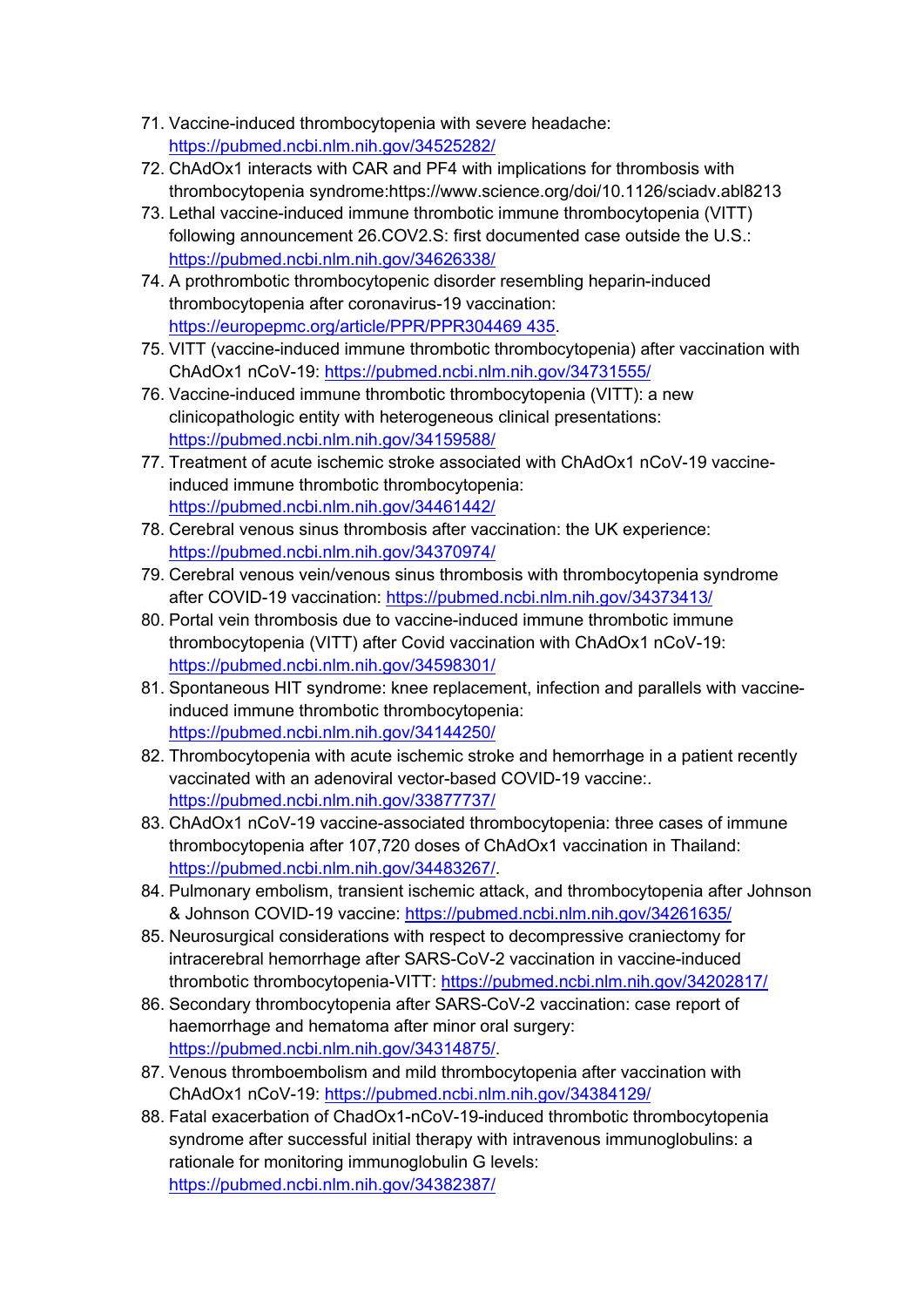71. Vaccine-induced thrombocytopenia with severe headache: https://pubmed.ncbi.nlm.nih.gov/34525282/
72. ChAdOx1 interacts with CAR and PF4 with implications for thrombosis with thrombocytopenia syndrome:https://www.science.org/doi/10.1126/sciadv.abl8213
73. Lethal vaccine-induced immune thrombotic immune thrombocytopenia (VITT) following announcement 26.COV2.S: first documented case outside the U.S.: https://pubmed.ncbi.nlm.nih.gov/34626338/
74. A prothrombotic thrombocytopenic disorder resembling heparin-induced thrombocytopenia after coronavirus-19 vaccination: https://europepmc.org/article/PPR/PPR304469 435.
75. VITT (vaccine-induced immune thrombotic thrombocytopenia) after vaccination with ChAdOx1 nCoV-19: https://pubmed.ncbi.nlm.nih.gov/34731555/
76. Vaccine-induced immune thrombotic thrombocytopenia (VITT): a new clinicopathologic entity with heterogeneous clinical presentations: https://pubmed.ncbi.nlm.nih.gov/34159588/
77. Treatment of acute ischemic stroke associated with ChAdOx1 nCoV-19 vaccine-induced immune thrombotic thrombocytopenia: https://pubmed.ncbi.nlm.nih.gov/34461442/
78. Cerebral venous sinus thrombosis after vaccination: the UK experience: https://pubmed.ncbi.nlm.nih.gov/34370974/
79. Cerebral venous vein/venous sinus thrombosis with thrombocytopenia syndrome after COVID-19 vaccination: https://pubmed.ncbi.nlm.nih.gov/34373413/
80. Portal vein thrombosis due to vaccine-induced immune thrombotic immune thrombocytopenia (VITT) after Covid vaccination with ChAdOx1 nCoV-19: https://pubmed.ncbi.nlm.nih.gov/34598301/
81. Spontaneous HIT syndrome: knee replacement, infection and parallels with vaccine-induced immune thrombotic thrombocytopenia: https://pubmed.ncbi.nlm.nih.gov/34144250/
82. Thrombocytopenia with acute ischemic stroke and hemorrhage in a patient recently vaccinated with an adenoviral vector-based COVID-19 vaccine:. https://pubmed.ncbi.nlm.nih.gov/33877737/
83. ChAdOx1 nCoV-19 vaccine-associated thrombocytopenia: three cases of immune thrombocytopenia after 107,720 doses of ChAdOx1 vaccination in Thailand: https://pubmed.ncbi.nlm.nih.gov/34483267/.
84. Pulmonary embolism, transient ischemic attack, and thrombocytopenia after Johnson & Johnson COVID-19 vaccine: https://pubmed.ncbi.nlm.nih.gov/34261635/
85. Neurosurgical considerations with respect to decompressive craniectomy for intracerebral hemorrhage after SARS-CoV-2 vaccination in vaccine-induced thrombotic thrombocytopenia-VITT: https://pubmed.ncbi.nlm.nih.gov/34202817/
86. Secondary thrombocytopenia after SARS-CoV-2 vaccination: case report of haemorrhage and hematoma after minor oral surgery: https://pubmed.ncbi.nlm.nih.gov/34314875/.
87. Venous thromboembolism and mild thrombocytopenia after vaccination with ChAdOx1 nCoV-19: https://pubmed.ncbi.nlm.nih.gov/34384129/
88. Fatal exacerbation of ChadOx1-nCoV-19-induced thrombotic thrombocytopenia syndrome after successful initial therapy with intravenous immunoglobulins: a rationale for monitoring immunoglobulin G levels: https://pubmed.ncbi.nlm.nih.gov/34382387/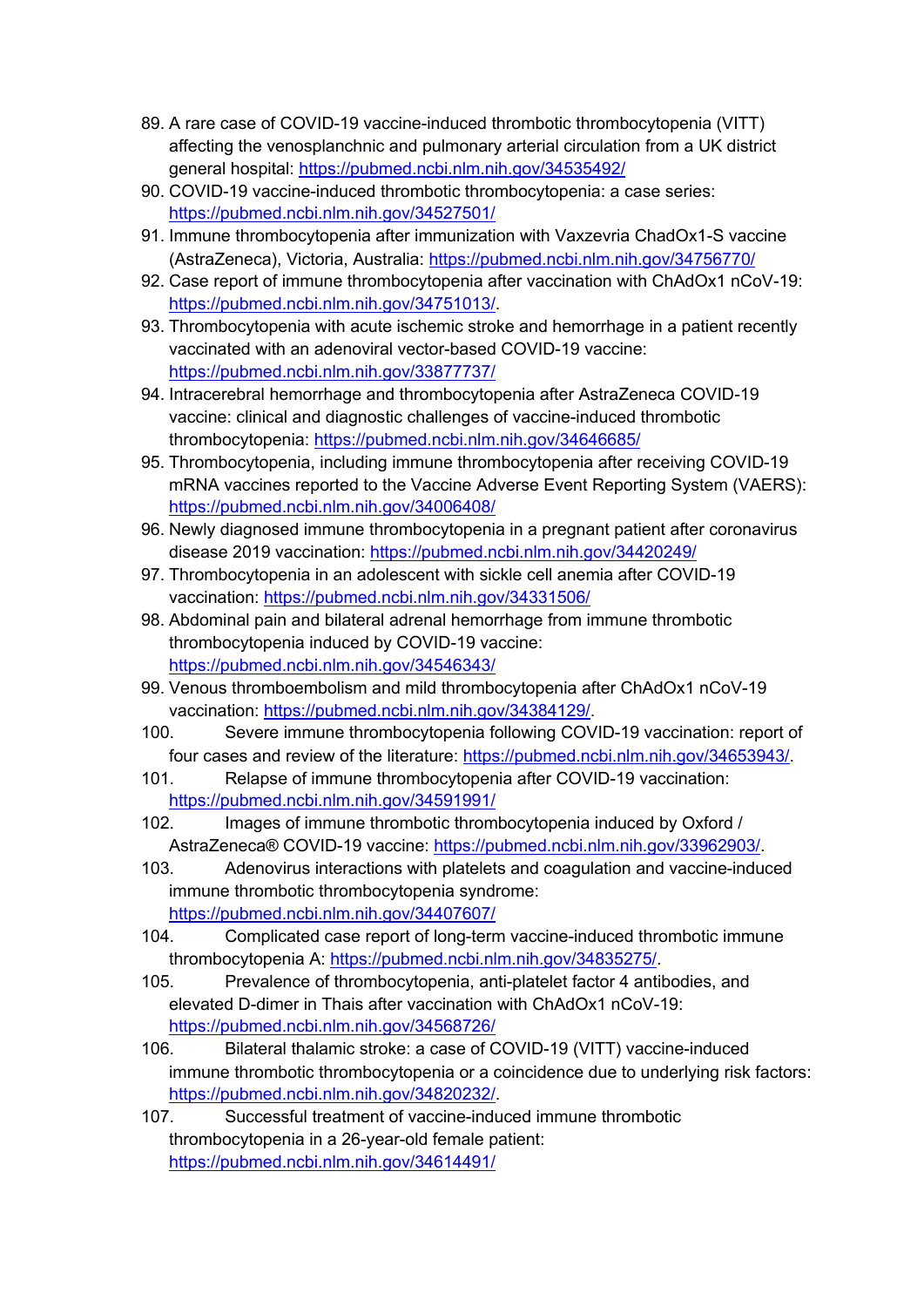89. A rare case of COVID-19 vaccine-induced thrombotic thrombocytopenia (VITT) affecting the venosplanchnic and pulmonary arterial circulation from a UK district general hospital: https://pubmed.ncbi.nlm.nih.gov/34535492/
90. COVID-19 vaccine-induced thrombotic thrombocytopenia: a case series: https://pubmed.ncbi.nlm.nih.gov/34527501/
91. Immune thrombocytopenia after immunization with Vaxzevria ChadOx1-S vaccine (AstraZeneca), Victoria, Australia: https://pubmed.ncbi.nlm.nih.gov/34756770/
92. Case report of immune thrombocytopenia after vaccination with ChAdOx1 nCoV-19: https://pubmed.ncbi.nlm.nih.gov/34751013/.
93. Thrombocytopenia with acute ischemic stroke and hemorrhage in a patient recently vaccinated with an adenoviral vector-based COVID-19 vaccine: https://pubmed.ncbi.nlm.nih.gov/33877737/
94. Intracerebral hemorrhage and thrombocytopenia after AstraZeneca COVID-19 vaccine: clinical and diagnostic challenges of vaccine-induced thrombotic thrombocytopenia: https://pubmed.ncbi.nlm.nih.gov/34646685/
95. Thrombocytopenia, including immune thrombocytopenia after receiving COVID-19 mRNA vaccines reported to the Vaccine Adverse Event Reporting System (VAERS): https://pubmed.ncbi.nlm.nih.gov/34006408/
96. Newly diagnosed immune thrombocytopenia in a pregnant patient after coronavirus disease 2019 vaccination: https://pubmed.ncbi.nlm.nih.gov/34420249/
97. Thrombocytopenia in an adolescent with sickle cell anemia after COVID-19 vaccination: https://pubmed.ncbi.nlm.nih.gov/34331506/
98. Abdominal pain and bilateral adrenal hemorrhage from immune thrombotic thrombocytopenia induced by COVID-19 vaccine: https://pubmed.ncbi.nlm.nih.gov/34546343/
99. Venous thromboembolism and mild thrombocytopenia after ChAdOx1 nCoV-19 vaccination: https://pubmed.ncbi.nlm.nih.gov/34384129/.
100. Severe immune thrombocytopenia following COVID-19 vaccination: report of four cases and review of the literature: https://pubmed.ncbi.nlm.nih.gov/34653943/.
101. Relapse of immune thrombocytopenia after COVID-19 vaccination: https://pubmed.ncbi.nlm.nih.gov/34591991/
102. Images of immune thrombotic thrombocytopenia induced by Oxford / AstraZeneca® COVID-19 vaccine: https://pubmed.ncbi.nlm.nih.gov/33962903/.
103. Adenovirus interactions with platelets and coagulation and vaccine-induced immune thrombotic thrombocytopenia syndrome: https://pubmed.ncbi.nlm.nih.gov/34407607/
104. Complicated case report of long-term vaccine-induced thrombotic immune thrombocytopenia A: https://pubmed.ncbi.nlm.nih.gov/34835275/.
105. Prevalence of thrombocytopenia, anti-platelet factor 4 antibodies, and elevated D-dimer in Thais after vaccination with ChAdOx1 nCoV-19: https://pubmed.ncbi.nlm.nih.gov/34568726/
106. Bilateral thalamic stroke: a case of COVID-19 (VITT) vaccine-induced immune thrombotic thrombocytopenia or a coincidence due to underlying risk factors: https://pubmed.ncbi.nlm.nih.gov/34820232/.
107. Successful treatment of vaccine-induced immune thrombotic thrombocytopenia in a 26-year-old female patient: https://pubmed.ncbi.nlm.nih.gov/34614491/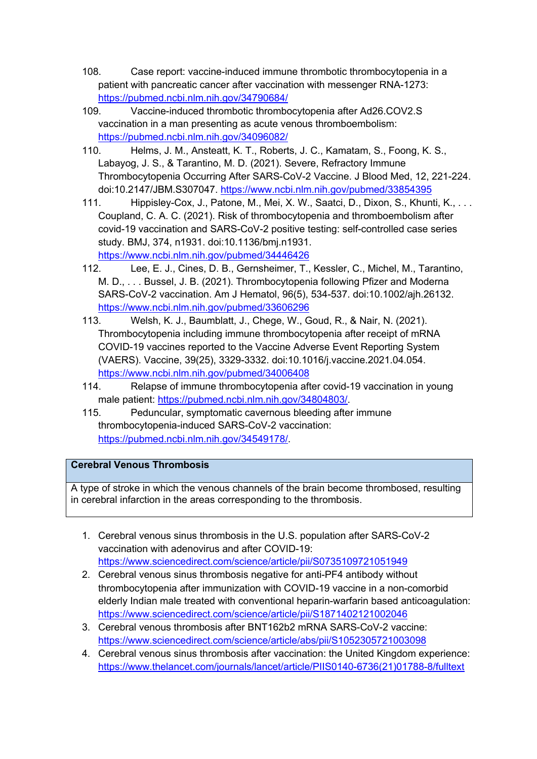108. Case report: vaccine-induced immune thrombotic thrombocytopenia in a patient with pancreatic cancer after vaccination with messenger RNA-1273: https://pubmed.ncbi.nlm.nih.gov/34790684/
109. Vaccine-induced thrombotic thrombocytopenia after Ad26.COV2.S vaccination in a man presenting as acute venous thromboembolism: https://pubmed.ncbi.nlm.nih.gov/34096082/
110. Helms, J. M., Ansteatt, K. T., Roberts, J. C., Kamatam, S., Foong, K. S., Labayog, J. S., & Tarantino, M. D. (2021). Severe, Refractory Immune Thrombocytopenia Occurring After SARS-CoV-2 Vaccine. J Blood Med, 12, 221-224. doi:10.2147/JBM.S307047. https://www.ncbi.nlm.nih.gov/pubmed/33854395
111. Hippisley-Cox, J., Patone, M., Mei, X. W., Saatci, D., Dixon, S., Khunti, K., . . . Coupland, C. A. C. (2021). Risk of thrombocytopenia and thromboembolism after covid-19 vaccination and SARS-CoV-2 positive testing: self-controlled case series study. BMJ, 374, n1931. doi:10.1136/bmj.n1931. https://www.ncbi.nlm.nih.gov/pubmed/34446426
112. Lee, E. J., Cines, D. B., Gernsheimer, T., Kessler, C., Michel, M., Tarantino, M. D., . . . Bussel, J. B. (2021). Thrombocytopenia following Pfizer and Moderna SARS-CoV-2 vaccination. Am J Hematol, 96(5), 534-537. doi:10.1002/ajh.26132. https://www.ncbi.nlm.nih.gov/pubmed/33606296
113. Welsh, K. J., Baumblatt, J., Chege, W., Goud, R., & Nair, N. (2021). Thrombocytopenia including immune thrombocytopenia after receipt of mRNA COVID-19 vaccines reported to the Vaccine Adverse Event Reporting System (VAERS). Vaccine, 39(25), 3329-3332. doi:10.1016/j.vaccine.2021.04.054. https://www.ncbi.nlm.nih.gov/pubmed/34006408
114. Relapse of immune thrombocytopenia after covid-19 vaccination in young male patient: https://pubmed.ncbi.nlm.nih.gov/34804803/.
115. Peduncular, symptomatic cavernous bleeding after immune thrombocytopenia-induced SARS-CoV-2 vaccination: https://pubmed.ncbi.nlm.nih.gov/34549178/.

| **Cerebral Venous Thrombosis** |
| --- |
| A type of stroke in which the venous channels of the brain become thrombosed, resulting in cerebral infarction in the areas corresponding to the thrombosis. |

1. Cerebral venous sinus thrombosis in the U.S. population after SARS-CoV-2 vaccination with adenovirus and after COVID-19: https://www.sciencedirect.com/science/article/pii/S0735109721051949
2. Cerebral venous sinus thrombosis negative for anti-PF4 antibody without thrombocytopenia after immunization with COVID-19 vaccine in a non-comorbid elderly Indian male treated with conventional heparin-warfarin based anticoagulation: https://www.sciencedirect.com/science/article/pii/S1871402121002046
3. Cerebral venous thrombosis after BNT162b2 mRNA SARS-CoV-2 vaccine: https://www.sciencedirect.com/science/article/abs/pii/S1052305721003098
4. Cerebral venous sinus thrombosis after vaccination: the United Kingdom experience: https://www.thelancet.com/journals/lancet/article/PIIS0140-6736(21)01788-8/fulltext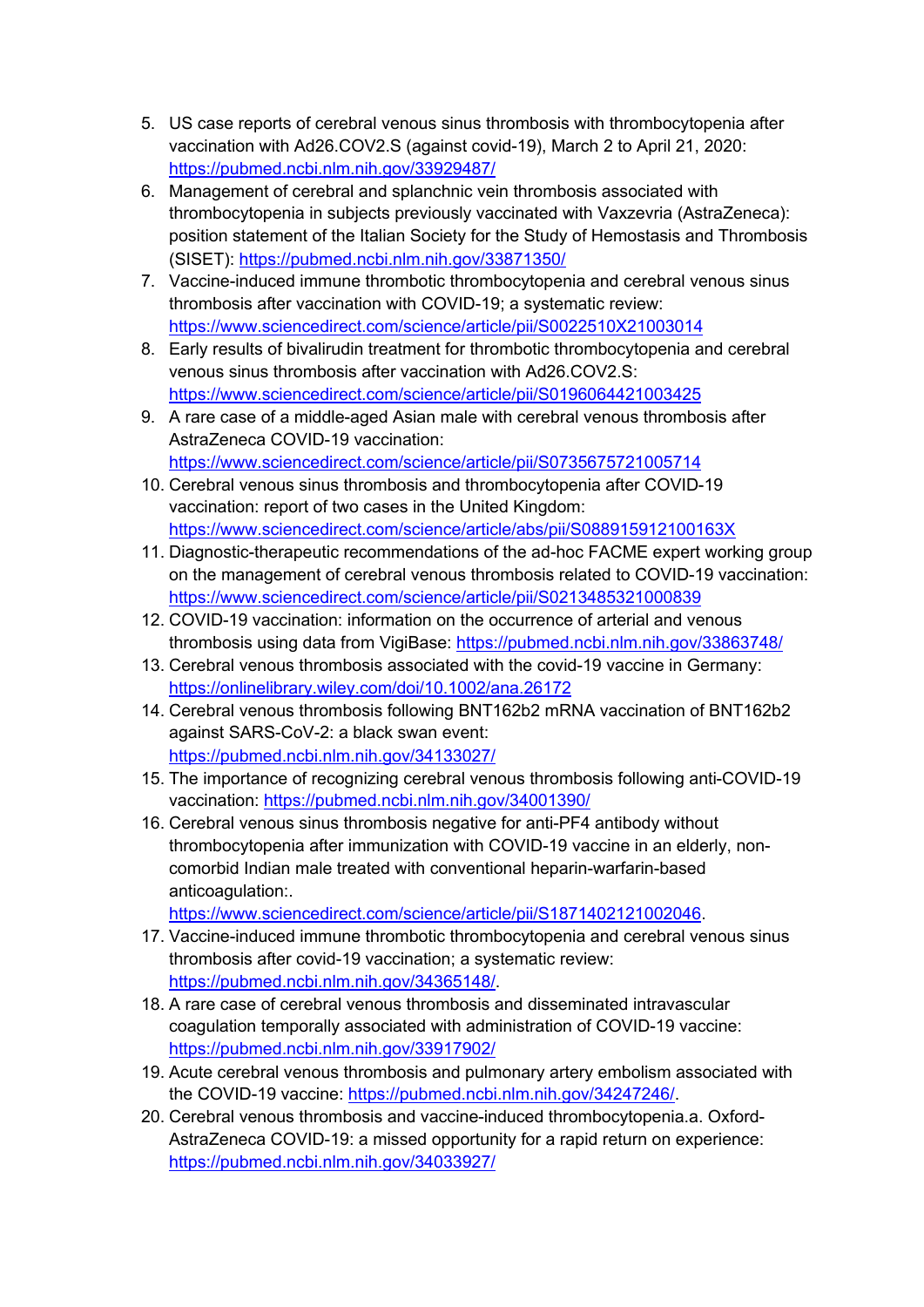5. US case reports of cerebral venous sinus thrombosis with thrombocytopenia after vaccination with Ad26.COV2.S (against covid-19), March 2 to April 21, 2020: https://pubmed.ncbi.nlm.nih.gov/33929487/
6. Management of cerebral and splanchnic vein thrombosis associated with thrombocytopenia in subjects previously vaccinated with Vaxzevria (AstraZeneca): position statement of the Italian Society for the Study of Hemostasis and Thrombosis (SISET): https://pubmed.ncbi.nlm.nih.gov/33871350/
7. Vaccine-induced immune thrombotic thrombocytopenia and cerebral venous sinus thrombosis after vaccination with COVID-19; a systematic review: https://www.sciencedirect.com/science/article/pii/S0022510X21003014
8. Early results of bivalirudin treatment for thrombotic thrombocytopenia and cerebral venous sinus thrombosis after vaccination with Ad26.COV2.S: https://www.sciencedirect.com/science/article/pii/S0196064421003425
9. A rare case of a middle-aged Asian male with cerebral venous thrombosis after AstraZeneca COVID-19 vaccination: https://www.sciencedirect.com/science/article/pii/S0735675721005714
10. Cerebral venous sinus thrombosis and thrombocytopenia after COVID-19 vaccination: report of two cases in the United Kingdom: https://www.sciencedirect.com/science/article/abs/pii/S088915912100163X
11. Diagnostic-therapeutic recommendations of the ad-hoc FACME expert working group on the management of cerebral venous thrombosis related to COVID-19 vaccination: https://www.sciencedirect.com/science/article/pii/S0213485321000839
12. COVID-19 vaccination: information on the occurrence of arterial and venous thrombosis using data from VigiBase: https://pubmed.ncbi.nlm.nih.gov/33863748/
13. Cerebral venous thrombosis associated with the covid-19 vaccine in Germany: https://onlinelibrary.wiley.com/doi/10.1002/ana.26172
14. Cerebral venous thrombosis following BNT162b2 mRNA vaccination of BNT162b2 against SARS-CoV-2: a black swan event: https://pubmed.ncbi.nlm.nih.gov/34133027/
15. The importance of recognizing cerebral venous thrombosis following anti-COVID-19 vaccination: https://pubmed.ncbi.nlm.nih.gov/34001390/
16. Cerebral venous sinus thrombosis negative for anti-PF4 antibody without thrombocytopenia after immunization with COVID-19 vaccine in an elderly, non-comorbid Indian male treated with conventional heparin-warfarin-based anticoagulation:. https://www.sciencedirect.com/science/article/pii/S1871402121002046.
17. Vaccine-induced immune thrombotic thrombocytopenia and cerebral venous sinus thrombosis after covid-19 vaccination; a systematic review: https://pubmed.ncbi.nlm.nih.gov/34365148/.
18. A rare case of cerebral venous thrombosis and disseminated intravascular coagulation temporally associated with administration of COVID-19 vaccine: https://pubmed.ncbi.nlm.nih.gov/33917902/
19. Acute cerebral venous thrombosis and pulmonary artery embolism associated with the COVID-19 vaccine: https://pubmed.ncbi.nlm.nih.gov/34247246/.
20. Cerebral venous thrombosis and vaccine-induced thrombocytopenia.a. Oxford-AstraZeneca COVID-19: a missed opportunity for a rapid return on experience: https://pubmed.ncbi.nlm.nih.gov/34033927/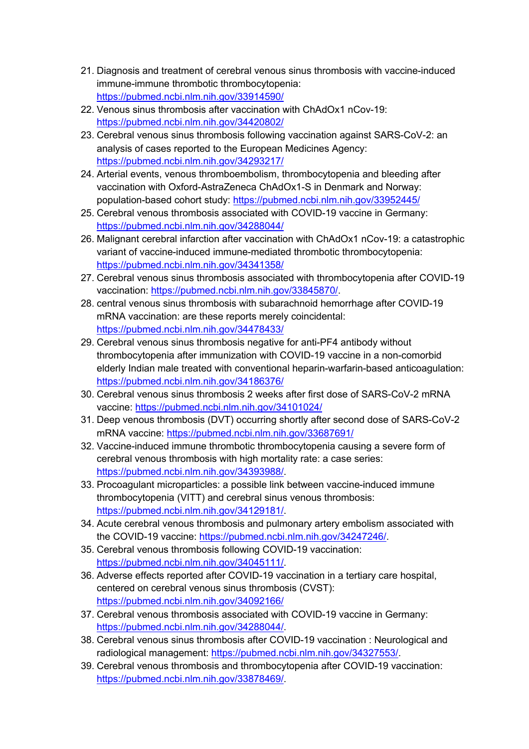21. Diagnosis and treatment of cerebral venous sinus thrombosis with vaccine-induced immune-immune thrombotic thrombocytopenia: https://pubmed.ncbi.nlm.nih.gov/33914590/
22. Venous sinus thrombosis after vaccination with ChAdOx1 nCov-19: https://pubmed.ncbi.nlm.nih.gov/34420802/
23. Cerebral venous sinus thrombosis following vaccination against SARS-CoV-2: an analysis of cases reported to the European Medicines Agency: https://pubmed.ncbi.nlm.nih.gov/34293217/
24. Arterial events, venous thromboembolism, thrombocytopenia and bleeding after vaccination with Oxford-AstraZeneca ChAdOx1-S in Denmark and Norway: population-based cohort study: https://pubmed.ncbi.nlm.nih.gov/33952445/
25. Cerebral venous thrombosis associated with COVID-19 vaccine in Germany: https://pubmed.ncbi.nlm.nih.gov/34288044/
26. Malignant cerebral infarction after vaccination with ChAdOx1 nCov-19: a catastrophic variant of vaccine-induced immune-mediated thrombotic thrombocytopenia: https://pubmed.ncbi.nlm.nih.gov/34341358/
27. Cerebral venous sinus thrombosis associated with thrombocytopenia after COVID-19 vaccination: https://pubmed.ncbi.nlm.nih.gov/33845870/.
28. central venous sinus thrombosis with subarachnoid hemorrhage after COVID-19 mRNA vaccination: are these reports merely coincidental: https://pubmed.ncbi.nlm.nih.gov/34478433/
29. Cerebral venous sinus thrombosis negative for anti-PF4 antibody without thrombocytopenia after immunization with COVID-19 vaccine in a non-comorbid elderly Indian male treated with conventional heparin-warfarin-based anticoagulation: https://pubmed.ncbi.nlm.nih.gov/34186376/
30. Cerebral venous sinus thrombosis 2 weeks after first dose of SARS-CoV-2 mRNA vaccine: https://pubmed.ncbi.nlm.nih.gov/34101024/
31. Deep venous thrombosis (DVT) occurring shortly after second dose of SARS-CoV-2 mRNA vaccine: https://pubmed.ncbi.nlm.nih.gov/33687691/
32. Vaccine-induced immune thrombotic thrombocytopenia causing a severe form of cerebral venous thrombosis with high mortality rate: a case series: https://pubmed.ncbi.nlm.nih.gov/34393988/.
33. Procoagulant microparticles: a possible link between vaccine-induced immune thrombocytopenia (VITT) and cerebral sinus venous thrombosis: https://pubmed.ncbi.nlm.nih.gov/34129181/.
34. Acute cerebral venous thrombosis and pulmonary artery embolism associated with the COVID-19 vaccine: https://pubmed.ncbi.nlm.nih.gov/34247246/.
35. Cerebral venous thrombosis following COVID-19 vaccination: https://pubmed.ncbi.nlm.nih.gov/34045111/.
36. Adverse effects reported after COVID-19 vaccination in a tertiary care hospital, centered on cerebral venous sinus thrombosis (CVST): https://pubmed.ncbi.nlm.nih.gov/34092166/
37. Cerebral venous thrombosis associated with COVID-19 vaccine in Germany: https://pubmed.ncbi.nlm.nih.gov/34288044/.
38. Cerebral venous sinus thrombosis after COVID-19 vaccination : Neurological and radiological management: https://pubmed.ncbi.nlm.nih.gov/34327553/.
39. Cerebral venous thrombosis and thrombocytopenia after COVID-19 vaccination: https://pubmed.ncbi.nlm.nih.gov/33878469/.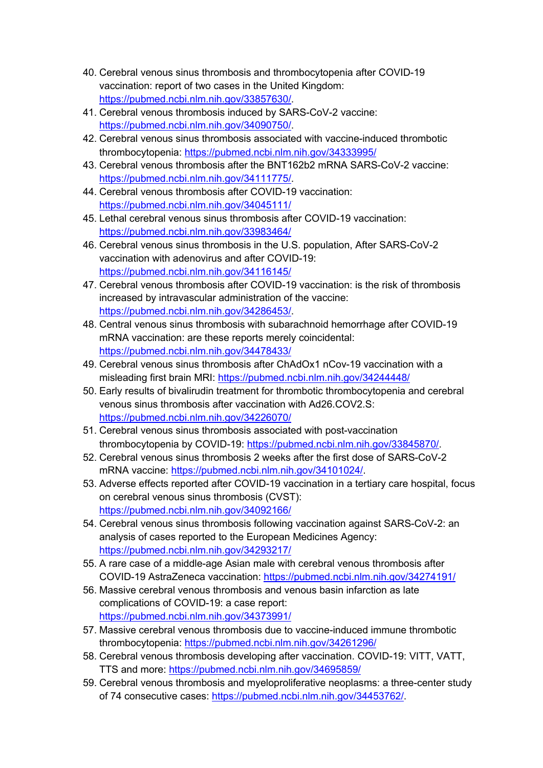40. Cerebral venous sinus thrombosis and thrombocytopenia after COVID-19 vaccination: report of two cases in the United Kingdom: https://pubmed.ncbi.nlm.nih.gov/33857630/.
41. Cerebral venous thrombosis induced by SARS-CoV-2 vaccine: https://pubmed.ncbi.nlm.nih.gov/34090750/.
42. Cerebral venous sinus thrombosis associated with vaccine-induced thrombotic thrombocytopenia: https://pubmed.ncbi.nlm.nih.gov/34333995/
43. Cerebral venous thrombosis after the BNT162b2 mRNA SARS-CoV-2 vaccine: https://pubmed.ncbi.nlm.nih.gov/34111775/.
44. Cerebral venous thrombosis after COVID-19 vaccination: https://pubmed.ncbi.nlm.nih.gov/34045111/
45. Lethal cerebral venous sinus thrombosis after COVID-19 vaccination: https://pubmed.ncbi.nlm.nih.gov/33983464/
46. Cerebral venous sinus thrombosis in the U.S. population, After SARS-CoV-2 vaccination with adenovirus and after COVID-19: https://pubmed.ncbi.nlm.nih.gov/34116145/
47. Cerebral venous thrombosis after COVID-19 vaccination: is the risk of thrombosis increased by intravascular administration of the vaccine: https://pubmed.ncbi.nlm.nih.gov/34286453/.
48. Central venous sinus thrombosis with subarachnoid hemorrhage after COVID-19 mRNA vaccination: are these reports merely coincidental: https://pubmed.ncbi.nlm.nih.gov/34478433/
49. Cerebral venous sinus thrombosis after ChAdOx1 nCov-19 vaccination with a misleading first brain MRI: https://pubmed.ncbi.nlm.nih.gov/34244448/
50. Early results of bivalirudin treatment for thrombotic thrombocytopenia and cerebral venous sinus thrombosis after vaccination with Ad26.COV2.S: https://pubmed.ncbi.nlm.nih.gov/34226070/
51. Cerebral venous sinus thrombosis associated with post-vaccination thrombocytopenia by COVID-19: https://pubmed.ncbi.nlm.nih.gov/33845870/.
52. Cerebral venous sinus thrombosis 2 weeks after the first dose of SARS-CoV-2 mRNA vaccine: https://pubmed.ncbi.nlm.nih.gov/34101024/.
53. Adverse effects reported after COVID-19 vaccination in a tertiary care hospital, focus on cerebral venous sinus thrombosis (CVST): https://pubmed.ncbi.nlm.nih.gov/34092166/
54. Cerebral venous sinus thrombosis following vaccination against SARS-CoV-2: an analysis of cases reported to the European Medicines Agency: https://pubmed.ncbi.nlm.nih.gov/34293217/
55. A rare case of a middle-age Asian male with cerebral venous thrombosis after COVID-19 AstraZeneca vaccination: https://pubmed.ncbi.nlm.nih.gov/34274191/
56. Massive cerebral venous thrombosis and venous basin infarction as late complications of COVID-19: a case report: https://pubmed.ncbi.nlm.nih.gov/34373991/
57. Massive cerebral venous thrombosis due to vaccine-induced immune thrombotic thrombocytopenia: https://pubmed.ncbi.nlm.nih.gov/34261296/
58. Cerebral venous thrombosis developing after vaccination. COVID-19: VITT, VATT, TTS and more: https://pubmed.ncbi.nlm.nih.gov/34695859/
59. Cerebral venous thrombosis and myeloproliferative neoplasms: a three-center study of 74 consecutive cases: https://pubmed.ncbi.nlm.nih.gov/34453762/.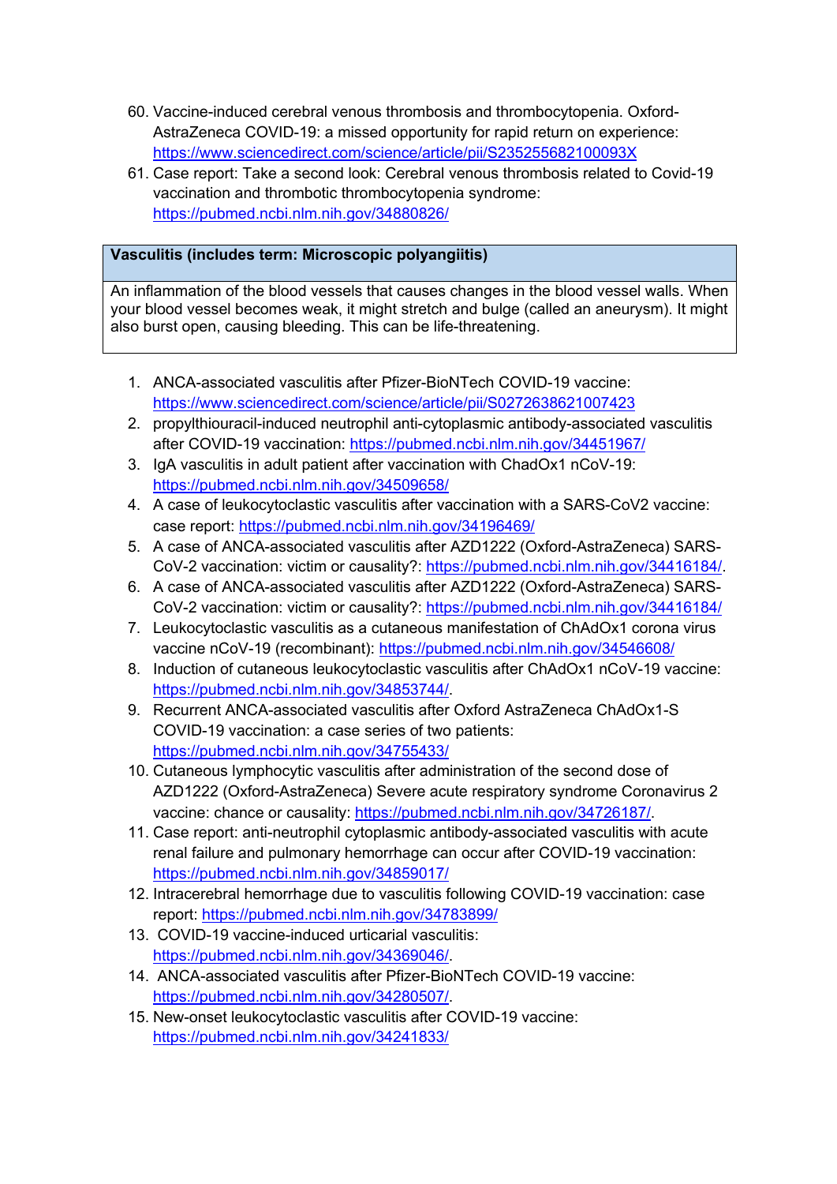60. Vaccine-induced cerebral venous thrombosis and thrombocytopenia. Oxford-AstraZeneca COVID-19: a missed opportunity for rapid return on experience: https://www.sciencedirect.com/science/article/pii/S235255682100093X
61. Case report: Take a second look: Cerebral venous thrombosis related to Covid-19 vaccination and thrombotic thrombocytopenia syndrome: https://pubmed.ncbi.nlm.nih.gov/34880826/

| **Vasculitis (includes term: Microscopic polyangiitis)** |
|---|
| An inflammation of the blood vessels that causes changes in the blood vessel walls. When your blood vessel becomes weak, it might stretch and bulge (called an aneurysm). It might also burst open, causing bleeding. This can be life-threatening. |

1. ANCA-associated vasculitis after Pfizer-BioNTech COVID-19 vaccine: https://www.sciencedirect.com/science/article/pii/S0272638621007423
2. propylthiouracil-induced neutrophil anti-cytoplasmic antibody-associated vasculitis after COVID-19 vaccination: https://pubmed.ncbi.nlm.nih.gov/34451967/
3. IgA vasculitis in adult patient after vaccination with ChadOx1 nCoV-19: https://pubmed.ncbi.nlm.nih.gov/34509658/
4. A case of leukocytoclastic vasculitis after vaccination with a SARS-CoV2 vaccine: case report: https://pubmed.ncbi.nlm.nih.gov/34196469/
5. A case of ANCA-associated vasculitis after AZD1222 (Oxford-AstraZeneca) SARS-CoV-2 vaccination: victim or causality?: https://pubmed.ncbi.nlm.nih.gov/34416184/.
6. A case of ANCA-associated vasculitis after AZD1222 (Oxford-AstraZeneca) SARS-CoV-2 vaccination: victim or causality?: https://pubmed.ncbi.nlm.nih.gov/34416184/
7. Leukocytoclastic vasculitis as a cutaneous manifestation of ChAdOx1 corona virus vaccine nCoV-19 (recombinant): https://pubmed.ncbi.nlm.nih.gov/34546608/
8. Induction of cutaneous leukocytoclastic vasculitis after ChAdOx1 nCoV-19 vaccine: https://pubmed.ncbi.nlm.nih.gov/34853744/.
9. Recurrent ANCA-associated vasculitis after Oxford AstraZeneca ChAdOx1-S COVID-19 vaccination: a case series of two patients: https://pubmed.ncbi.nlm.nih.gov/34755433/
10. Cutaneous lymphocytic vasculitis after administration of the second dose of AZD1222 (Oxford-AstraZeneca) Severe acute respiratory syndrome Coronavirus 2 vaccine: chance or causality: https://pubmed.ncbi.nlm.nih.gov/34726187/.
11. Case report: anti-neutrophil cytoplasmic antibody-associated vasculitis with acute renal failure and pulmonary hemorrhage can occur after COVID-19 vaccination: https://pubmed.ncbi.nlm.nih.gov/34859017/
12. Intracerebral hemorrhage due to vasculitis following COVID-19 vaccination: case report: https://pubmed.ncbi.nlm.nih.gov/34783899/
13. COVID-19 vaccine-induced urticarial vasculitis: https://pubmed.ncbi.nlm.nih.gov/34369046/.
14. ANCA-associated vasculitis after Pfizer-BioNTech COVID-19 vaccine: https://pubmed.ncbi.nlm.nih.gov/34280507/.
15. New-onset leukocytoclastic vasculitis after COVID-19 vaccine: https://pubmed.ncbi.nlm.nih.gov/34241833/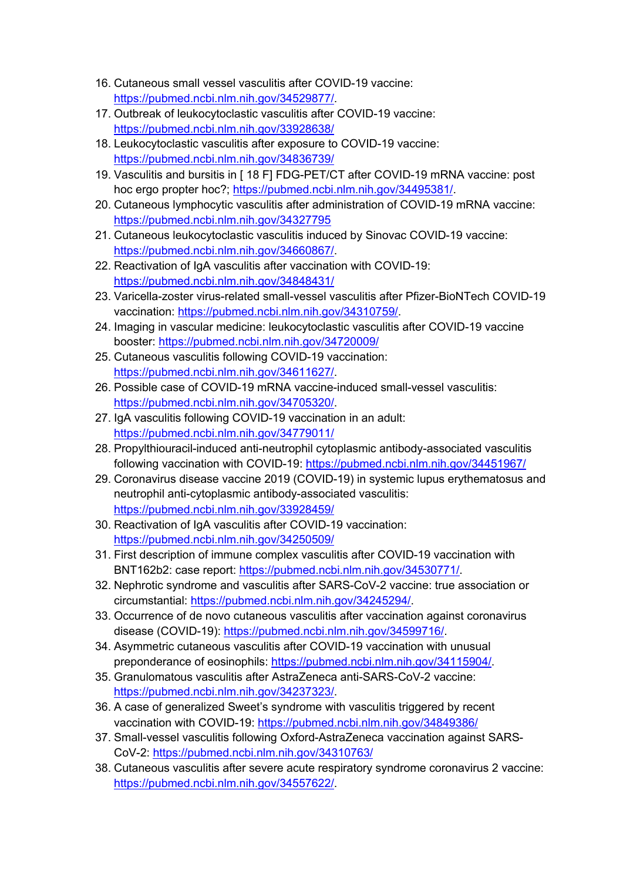16. Cutaneous small vessel vasculitis after COVID-19 vaccine: https://pubmed.ncbi.nlm.nih.gov/34529877/.
17. Outbreak of leukocytoclastic vasculitis after COVID-19 vaccine: https://pubmed.ncbi.nlm.nih.gov/33928638/
18. Leukocytoclastic vasculitis after exposure to COVID-19 vaccine: https://pubmed.ncbi.nlm.nih.gov/34836739/
19. Vasculitis and bursitis in [ 18 F] FDG-PET/CT after COVID-19 mRNA vaccine: post hoc ergo propter hoc?; https://pubmed.ncbi.nlm.nih.gov/34495381/.
20. Cutaneous lymphocytic vasculitis after administration of COVID-19 mRNA vaccine: https://pubmed.ncbi.nlm.nih.gov/34327795
21. Cutaneous leukocytoclastic vasculitis induced by Sinovac COVID-19 vaccine: https://pubmed.ncbi.nlm.nih.gov/34660867/.
22. Reactivation of IgA vasculitis after vaccination with COVID-19: https://pubmed.ncbi.nlm.nih.gov/34848431/
23. Varicella-zoster virus-related small-vessel vasculitis after Pfizer-BioNTech COVID-19 vaccination: https://pubmed.ncbi.nlm.nih.gov/34310759/.
24. Imaging in vascular medicine: leukocytoclastic vasculitis after COVID-19 vaccine booster: https://pubmed.ncbi.nlm.nih.gov/34720009/
25. Cutaneous vasculitis following COVID-19 vaccination: https://pubmed.ncbi.nlm.nih.gov/34611627/.
26. Possible case of COVID-19 mRNA vaccine-induced small-vessel vasculitis: https://pubmed.ncbi.nlm.nih.gov/34705320/.
27. IgA vasculitis following COVID-19 vaccination in an adult: https://pubmed.ncbi.nlm.nih.gov/34779011/
28. Propylthiouracil-induced anti-neutrophil cytoplasmic antibody-associated vasculitis following vaccination with COVID-19: https://pubmed.ncbi.nlm.nih.gov/34451967/
29. Coronavirus disease vaccine 2019 (COVID-19) in systemic lupus erythematosus and neutrophil anti-cytoplasmic antibody-associated vasculitis: https://pubmed.ncbi.nlm.nih.gov/33928459/
30. Reactivation of IgA vasculitis after COVID-19 vaccination: https://pubmed.ncbi.nlm.nih.gov/34250509/
31. First description of immune complex vasculitis after COVID-19 vaccination with BNT162b2: case report: https://pubmed.ncbi.nlm.nih.gov/34530771/.
32. Nephrotic syndrome and vasculitis after SARS-CoV-2 vaccine: true association or circumstantial: https://pubmed.ncbi.nlm.nih.gov/34245294/.
33. Occurrence of de novo cutaneous vasculitis after vaccination against coronavirus disease (COVID-19): https://pubmed.ncbi.nlm.nih.gov/34599716/.
34. Asymmetric cutaneous vasculitis after COVID-19 vaccination with unusual preponderance of eosinophils: https://pubmed.ncbi.nlm.nih.gov/34115904/.
35. Granulomatous vasculitis after AstraZeneca anti-SARS-CoV-2 vaccine: https://pubmed.ncbi.nlm.nih.gov/34237323/.
36. A case of generalized Sweet's syndrome with vasculitis triggered by recent vaccination with COVID-19: https://pubmed.ncbi.nlm.nih.gov/34849386/
37. Small-vessel vasculitis following Oxford-AstraZeneca vaccination against SARS-CoV-2: https://pubmed.ncbi.nlm.nih.gov/34310763/
38. Cutaneous vasculitis after severe acute respiratory syndrome coronavirus 2 vaccine: https://pubmed.ncbi.nlm.nih.gov/34557622/.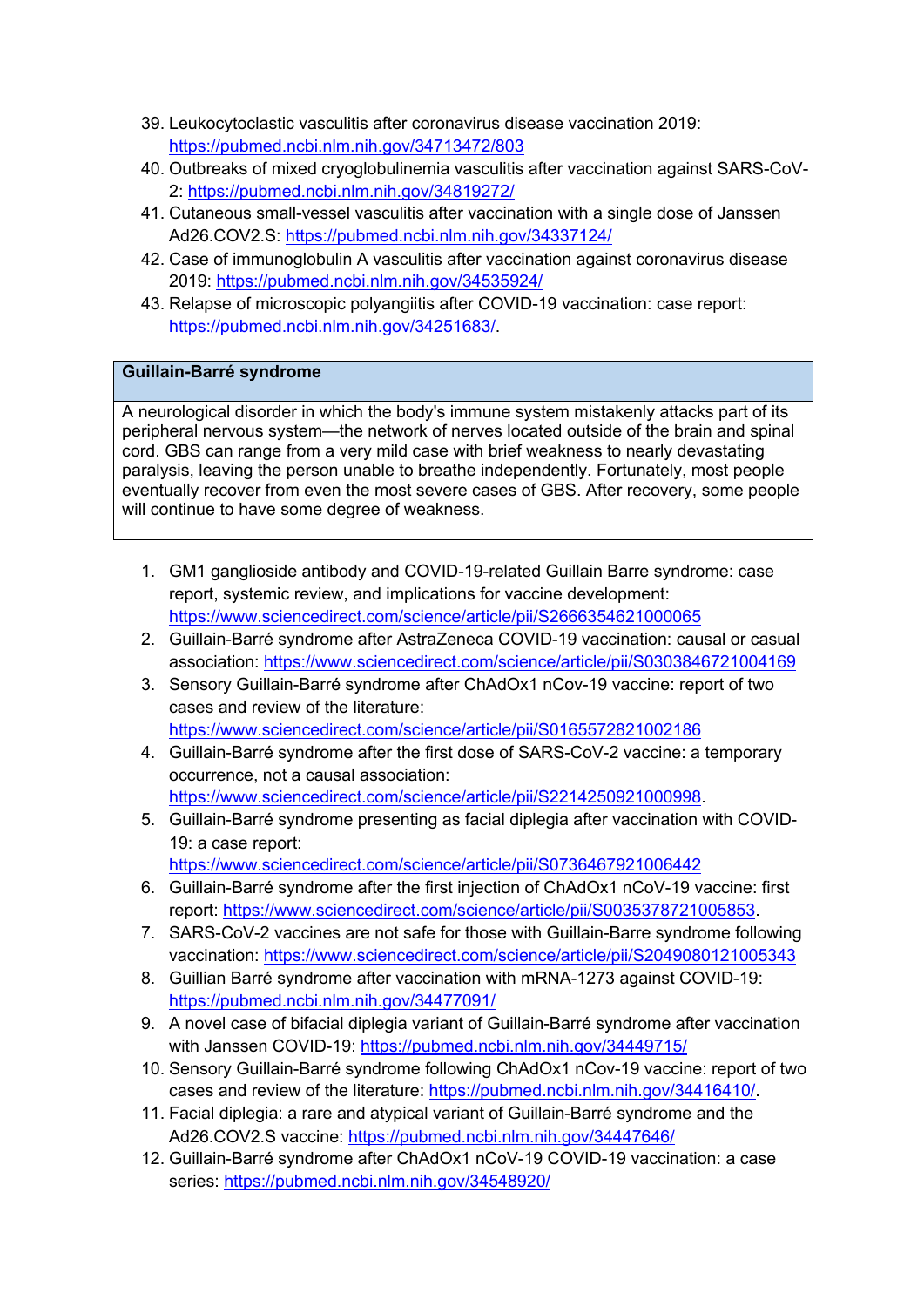39. Leukocytoclastic vasculitis after coronavirus disease vaccination 2019: https://pubmed.ncbi.nlm.nih.gov/34713472/803
40. Outbreaks of mixed cryoglobulinemia vasculitis after vaccination against SARS-CoV-2: https://pubmed.ncbi.nlm.nih.gov/34819272/
41. Cutaneous small-vessel vasculitis after vaccination with a single dose of Janssen Ad26.COV2.S: https://pubmed.ncbi.nlm.nih.gov/34337124/
42. Case of immunoglobulin A vasculitis after vaccination against coronavirus disease 2019: https://pubmed.ncbi.nlm.nih.gov/34535924/
43. Relapse of microscopic polyangiitis after COVID-19 vaccination: case report: https://pubmed.ncbi.nlm.nih.gov/34251683/.

| **Guillain-Barré syndrome** |
| --- |
| A neurological disorder in which the body's immune system mistakenly attacks part of its peripheral nervous system—the network of nerves located outside of the brain and spinal cord. GBS can range from a very mild case with brief weakness to nearly devastating paralysis, leaving the person unable to breathe independently. Fortunately, most people eventually recover from even the most severe cases of GBS. After recovery, some people will continue to have some degree of weakness. |

1. GM1 ganglioside antibody and COVID-19-related Guillain Barre syndrome: case report, systemic review, and implications for vaccine development: https://www.sciencedirect.com/science/article/pii/S2666354621000065
2. Guillain-Barré syndrome after AstraZeneca COVID-19 vaccination: causal or casual association: https://www.sciencedirect.com/science/article/pii/S0303846721004169
3. Sensory Guillain-Barré syndrome after ChAdOx1 nCov-19 vaccine: report of two cases and review of the literature: https://www.sciencedirect.com/science/article/pii/S0165572821002186
4. Guillain-Barré syndrome after the first dose of SARS-CoV-2 vaccine: a temporary occurrence, not a causal association: https://www.sciencedirect.com/science/article/pii/S2214250921000998.
5. Guillain-Barré syndrome presenting as facial diplegia after vaccination with COVID-19: a case report: https://www.sciencedirect.com/science/article/pii/S0736467921006442
6. Guillain-Barré syndrome after the first injection of ChAdOx1 nCoV-19 vaccine: first report: https://www.sciencedirect.com/science/article/pii/S0035378721005853.
7. SARS-CoV-2 vaccines are not safe for those with Guillain-Barre syndrome following vaccination: https://www.sciencedirect.com/science/article/pii/S2049080121005343
8. Guillian Barré syndrome after vaccination with mRNA-1273 against COVID-19: https://pubmed.ncbi.nlm.nih.gov/34477091/
9. A novel case of bifacial diplegia variant of Guillain-Barré syndrome after vaccination with Janssen COVID-19: https://pubmed.ncbi.nlm.nih.gov/34449715/
10. Sensory Guillain-Barré syndrome following ChAdOx1 nCov-19 vaccine: report of two cases and review of the literature: https://pubmed.ncbi.nlm.nih.gov/34416410/.
11. Facial diplegia: a rare and atypical variant of Guillain-Barré syndrome and the Ad26.COV2.S vaccine: https://pubmed.ncbi.nlm.nih.gov/34447646/
12. Guillain-Barré syndrome after ChAdOx1 nCoV-19 COVID-19 vaccination: a case series: https://pubmed.ncbi.nlm.nih.gov/34548920/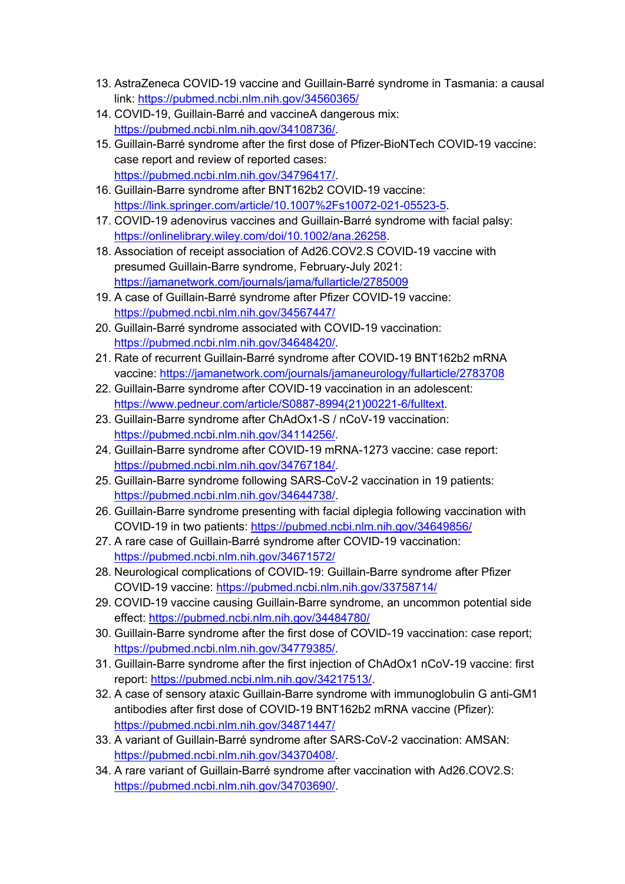13. AstraZeneca COVID-19 vaccine and Guillain-Barré syndrome in Tasmania: a causal link: https://pubmed.ncbi.nlm.nih.gov/34560365/
14. COVID-19, Guillain-Barré and vaccineA dangerous mix: https://pubmed.ncbi.nlm.nih.gov/34108736/.
15. Guillain-Barré syndrome after the first dose of Pfizer-BioNTech COVID-19 vaccine: case report and review of reported cases: https://pubmed.ncbi.nlm.nih.gov/34796417/.
16. Guillain-Barre syndrome after BNT162b2 COVID-19 vaccine: https://link.springer.com/article/10.1007%2Fs10072-021-05523-5.
17. COVID-19 adenovirus vaccines and Guillain-Barré syndrome with facial palsy: https://onlinelibrary.wiley.com/doi/10.1002/ana.26258.
18. Association of receipt association of Ad26.COV2.S COVID-19 vaccine with presumed Guillain-Barre syndrome, February-July 2021: https://jamanetwork.com/journals/jama/fullarticle/2785009
19. A case of Guillain-Barré syndrome after Pfizer COVID-19 vaccine: https://pubmed.ncbi.nlm.nih.gov/34567447/
20. Guillain-Barré syndrome associated with COVID-19 vaccination: https://pubmed.ncbi.nlm.nih.gov/34648420/.
21. Rate of recurrent Guillain-Barré syndrome after COVID-19 BNT162b2 mRNA vaccine: https://jamanetwork.com/journals/jamaneurology/fullarticle/2783708
22. Guillain-Barre syndrome after COVID-19 vaccination in an adolescent: https://www.pedneur.com/article/S0887-8994(21)00221-6/fulltext.
23. Guillain-Barre syndrome after ChAdOx1-S / nCoV-19 vaccination: https://pubmed.ncbi.nlm.nih.gov/34114256/.
24. Guillain-Barre syndrome after COVID-19 mRNA-1273 vaccine: case report: https://pubmed.ncbi.nlm.nih.gov/34767184/.
25. Guillain-Barre syndrome following SARS-CoV-2 vaccination in 19 patients: https://pubmed.ncbi.nlm.nih.gov/34644738/.
26. Guillain-Barre syndrome presenting with facial diplegia following vaccination with COVID-19 in two patients: https://pubmed.ncbi.nlm.nih.gov/34649856/
27. A rare case of Guillain-Barré syndrome after COVID-19 vaccination: https://pubmed.ncbi.nlm.nih.gov/34671572/
28. Neurological complications of COVID-19: Guillain-Barre syndrome after Pfizer COVID-19 vaccine: https://pubmed.ncbi.nlm.nih.gov/33758714/
29. COVID-19 vaccine causing Guillain-Barre syndrome, an uncommon potential side effect: https://pubmed.ncbi.nlm.nih.gov/34484780/
30. Guillain-Barre syndrome after the first dose of COVID-19 vaccination: case report; https://pubmed.ncbi.nlm.nih.gov/34779385/.
31. Guillain-Barre syndrome after the first injection of ChAdOx1 nCoV-19 vaccine: first report: https://pubmed.ncbi.nlm.nih.gov/34217513/.
32. A case of sensory ataxic Guillain-Barre syndrome with immunoglobulin G anti-GM1 antibodies after first dose of COVID-19 BNT162b2 mRNA vaccine (Pfizer): https://pubmed.ncbi.nlm.nih.gov/34871447/
33. A variant of Guillain-Barré syndrome after SARS-CoV-2 vaccination: AMSAN: https://pubmed.ncbi.nlm.nih.gov/34370408/.
34. A rare variant of Guillain-Barré syndrome after vaccination with Ad26.COV2.S: https://pubmed.ncbi.nlm.nih.gov/34703690/.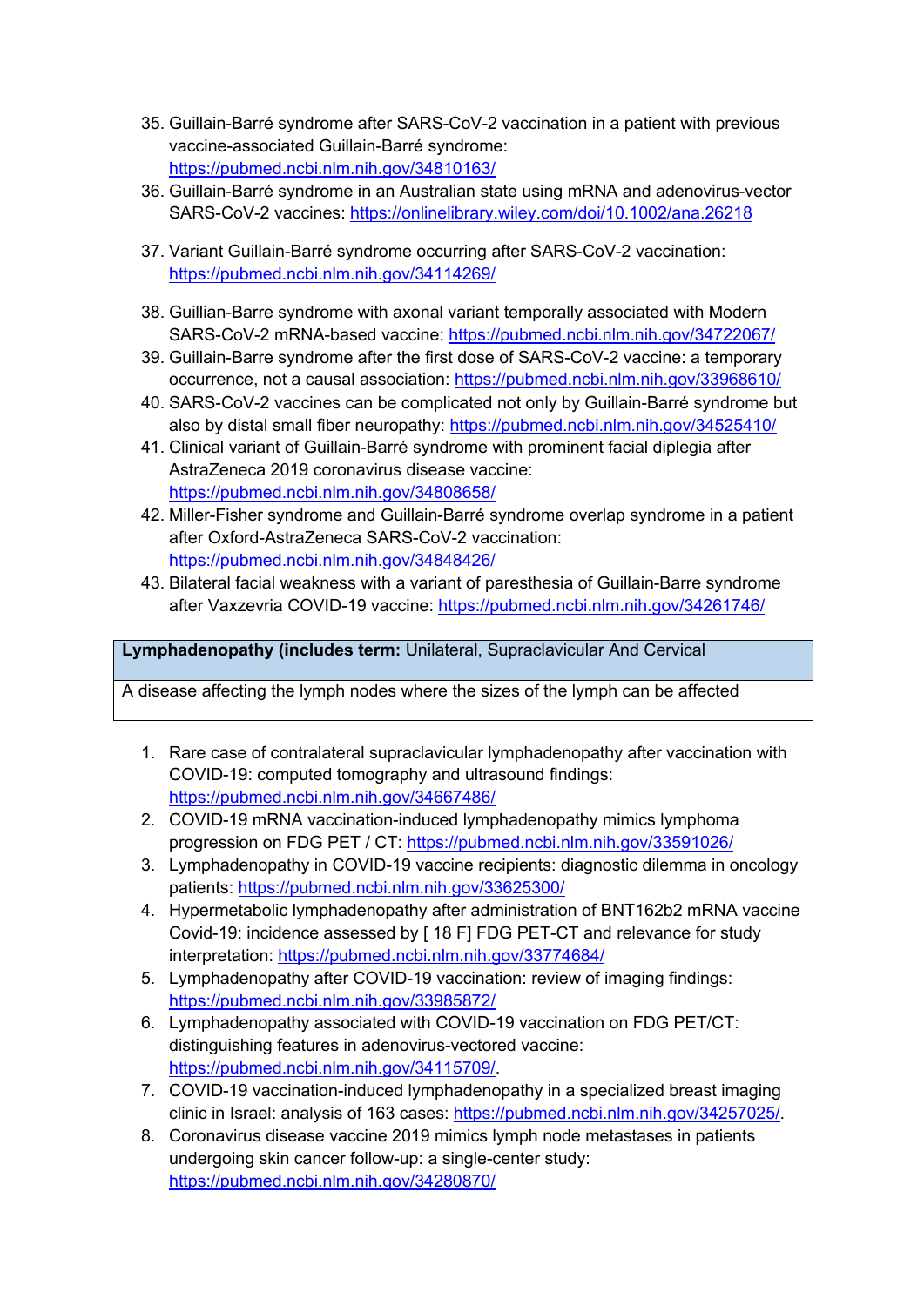35. Guillain-Barré syndrome after SARS-CoV-2 vaccination in a patient with previous vaccine-associated Guillain-Barré syndrome: https://pubmed.ncbi.nlm.nih.gov/34810163/
36. Guillain-Barré syndrome in an Australian state using mRNA and adenovirus-vector SARS-CoV-2 vaccines: https://onlinelibrary.wiley.com/doi/10.1002/ana.26218
37. Variant Guillain-Barré syndrome occurring after SARS-CoV-2 vaccination: https://pubmed.ncbi.nlm.nih.gov/34114269/
38. Guillian-Barre syndrome with axonal variant temporally associated with Modern SARS-CoV-2 mRNA-based vaccine: https://pubmed.ncbi.nlm.nih.gov/34722067/
39. Guillain-Barre syndrome after the first dose of SARS-CoV-2 vaccine: a temporary occurrence, not a causal association: https://pubmed.ncbi.nlm.nih.gov/33968610/
40. SARS-CoV-2 vaccines can be complicated not only by Guillain-Barré syndrome but also by distal small fiber neuropathy: https://pubmed.ncbi.nlm.nih.gov/34525410/
41. Clinical variant of Guillain-Barré syndrome with prominent facial diplegia after AstraZeneca 2019 coronavirus disease vaccine: https://pubmed.ncbi.nlm.nih.gov/34808658/
42. Miller-Fisher syndrome and Guillain-Barré syndrome overlap syndrome in a patient after Oxford-AstraZeneca SARS-CoV-2 vaccination: https://pubmed.ncbi.nlm.nih.gov/34848426/
43. Bilateral facial weakness with a variant of paresthesia of Guillain-Barre syndrome after Vaxzevria COVID-19 vaccine: https://pubmed.ncbi.nlm.nih.gov/34261746/

| **Lymphadenopathy (includes term:** Unilateral, Supraclavicular And Cervical |
| --- |
| A disease affecting the lymph nodes where the sizes of the lymph can be affected |

1. Rare case of contralateral supraclavicular lymphadenopathy after vaccination with COVID-19: computed tomography and ultrasound findings: https://pubmed.ncbi.nlm.nih.gov/34667486/
2. COVID-19 mRNA vaccination-induced lymphadenopathy mimics lymphoma progression on FDG PET / CT: https://pubmed.ncbi.nlm.nih.gov/33591026/
3. Lymphadenopathy in COVID-19 vaccine recipients: diagnostic dilemma in oncology patients: https://pubmed.ncbi.nlm.nih.gov/33625300/
4. Hypermetabolic lymphadenopathy after administration of BNT162b2 mRNA vaccine Covid-19: incidence assessed by [ 18 F] FDG PET-CT and relevance for study interpretation: https://pubmed.ncbi.nlm.nih.gov/33774684/
5. Lymphadenopathy after COVID-19 vaccination: review of imaging findings: https://pubmed.ncbi.nlm.nih.gov/33985872/
6. Lymphadenopathy associated with COVID-19 vaccination on FDG PET/CT: distinguishing features in adenovirus-vectored vaccine: https://pubmed.ncbi.nlm.nih.gov/34115709/.
7. COVID-19 vaccination-induced lymphadenopathy in a specialized breast imaging clinic in Israel: analysis of 163 cases: https://pubmed.ncbi.nlm.nih.gov/34257025/.
8. Coronavirus disease vaccine 2019 mimics lymph node metastases in patients undergoing skin cancer follow-up: a single-center study: https://pubmed.ncbi.nlm.nih.gov/34280870/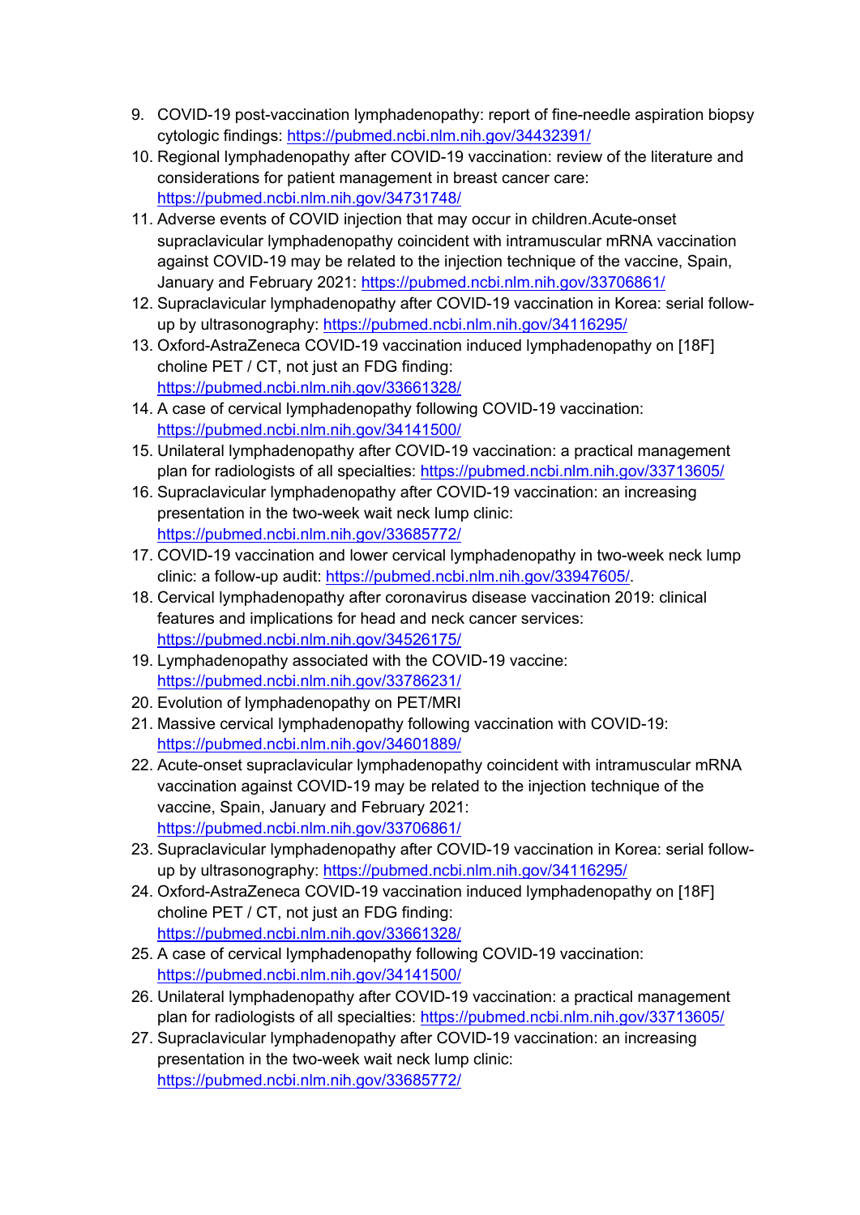9. COVID-19 post-vaccination lymphadenopathy: report of fine-needle aspiration biopsy cytologic findings: https://pubmed.ncbi.nlm.nih.gov/34432391/
10. Regional lymphadenopathy after COVID-19 vaccination: review of the literature and considerations for patient management in breast cancer care: https://pubmed.ncbi.nlm.nih.gov/34731748/
11. Adverse events of COVID injection that may occur in children.Acute-onset supraclavicular lymphadenopathy coincident with intramuscular mRNA vaccination against COVID-19 may be related to the injection technique of the vaccine, Spain, January and February 2021: https://pubmed.ncbi.nlm.nih.gov/33706861/
12. Supraclavicular lymphadenopathy after COVID-19 vaccination in Korea: serial follow-up by ultrasonography: https://pubmed.ncbi.nlm.nih.gov/34116295/
13. Oxford-AstraZeneca COVID-19 vaccination induced lymphadenopathy on [18F] choline PET / CT, not just an FDG finding: https://pubmed.ncbi.nlm.nih.gov/33661328/
14. A case of cervical lymphadenopathy following COVID-19 vaccination: https://pubmed.ncbi.nlm.nih.gov/34141500/
15. Unilateral lymphadenopathy after COVID-19 vaccination: a practical management plan for radiologists of all specialties: https://pubmed.ncbi.nlm.nih.gov/33713605/
16. Supraclavicular lymphadenopathy after COVID-19 vaccination: an increasing presentation in the two-week wait neck lump clinic: https://pubmed.ncbi.nlm.nih.gov/33685772/
17. COVID-19 vaccination and lower cervical lymphadenopathy in two-week neck lump clinic: a follow-up audit: https://pubmed.ncbi.nlm.nih.gov/33947605/.
18. Cervical lymphadenopathy after coronavirus disease vaccination 2019: clinical features and implications for head and neck cancer services: https://pubmed.ncbi.nlm.nih.gov/34526175/
19. Lymphadenopathy associated with the COVID-19 vaccine: https://pubmed.ncbi.nlm.nih.gov/33786231/
20. Evolution of lymphadenopathy on PET/MRI
21. Massive cervical lymphadenopathy following vaccination with COVID-19: https://pubmed.ncbi.nlm.nih.gov/34601889/
22. Acute-onset supraclavicular lymphadenopathy coincident with intramuscular mRNA vaccination against COVID-19 may be related to the injection technique of the vaccine, Spain, January and February 2021: https://pubmed.ncbi.nlm.nih.gov/33706861/
23. Supraclavicular lymphadenopathy after COVID-19 vaccination in Korea: serial follow-up by ultrasonography: https://pubmed.ncbi.nlm.nih.gov/34116295/
24. Oxford-AstraZeneca COVID-19 vaccination induced lymphadenopathy on [18F] choline PET / CT, not just an FDG finding: https://pubmed.ncbi.nlm.nih.gov/33661328/
25. A case of cervical lymphadenopathy following COVID-19 vaccination: https://pubmed.ncbi.nlm.nih.gov/34141500/
26. Unilateral lymphadenopathy after COVID-19 vaccination: a practical management plan for radiologists of all specialties: https://pubmed.ncbi.nlm.nih.gov/33713605/
27. Supraclavicular lymphadenopathy after COVID-19 vaccination: an increasing presentation in the two-week wait neck lump clinic: https://pubmed.ncbi.nlm.nih.gov/33685772/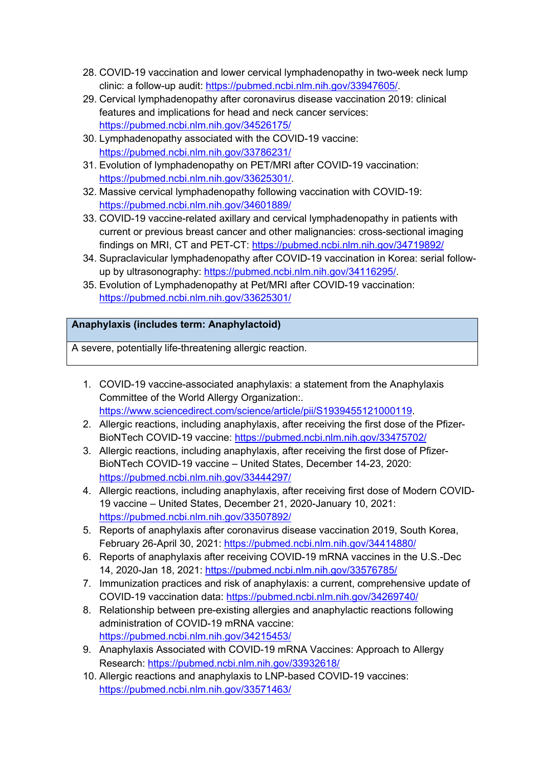28. COVID-19 vaccination and lower cervical lymphadenopathy in two-week neck lump clinic: a follow-up audit: https://pubmed.ncbi.nlm.nih.gov/33947605/.
29. Cervical lymphadenopathy after coronavirus disease vaccination 2019: clinical features and implications for head and neck cancer services: https://pubmed.ncbi.nlm.nih.gov/34526175/
30. Lymphadenopathy associated with the COVID-19 vaccine: https://pubmed.ncbi.nlm.nih.gov/33786231/
31. Evolution of lymphadenopathy on PET/MRI after COVID-19 vaccination: https://pubmed.ncbi.nlm.nih.gov/33625301/.
32. Massive cervical lymphadenopathy following vaccination with COVID-19: https://pubmed.ncbi.nlm.nih.gov/34601889/
33. COVID-19 vaccine-related axillary and cervical lymphadenopathy in patients with current or previous breast cancer and other malignancies: cross-sectional imaging findings on MRI, CT and PET-CT: https://pubmed.ncbi.nlm.nih.gov/34719892/
34. Supraclavicular lymphadenopathy after COVID-19 vaccination in Korea: serial follow-up by ultrasonography: https://pubmed.ncbi.nlm.nih.gov/34116295/.
35. Evolution of Lymphadenopathy at Pet/MRI after COVID-19 vaccination: https://pubmed.ncbi.nlm.nih.gov/33625301/

| **Anaphylaxis (includes term: Anaphylactoid)** |
| --- |
| A severe, potentially life-threatening allergic reaction. |

1. COVID-19 vaccine-associated anaphylaxis: a statement from the Anaphylaxis Committee of the World Allergy Organization:. https://www.sciencedirect.com/science/article/pii/S1939455121000119.
2. Allergic reactions, including anaphylaxis, after receiving the first dose of the Pfizer-BioNTech COVID-19 vaccine: https://pubmed.ncbi.nlm.nih.gov/33475702/
3. Allergic reactions, including anaphylaxis, after receiving the first dose of Pfizer-BioNTech COVID-19 vaccine – United States, December 14-23, 2020: https://pubmed.ncbi.nlm.nih.gov/33444297/
4. Allergic reactions, including anaphylaxis, after receiving first dose of Modern COVID-19 vaccine – United States, December 21, 2020-January 10, 2021: https://pubmed.ncbi.nlm.nih.gov/33507892/
5. Reports of anaphylaxis after coronavirus disease vaccination 2019, South Korea, February 26-April 30, 2021: https://pubmed.ncbi.nlm.nih.gov/34414880/
6. Reports of anaphylaxis after receiving COVID-19 mRNA vaccines in the U.S.-Dec 14, 2020-Jan 18, 2021: https://pubmed.ncbi.nlm.nih.gov/33576785/
7. Immunization practices and risk of anaphylaxis: a current, comprehensive update of COVID-19 vaccination data: https://pubmed.ncbi.nlm.nih.gov/34269740/
8. Relationship between pre-existing allergies and anaphylactic reactions following administration of COVID-19 mRNA vaccine: https://pubmed.ncbi.nlm.nih.gov/34215453/
9. Anaphylaxis Associated with COVID-19 mRNA Vaccines: Approach to Allergy Research: https://pubmed.ncbi.nlm.nih.gov/33932618/
10. Allergic reactions and anaphylaxis to LNP-based COVID-19 vaccines: https://pubmed.ncbi.nlm.nih.gov/33571463/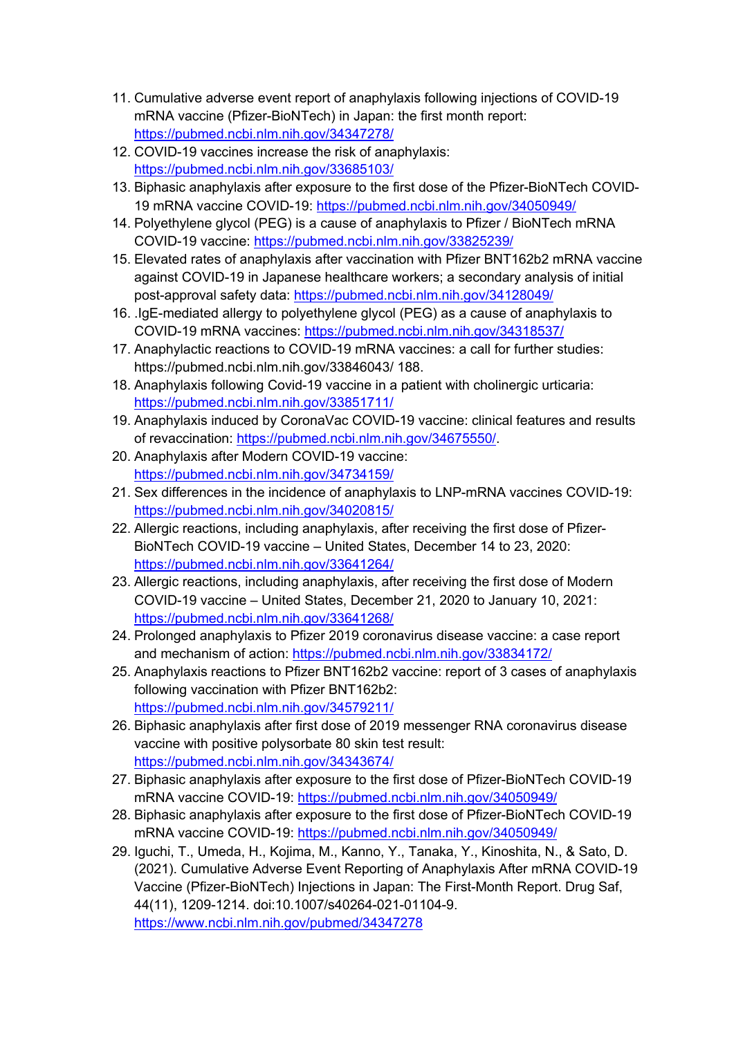11. Cumulative adverse event report of anaphylaxis following injections of COVID-19 mRNA vaccine (Pfizer-BioNTech) in Japan: the first month report: https://pubmed.ncbi.nlm.nih.gov/34347278/
12. COVID-19 vaccines increase the risk of anaphylaxis: https://pubmed.ncbi.nlm.nih.gov/33685103/
13. Biphasic anaphylaxis after exposure to the first dose of the Pfizer-BioNTech COVID-19 mRNA vaccine COVID-19: https://pubmed.ncbi.nlm.nih.gov/34050949/
14. Polyethylene glycol (PEG) is a cause of anaphylaxis to Pfizer / BioNTech mRNA COVID-19 vaccine: https://pubmed.ncbi.nlm.nih.gov/33825239/
15. Elevated rates of anaphylaxis after vaccination with Pfizer BNT162b2 mRNA vaccine against COVID-19 in Japanese healthcare workers; a secondary analysis of initial post-approval safety data: https://pubmed.ncbi.nlm.nih.gov/34128049/
16. .IgE-mediated allergy to polyethylene glycol (PEG) as a cause of anaphylaxis to COVID-19 mRNA vaccines: https://pubmed.ncbi.nlm.nih.gov/34318537/
17. Anaphylactic reactions to COVID-19 mRNA vaccines: a call for further studies: https://pubmed.ncbi.nlm.nih.gov/33846043/ 188.
18. Anaphylaxis following Covid-19 vaccine in a patient with cholinergic urticaria: https://pubmed.ncbi.nlm.nih.gov/33851711/
19. Anaphylaxis induced by CoronaVac COVID-19 vaccine: clinical features and results of revaccination: https://pubmed.ncbi.nlm.nih.gov/34675550/.
20. Anaphylaxis after Modern COVID-19 vaccine: https://pubmed.ncbi.nlm.nih.gov/34734159/
21. Sex differences in the incidence of anaphylaxis to LNP-mRNA vaccines COVID-19: https://pubmed.ncbi.nlm.nih.gov/34020815/
22. Allergic reactions, including anaphylaxis, after receiving the first dose of Pfizer-BioNTech COVID-19 vaccine – United States, December 14 to 23, 2020: https://pubmed.ncbi.nlm.nih.gov/33641264/
23. Allergic reactions, including anaphylaxis, after receiving the first dose of Modern COVID-19 vaccine – United States, December 21, 2020 to January 10, 2021: https://pubmed.ncbi.nlm.nih.gov/33641268/
24. Prolonged anaphylaxis to Pfizer 2019 coronavirus disease vaccine: a case report and mechanism of action: https://pubmed.ncbi.nlm.nih.gov/33834172/
25. Anaphylaxis reactions to Pfizer BNT162b2 vaccine: report of 3 cases of anaphylaxis following vaccination with Pfizer BNT162b2: https://pubmed.ncbi.nlm.nih.gov/34579211/
26. Biphasic anaphylaxis after first dose of 2019 messenger RNA coronavirus disease vaccine with positive polysorbate 80 skin test result: https://pubmed.ncbi.nlm.nih.gov/34343674/
27. Biphasic anaphylaxis after exposure to the first dose of Pfizer-BioNTech COVID-19 mRNA vaccine COVID-19: https://pubmed.ncbi.nlm.nih.gov/34050949/
28. Biphasic anaphylaxis after exposure to the first dose of Pfizer-BioNTech COVID-19 mRNA vaccine COVID-19: https://pubmed.ncbi.nlm.nih.gov/34050949/
29. Iguchi, T., Umeda, H., Kojima, M., Kanno, Y., Tanaka, Y., Kinoshita, N., & Sato, D. (2021). Cumulative Adverse Event Reporting of Anaphylaxis After mRNA COVID-19 Vaccine (Pfizer-BioNTech) Injections in Japan: The First-Month Report. Drug Saf, 44(11), 1209-1214. doi:10.1007/s40264-021-01104-9. https://www.ncbi.nlm.nih.gov/pubmed/34347278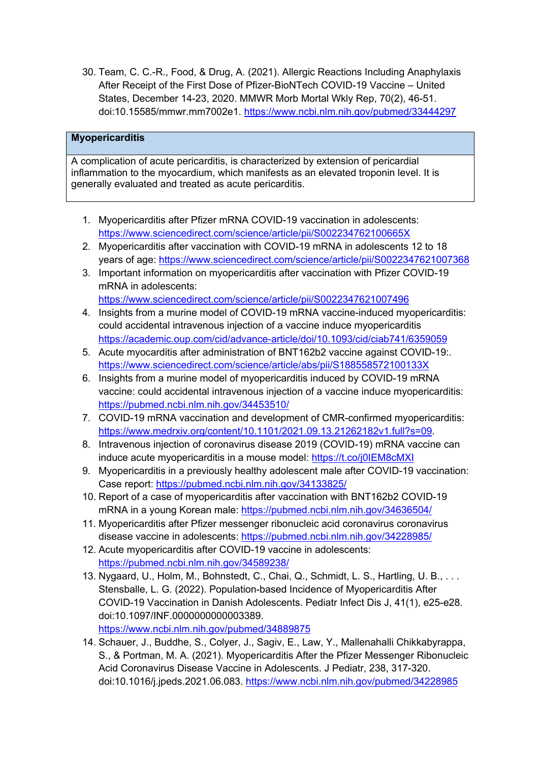30. Team, C. C.-R., Food, & Drug, A. (2021). Allergic Reactions Including Anaphylaxis After Receipt of the First Dose of Pfizer-BioNTech COVID-19 Vaccine – United States, December 14-23, 2020. MMWR Morb Mortal Wkly Rep, 70(2), 46-51. doi:10.15585/mmwr.mm7002e1. https://www.ncbi.nlm.nih.gov/pubmed/33444297

| **Myopericarditis** |
| --- |
| A complication of acute pericarditis, is characterized by extension of pericardial inflammation to the myocardium, which manifests as an elevated troponin level. It is generally evaluated and treated as acute pericarditis. |

1. Myopericarditis after Pfizer mRNA COVID-19 vaccination in adolescents: https://www.sciencedirect.com/science/article/pii/S002234762100665X
2. Myopericarditis after vaccination with COVID-19 mRNA in adolescents 12 to 18 years of age: https://www.sciencedirect.com/science/article/pii/S0022347621007368
3. Important information on myopericarditis after vaccination with Pfizer COVID-19 mRNA in adolescents: https://www.sciencedirect.com/science/article/pii/S0022347621007496
4. Insights from a murine model of COVID-19 mRNA vaccine-induced myopericarditis: could accidental intravenous injection of a vaccine induce myopericarditis https://academic.oup.com/cid/advance-article/doi/10.1093/cid/ciab741/6359059
5. Acute myocarditis after administration of BNT162b2 vaccine against COVID-19:. https://www.sciencedirect.com/science/article/abs/pii/S188558572100133X
6. Insights from a murine model of myopericarditis induced by COVID-19 mRNA vaccine: could accidental intravenous injection of a vaccine induce myopericarditis: https://pubmed.ncbi.nlm.nih.gov/34453510/
7. COVID-19 mRNA vaccination and development of CMR-confirmed myopericarditis: https://www.medrxiv.org/content/10.1101/2021.09.13.21262182v1.full?s=09.
8. Intravenous injection of coronavirus disease 2019 (COVID-19) mRNA vaccine can induce acute myopericarditis in a mouse model: https://t.co/j0IEM8cMXI
9. Myopericarditis in a previously healthy adolescent male after COVID-19 vaccination: Case report: https://pubmed.ncbi.nlm.nih.gov/34133825/
10. Report of a case of myopericarditis after vaccination with BNT162b2 COVID-19 mRNA in a young Korean male: https://pubmed.ncbi.nlm.nih.gov/34636504/
11. Myopericarditis after Pfizer messenger ribonucleic acid coronavirus coronavirus disease vaccine in adolescents: https://pubmed.ncbi.nlm.nih.gov/34228985/
12. Acute myopericarditis after COVID-19 vaccine in adolescents: https://pubmed.ncbi.nlm.nih.gov/34589238/
13. Nygaard, U., Holm, M., Bohnstedt, C., Chai, Q., Schmidt, L. S., Hartling, U. B., . . . Stensballe, L. G. (2022). Population-based Incidence of Myopericarditis After COVID-19 Vaccination in Danish Adolescents. Pediatr Infect Dis J, 41(1), e25-e28. doi:10.1097/INF.0000000000003389. https://www.ncbi.nlm.nih.gov/pubmed/34889875
14. Schauer, J., Buddhe, S., Colyer, J., Sagiv, E., Law, Y., Mallenahalli Chikkabyrappa, S., & Portman, M. A. (2021). Myopericarditis After the Pfizer Messenger Ribonucleic Acid Coronavirus Disease Vaccine in Adolescents. J Pediatr, 238, 317-320. doi:10.1016/j.jpeds.2021.06.083. https://www.ncbi.nlm.nih.gov/pubmed/34228985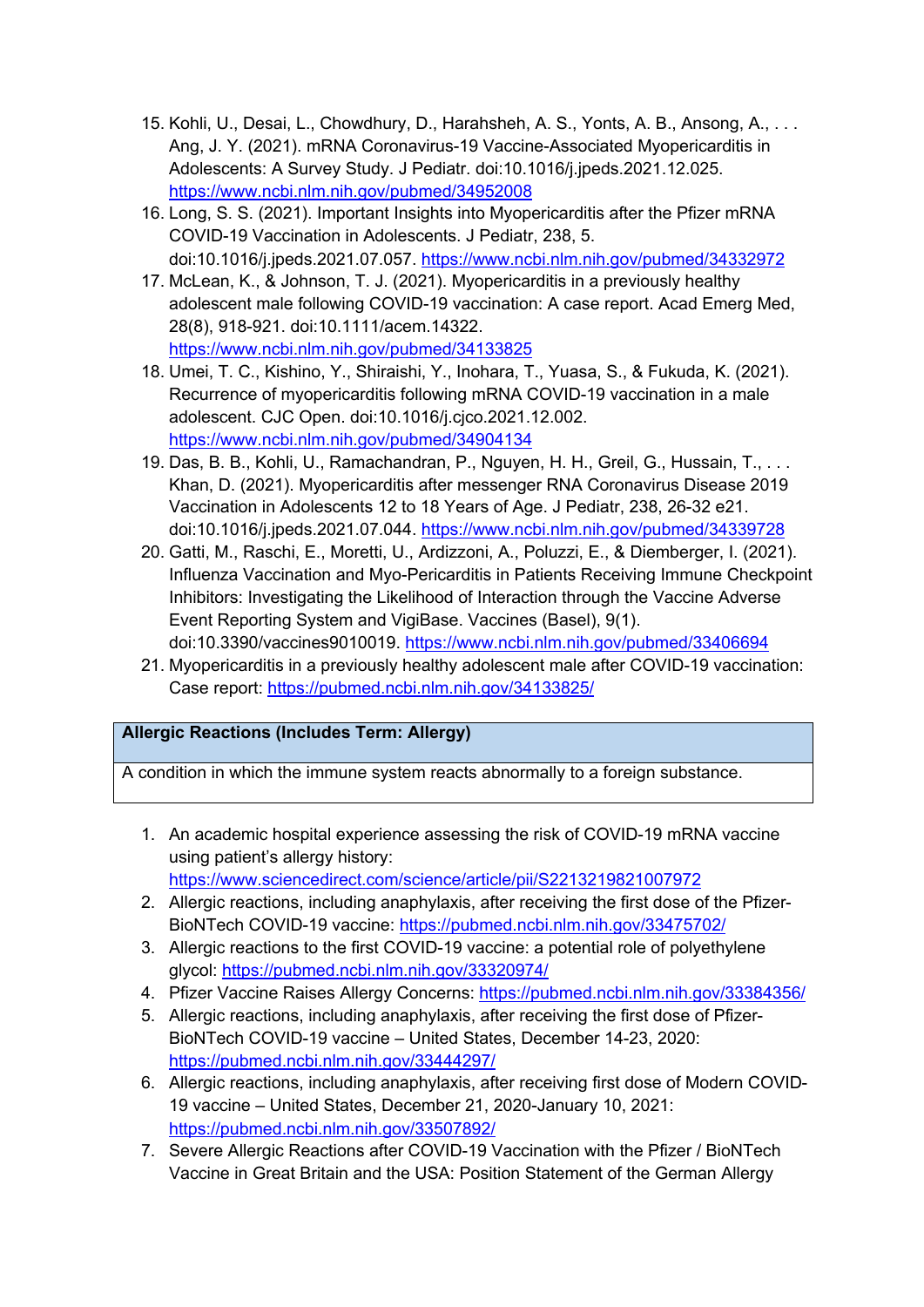15. Kohli, U., Desai, L., Chowdhury, D., Harahsheh, A. S., Yonts, A. B., Ansong, A., . . . Ang, J. Y. (2021). mRNA Coronavirus-19 Vaccine-Associated Myopericarditis in Adolescents: A Survey Study. J Pediatr. doi:10.1016/j.jpeds.2021.12.025. https://www.ncbi.nlm.nih.gov/pubmed/34952008
16. Long, S. S. (2021). Important Insights into Myopericarditis after the Pfizer mRNA COVID-19 Vaccination in Adolescents. J Pediatr, 238, 5. doi:10.1016/j.jpeds.2021.07.057. https://www.ncbi.nlm.nih.gov/pubmed/34332972
17. McLean, K., & Johnson, T. J. (2021). Myopericarditis in a previously healthy adolescent male following COVID-19 vaccination: A case report. Acad Emerg Med, 28(8), 918-921. doi:10.1111/acem.14322. https://www.ncbi.nlm.nih.gov/pubmed/34133825
18. Umei, T. C., Kishino, Y., Shiraishi, Y., Inohara, T., Yuasa, S., & Fukuda, K. (2021). Recurrence of myopericarditis following mRNA COVID-19 vaccination in a male adolescent. CJC Open. doi:10.1016/j.cjco.2021.12.002. https://www.ncbi.nlm.nih.gov/pubmed/34904134
19. Das, B. B., Kohli, U., Ramachandran, P., Nguyen, H. H., Greil, G., Hussain, T., . . . Khan, D. (2021). Myopericarditis after messenger RNA Coronavirus Disease 2019 Vaccination in Adolescents 12 to 18 Years of Age. J Pediatr, 238, 26-32 e21. doi:10.1016/j.jpeds.2021.07.044. https://www.ncbi.nlm.nih.gov/pubmed/34339728
20. Gatti, M., Raschi, E., Moretti, U., Ardizzoni, A., Poluzzi, E., & Diemberger, I. (2021). Influenza Vaccination and Myo-Pericarditis in Patients Receiving Immune Checkpoint Inhibitors: Investigating the Likelihood of Interaction through the Vaccine Adverse Event Reporting System and VigiBase. Vaccines (Basel), 9(1). doi:10.3390/vaccines9010019. https://www.ncbi.nlm.nih.gov/pubmed/33406694
21. Myopericarditis in a previously healthy adolescent male after COVID-19 vaccination: Case report: https://pubmed.ncbi.nlm.nih.gov/34133825/

| **Allergic Reactions (Includes Term: Allergy)** |
|---|
| A condition in which the immune system reacts abnormally to a foreign substance. |

1. An academic hospital experience assessing the risk of COVID-19 mRNA vaccine using patient's allergy history: https://www.sciencedirect.com/science/article/pii/S2213219821007972
2. Allergic reactions, including anaphylaxis, after receiving the first dose of the Pfizer-BioNTech COVID-19 vaccine: https://pubmed.ncbi.nlm.nih.gov/33475702/
3. Allergic reactions to the first COVID-19 vaccine: a potential role of polyethylene glycol: https://pubmed.ncbi.nlm.nih.gov/33320974/
4. Pfizer Vaccine Raises Allergy Concerns: https://pubmed.ncbi.nlm.nih.gov/33384356/
5. Allergic reactions, including anaphylaxis, after receiving the first dose of Pfizer-BioNTech COVID-19 vaccine – United States, December 14-23, 2020: https://pubmed.ncbi.nlm.nih.gov/33444297/
6. Allergic reactions, including anaphylaxis, after receiving first dose of Modern COVID-19 vaccine – United States, December 21, 2020-January 10, 2021: https://pubmed.ncbi.nlm.nih.gov/33507892/
7. Severe Allergic Reactions after COVID-19 Vaccination with the Pfizer / BioNTech Vaccine in Great Britain and the USA: Position Statement of the German Allergy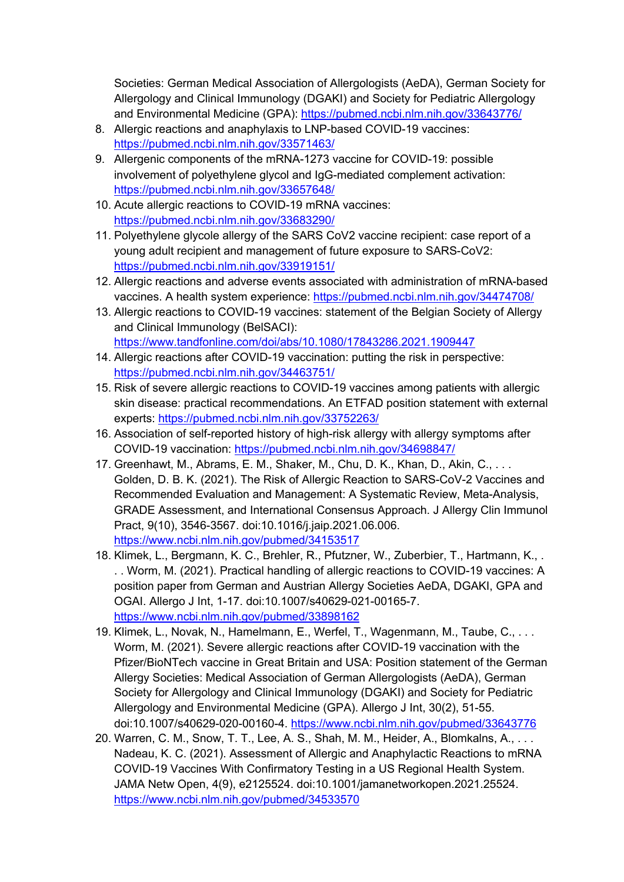Societies: German Medical Association of Allergologists (AeDA), German Society for Allergology and Clinical Immunology (DGAKI) and Society for Pediatric Allergology and Environmental Medicine (GPA): https://pubmed.ncbi.nlm.nih.gov/33643776/

8. Allergic reactions and anaphylaxis to LNP-based COVID-19 vaccines: https://pubmed.ncbi.nlm.nih.gov/33571463/
9. Allergenic components of the mRNA-1273 vaccine for COVID-19: possible involvement of polyethylene glycol and IgG-mediated complement activation: https://pubmed.ncbi.nlm.nih.gov/33657648/
10. Acute allergic reactions to COVID-19 mRNA vaccines: https://pubmed.ncbi.nlm.nih.gov/33683290/
11. Polyethylene glycol allergy of the SARS CoV2 vaccine recipient: case report of a young adult recipient and management of future exposure to SARS-CoV2: https://pubmed.ncbi.nlm.nih.gov/33919151/
12. Allergic reactions and adverse events associated with administration of mRNA-based vaccines. A health system experience: https://pubmed.ncbi.nlm.nih.gov/34474708/
13. Allergic reactions to COVID-19 vaccines: statement of the Belgian Society of Allergy and Clinical Immunology (BelSACI): https://www.tandfonline.com/doi/abs/10.1080/17843286.2021.1909447
14. Allergic reactions after COVID-19 vaccination: putting the risk in perspective: https://pubmed.ncbi.nlm.nih.gov/34463751/
15. Risk of severe allergic reactions to COVID-19 vaccines among patients with allergic skin disease: practical recommendations. An ETFAD position statement with external experts: https://pubmed.ncbi.nlm.nih.gov/33752263/
16. Association of self-reported history of high-risk allergy with allergy symptoms after COVID-19 vaccination: https://pubmed.ncbi.nlm.nih.gov/34698847/
17. Greenhawt, M., Abrams, E. M., Shaker, M., Chu, D. K., Khan, D., Akin, C., . . . Golden, D. B. K. (2021). The Risk of Allergic Reaction to SARS-CoV-2 Vaccines and Recommended Evaluation and Management: A Systematic Review, Meta-Analysis, GRADE Assessment, and International Consensus Approach. J Allergy Clin Immunol Pract, 9(10), 3546-3567. doi:10.1016/j.jaip.2021.06.006. https://www.ncbi.nlm.nih.gov/pubmed/34153517
18. Klimek, L., Bergmann, K. C., Brehler, R., Pfutzner, W., Zuberbier, T., Hartmann, K., . . . Worm, M. (2021). Practical handling of allergic reactions to COVID-19 vaccines: A position paper from German and Austrian Allergy Societies AeDA, DGAKI, GPA and OGAI. Allergo J Int, 1-17. doi:10.1007/s40629-021-00165-7. https://www.ncbi.nlm.nih.gov/pubmed/33898162
19. Klimek, L., Novak, N., Hamelmann, E., Werfel, T., Wagenmann, M., Taube, C., . . . Worm, M. (2021). Severe allergic reactions after COVID-19 vaccination with the Pfizer/BioNTech vaccine in Great Britain and USA: Position statement of the German Allergy Societies: Medical Association of German Allergologists (AeDA), German Society for Allergology and Clinical Immunology (DGAKI) and Society for Pediatric Allergology and Environmental Medicine (GPA). Allergo J Int, 30(2), 51-55. doi:10.1007/s40629-020-00160-4. https://www.ncbi.nlm.nih.gov/pubmed/33643776
20. Warren, C. M., Snow, T. T., Lee, A. S., Shah, M. M., Heider, A., Blomkalns, A., . . . Nadeau, K. C. (2021). Assessment of Allergic and Anaphylactic Reactions to mRNA COVID-19 Vaccines With Confirmatory Testing in a US Regional Health System. JAMA Netw Open, 4(9), e2125524. doi:10.1001/jamanetworkopen.2021.25524. https://www.ncbi.nlm.nih.gov/pubmed/34533570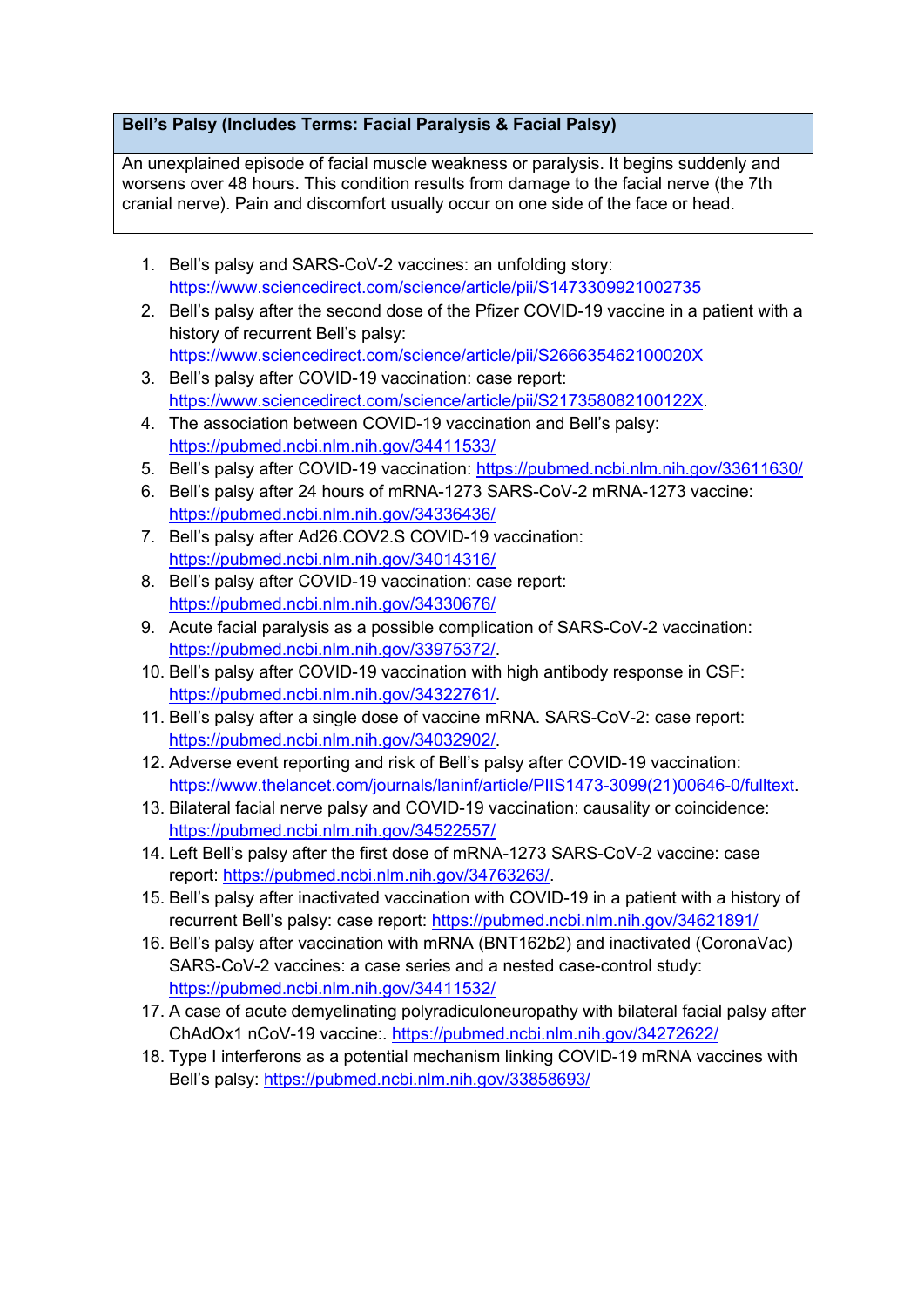| Bell's Palsy (Includes Terms: Facial Paralysis & Facial Palsy) |
| --- |
| An unexplained episode of facial muscle weakness or paralysis. It begins suddenly and worsens over 48 hours. This condition results from damage to the facial nerve (the 7th cranial nerve). Pain and discomfort usually occur on one side of the face or head. |

1. Bell's palsy and SARS-CoV-2 vaccines: an unfolding story: https://www.sciencedirect.com/science/article/pii/S1473309921002735
2. Bell's palsy after the second dose of the Pfizer COVID-19 vaccine in a patient with a history of recurrent Bell's palsy: https://www.sciencedirect.com/science/article/pii/S266635462100020X
3. Bell's palsy after COVID-19 vaccination: case report: https://www.sciencedirect.com/science/article/pii/S217358082100122X.
4. The association between COVID-19 vaccination and Bell's palsy: https://pubmed.ncbi.nlm.nih.gov/34411533/
5. Bell's palsy after COVID-19 vaccination: https://pubmed.ncbi.nlm.nih.gov/33611630/
6. Bell's palsy after 24 hours of mRNA-1273 SARS-CoV-2 mRNA-1273 vaccine: https://pubmed.ncbi.nlm.nih.gov/34336436/
7. Bell's palsy after Ad26.COV2.S COVID-19 vaccination: https://pubmed.ncbi.nlm.nih.gov/34014316/
8. Bell's palsy after COVID-19 vaccination: case report: https://pubmed.ncbi.nlm.nih.gov/34330676/
9. Acute facial paralysis as a possible complication of SARS-CoV-2 vaccination: https://pubmed.ncbi.nlm.nih.gov/33975372/.
10. Bell's palsy after COVID-19 vaccination with high antibody response in CSF: https://pubmed.ncbi.nlm.nih.gov/34322761/.
11. Bell's palsy after a single dose of vaccine mRNA. SARS-CoV-2: case report: https://pubmed.ncbi.nlm.nih.gov/34032902/.
12. Adverse event reporting and risk of Bell's palsy after COVID-19 vaccination: https://www.thelancet.com/journals/laninf/article/PIIS1473-3099(21)00646-0/fulltext.
13. Bilateral facial nerve palsy and COVID-19 vaccination: causality or coincidence: https://pubmed.ncbi.nlm.nih.gov/34522557/
14. Left Bell's palsy after the first dose of mRNA-1273 SARS-CoV-2 vaccine: case report: https://pubmed.ncbi.nlm.nih.gov/34763263/.
15. Bell's palsy after inactivated vaccination with COVID-19 in a patient with a history of recurrent Bell's palsy: case report: https://pubmed.ncbi.nlm.nih.gov/34621891/
16. Bell's palsy after vaccination with mRNA (BNT162b2) and inactivated (CoronaVac) SARS-CoV-2 vaccines: a case series and a nested case-control study: https://pubmed.ncbi.nlm.nih.gov/34411532/
17. A case of acute demyelinating polyradiculoneuropathy with bilateral facial palsy after ChAdOx1 nCoV-19 vaccine:. https://pubmed.ncbi.nlm.nih.gov/34272622/
18. Type I interferons as a potential mechanism linking COVID-19 mRNA vaccines with Bell's palsy: https://pubmed.ncbi.nlm.nih.gov/33858693/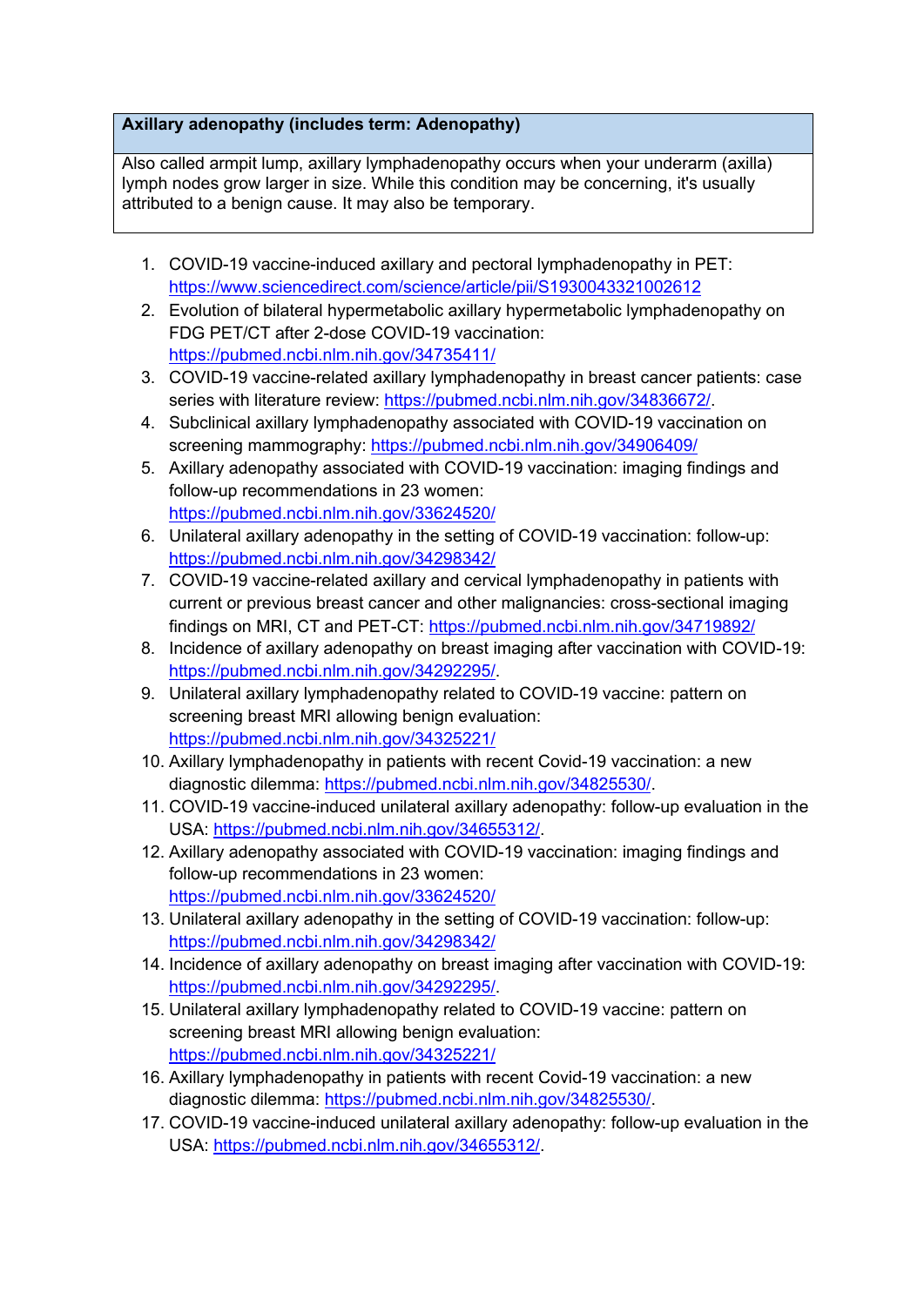| **Axillary adenopathy (includes term: Adenopathy)** |
| --- |
| Also called armpit lump, axillary lymphadenopathy occurs when your underarm (axilla) lymph nodes grow larger in size. While this condition may be concerning, it's usually attributed to a benign cause. It may also be temporary. |

1. COVID-19 vaccine-induced axillary and pectoral lymphadenopathy in PET: https://www.sciencedirect.com/science/article/pii/S1930043321002612
2. Evolution of bilateral hypermetabolic axillary hypermetabolic lymphadenopathy on FDG PET/CT after 2-dose COVID-19 vaccination: https://pubmed.ncbi.nlm.nih.gov/34735411/
3. COVID-19 vaccine-related axillary lymphadenopathy in breast cancer patients: case series with literature review: https://pubmed.ncbi.nlm.nih.gov/34836672/.
4. Subclinical axillary lymphadenopathy associated with COVID-19 vaccination on screening mammography: https://pubmed.ncbi.nlm.nih.gov/34906409/
5. Axillary adenopathy associated with COVID-19 vaccination: imaging findings and follow-up recommendations in 23 women: https://pubmed.ncbi.nlm.nih.gov/33624520/
6. Unilateral axillary adenopathy in the setting of COVID-19 vaccination: follow-up: https://pubmed.ncbi.nlm.nih.gov/34298342/
7. COVID-19 vaccine-related axillary and cervical lymphadenopathy in patients with current or previous breast cancer and other malignancies: cross-sectional imaging findings on MRI, CT and PET-CT: https://pubmed.ncbi.nlm.nih.gov/34719892/
8. Incidence of axillary adenopathy on breast imaging after vaccination with COVID-19: https://pubmed.ncbi.nlm.nih.gov/34292295/.
9. Unilateral axillary lymphadenopathy related to COVID-19 vaccine: pattern on screening breast MRI allowing benign evaluation: https://pubmed.ncbi.nlm.nih.gov/34325221/
10. Axillary lymphadenopathy in patients with recent Covid-19 vaccination: a new diagnostic dilemma: https://pubmed.ncbi.nlm.nih.gov/34825530/.
11. COVID-19 vaccine-induced unilateral axillary adenopathy: follow-up evaluation in the USA: https://pubmed.ncbi.nlm.nih.gov/34655312/.
12. Axillary adenopathy associated with COVID-19 vaccination: imaging findings and follow-up recommendations in 23 women: https://pubmed.ncbi.nlm.nih.gov/33624520/
13. Unilateral axillary adenopathy in the setting of COVID-19 vaccination: follow-up: https://pubmed.ncbi.nlm.nih.gov/34298342/
14. Incidence of axillary adenopathy on breast imaging after vaccination with COVID-19: https://pubmed.ncbi.nlm.nih.gov/34292295/.
15. Unilateral axillary lymphadenopathy related to COVID-19 vaccine: pattern on screening breast MRI allowing benign evaluation: https://pubmed.ncbi.nlm.nih.gov/34325221/
16. Axillary lymphadenopathy in patients with recent Covid-19 vaccination: a new diagnostic dilemma: https://pubmed.ncbi.nlm.nih.gov/34825530/.
17. COVID-19 vaccine-induced unilateral axillary adenopathy: follow-up evaluation in the USA: https://pubmed.ncbi.nlm.nih.gov/34655312/.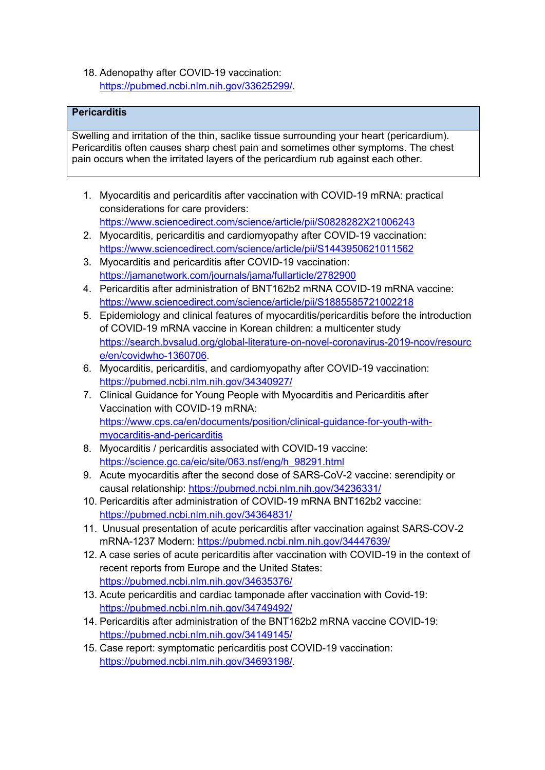18. Adenopathy after COVID-19 vaccination: https://pubmed.ncbi.nlm.nih.gov/33625299/.

| **Pericarditis** |
|---|
| Swelling and irritation of the thin, saclike tissue surrounding your heart (pericardium). Pericarditis often causes sharp chest pain and sometimes other symptoms. The chest pain occurs when the irritated layers of the pericardium rub against each other. |

1. Myocarditis and pericarditis after vaccination with COVID-19 mRNA: practical considerations for care providers: https://www.sciencedirect.com/science/article/pii/S0828282X21006243
2. Myocarditis, pericarditis and cardiomyopathy after COVID-19 vaccination: https://www.sciencedirect.com/science/article/pii/S1443950621011562
3. Myocarditis and pericarditis after COVID-19 vaccination: https://jamanetwork.com/journals/jama/fullarticle/2782900
4. Pericarditis after administration of BNT162b2 mRNA COVID-19 mRNA vaccine: https://www.sciencedirect.com/science/article/pii/S1885585721002218
5. Epidemiology and clinical features of myocarditis/pericarditis before the introduction of COVID-19 mRNA vaccine in Korean children: a multicenter study https://search.bvsalud.org/global-literature-on-novel-coronavirus-2019-ncov/resource/en/covidwho-1360706.
6. Myocarditis, pericarditis, and cardiomyopathy after COVID-19 vaccination: https://pubmed.ncbi.nlm.nih.gov/34340927/
7. Clinical Guidance for Young People with Myocarditis and Pericarditis after Vaccination with COVID-19 mRNA: https://www.cps.ca/en/documents/position/clinical-guidance-for-youth-with-myocarditis-and-pericarditis
8. Myocarditis / pericarditis associated with COVID-19 vaccine: https://science.gc.ca/eic/site/063.nsf/eng/h_98291.html
9. Acute myocarditis after the second dose of SARS-CoV-2 vaccine: serendipity or causal relationship: https://pubmed.ncbi.nlm.nih.gov/34236331/
10. Pericarditis after administration of COVID-19 mRNA BNT162b2 vaccine: https://pubmed.ncbi.nlm.nih.gov/34364831/
11. Unusual presentation of acute pericarditis after vaccination against SARS-COV-2 mRNA-1237 Modern: https://pubmed.ncbi.nlm.nih.gov/34447639/
12. A case series of acute pericarditis after vaccination with COVID-19 in the context of recent reports from Europe and the United States: https://pubmed.ncbi.nlm.nih.gov/34635376/
13. Acute pericarditis and cardiac tamponade after vaccination with Covid-19: https://pubmed.ncbi.nlm.nih.gov/34749492/
14. Pericarditis after administration of the BNT162b2 mRNA vaccine COVID-19: https://pubmed.ncbi.nlm.nih.gov/34149145/
15. Case report: symptomatic pericarditis post COVID-19 vaccination: https://pubmed.ncbi.nlm.nih.gov/34693198/.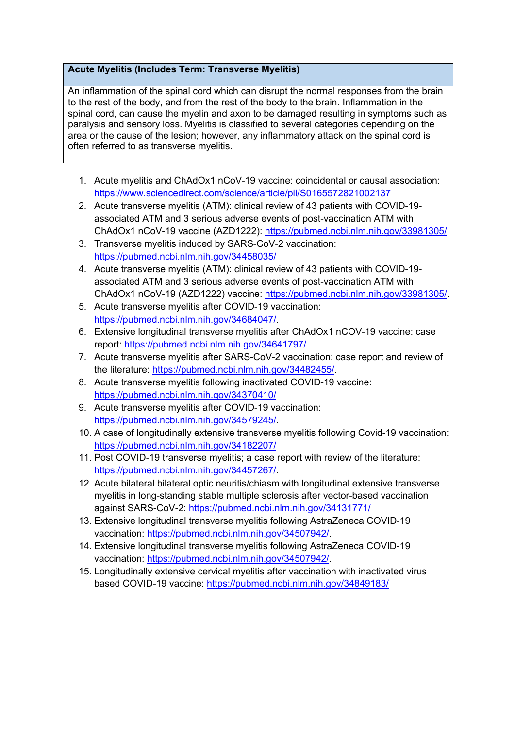| Acute Myelitis (Includes Term: Transverse Myelitis) |
| --- |
| An inflammation of the spinal cord which can disrupt the normal responses from the brain to the rest of the body, and from the rest of the body to the brain. Inflammation in the spinal cord, can cause the myelin and axon to be damaged resulting in symptoms such as paralysis and sensory loss. Myelitis is classified to several categories depending on the area or the cause of the lesion; however, any inflammatory attack on the spinal cord is often referred to as transverse myelitis. |

1. Acute myelitis and ChAdOx1 nCoV-19 vaccine: coincidental or causal association: https://www.sciencedirect.com/science/article/pii/S0165572821002137
2. Acute transverse myelitis (ATM): clinical review of 43 patients with COVID-19-associated ATM and 3 serious adverse events of post-vaccination ATM with ChAdOx1 nCoV-19 vaccine (AZD1222): https://pubmed.ncbi.nlm.nih.gov/33981305/
3. Transverse myelitis induced by SARS-CoV-2 vaccination: https://pubmed.ncbi.nlm.nih.gov/34458035/
4. Acute transverse myelitis (ATM): clinical review of 43 patients with COVID-19-associated ATM and 3 serious adverse events of post-vaccination ATM with ChAdOx1 nCoV-19 (AZD1222) vaccine: https://pubmed.ncbi.nlm.nih.gov/33981305/.
5. Acute transverse myelitis after COVID-19 vaccination: https://pubmed.ncbi.nlm.nih.gov/34684047/.
6. Extensive longitudinal transverse myelitis after ChAdOx1 nCOV-19 vaccine: case report: https://pubmed.ncbi.nlm.nih.gov/34641797/.
7. Acute transverse myelitis after SARS-CoV-2 vaccination: case report and review of the literature: https://pubmed.ncbi.nlm.nih.gov/34482455/.
8. Acute transverse myelitis following inactivated COVID-19 vaccine: https://pubmed.ncbi.nlm.nih.gov/34370410/
9. Acute transverse myelitis after COVID-19 vaccination: https://pubmed.ncbi.nlm.nih.gov/34579245/.
10. A case of longitudinally extensive transverse myelitis following Covid-19 vaccination: https://pubmed.ncbi.nlm.nih.gov/34182207/
11. Post COVID-19 transverse myelitis; a case report with review of the literature: https://pubmed.ncbi.nlm.nih.gov/34457267/.
12. Acute bilateral bilateral optic neuritis/chiasm with longitudinal extensive transverse myelitis in long-standing stable multiple sclerosis after vector-based vaccination against SARS-CoV-2: https://pubmed.ncbi.nlm.nih.gov/34131771/
13. Extensive longitudinal transverse myelitis following AstraZeneca COVID-19 vaccination: https://pubmed.ncbi.nlm.nih.gov/34507942/.
14. Extensive longitudinal transverse myelitis following AstraZeneca COVID-19 vaccination: https://pubmed.ncbi.nlm.nih.gov/34507942/.
15. Longitudinally extensive cervical myelitis after vaccination with inactivated virus based COVID-19 vaccine: https://pubmed.ncbi.nlm.nih.gov/34849183/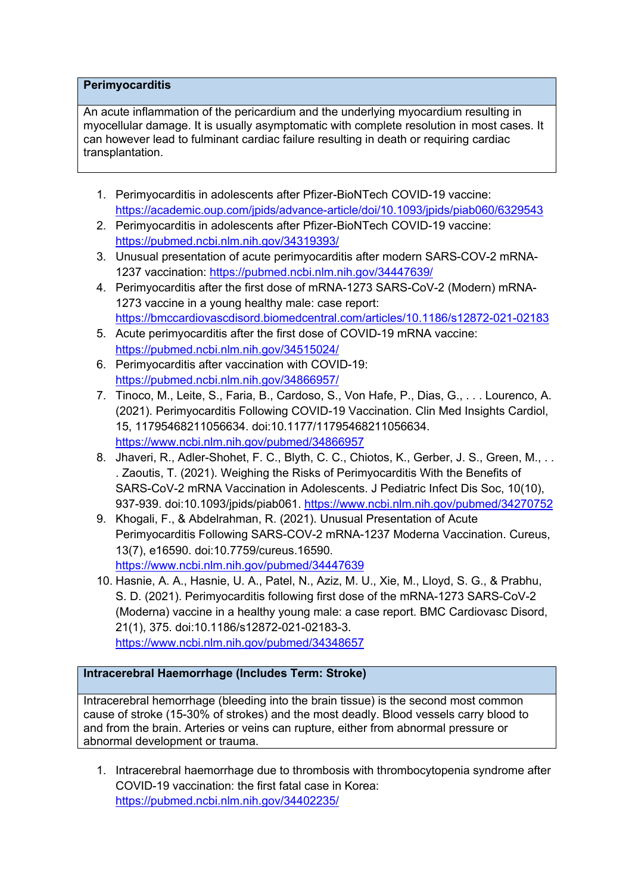| Perimyocarditis |
| --- |
| An acute inflammation of the pericardium and the underlying myocardium resulting in myocellular damage. It is usually asymptomatic with complete resolution in most cases. It can however lead to fulminant cardiac failure resulting in death or requiring cardiac transplantation. |

1. Perimyocarditis in adolescents after Pfizer-BioNTech COVID-19 vaccine: https://academic.oup.com/jpids/advance-article/doi/10.1093/jpids/piab060/6329543
2. Perimyocarditis in adolescents after Pfizer-BioNTech COVID-19 vaccine: https://pubmed.ncbi.nlm.nih.gov/34319393/
3. Unusual presentation of acute perimyocarditis after modern SARS-COV-2 mRNA-1237 vaccination: https://pubmed.ncbi.nlm.nih.gov/34447639/
4. Perimyocarditis after the first dose of mRNA-1273 SARS-CoV-2 (Modern) mRNA-1273 vaccine in a young healthy male: case report: https://bmccardiovascdisord.biomedcentral.com/articles/10.1186/s12872-021-02183
5. Acute perimyocarditis after the first dose of COVID-19 mRNA vaccine: https://pubmed.ncbi.nlm.nih.gov/34515024/
6. Perimyocarditis after vaccination with COVID-19: https://pubmed.ncbi.nlm.nih.gov/34866957/
7. Tinoco, M., Leite, S., Faria, B., Cardoso, S., Von Hafe, P., Dias, G., . . . Lourenco, A. (2021). Perimyocarditis Following COVID-19 Vaccination. Clin Med Insights Cardiol, 15, 11795468211056634. doi:10.1177/11795468211056634. https://www.ncbi.nlm.nih.gov/pubmed/34866957
8. Jhaveri, R., Adler-Shohet, F. C., Blyth, C. C., Chiotos, K., Gerber, J. S., Green, M., . . . Zaoutis, T. (2021). Weighing the Risks of Perimyocarditis With the Benefits of SARS-CoV-2 mRNA Vaccination in Adolescents. J Pediatric Infect Dis Soc, 10(10), 937-939. doi:10.1093/jpids/piab061. https://www.ncbi.nlm.nih.gov/pubmed/34270752
9. Khogali, F., & Abdelrahman, R. (2021). Unusual Presentation of Acute Perimyocarditis Following SARS-COV-2 mRNA-1237 Moderna Vaccination. Cureus, 13(7), e16590. doi:10.7759/cureus.16590. https://www.ncbi.nlm.nih.gov/pubmed/34447639
10. Hasnie, A. A., Hasnie, U. A., Patel, N., Aziz, M. U., Xie, M., Lloyd, S. G., & Prabhu, S. D. (2021). Perimyocarditis following first dose of the mRNA-1273 SARS-CoV-2 (Moderna) vaccine in a healthy young male: a case report. BMC Cardiovasc Disord, 21(1), 375. doi:10.1186/s12872-021-02183-3. https://www.ncbi.nlm.nih.gov/pubmed/34348657

| Intracerebral Haemorrhage (Includes Term: Stroke) |
| --- |
| Intracerebral hemorrhage (bleeding into the brain tissue) is the second most common cause of stroke (15-30% of strokes) and the most deadly. Blood vessels carry blood to and from the brain. Arteries or veins can rupture, either from abnormal pressure or abnormal development or trauma. |

1. Intracerebral haemorrhage due to thrombosis with thrombocytopenia syndrome after COVID-19 vaccination: the first fatal case in Korea: https://pubmed.ncbi.nlm.nih.gov/34402235/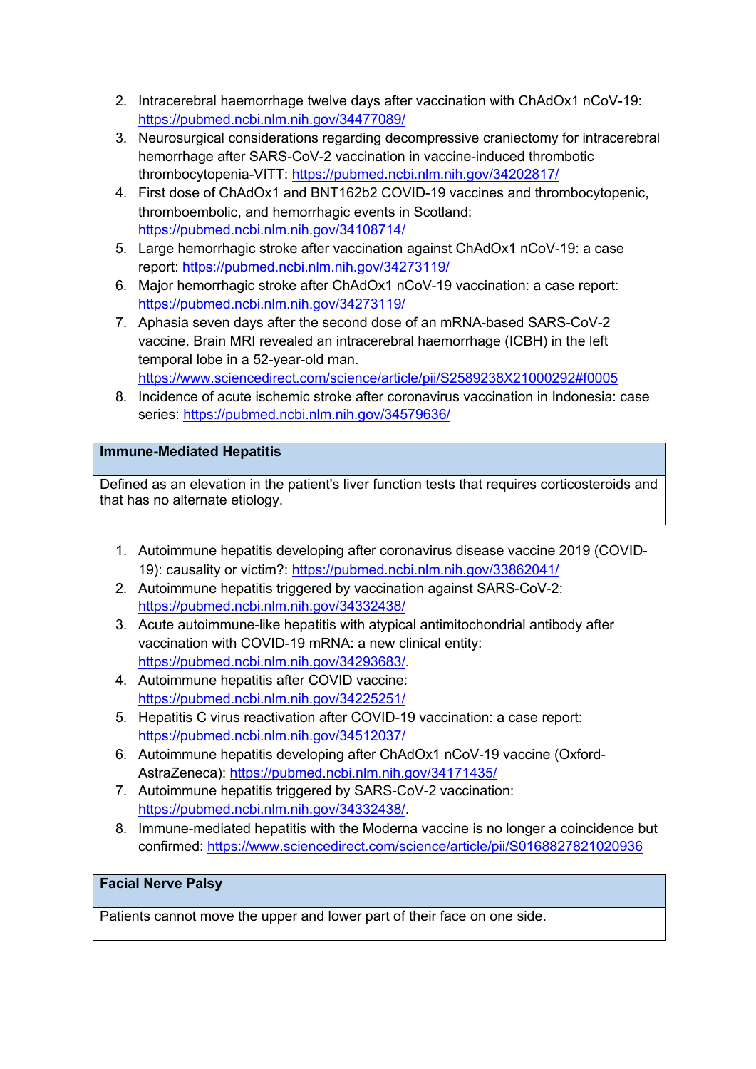2. Intracerebral haemorrhage twelve days after vaccination with ChAdOx1 nCoV-19: https://pubmed.ncbi.nlm.nih.gov/34477089/
3. Neurosurgical considerations regarding decompressive craniectomy for intracerebral hemorrhage after SARS-CoV-2 vaccination in vaccine-induced thrombotic thrombocytopenia-VITT: https://pubmed.ncbi.nlm.nih.gov/34202817/
4. First dose of ChAdOx1 and BNT162b2 COVID-19 vaccines and thrombocytopenic, thromboembolic, and hemorrhagic events in Scotland: https://pubmed.ncbi.nlm.nih.gov/34108714/
5. Large hemorrhagic stroke after vaccination against ChAdOx1 nCoV-19: a case report: https://pubmed.ncbi.nlm.nih.gov/34273119/
6. Major hemorrhagic stroke after ChAdOx1 nCoV-19 vaccination: a case report: https://pubmed.ncbi.nlm.nih.gov/34273119/
7. Aphasia seven days after the second dose of an mRNA-based SARS-CoV-2 vaccine. Brain MRI revealed an intracerebral haemorrhage (ICBH) in the left temporal lobe in a 52-year-old man. https://www.sciencedirect.com/science/article/pii/S2589238X21000292#f0005
8. Incidence of acute ischemic stroke after coronavirus vaccination in Indonesia: case series: https://pubmed.ncbi.nlm.nih.gov/34579636/

| **Immune-Mediated Hepatitis** |
|---|
| Defined as an elevation in the patient's liver function tests that requires corticosteroids and that has no alternate etiology. |

1. Autoimmune hepatitis developing after coronavirus disease vaccine 2019 (COVID-19): causality or victim?: https://pubmed.ncbi.nlm.nih.gov/33862041/
2. Autoimmune hepatitis triggered by vaccination against SARS-CoV-2: https://pubmed.ncbi.nlm.nih.gov/34332438/
3. Acute autoimmune-like hepatitis with atypical antimitochondrial antibody after vaccination with COVID-19 mRNA: a new clinical entity: https://pubmed.ncbi.nlm.nih.gov/34293683/.
4. Autoimmune hepatitis after COVID vaccine: https://pubmed.ncbi.nlm.nih.gov/34225251/
5. Hepatitis C virus reactivation after COVID-19 vaccination: a case report: https://pubmed.ncbi.nlm.nih.gov/34512037/
6. Autoimmune hepatitis developing after ChAdOx1 nCoV-19 vaccine (Oxford-AstraZeneca): https://pubmed.ncbi.nlm.nih.gov/34171435/
7. Autoimmune hepatitis triggered by SARS-CoV-2 vaccination: https://pubmed.ncbi.nlm.nih.gov/34332438/.
8. Immune-mediated hepatitis with the Moderna vaccine is no longer a coincidence but confirmed: https://www.sciencedirect.com/science/article/pii/S0168827821020936

| **Facial Nerve Palsy** |
|---|
| Patients cannot move the upper and lower part of their face on one side. |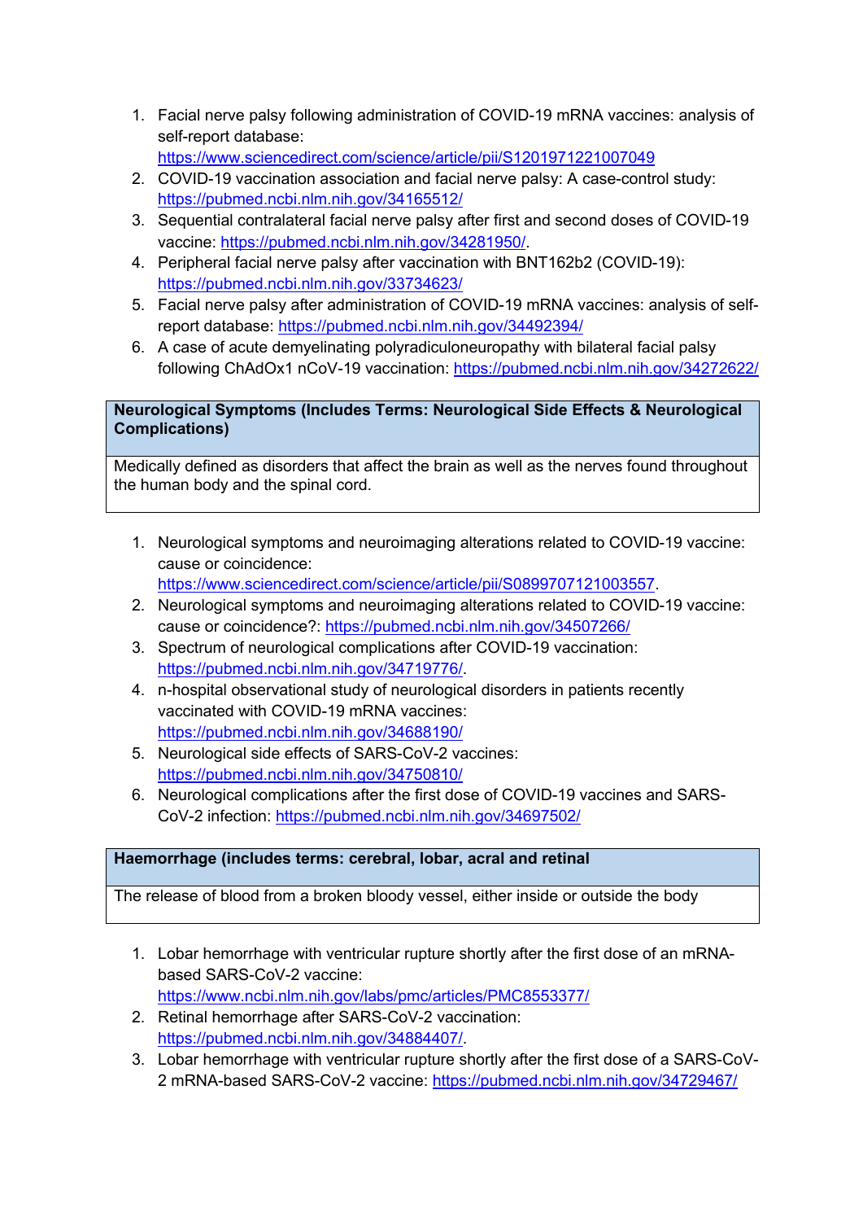1. Facial nerve palsy following administration of COVID-19 mRNA vaccines: analysis of self-report database: https://www.sciencedirect.com/science/article/pii/S1201971221007049
2. COVID-19 vaccination association and facial nerve palsy: A case-control study: https://pubmed.ncbi.nlm.nih.gov/34165512/
3. Sequential contralateral facial nerve palsy after first and second doses of COVID-19 vaccine: https://pubmed.ncbi.nlm.nih.gov/34281950/.
4. Peripheral facial nerve palsy after vaccination with BNT162b2 (COVID-19): https://pubmed.ncbi.nlm.nih.gov/33734623/
5. Facial nerve palsy after administration of COVID-19 mRNA vaccines: analysis of self-report database: https://pubmed.ncbi.nlm.nih.gov/34492394/
6. A case of acute demyelinating polyradiculoneuropathy with bilateral facial palsy following ChAdOx1 nCoV-19 vaccination: https://pubmed.ncbi.nlm.nih.gov/34272622/

| **Neurological Symptoms (Includes Terms: Neurological Side Effects & Neurological Complications)** |
|---|
| Medically defined as disorders that affect the brain as well as the nerves found throughout the human body and the spinal cord. |

1. Neurological symptoms and neuroimaging alterations related to COVID-19 vaccine: cause or coincidence: https://www.sciencedirect.com/science/article/pii/S0899707121003557.
2. Neurological symptoms and neuroimaging alterations related to COVID-19 vaccine: cause or coincidence?: https://pubmed.ncbi.nlm.nih.gov/34507266/
3. Spectrum of neurological complications after COVID-19 vaccination: https://pubmed.ncbi.nlm.nih.gov/34719776/.
4. n-hospital observational study of neurological disorders in patients recently vaccinated with COVID-19 mRNA vaccines: https://pubmed.ncbi.nlm.nih.gov/34688190/
5. Neurological side effects of SARS-CoV-2 vaccines: https://pubmed.ncbi.nlm.nih.gov/34750810/
6. Neurological complications after the first dose of COVID-19 vaccines and SARS-CoV-2 infection: https://pubmed.ncbi.nlm.nih.gov/34697502/

| **Haemorrhage (includes terms: cerebral, lobar, acral and retinal** |
|---|
| The release of blood from a broken bloody vessel, either inside or outside the body |

1. Lobar hemorrhage with ventricular rupture shortly after the first dose of an mRNA-based SARS-CoV-2 vaccine: https://www.ncbi.nlm.nih.gov/labs/pmc/articles/PMC8553377/
2. Retinal hemorrhage after SARS-CoV-2 vaccination: https://pubmed.ncbi.nlm.nih.gov/34884407/.
3. Lobar hemorrhage with ventricular rupture shortly after the first dose of a SARS-CoV-2 mRNA-based SARS-CoV-2 vaccine: https://pubmed.ncbi.nlm.nih.gov/34729467/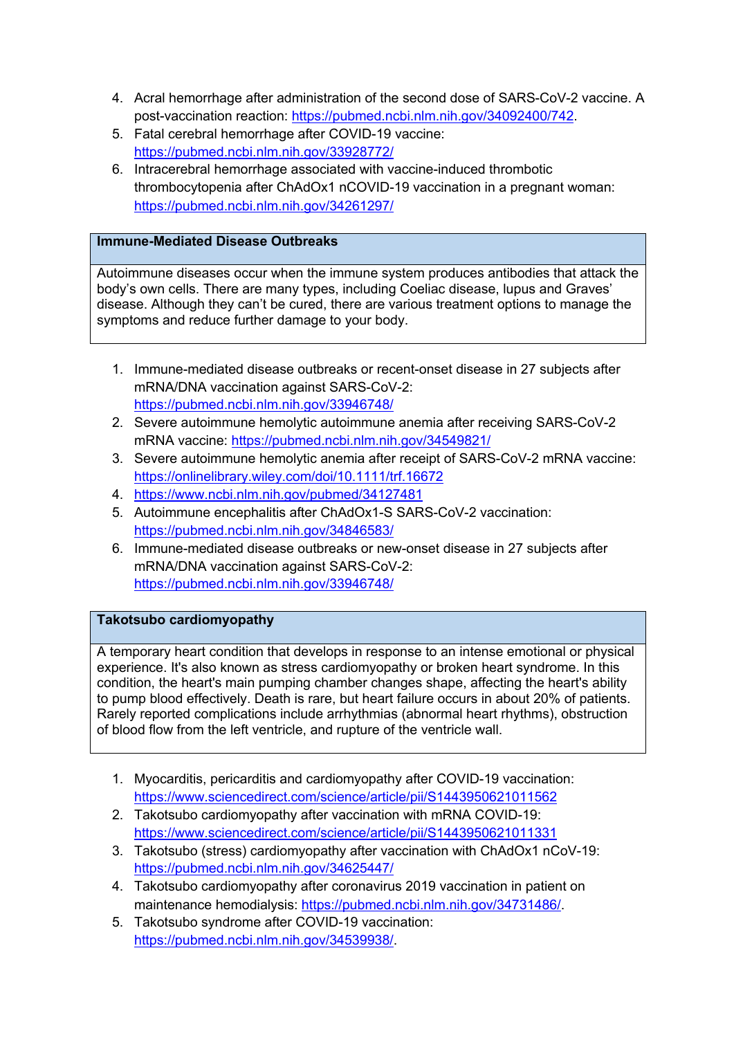4. Acral hemorrhage after administration of the second dose of SARS-CoV-2 vaccine. A post-vaccination reaction: https://pubmed.ncbi.nlm.nih.gov/34092400/742.
5. Fatal cerebral hemorrhage after COVID-19 vaccine: https://pubmed.ncbi.nlm.nih.gov/33928772/
6. Intracerebral hemorrhage associated with vaccine-induced thrombotic thrombocytopenia after ChAdOx1 nCOVID-19 vaccination in a pregnant woman: https://pubmed.ncbi.nlm.nih.gov/34261297/

| **Immune-Mediated Disease Outbreaks** |
|---|
| Autoimmune diseases occur when the immune system produces antibodies that attack the body's own cells. There are many types, including Coeliac disease, lupus and Graves' disease. Although they can't be cured, there are various treatment options to manage the symptoms and reduce further damage to your body. |

1. Immune-mediated disease outbreaks or recent-onset disease in 27 subjects after mRNA/DNA vaccination against SARS-CoV-2: https://pubmed.ncbi.nlm.nih.gov/33946748/
2. Severe autoimmune hemolytic autoimmune anemia after receiving SARS-CoV-2 mRNA vaccine: https://pubmed.ncbi.nlm.nih.gov/34549821/
3. Severe autoimmune hemolytic anemia after receipt of SARS-CoV-2 mRNA vaccine: https://onlinelibrary.wiley.com/doi/10.1111/trf.16672
4. https://www.ncbi.nlm.nih.gov/pubmed/34127481
5. Autoimmune encephalitis after ChAdOx1-S SARS-CoV-2 vaccination: https://pubmed.ncbi.nlm.nih.gov/34846583/
6. Immune-mediated disease outbreaks or new-onset disease in 27 subjects after mRNA/DNA vaccination against SARS-CoV-2: https://pubmed.ncbi.nlm.nih.gov/33946748/

| **Takotsubo cardiomyopathy** |
|---|
| A temporary heart condition that develops in response to an intense emotional or physical experience. It's also known as stress cardiomyopathy or broken heart syndrome. In this condition, the heart's main pumping chamber changes shape, affecting the heart's ability to pump blood effectively. Death is rare, but heart failure occurs in about 20% of patients. Rarely reported complications include arrhythmias (abnormal heart rhythms), obstruction of blood flow from the left ventricle, and rupture of the ventricle wall. |

1. Myocarditis, pericarditis and cardiomyopathy after COVID-19 vaccination: https://www.sciencedirect.com/science/article/pii/S1443950621011562
2. Takotsubo cardiomyopathy after vaccination with mRNA COVID-19: https://www.sciencedirect.com/science/article/pii/S1443950621011331
3. Takotsubo (stress) cardiomyopathy after vaccination with ChAdOx1 nCoV-19: https://pubmed.ncbi.nlm.nih.gov/34625447/
4. Takotsubo cardiomyopathy after coronavirus 2019 vaccination in patient on maintenance hemodialysis: https://pubmed.ncbi.nlm.nih.gov/34731486/.
5. Takotsubo syndrome after COVID-19 vaccination: https://pubmed.ncbi.nlm.nih.gov/34539938/.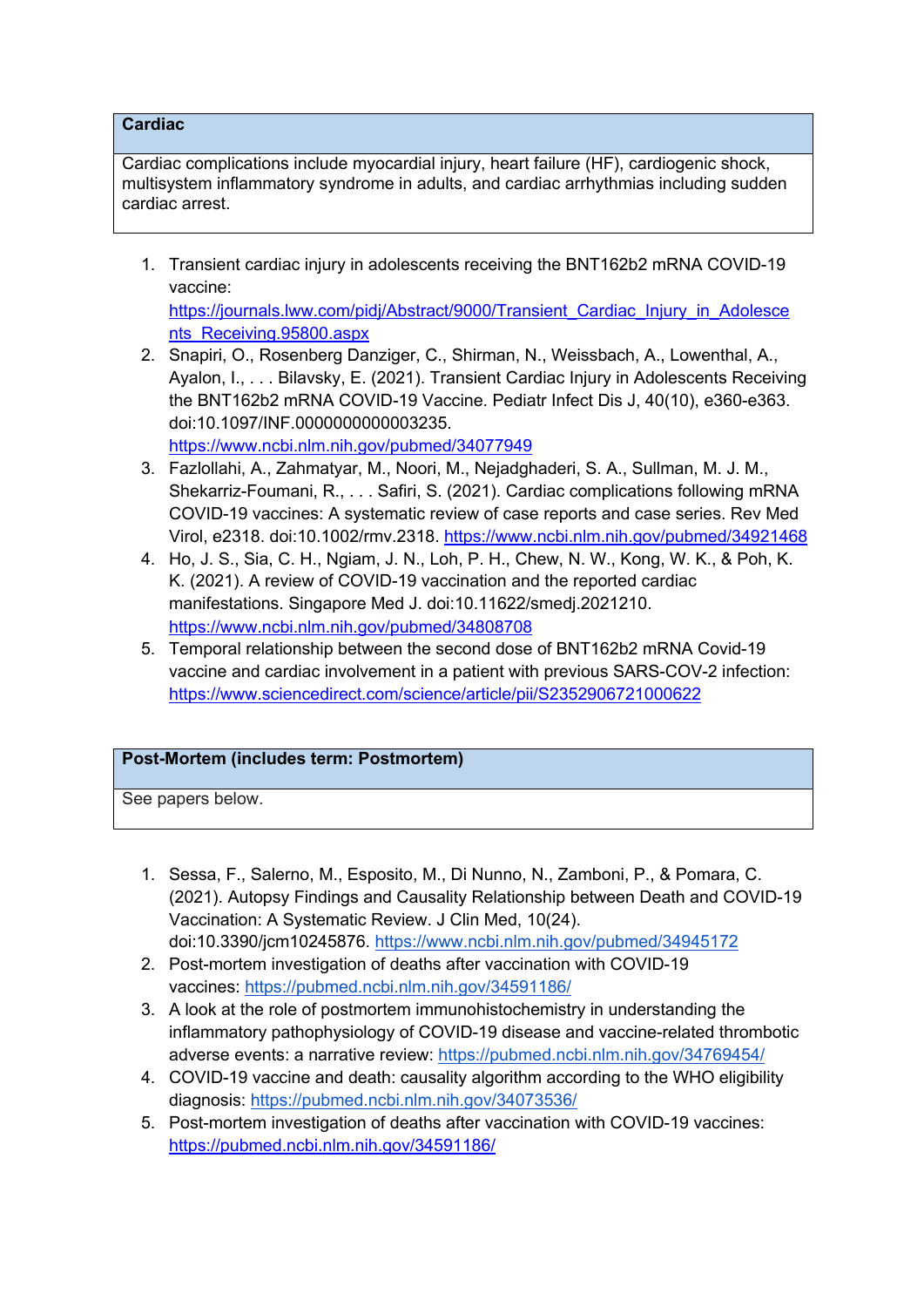| Cardiac |
| --- |
| Cardiac complications include myocardial injury, heart failure (HF), cardiogenic shock, multisystem inflammatory syndrome in adults, and cardiac arrhythmias including sudden cardiac arrest. |

1. Transient cardiac injury in adolescents receiving the BNT162b2 mRNA COVID-19 vaccine: https://journals.lww.com/pidj/Abstract/9000/Transient_Cardiac_Injury_in_Adolescents_Receiving.95800.aspx
2. Snapiri, O., Rosenberg Danziger, C., Shirman, N., Weissbach, A., Lowenthal, A., Ayalon, I., . . . Bilavsky, E. (2021). Transient Cardiac Injury in Adolescents Receiving the BNT162b2 mRNA COVID-19 Vaccine. Pediatr Infect Dis J, 40(10), e360-e363. doi:10.1097/INF.0000000000003235. https://www.ncbi.nlm.nih.gov/pubmed/34077949
3. Fazlollahi, A., Zahmatyar, M., Noori, M., Nejadghaderi, S. A., Sullman, M. J. M., Shekarriz-Foumani, R., . . . Safiri, S. (2021). Cardiac complications following mRNA COVID-19 vaccines: A systematic review of case reports and case series. Rev Med Virol, e2318. doi:10.1002/rmv.2318. https://www.ncbi.nlm.nih.gov/pubmed/34921468
4. Ho, J. S., Sia, C. H., Ngiam, J. N., Loh, P. H., Chew, N. W., Kong, W. K., & Poh, K. K. (2021). A review of COVID-19 vaccination and the reported cardiac manifestations. Singapore Med J. doi:10.11622/smedj.2021210. https://www.ncbi.nlm.nih.gov/pubmed/34808708
5. Temporal relationship between the second dose of BNT162b2 mRNA Covid-19 vaccine and cardiac involvement in a patient with previous SARS-COV-2 infection: https://www.sciencedirect.com/science/article/pii/S2352906721000622

| Post-Mortem (includes term: Postmortem) |
| --- |
| See papers below. |

1. Sessa, F., Salerno, M., Esposito, M., Di Nunno, N., Zamboni, P., & Pomara, C. (2021). Autopsy Findings and Causality Relationship between Death and COVID-19 Vaccination: A Systematic Review. J Clin Med, 10(24). doi:10.3390/jcm10245876. https://www.ncbi.nlm.nih.gov/pubmed/34945172
2. Post-mortem investigation of deaths after vaccination with COVID-19 vaccines: https://pubmed.ncbi.nlm.nih.gov/34591186/
3. A look at the role of postmortem immunohistochemistry in understanding the inflammatory pathophysiology of COVID-19 disease and vaccine-related thrombotic adverse events: a narrative review: https://pubmed.ncbi.nlm.nih.gov/34769454/
4. COVID-19 vaccine and death: causality algorithm according to the WHO eligibility diagnosis: https://pubmed.ncbi.nlm.nih.gov/34073536/
5. Post-mortem investigation of deaths after vaccination with COVID-19 vaccines: https://pubmed.ncbi.nlm.nih.gov/34591186/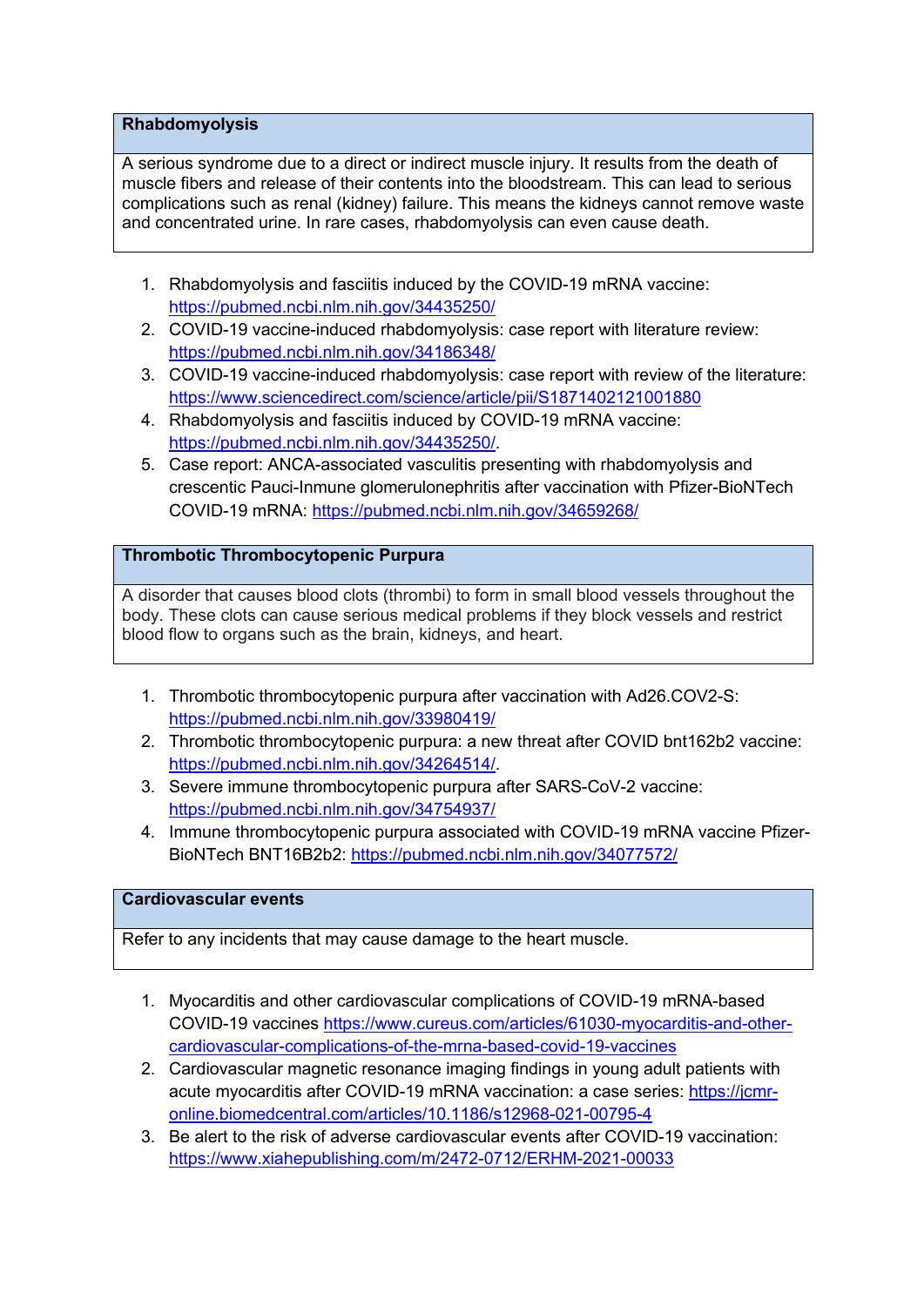| Rhabdomyolysis |
| --- |
| A serious syndrome due to a direct or indirect muscle injury. It results from the death of muscle fibers and release of their contents into the bloodstream. This can lead to serious complications such as renal (kidney) failure. This means the kidneys cannot remove waste and concentrated urine. In rare cases, rhabdomyolysis can even cause death. |

1. Rhabdomyolysis and fasciitis induced by the COVID-19 mRNA vaccine: https://pubmed.ncbi.nlm.nih.gov/34435250/
2. COVID-19 vaccine-induced rhabdomyolysis: case report with literature review: https://pubmed.ncbi.nlm.nih.gov/34186348/
3. COVID-19 vaccine-induced rhabdomyolysis: case report with review of the literature: https://www.sciencedirect.com/science/article/pii/S1871402121001880
4. Rhabdomyolysis and fasciitis induced by COVID-19 mRNA vaccine: https://pubmed.ncbi.nlm.nih.gov/34435250/.
5. Case report: ANCA-associated vasculitis presenting with rhabdomyolysis and crescentic Pauci-Inmune glomerulonephritis after vaccination with Pfizer-BioNTech COVID-19 mRNA: https://pubmed.ncbi.nlm.nih.gov/34659268/

| Thrombotic Thrombocytopenic Purpura |
| --- |
| A disorder that causes blood clots (thrombi) to form in small blood vessels throughout the body. These clots can cause serious medical problems if they block vessels and restrict blood flow to organs such as the brain, kidneys, and heart. |

1. Thrombotic thrombocytopenic purpura after vaccination with Ad26.COV2-S: https://pubmed.ncbi.nlm.nih.gov/33980419/
2. Thrombotic thrombocytopenic purpura: a new threat after COVID bnt162b2 vaccine: https://pubmed.ncbi.nlm.nih.gov/34264514/.
3. Severe immune thrombocytopenic purpura after SARS-CoV-2 vaccine: https://pubmed.ncbi.nlm.nih.gov/34754937/
4. Immune thrombocytopenic purpura associated with COVID-19 mRNA vaccine Pfizer-BioNTech BNT16B2b2: https://pubmed.ncbi.nlm.nih.gov/34077572/

| Cardiovascular events |
| --- |
| Refer to any incidents that may cause damage to the heart muscle. |

1. Myocarditis and other cardiovascular complications of COVID-19 mRNA-based COVID-19 vaccines https://www.cureus.com/articles/61030-myocarditis-and-other-cardiovascular-complications-of-the-mrna-based-covid-19-vaccines
2. Cardiovascular magnetic resonance imaging findings in young adult patients with acute myocarditis after COVID-19 mRNA vaccination: a case series: https://jcmr-online.biomedcentral.com/articles/10.1186/s12968-021-00795-4
3. Be alert to the risk of adverse cardiovascular events after COVID-19 vaccination: https://www.xiahepublishing.com/m/2472-0712/ERHM-2021-00033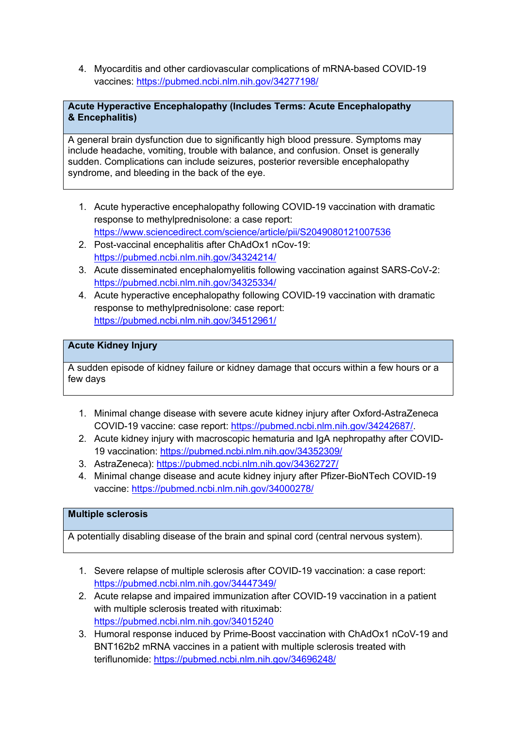4. Myocarditis and other cardiovascular complications of mRNA-based COVID-19 vaccines: https://pubmed.ncbi.nlm.nih.gov/34277198/

| **Acute Hyperactive Encephalopathy (Includes Terms: Acute Encephalopathy & Encephalitis)** |
| --- |
| A general brain dysfunction due to significantly high blood pressure. Symptoms may include headache, vomiting, trouble with balance, and confusion. Onset is generally sudden. Complications can include seizures, posterior reversible encephalopathy syndrome, and bleeding in the back of the eye. |

1. Acute hyperactive encephalopathy following COVID-19 vaccination with dramatic response to methylprednisolone: a case report: https://www.sciencedirect.com/science/article/pii/S2049080121007536
2. Post-vaccinal encephalitis after ChAdOx1 nCov-19: https://pubmed.ncbi.nlm.nih.gov/34324214/
3. Acute disseminated encephalomyelitis following vaccination against SARS-CoV-2: https://pubmed.ncbi.nlm.nih.gov/34325334/
4. Acute hyperactive encephalopathy following COVID-19 vaccination with dramatic response to methylprednisolone: case report: https://pubmed.ncbi.nlm.nih.gov/34512961/

| **Acute Kidney Injury** |
| --- |
| A sudden episode of kidney failure or kidney damage that occurs within a few hours or a few days |

1. Minimal change disease with severe acute kidney injury after Oxford-AstraZeneca COVID-19 vaccine: case report: https://pubmed.ncbi.nlm.nih.gov/34242687/.
2. Acute kidney injury with macroscopic hematuria and IgA nephropathy after COVID-19 vaccination: https://pubmed.ncbi.nlm.nih.gov/34352309/
3. AstraZeneca): https://pubmed.ncbi.nlm.nih.gov/34362727/
4. Minimal change disease and acute kidney injury after Pfizer-BioNTech COVID-19 vaccine: https://pubmed.ncbi.nlm.nih.gov/34000278/

| **Multiple sclerosis** |
| --- |
| A potentially disabling disease of the brain and spinal cord (central nervous system). |

1. Severe relapse of multiple sclerosis after COVID-19 vaccination: a case report: https://pubmed.ncbi.nlm.nih.gov/34447349/
2. Acute relapse and impaired immunization after COVID-19 vaccination in a patient with multiple sclerosis treated with rituximab: https://pubmed.ncbi.nlm.nih.gov/34015240
3. Humoral response induced by Prime-Boost vaccination with ChAdOx1 nCoV-19 and BNT162b2 mRNA vaccines in a patient with multiple sclerosis treated with teriflunomide: https://pubmed.ncbi.nlm.nih.gov/34696248/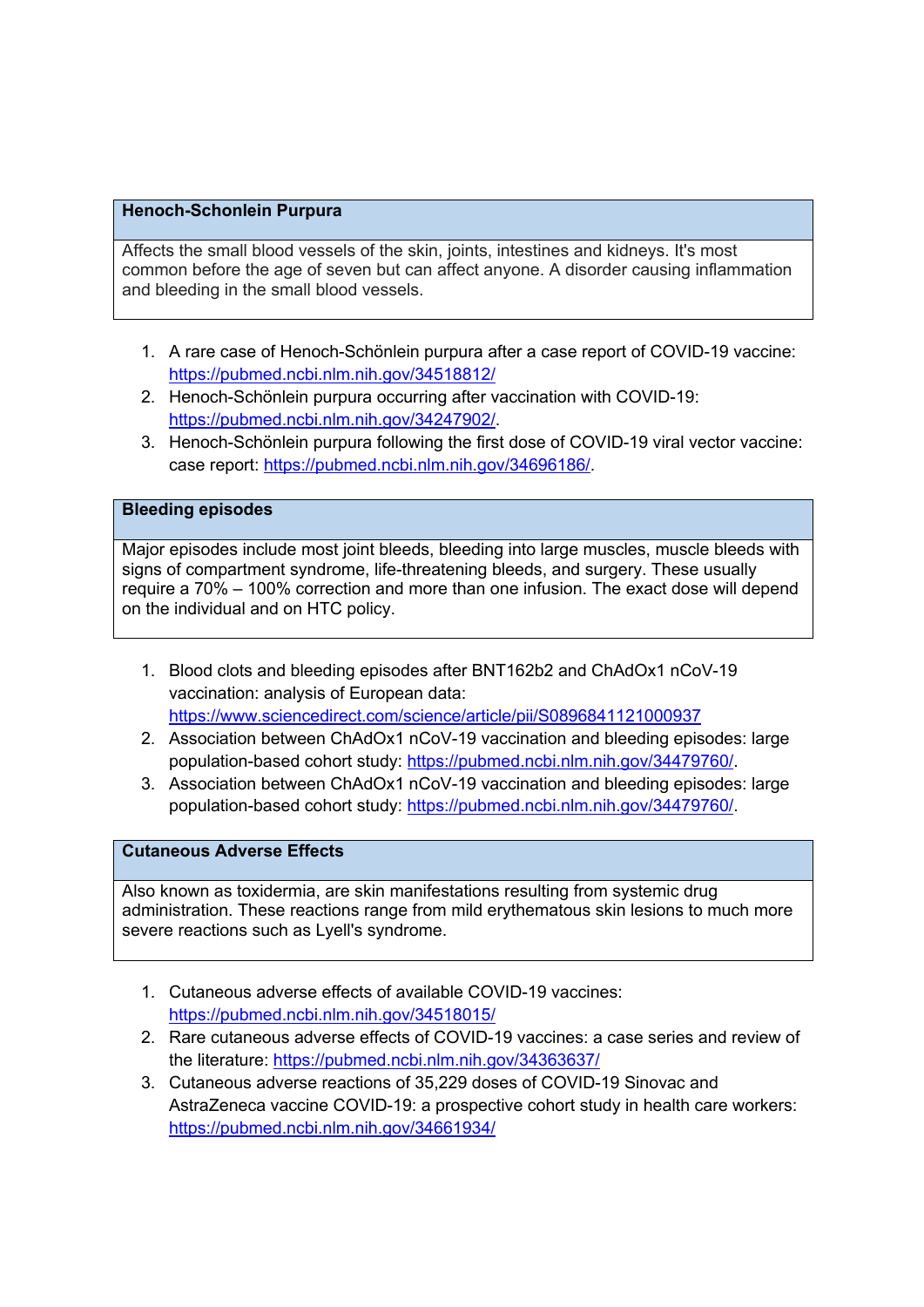| Henoch-Schonlein Purpura |
| --- |
| Affects the small blood vessels of the skin, joints, intestines and kidneys. It's most common before the age of seven but can affect anyone. A disorder causing inflammation and bleeding in the small blood vessels. |

1. A rare case of Henoch-Schönlein purpura after a case report of COVID-19 vaccine: https://pubmed.ncbi.nlm.nih.gov/34518812/
2. Henoch-Schönlein purpura occurring after vaccination with COVID-19: https://pubmed.ncbi.nlm.nih.gov/34247902/.
3. Henoch-Schönlein purpura following the first dose of COVID-19 viral vector vaccine: case report: https://pubmed.ncbi.nlm.nih.gov/34696186/.

| Bleeding episodes |
| --- |
| Major episodes include most joint bleeds, bleeding into large muscles, muscle bleeds with signs of compartment syndrome, life-threatening bleeds, and surgery. These usually require a 70% – 100% correction and more than one infusion. The exact dose will depend on the individual and on HTC policy. |

1. Blood clots and bleeding episodes after BNT162b2 and ChAdOx1 nCoV-19 vaccination: analysis of European data: https://www.sciencedirect.com/science/article/pii/S0896841121000937
2. Association between ChAdOx1 nCoV-19 vaccination and bleeding episodes: large population-based cohort study: https://pubmed.ncbi.nlm.nih.gov/34479760/.
3. Association between ChAdOx1 nCoV-19 vaccination and bleeding episodes: large population-based cohort study: https://pubmed.ncbi.nlm.nih.gov/34479760/.

| Cutaneous Adverse Effects |
| --- |
| Also known as toxidermia, are skin manifestations resulting from systemic drug administration. These reactions range from mild erythematous skin lesions to much more severe reactions such as Lyell's syndrome. |

1. Cutaneous adverse effects of available COVID-19 vaccines: https://pubmed.ncbi.nlm.nih.gov/34518015/
2. Rare cutaneous adverse effects of COVID-19 vaccines: a case series and review of the literature: https://pubmed.ncbi.nlm.nih.gov/34363637/
3. Cutaneous adverse reactions of 35,229 doses of COVID-19 Sinovac and AstraZeneca vaccine COVID-19: a prospective cohort study in health care workers: https://pubmed.ncbi.nlm.nih.gov/34661934/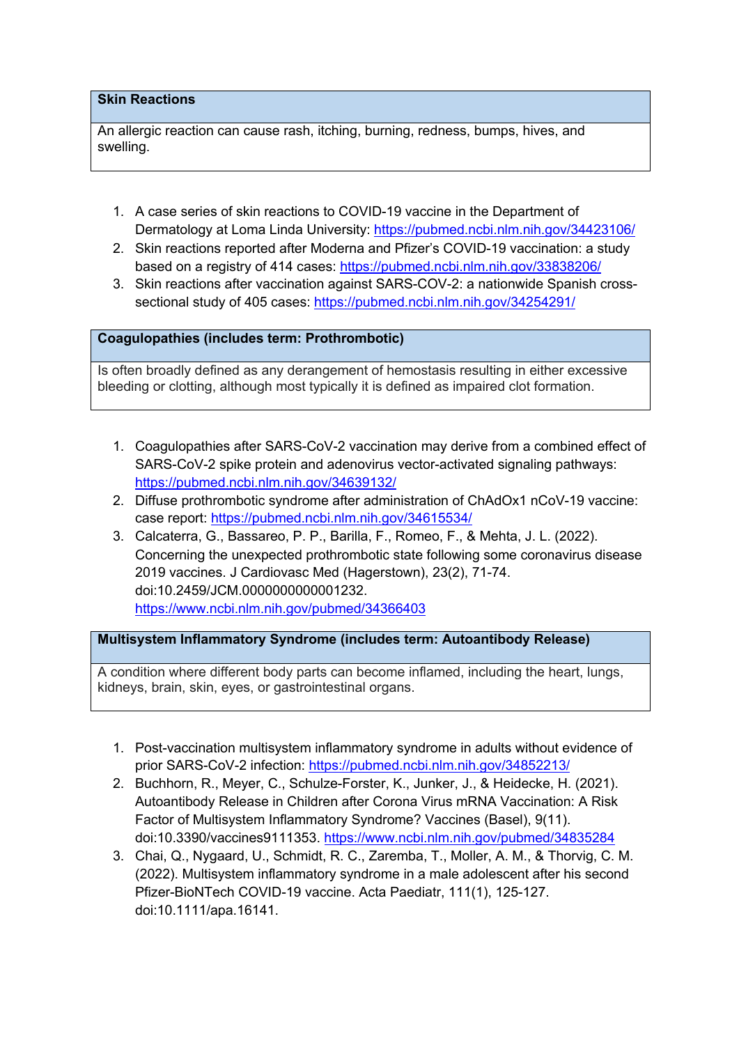| Skin Reactions |
| --- |
| An allergic reaction can cause rash, itching, burning, redness, bumps, hives, and swelling. |

1. A case series of skin reactions to COVID-19 vaccine in the Department of Dermatology at Loma Linda University: https://pubmed.ncbi.nlm.nih.gov/34423106/
2. Skin reactions reported after Moderna and Pfizer's COVID-19 vaccination: a study based on a registry of 414 cases: https://pubmed.ncbi.nlm.nih.gov/33838206/
3. Skin reactions after vaccination against SARS-COV-2: a nationwide Spanish cross-sectional study of 405 cases: https://pubmed.ncbi.nlm.nih.gov/34254291/

| Coagulopathies (includes term: Prothrombotic) |
| --- |
| Is often broadly defined as any derangement of hemostasis resulting in either excessive bleeding or clotting, although most typically it is defined as impaired clot formation. |

1. Coagulopathies after SARS-CoV-2 vaccination may derive from a combined effect of SARS-CoV-2 spike protein and adenovirus vector-activated signaling pathways: https://pubmed.ncbi.nlm.nih.gov/34639132/
2. Diffuse prothrombotic syndrome after administration of ChAdOx1 nCoV-19 vaccine: case report: https://pubmed.ncbi.nlm.nih.gov/34615534/
3. Calcaterra, G., Bassareo, P. P., Barilla, F., Romeo, F., & Mehta, J. L. (2022). Concerning the unexpected prothrombotic state following some coronavirus disease 2019 vaccines. J Cardiovasc Med (Hagerstown), 23(2), 71-74. doi:10.2459/JCM.0000000000001232. https://www.ncbi.nlm.nih.gov/pubmed/34366403

| Multisystem Inflammatory Syndrome (includes term: Autoantibody Release) |
| --- |
| A condition where different body parts can become inflamed, including the heart, lungs, kidneys, brain, skin, eyes, or gastrointestinal organs. |

1. Post-vaccination multisystem inflammatory syndrome in adults without evidence of prior SARS-CoV-2 infection: https://pubmed.ncbi.nlm.nih.gov/34852213/
2. Buchhorn, R., Meyer, C., Schulze-Forster, K., Junker, J., & Heidecke, H. (2021). Autoantibody Release in Children after Corona Virus mRNA Vaccination: A Risk Factor of Multisystem Inflammatory Syndrome? Vaccines (Basel), 9(11). doi:10.3390/vaccines9111353. https://www.ncbi.nlm.nih.gov/pubmed/34835284
3. Chai, Q., Nygaard, U., Schmidt, R. C., Zaremba, T., Moller, A. M., & Thorvig, C. M. (2022). Multisystem inflammatory syndrome in a male adolescent after his second Pfizer-BioNTech COVID-19 vaccine. Acta Paediatr, 111(1), 125-127. doi:10.1111/apa.16141.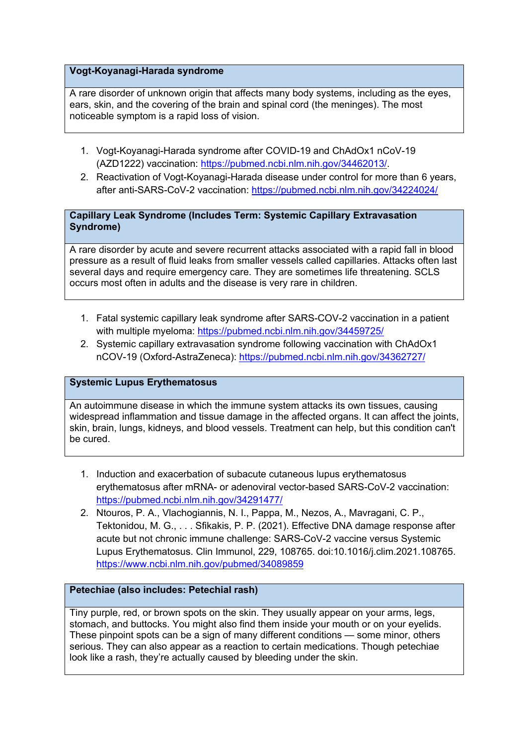| Vogt-Koyanagi-Harada syndrome |
| --- |
| A rare disorder of unknown origin that affects many body systems, including as the eyes, ears, skin, and the covering of the brain and spinal cord (the meninges). The most noticeable symptom is a rapid loss of vision. |

1. Vogt-Koyanagi-Harada syndrome after COVID-19 and ChAdOx1 nCoV-19 (AZD1222) vaccination: https://pubmed.ncbi.nlm.nih.gov/34462013/.
2. Reactivation of Vogt-Koyanagi-Harada disease under control for more than 6 years, after anti-SARS-CoV-2 vaccination: https://pubmed.ncbi.nlm.nih.gov/34224024/

| Capillary Leak Syndrome (Includes Term: Systemic Capillary Extravasation Syndrome) |
| --- |
| A rare disorder by acute and severe recurrent attacks associated with a rapid fall in blood pressure as a result of fluid leaks from smaller vessels called capillaries. Attacks often last several days and require emergency care. They are sometimes life threatening. SCLS occurs most often in adults and the disease is very rare in children. |

1. Fatal systemic capillary leak syndrome after SARS-COV-2 vaccination in a patient with multiple myeloma: https://pubmed.ncbi.nlm.nih.gov/34459725/
2. Systemic capillary extravasation syndrome following vaccination with ChAdOx1 nCOV-19 (Oxford-AstraZeneca): https://pubmed.ncbi.nlm.nih.gov/34362727/

| Systemic Lupus Erythematosus |
| --- |
| An autoimmune disease in which the immune system attacks its own tissues, causing widespread inflammation and tissue damage in the affected organs. It can affect the joints, skin, brain, lungs, kidneys, and blood vessels. Treatment can help, but this condition can't be cured. |

1. Induction and exacerbation of subacute cutaneous lupus erythematosus erythematosus after mRNA- or adenoviral vector-based SARS-CoV-2 vaccination: https://pubmed.ncbi.nlm.nih.gov/34291477/
2. Ntouros, P. A., Vlachogiannis, N. I., Pappa, M., Nezos, A., Mavragani, C. P., Tektonidou, M. G., . . . Sfikakis, P. P. (2021). Effective DNA damage response after acute but not chronic immune challenge: SARS-CoV-2 vaccine versus Systemic Lupus Erythematosus. Clin Immunol, 229, 108765. doi:10.1016/j.clim.2021.108765. https://www.ncbi.nlm.nih.gov/pubmed/34089859

| Petechiae (also includes: Petechial rash) |
| --- |
| Tiny purple, red, or brown spots on the skin. They usually appear on your arms, legs, stomach, and buttocks. You might also find them inside your mouth or on your eyelids. These pinpoint spots can be a sign of many different conditions — some minor, others serious. They can also appear as a reaction to certain medications. Though petechiae look like a rash, they're actually caused by bleeding under the skin. |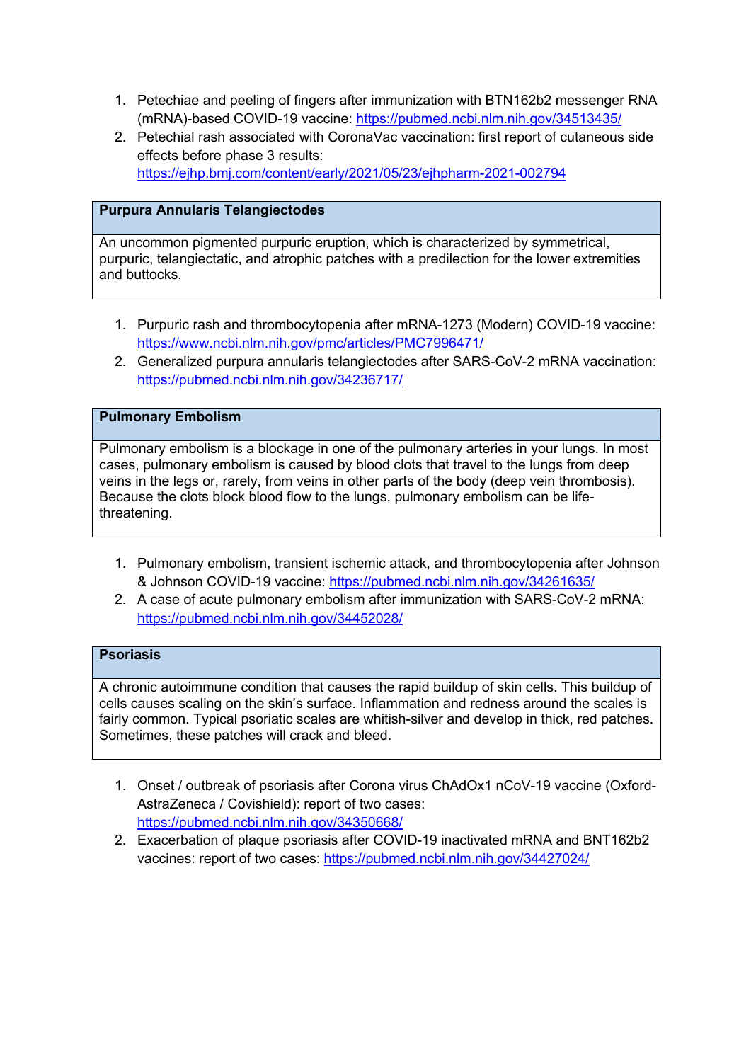1. Petechiae and peeling of fingers after immunization with BTN162b2 messenger RNA (mRNA)-based COVID-19 vaccine: https://pubmed.ncbi.nlm.nih.gov/34513435/
2. Petechial rash associated with CoronaVac vaccination: first report of cutaneous side effects before phase 3 results: https://ejhp.bmj.com/content/early/2021/05/23/ejhpharm-2021-002794

| **Purpura Annularis Telangiectodes** |
| --- |
| An uncommon pigmented purpuric eruption, which is characterized by symmetrical, purpuric, telangiectatic, and atrophic patches with a predilection for the lower extremities and buttocks. |

1. Purpuric rash and thrombocytopenia after mRNA-1273 (Modern) COVID-19 vaccine: https://www.ncbi.nlm.nih.gov/pmc/articles/PMC7996471/
2. Generalized purpura annularis telangiectodes after SARS-CoV-2 mRNA vaccination: https://pubmed.ncbi.nlm.nih.gov/34236717/

| **Pulmonary Embolism** |
| --- |
| Pulmonary embolism is a blockage in one of the pulmonary arteries in your lungs. In most cases, pulmonary embolism is caused by blood clots that travel to the lungs from deep veins in the legs or, rarely, from veins in other parts of the body (deep vein thrombosis). Because the clots block blood flow to the lungs, pulmonary embolism can be life-threatening. |

1. Pulmonary embolism, transient ischemic attack, and thrombocytopenia after Johnson & Johnson COVID-19 vaccine: https://pubmed.ncbi.nlm.nih.gov/34261635/
2. A case of acute pulmonary embolism after immunization with SARS-CoV-2 mRNA: https://pubmed.ncbi.nlm.nih.gov/34452028/

| **Psoriasis** |
| --- |
| A chronic autoimmune condition that causes the rapid buildup of skin cells. This buildup of cells causes scaling on the skin's surface. Inflammation and redness around the scales is fairly common. Typical psoriatic scales are whitish-silver and develop in thick, red patches. Sometimes, these patches will crack and bleed. |

1. Onset / outbreak of psoriasis after Corona virus ChAdOx1 nCoV-19 vaccine (Oxford-AstraZeneca / Covishield): report of two cases: https://pubmed.ncbi.nlm.nih.gov/34350668/
2. Exacerbation of plaque psoriasis after COVID-19 inactivated mRNA and BNT162b2 vaccines: report of two cases: https://pubmed.ncbi.nlm.nih.gov/34427024/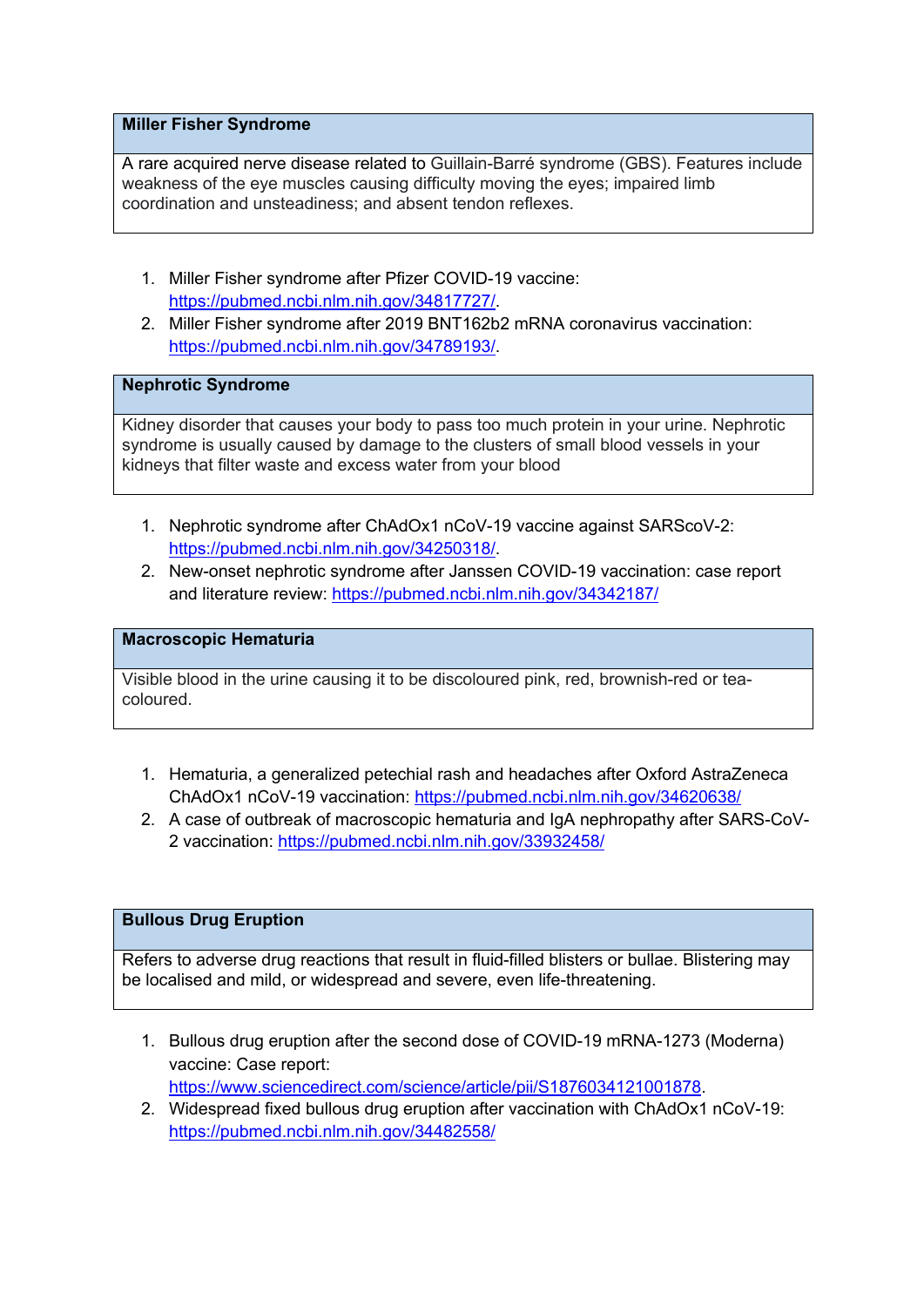| Miller Fisher Syndrome |
| --- |
| A rare acquired nerve disease related to Guillain-Barré syndrome (GBS). Features include weakness of the eye muscles causing difficulty moving the eyes; impaired limb coordination and unsteadiness; and absent tendon reflexes. |

1. Miller Fisher syndrome after Pfizer COVID-19 vaccine: https://pubmed.ncbi.nlm.nih.gov/34817727/.
2. Miller Fisher syndrome after 2019 BNT162b2 mRNA coronavirus vaccination: https://pubmed.ncbi.nlm.nih.gov/34789193/.

| Nephrotic Syndrome |
| --- |
| Kidney disorder that causes your body to pass too much protein in your urine. Nephrotic syndrome is usually caused by damage to the clusters of small blood vessels in your kidneys that filter waste and excess water from your blood |

1. Nephrotic syndrome after ChAdOx1 nCoV-19 vaccine against SARScoV-2: https://pubmed.ncbi.nlm.nih.gov/34250318/.
2. New-onset nephrotic syndrome after Janssen COVID-19 vaccination: case report and literature review: https://pubmed.ncbi.nlm.nih.gov/34342187/

| Macroscopic Hematuria |
| --- |
| Visible blood in the urine causing it to be discoloured pink, red, brownish-red or tea-coloured. |

1. Hematuria, a generalized petechial rash and headaches after Oxford AstraZeneca ChAdOx1 nCoV-19 vaccination: https://pubmed.ncbi.nlm.nih.gov/34620638/
2. A case of outbreak of macroscopic hematuria and IgA nephropathy after SARS-CoV-2 vaccination: https://pubmed.ncbi.nlm.nih.gov/33932458/

| Bullous Drug Eruption |
| --- |
| Refers to adverse drug reactions that result in fluid-filled blisters or bullae. Blistering may be localised and mild, or widespread and severe, even life-threatening. |

1. Bullous drug eruption after the second dose of COVID-19 mRNA-1273 (Moderna) vaccine: Case report: https://www.sciencedirect.com/science/article/pii/S1876034121001878.
2. Widespread fixed bullous drug eruption after vaccination with ChAdOx1 nCoV-19: https://pubmed.ncbi.nlm.nih.gov/34482558/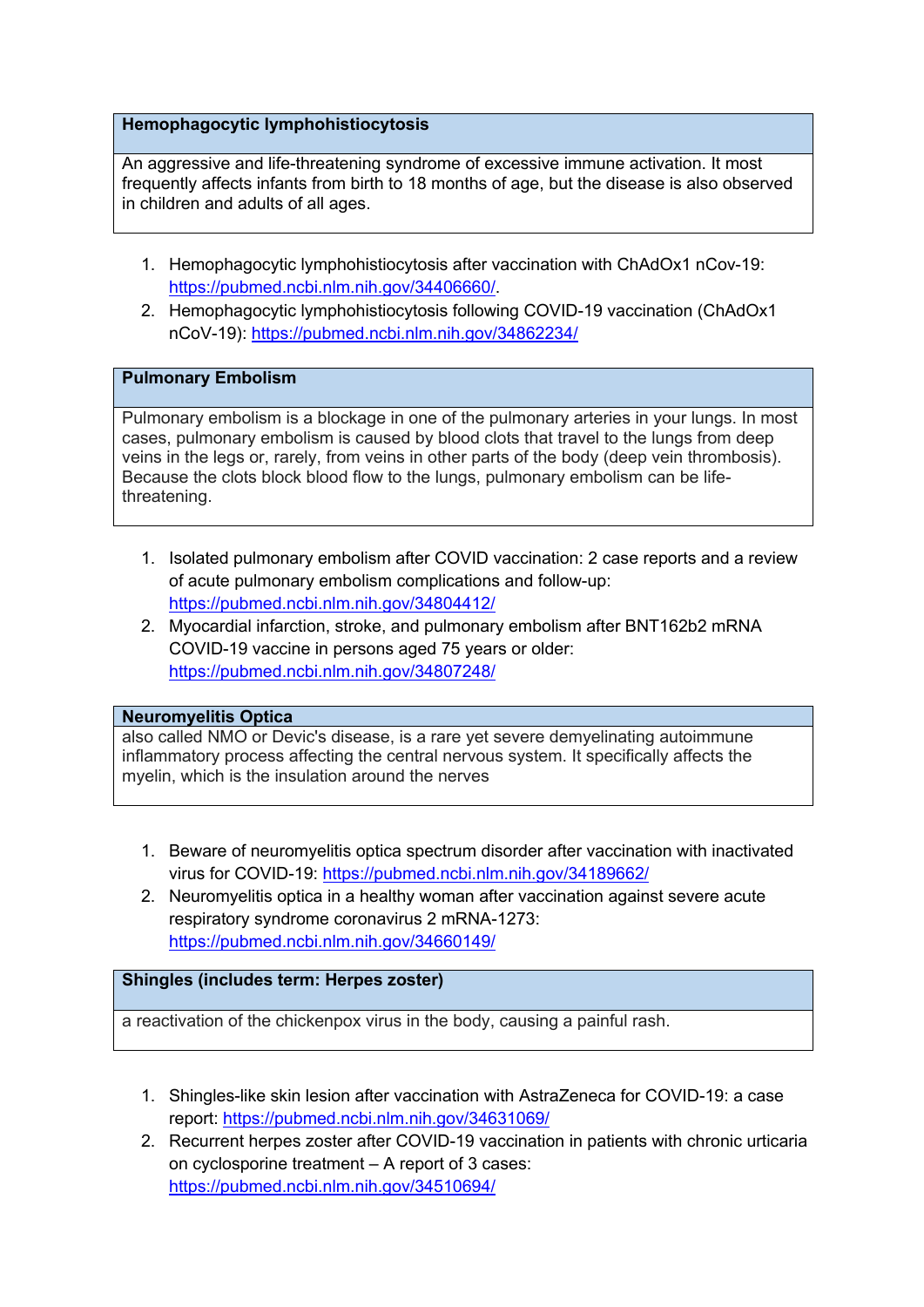| Hemophagocytic lymphohistiocytosis |
| --- |
| An aggressive and life-threatening syndrome of excessive immune activation. It most frequently affects infants from birth to 18 months of age, but the disease is also observed in children and adults of all ages. |

1. Hemophagocytic lymphohistiocytosis after vaccination with ChAdOx1 nCov-19: https://pubmed.ncbi.nlm.nih.gov/34406660/.
2. Hemophagocytic lymphohistiocytosis following COVID-19 vaccination (ChAdOx1 nCoV-19): https://pubmed.ncbi.nlm.nih.gov/34862234/

| Pulmonary Embolism |
| --- |
| Pulmonary embolism is a blockage in one of the pulmonary arteries in your lungs. In most cases, pulmonary embolism is caused by blood clots that travel to the lungs from deep veins in the legs or, rarely, from veins in other parts of the body (deep vein thrombosis). Because the clots block blood flow to the lungs, pulmonary embolism can be life-threatening. |

1. Isolated pulmonary embolism after COVID vaccination: 2 case reports and a review of acute pulmonary embolism complications and follow-up: https://pubmed.ncbi.nlm.nih.gov/34804412/
2. Myocardial infarction, stroke, and pulmonary embolism after BNT162b2 mRNA COVID-19 vaccine in persons aged 75 years or older: https://pubmed.ncbi.nlm.nih.gov/34807248/

| Neuromyelitis Optica |
| --- |
| also called NMO or Devic's disease, is a rare yet severe demyelinating autoimmune inflammatory process affecting the central nervous system. It specifically affects the myelin, which is the insulation around the nerves |

1. Beware of neuromyelitis optica spectrum disorder after vaccination with inactivated virus for COVID-19: https://pubmed.ncbi.nlm.nih.gov/34189662/
2. Neuromyelitis optica in a healthy woman after vaccination against severe acute respiratory syndrome coronavirus 2 mRNA-1273: https://pubmed.ncbi.nlm.nih.gov/34660149/

| Shingles (includes term: Herpes zoster) |
| --- |
| a reactivation of the chickenpox virus in the body, causing a painful rash. |

1. Shingles-like skin lesion after vaccination with AstraZeneca for COVID-19: a case report: https://pubmed.ncbi.nlm.nih.gov/34631069/
2. Recurrent herpes zoster after COVID-19 vaccination in patients with chronic urticaria on cyclosporine treatment – A report of 3 cases: https://pubmed.ncbi.nlm.nih.gov/34510694/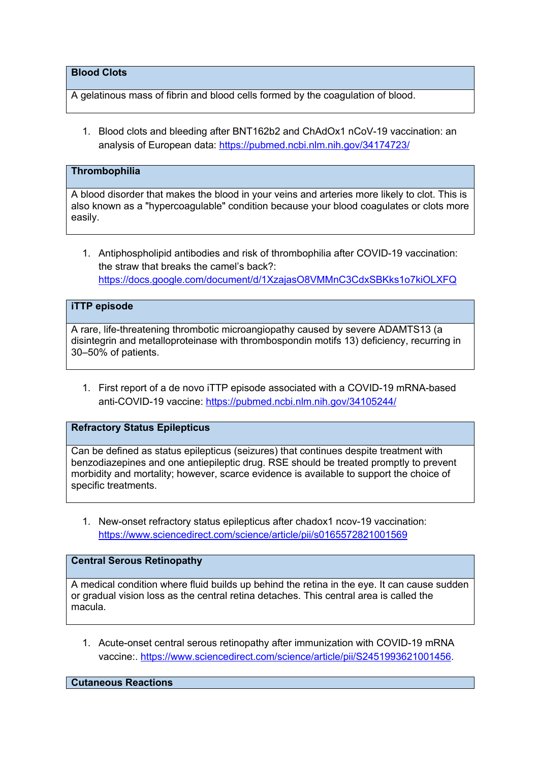| Blood Clots |
| --- |
| A gelatinous mass of fibrin and blood cells formed by the coagulation of blood. |

1. Blood clots and bleeding after BNT162b2 and ChAdOx1 nCoV-19 vaccination: an analysis of European data: https://pubmed.ncbi.nlm.nih.gov/34174723/

| Thrombophilia |
| --- |
| A blood disorder that makes the blood in your veins and arteries more likely to clot. This is also known as a "hypercoagulable" condition because your blood coagulates or clots more easily. |

1. Antiphospholipid antibodies and risk of thrombophilia after COVID-19 vaccination: the straw that breaks the camel's back?: https://docs.google.com/document/d/1XzajasO8VMMnC3CdxSBKks1o7kiOLXFQ

| iTTP episode |
| --- |
| A rare, life-threatening thrombotic microangiopathy caused by severe ADAMTS13 (a disintegrin and metalloproteinase with thrombospondin motifs 13) deficiency, recurring in 30–50% of patients. |

1. First report of a de novo iTTP episode associated with a COVID-19 mRNA-based anti-COVID-19 vaccine: https://pubmed.ncbi.nlm.nih.gov/34105244/

| Refractory Status Epilepticus |
| --- |
| Can be defined as status epilepticus (seizures) that continues despite treatment with benzodiazepines and one antiepileptic drug. RSE should be treated promptly to prevent morbidity and mortality; however, scarce evidence is available to support the choice of specific treatments. |

1. New-onset refractory status epilepticus after chadox1 ncov-19 vaccination: https://www.sciencedirect.com/science/article/pii/s0165572821001569

| Central Serous Retinopathy |
| --- |
| A medical condition where fluid builds up behind the retina in the eye. It can cause sudden or gradual vision loss as the central retina detaches. This central area is called the macula. |

1. Acute-onset central serous retinopathy after immunization with COVID-19 mRNA vaccine:. https://www.sciencedirect.com/science/article/pii/S2451993621001456.

| Cutaneous Reactions |
| --- |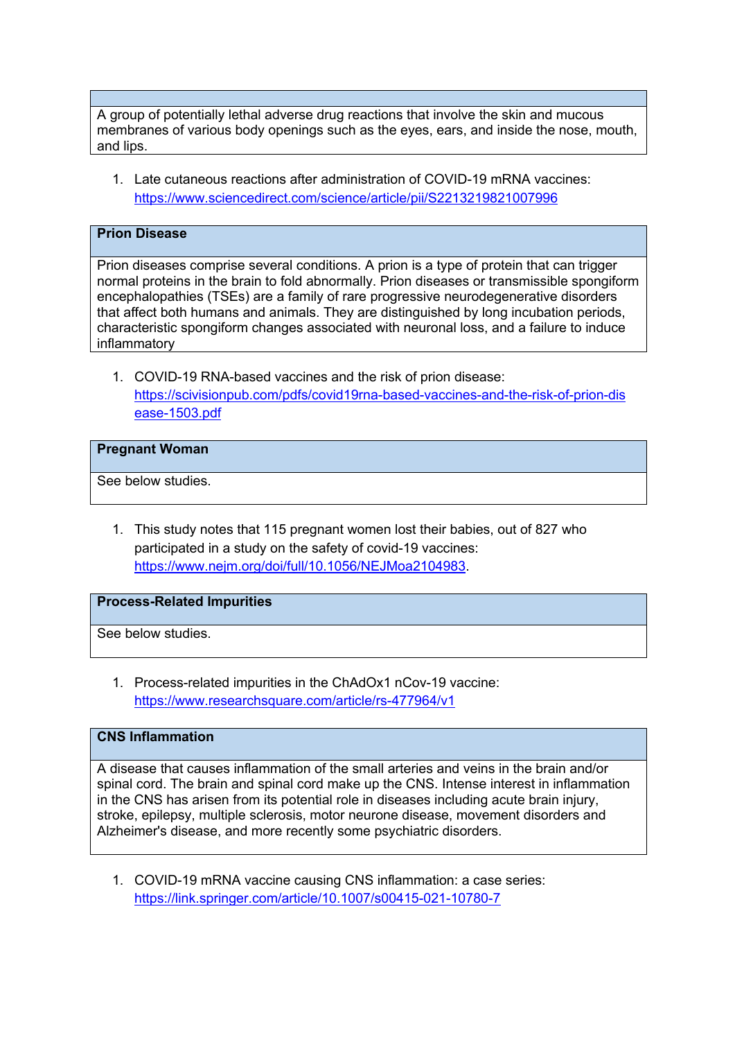| |
|---|
| A group of potentially lethal adverse drug reactions that involve the skin and mucous membranes of various body openings such as the eyes, ears, and inside the nose, mouth, and lips. |

1. Late cutaneous reactions after administration of COVID-19 mRNA vaccines: https://www.sciencedirect.com/science/article/pii/S2213219821007996

| **Prion Disease** |
|---|
| Prion diseases comprise several conditions. A prion is a type of protein that can trigger normal proteins in the brain to fold abnormally. Prion diseases or transmissible spongiform encephalopathies (TSEs) are a family of rare progressive neurodegenerative disorders that affect both humans and animals. They are distinguished by long incubation periods, characteristic spongiform changes associated with neuronal loss, and a failure to induce inflammatory |

1. COVID-19 RNA-based vaccines and the risk of prion disease: https://scivisionpub.com/pdfs/covid19rna-based-vaccines-and-the-risk-of-prion-disease-1503.pdf

| **Pregnant Woman** |
|---|
| See below studies. |

1. This study notes that 115 pregnant women lost their babies, out of 827 who participated in a study on the safety of covid-19 vaccines: https://www.nejm.org/doi/full/10.1056/NEJMoa2104983.

| **Process-Related Impurities** |
|---|
| See below studies. |

1. Process-related impurities in the ChAdOx1 nCov-19 vaccine: https://www.researchsquare.com/article/rs-477964/v1

| **CNS Inflammation** |
|---|
| A disease that causes inflammation of the small arteries and veins in the brain and/or spinal cord. The brain and spinal cord make up the CNS. Intense interest in inflammation in the CNS has arisen from its potential role in diseases including acute brain injury, stroke, epilepsy, multiple sclerosis, motor neurone disease, movement disorders and Alzheimer's disease, and more recently some psychiatric disorders. |

1. COVID-19 mRNA vaccine causing CNS inflammation: a case series: https://link.springer.com/article/10.1007/s00415-021-10780-7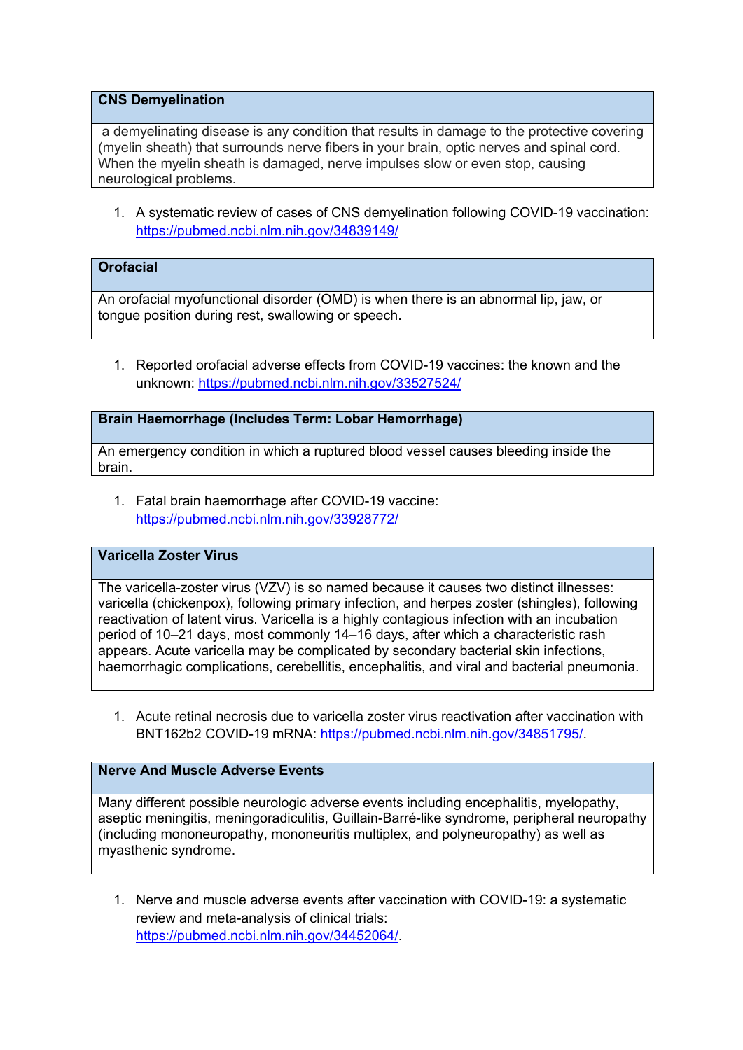| CNS Demyelination |
| --- |
| a demyelinating disease is any condition that results in damage to the protective covering (myelin sheath) that surrounds nerve fibers in your brain, optic nerves and spinal cord. When the myelin sheath is damaged, nerve impulses slow or even stop, causing neurological problems. |

1. A systematic review of cases of CNS demyelination following COVID-19 vaccination: https://pubmed.ncbi.nlm.nih.gov/34839149/

| Orofacial |
| --- |
| An orofacial myofunctional disorder (OMD) is when there is an abnormal lip, jaw, or tongue position during rest, swallowing or speech. |

1. Reported orofacial adverse effects from COVID-19 vaccines: the known and the unknown: https://pubmed.ncbi.nlm.nih.gov/33527524/

| Brain Haemorrhage (Includes Term: Lobar Hemorrhage) |
| --- |
| An emergency condition in which a ruptured blood vessel causes bleeding inside the brain. |

1. Fatal brain haemorrhage after COVID-19 vaccine: https://pubmed.ncbi.nlm.nih.gov/33928772/

| Varicella Zoster Virus |
| --- |
| The varicella-zoster virus (VZV) is so named because it causes two distinct illnesses: varicella (chickenpox), following primary infection, and herpes zoster (shingles), following reactivation of latent virus. Varicella is a highly contagious infection with an incubation period of 10–21 days, most commonly 14–16 days, after which a characteristic rash appears. Acute varicella may be complicated by secondary bacterial skin infections, haemorrhagic complications, cerebellitis, encephalitis, and viral and bacterial pneumonia. |

1. Acute retinal necrosis due to varicella zoster virus reactivation after vaccination with BNT162b2 COVID-19 mRNA: https://pubmed.ncbi.nlm.nih.gov/34851795/.

| Nerve And Muscle Adverse Events |
| --- |
| Many different possible neurologic adverse events including encephalitis, myelopathy, aseptic meningitis, meningoradiculitis, Guillain-Barré-like syndrome, peripheral neuropathy (including mononeuropathy, mononeuritis multiplex, and polyneuropathy) as well as myasthenic syndrome. |

1. Nerve and muscle adverse events after vaccination with COVID-19: a systematic review and meta-analysis of clinical trials: https://pubmed.ncbi.nlm.nih.gov/34452064/.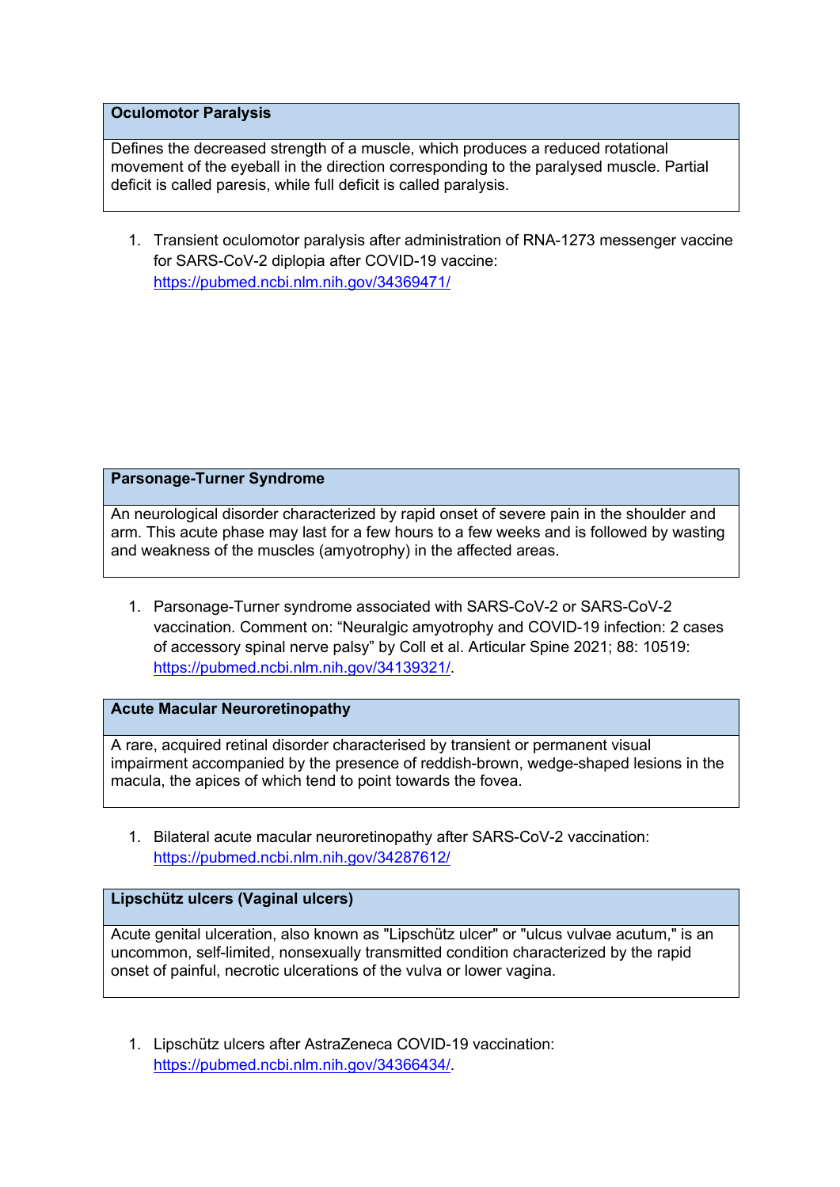## Oculomotor Paralysis

Defines the decreased strength of a muscle, which produces a reduced rotational movement of the eyeball in the direction corresponding to the paralysed muscle. Partial deficit is called paresis, while full deficit is called paralysis.

1. Transient oculomotor paralysis after administration of RNA-1273 messenger vaccine for SARS-CoV-2 diplopia after COVID-19 vaccine: https://pubmed.ncbi.nlm.nih.gov/34369471/

## Parsonage-Turner Syndrome

An neurological disorder characterized by rapid onset of severe pain in the shoulder and arm. This acute phase may last for a few hours to a few weeks and is followed by wasting and weakness of the muscles (amyotrophy) in the affected areas.

1. Parsonage-Turner syndrome associated with SARS-CoV-2 or SARS-CoV-2 vaccination. Comment on: "Neuralgic amyotrophy and COVID-19 infection: 2 cases of accessory spinal nerve palsy" by Coll et al. Articular Spine 2021; 88: 10519: https://pubmed.ncbi.nlm.nih.gov/34139321/.

## Acute Macular Neuroretinopathy

A rare, acquired retinal disorder characterised by transient or permanent visual impairment accompanied by the presence of reddish-brown, wedge-shaped lesions in the macula, the apices of which tend to point towards the fovea.

1. Bilateral acute macular neuroretinopathy after SARS-CoV-2 vaccination: https://pubmed.ncbi.nlm.nih.gov/34287612/

## Lipschütz ulcers (Vaginal ulcers)

Acute genital ulceration, also known as "Lipschütz ulcer" or "ulcus vulvae acutum," is an uncommon, self-limited, nonsexually transmitted condition characterized by the rapid onset of painful, necrotic ulcerations of the vulva or lower vagina.

1. Lipschütz ulcers after AstraZeneca COVID-19 vaccination: https://pubmed.ncbi.nlm.nih.gov/34366434/.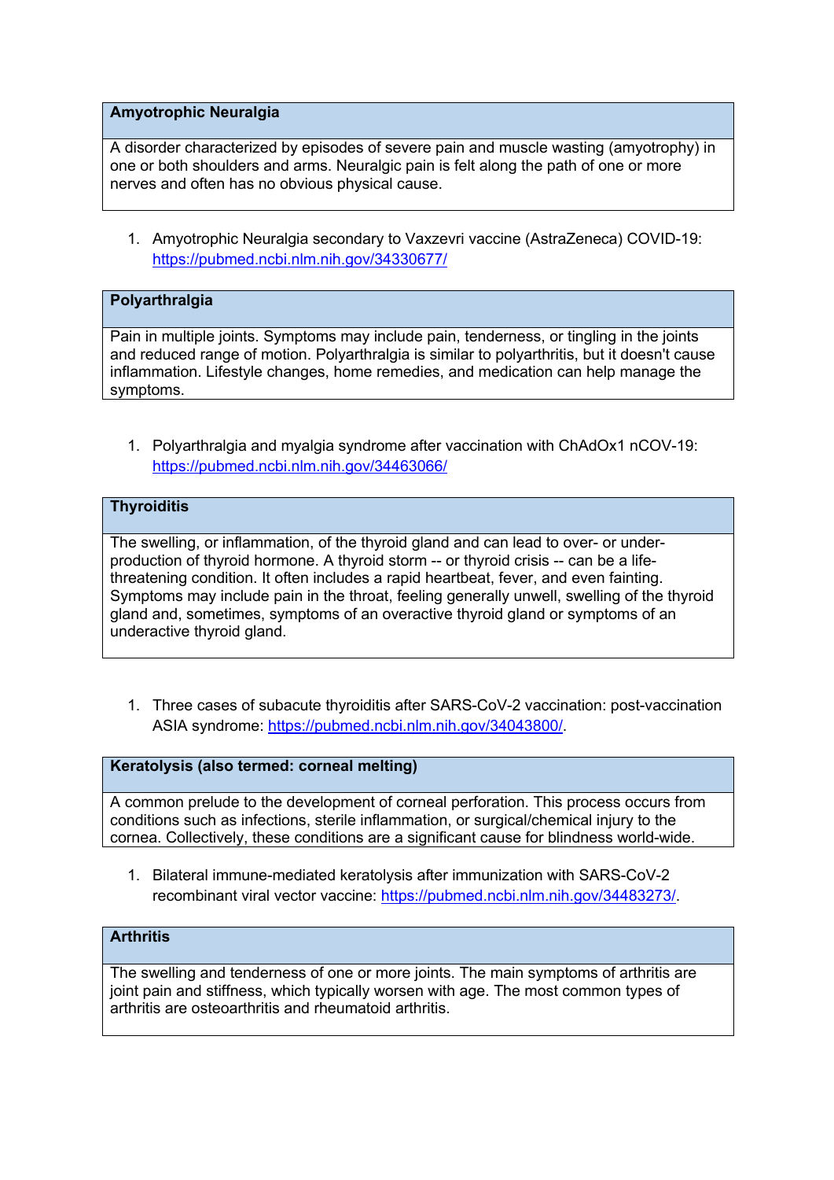| **Amyotrophic Neuralgia** |
|---|
| A disorder characterized by episodes of severe pain and muscle wasting (amyotrophy) in one or both shoulders and arms. Neuralgic pain is felt along the path of one or more nerves and often has no obvious physical cause. |

1. Amyotrophic Neuralgia secondary to Vaxzevri vaccine (AstraZeneca) COVID-19: https://pubmed.ncbi.nlm.nih.gov/34330677/

| **Polyarthralgia** |
|---|
| Pain in multiple joints. Symptoms may include pain, tenderness, or tingling in the joints and reduced range of motion. Polyarthralgia is similar to polyarthritis, but it doesn't cause inflammation. Lifestyle changes, home remedies, and medication can help manage the symptoms. |

1. Polyarthralgia and myalgia syndrome after vaccination with ChAdOx1 nCOV-19: https://pubmed.ncbi.nlm.nih.gov/34463066/

| **Thyroiditis** |
|---|
| The swelling, or inflammation, of the thyroid gland and can lead to over- or under-production of thyroid hormone. A thyroid storm -- or thyroid crisis -- can be a life-threatening condition. It often includes a rapid heartbeat, fever, and even fainting. Symptoms may include pain in the throat, feeling generally unwell, swelling of the thyroid gland and, sometimes, symptoms of an overactive thyroid gland or symptoms of an underactive thyroid gland. |

1. Three cases of subacute thyroiditis after SARS-CoV-2 vaccination: post-vaccination ASIA syndrome: https://pubmed.ncbi.nlm.nih.gov/34043800/.

| **Keratolysis (also termed: corneal melting)** |
|---|
| A common prelude to the development of corneal perforation. This process occurs from conditions such as infections, sterile inflammation, or surgical/chemical injury to the cornea. Collectively, these conditions are a significant cause for blindness world-wide. |

1. Bilateral immune-mediated keratolysis after immunization with SARS-CoV-2 recombinant viral vector vaccine: https://pubmed.ncbi.nlm.nih.gov/34483273/.

| **Arthritis** |
|---|
| The swelling and tenderness of one or more joints. The main symptoms of arthritis are joint pain and stiffness, which typically worsen with age. The most common types of arthritis are osteoarthritis and rheumatoid arthritis. |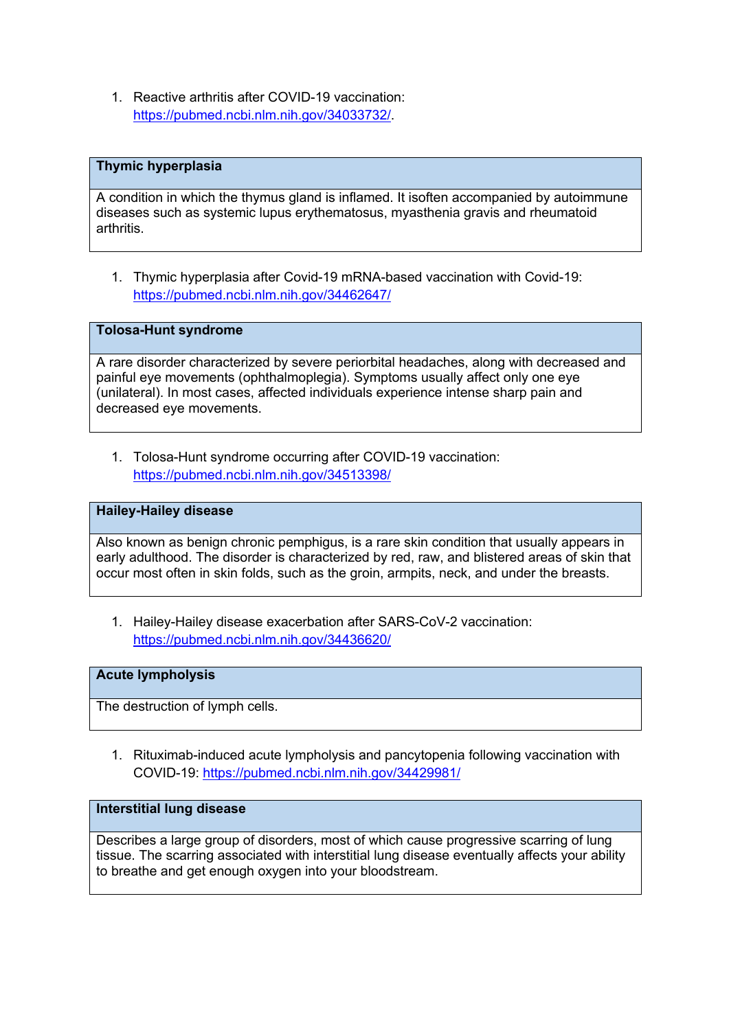1. Reactive arthritis after COVID-19 vaccination: https://pubmed.ncbi.nlm.nih.gov/34033732/.

| Thymic hyperplasia |
| --- |
| A condition in which the thymus gland is inflamed. It isoften accompanied by autoimmune diseases such as systemic lupus erythematosus, myasthenia gravis and rheumatoid arthritis. |

1. Thymic hyperplasia after Covid-19 mRNA-based vaccination with Covid-19: https://pubmed.ncbi.nlm.nih.gov/34462647/

| Tolosa-Hunt syndrome |
| --- |
| A rare disorder characterized by severe periorbital headaches, along with decreased and painful eye movements (ophthalmoplegia). Symptoms usually affect only one eye (unilateral). In most cases, affected individuals experience intense sharp pain and decreased eye movements. |

1. Tolosa-Hunt syndrome occurring after COVID-19 vaccination: https://pubmed.ncbi.nlm.nih.gov/34513398/

| Hailey-Hailey disease |
| --- |
| Also known as benign chronic pemphigus, is a rare skin condition that usually appears in early adulthood. The disorder is characterized by red, raw, and blistered areas of skin that occur most often in skin folds, such as the groin, armpits, neck, and under the breasts. |

1. Hailey-Hailey disease exacerbation after SARS-CoV-2 vaccination: https://pubmed.ncbi.nlm.nih.gov/34436620/

| Acute lympholysis |
| --- |
| The destruction of lymph cells. |

1. Rituximab-induced acute lympholysis and pancytopenia following vaccination with COVID-19: https://pubmed.ncbi.nlm.nih.gov/34429981/

| Interstitial lung disease |
| --- |
| Describes a large group of disorders, most of which cause progressive scarring of lung tissue. The scarring associated with interstitial lung disease eventually affects your ability to breathe and get enough oxygen into your bloodstream. |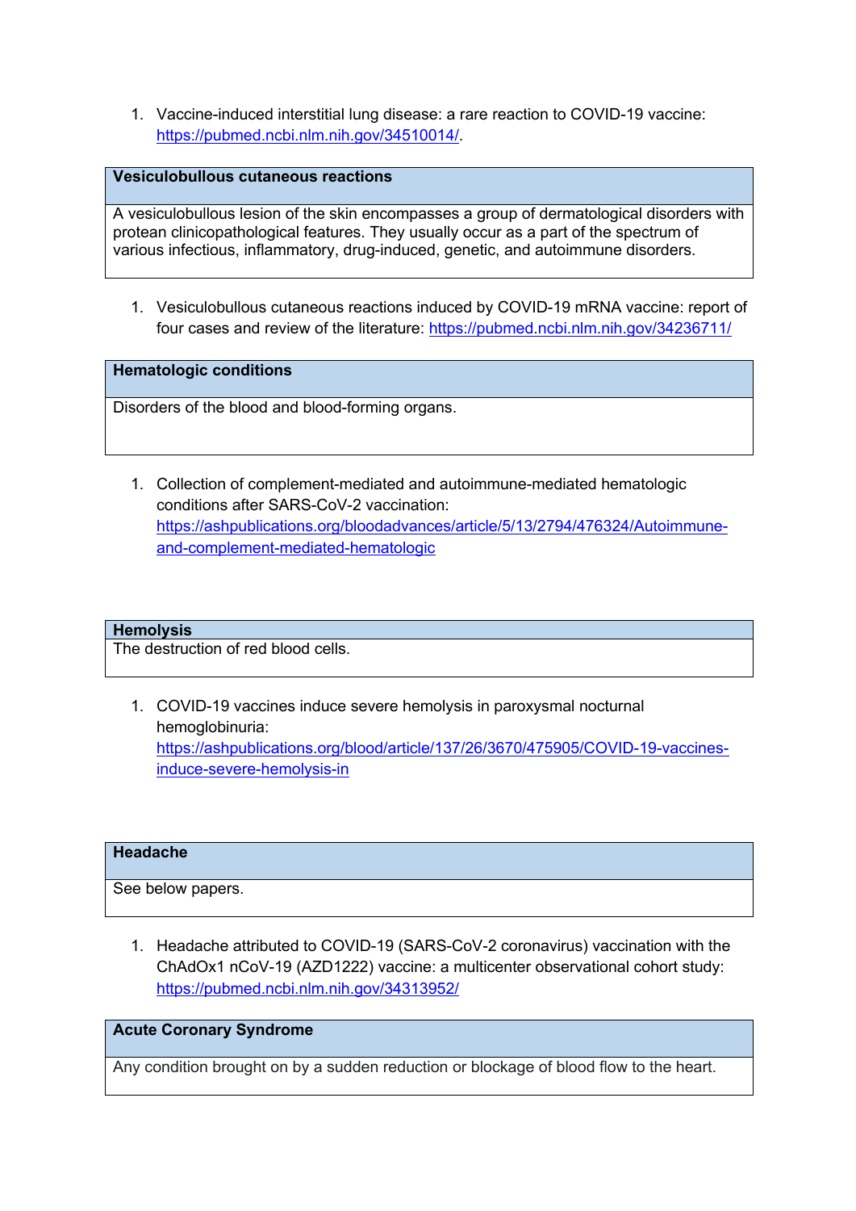1. Vaccine-induced interstitial lung disease: a rare reaction to COVID-19 vaccine: https://pubmed.ncbi.nlm.nih.gov/34510014/.

| **Vesiculobullous cutaneous reactions** |
| --- |
| A vesiculobullous lesion of the skin encompasses a group of dermatological disorders with protean clinicopathological features. They usually occur as a part of the spectrum of various infectious, inflammatory, drug-induced, genetic, and autoimmune disorders. |

1. Vesiculobullous cutaneous reactions induced by COVID-19 mRNA vaccine: report of four cases and review of the literature: https://pubmed.ncbi.nlm.nih.gov/34236711/

| **Hematologic conditions** |
| --- |
| Disorders of the blood and blood-forming organs. |

1. Collection of complement-mediated and autoimmune-mediated hematologic conditions after SARS-CoV-2 vaccination: https://ashpublications.org/bloodadvances/article/5/13/2794/476324/Autoimmune-and-complement-mediated-hematologic

| **Hemolysis** |
| --- |
| The destruction of red blood cells. |

1. COVID-19 vaccines induce severe hemolysis in paroxysmal nocturnal hemoglobinuria: https://ashpublications.org/blood/article/137/26/3670/475905/COVID-19-vaccines-induce-severe-hemolysis-in

| **Headache** |
| --- |
| See below papers. |

1. Headache attributed to COVID-19 (SARS-CoV-2 coronavirus) vaccination with the ChAdOx1 nCoV-19 (AZD1222) vaccine: a multicenter observational cohort study: https://pubmed.ncbi.nlm.nih.gov/34313952/

| **Acute Coronary Syndrome** |
| --- |
| Any condition brought on by a sudden reduction or blockage of blood flow to the heart. |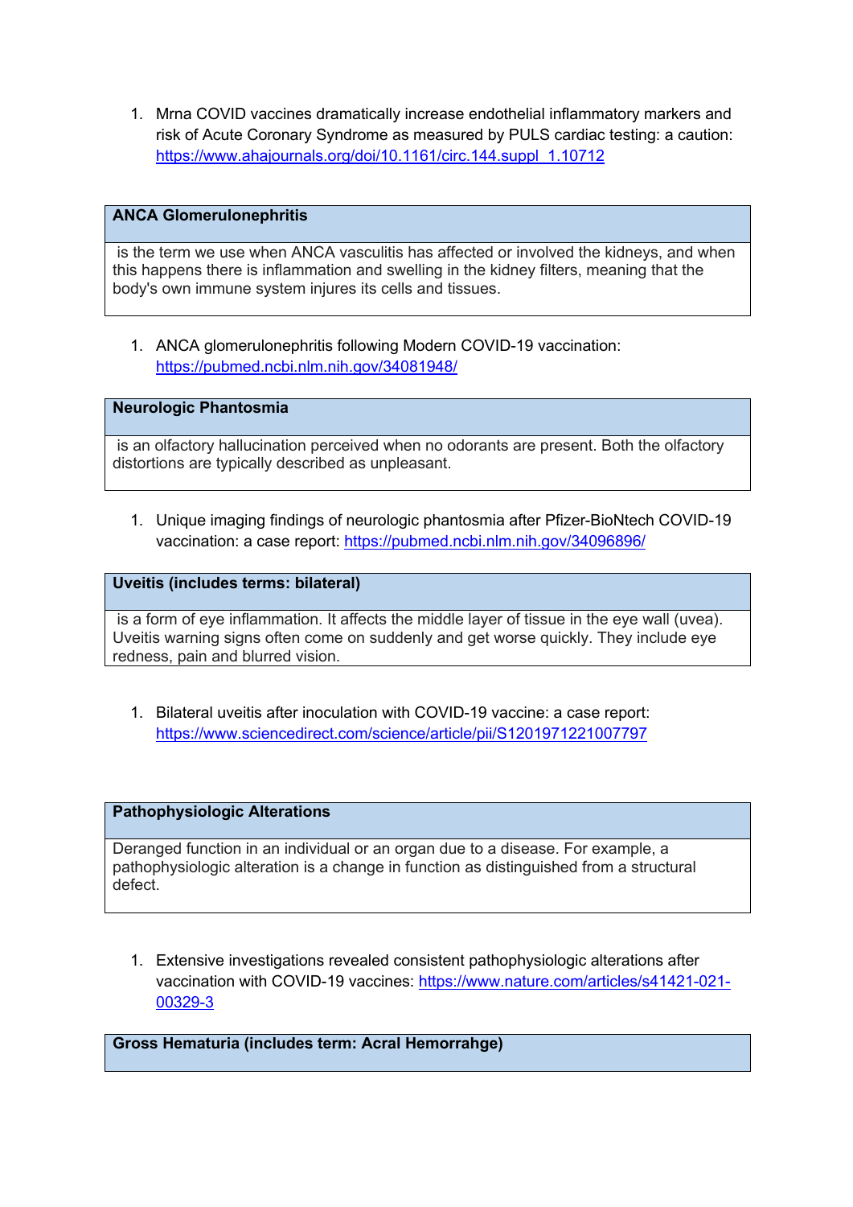1. Mrna COVID vaccines dramatically increase endothelial inflammatory markers and risk of Acute Coronary Syndrome as measured by PULS cardiac testing: a caution: https://www.ahajournals.org/doi/10.1161/circ.144.suppl_1.10712

| **ANCA Glomerulonephritis** |
| --- |
| is the term we use when ANCA vasculitis has affected or involved the kidneys, and when this happens there is inflammation and swelling in the kidney filters, meaning that the body's own immune system injures its cells and tissues. |

1. ANCA glomerulonephritis following Modern COVID-19 vaccination: https://pubmed.ncbi.nlm.nih.gov/34081948/

| **Neurologic Phantosmia** |
| --- |
| is an olfactory hallucination perceived when no odorants are present. Both the olfactory distortions are typically described as unpleasant. |

1. Unique imaging findings of neurologic phantosmia after Pfizer-BioNtech COVID-19 vaccination: a case report: https://pubmed.ncbi.nlm.nih.gov/34096896/

| **Uveitis (includes terms: bilateral)** |
| --- |
| is a form of eye inflammation. It affects the middle layer of tissue in the eye wall (uvea). Uveitis warning signs often come on suddenly and get worse quickly. They include eye redness, pain and blurred vision. |

1. Bilateral uveitis after inoculation with COVID-19 vaccine: a case report: https://www.sciencedirect.com/science/article/pii/S1201971221007797

| **Pathophysiologic Alterations** |
| --- |
| Deranged function in an individual or an organ due to a disease. For example, a pathophysiologic alteration is a change in function as distinguished from a structural defect. |

1. Extensive investigations revealed consistent pathophysiologic alterations after vaccination with COVID-19 vaccines: https://www.nature.com/articles/s41421-021-00329-3

| **Gross Hematuria (includes term: Acral Hemorrahge)** |
| --- |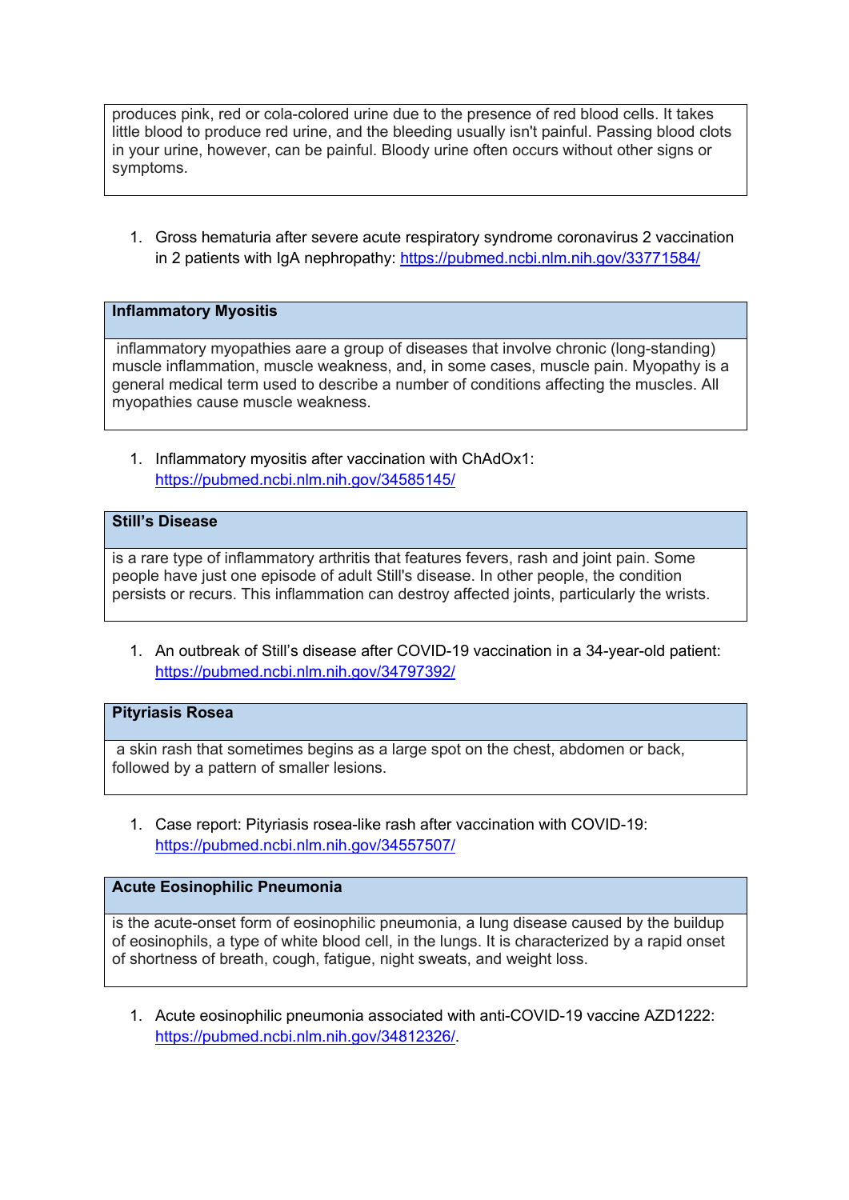produces pink, red or cola-colored urine due to the presence of red blood cells. It takes little blood to produce red urine, and the bleeding usually isn't painful. Passing blood clots in your urine, however, can be painful. Bloody urine often occurs without other signs or symptoms.

1. Gross hematuria after severe acute respiratory syndrome coronavirus 2 vaccination in 2 patients with IgA nephropathy: https://pubmed.ncbi.nlm.nih.gov/33771584/

| **Inflammatory Myositis** |
|---|
| inflammatory myopathies aare a group of diseases that involve chronic (long-standing) muscle inflammation, muscle weakness, and, in some cases, muscle pain. Myopathy is a general medical term used to describe a number of conditions affecting the muscles. All myopathies cause muscle weakness. |

1. Inflammatory myositis after vaccination with ChAdOx1: https://pubmed.ncbi.nlm.nih.gov/34585145/

| **Still's Disease** |
|---|
| is a rare type of inflammatory arthritis that features fevers, rash and joint pain. Some people have just one episode of adult Still's disease. In other people, the condition persists or recurs. This inflammation can destroy affected joints, particularly the wrists. |

1. An outbreak of Still's disease after COVID-19 vaccination in a 34-year-old patient: https://pubmed.ncbi.nlm.nih.gov/34797392/

| **Pityriasis Rosea** |
|---|
| a skin rash that sometimes begins as a large spot on the chest, abdomen or back, followed by a pattern of smaller lesions. |

1. Case report: Pityriasis rosea-like rash after vaccination with COVID-19: https://pubmed.ncbi.nlm.nih.gov/34557507/

| **Acute Eosinophilic Pneumonia** |
|---|
| is the acute-onset form of eosinophilic pneumonia, a lung disease caused by the buildup of eosinophils, a type of white blood cell, in the lungs. It is characterized by a rapid onset of shortness of breath, cough, fatigue, night sweats, and weight loss. |

1. Acute eosinophilic pneumonia associated with anti-COVID-19 vaccine AZD1222: https://pubmed.ncbi.nlm.nih.gov/34812326/.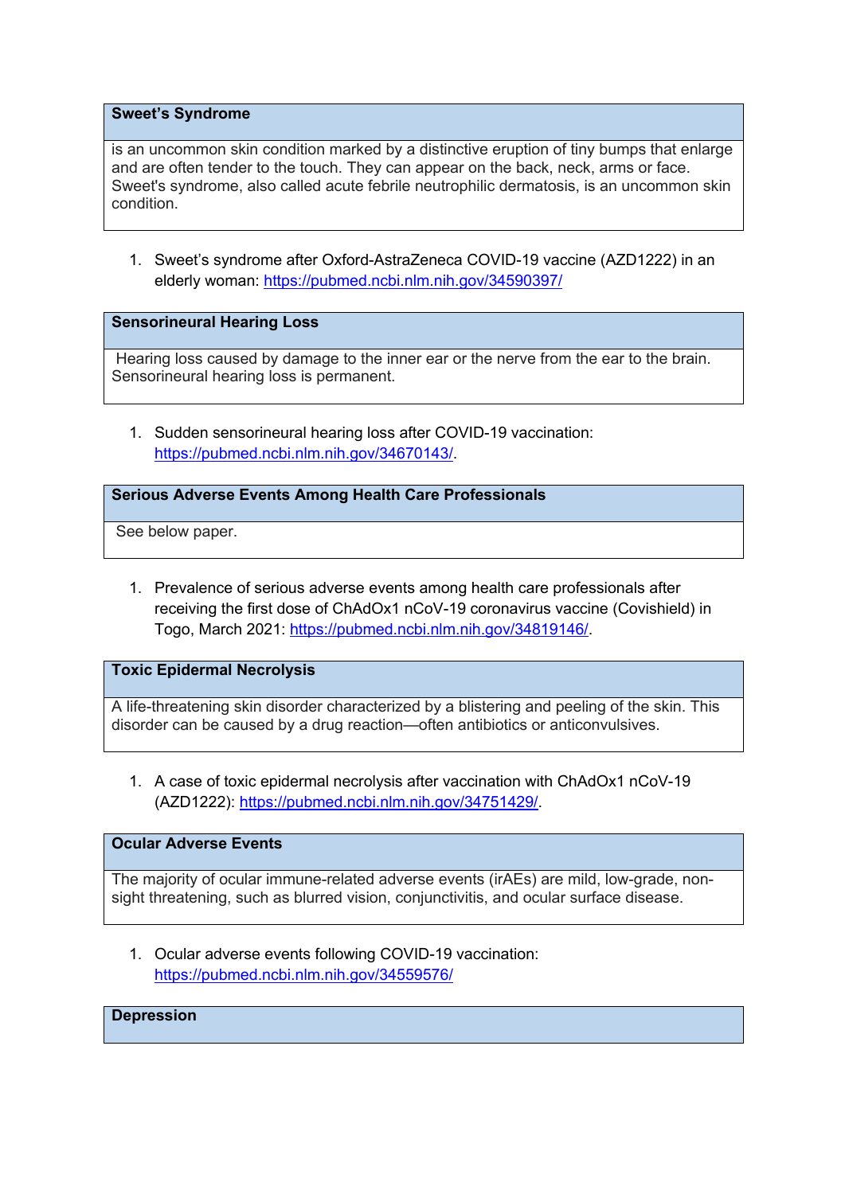| Sweet's Syndrome |
| --- |
| is an uncommon skin condition marked by a distinctive eruption of tiny bumps that enlarge and are often tender to the touch. They can appear on the back, neck, arms or face. Sweet's syndrome, also called acute febrile neutrophilic dermatosis, is an uncommon skin condition. |

1. Sweet's syndrome after Oxford-AstraZeneca COVID-19 vaccine (AZD1222) in an elderly woman: https://pubmed.ncbi.nlm.nih.gov/34590397/

| Sensorineural Hearing Loss |
| --- |
| Hearing loss caused by damage to the inner ear or the nerve from the ear to the brain. Sensorineural hearing loss is permanent. |

1. Sudden sensorineural hearing loss after COVID-19 vaccination: https://pubmed.ncbi.nlm.nih.gov/34670143/.

| Serious Adverse Events Among Health Care Professionals |
| --- |
| See below paper. |

1. Prevalence of serious adverse events among health care professionals after receiving the first dose of ChAdOx1 nCoV-19 coronavirus vaccine (Covishield) in Togo, March 2021: https://pubmed.ncbi.nlm.nih.gov/34819146/.

| Toxic Epidermal Necrolysis |
| --- |
| A life-threatening skin disorder characterized by a blistering and peeling of the skin. This disorder can be caused by a drug reaction—often antibiotics or anticonvulsives. |

1. A case of toxic epidermal necrolysis after vaccination with ChAdOx1 nCoV-19 (AZD1222): https://pubmed.ncbi.nlm.nih.gov/34751429/.

| Ocular Adverse Events |
| --- |
| The majority of ocular immune-related adverse events (irAEs) are mild, low-grade, non-sight threatening, such as blurred vision, conjunctivitis, and ocular surface disease. |

1. Ocular adverse events following COVID-19 vaccination: https://pubmed.ncbi.nlm.nih.gov/34559576/

| Depression |
| --- |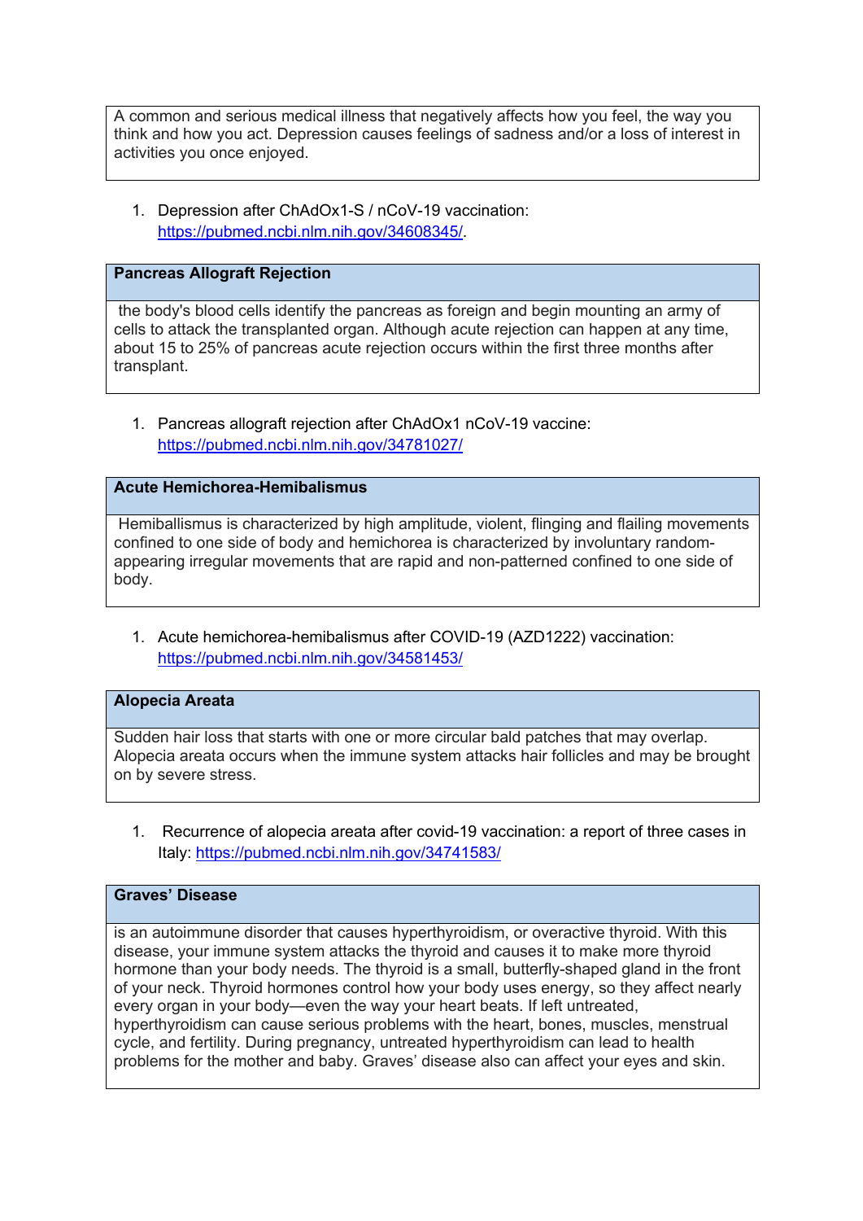A common and serious medical illness that negatively affects how you feel, the way you think and how you act. Depression causes feelings of sadness and/or a loss of interest in activities you once enjoyed.

1. Depression after ChAdOx1-S / nCoV-19 vaccination: https://pubmed.ncbi.nlm.nih.gov/34608345/.

### Pancreas Allograft Rejection

the body's blood cells identify the pancreas as foreign and begin mounting an army of cells to attack the transplanted organ. Although acute rejection can happen at any time, about 15 to 25% of pancreas acute rejection occurs within the first three months after transplant.

1. Pancreas allograft rejection after ChAdOx1 nCoV-19 vaccine: https://pubmed.ncbi.nlm.nih.gov/34781027/

### Acute Hemichorea-Hemibalismus

Hemiballismus is characterized by high amplitude, violent, flinging and flailing movements confined to one side of body and hemichorea is characterized by involuntary random-appearing irregular movements that are rapid and non-patterned confined to one side of body.

1. Acute hemichorea-hemibalismus after COVID-19 (AZD1222) vaccination: https://pubmed.ncbi.nlm.nih.gov/34581453/

### Alopecia Areata

Sudden hair loss that starts with one or more circular bald patches that may overlap. Alopecia areata occurs when the immune system attacks hair follicles and may be brought on by severe stress.

1. Recurrence of alopecia areata after covid-19 vaccination: a report of three cases in Italy: https://pubmed.ncbi.nlm.nih.gov/34741583/

### Graves' Disease

is an autoimmune disorder that causes hyperthyroidism, or overactive thyroid. With this disease, your immune system attacks the thyroid and causes it to make more thyroid hormone than your body needs. The thyroid is a small, butterfly-shaped gland in the front of your neck. Thyroid hormones control how your body uses energy, so they affect nearly every organ in your body—even the way your heart beats. If left untreated, hyperthyroidism can cause serious problems with the heart, bones, muscles, menstrual cycle, and fertility. During pregnancy, untreated hyperthyroidism can lead to health problems for the mother and baby. Graves' disease also can affect your eyes and skin.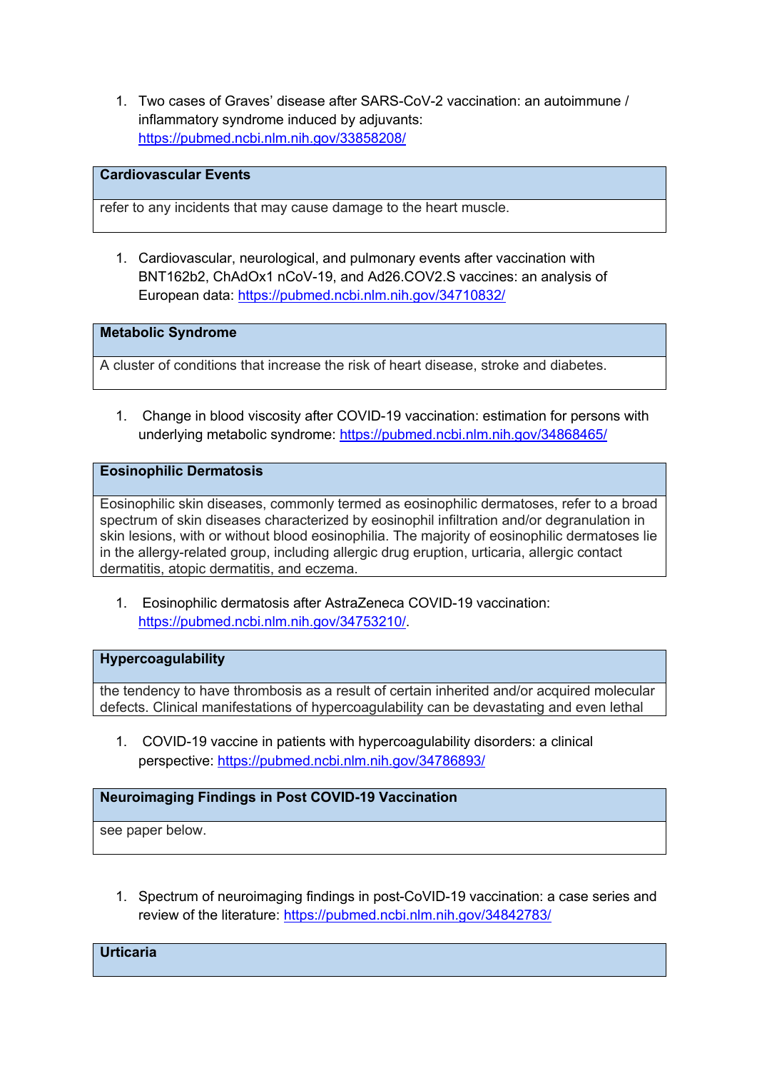1. Two cases of Graves' disease after SARS-CoV-2 vaccination: an autoimmune / inflammatory syndrome induced by adjuvants: https://pubmed.ncbi.nlm.nih.gov/33858208/

| **Cardiovascular Events** |
| --- |
| refer to any incidents that may cause damage to the heart muscle. |

1. Cardiovascular, neurological, and pulmonary events after vaccination with BNT162b2, ChAdOx1 nCoV-19, and Ad26.COV2.S vaccines: an analysis of European data: https://pubmed.ncbi.nlm.nih.gov/34710832/

| **Metabolic Syndrome** |
| --- |
| A cluster of conditions that increase the risk of heart disease, stroke and diabetes. |

1. Change in blood viscosity after COVID-19 vaccination: estimation for persons with underlying metabolic syndrome: https://pubmed.ncbi.nlm.nih.gov/34868465/

| **Eosinophilic Dermatosis** |
| --- |
| Eosinophilic skin diseases, commonly termed as eosinophilic dermatoses, refer to a broad spectrum of skin diseases characterized by eosinophil infiltration and/or degranulation in skin lesions, with or without blood eosinophilia. The majority of eosinophilic dermatoses lie in the allergy-related group, including allergic drug eruption, urticaria, allergic contact dermatitis, atopic dermatitis, and eczema. |

1. Eosinophilic dermatosis after AstraZeneca COVID-19 vaccination: https://pubmed.ncbi.nlm.nih.gov/34753210/.

| **Hypercoagulability** |
| --- |
| the tendency to have thrombosis as a result of certain inherited and/or acquired molecular defects. Clinical manifestations of hypercoagulability can be devastating and even lethal |

1. COVID-19 vaccine in patients with hypercoagulability disorders: a clinical perspective: https://pubmed.ncbi.nlm.nih.gov/34786893/

| **Neuroimaging Findings in Post COVID-19 Vaccination** |
| --- |
| see paper below. |

1. Spectrum of neuroimaging findings in post-CoVID-19 vaccination: a case series and review of the literature: https://pubmed.ncbi.nlm.nih.gov/34842783/

| **Urticaria** |
| --- |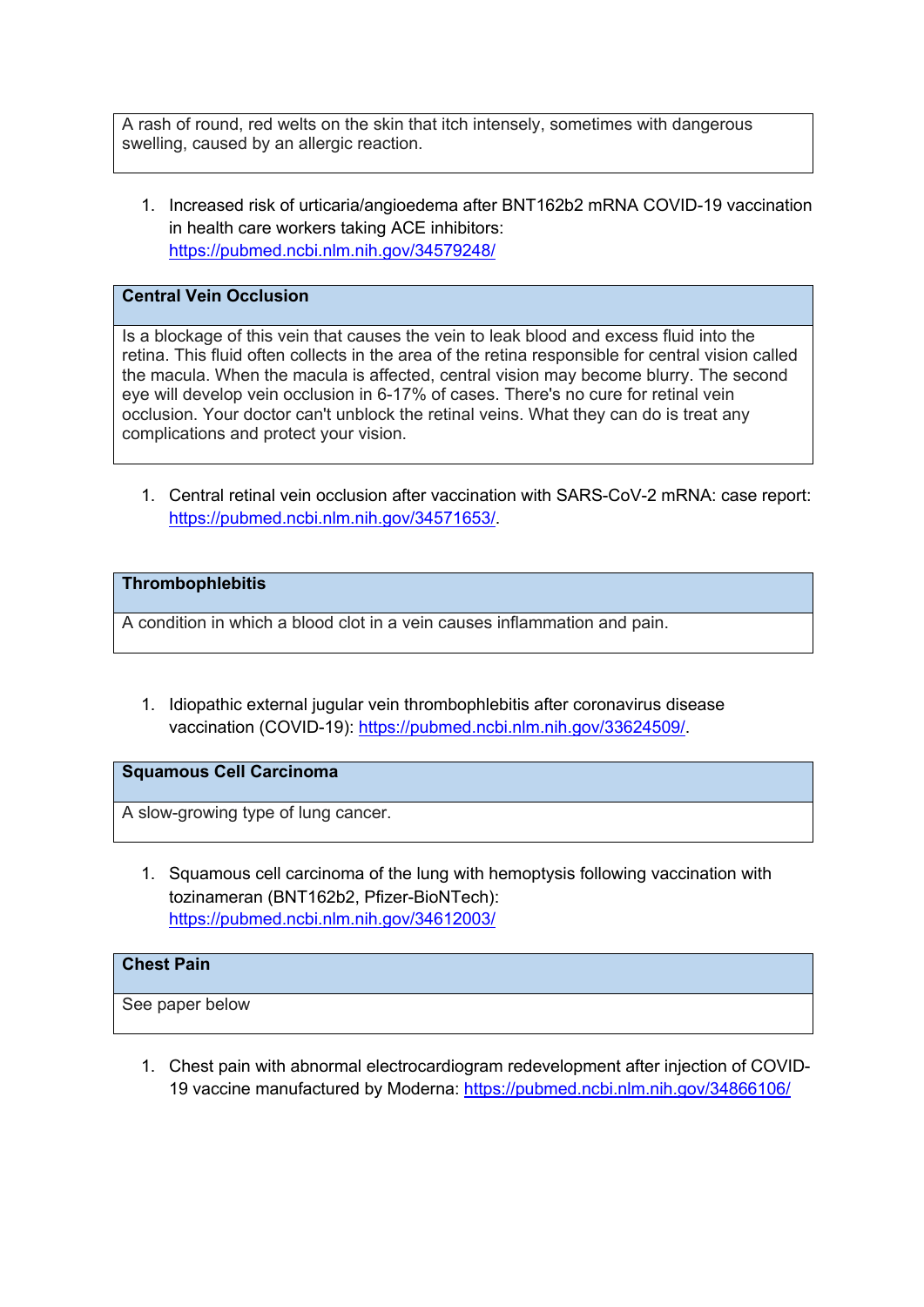A rash of round, red welts on the skin that itch intensely, sometimes with dangerous swelling, caused by an allergic reaction.

1. Increased risk of urticaria/angioedema after BNT162b2 mRNA COVID-19 vaccination in health care workers taking ACE inhibitors: https://pubmed.ncbi.nlm.nih.gov/34579248/

### Central Vein Occlusion

Is a blockage of this vein that causes the vein to leak blood and excess fluid into the retina. This fluid often collects in the area of the retina responsible for central vision called the macula. When the macula is affected, central vision may become blurry. The second eye will develop vein occlusion in 6-17% of cases. There's no cure for retinal vein occlusion. Your doctor can't unblock the retinal veins. What they can do is treat any complications and protect your vision.

1. Central retinal vein occlusion after vaccination with SARS-CoV-2 mRNA: case report: https://pubmed.ncbi.nlm.nih.gov/34571653/.

### Thrombophlebitis

A condition in which a blood clot in a vein causes inflammation and pain.

1. Idiopathic external jugular vein thrombophlebitis after coronavirus disease vaccination (COVID-19): https://pubmed.ncbi.nlm.nih.gov/33624509/.

### Squamous Cell Carcinoma

A slow-growing type of lung cancer.

1. Squamous cell carcinoma of the lung with hemoptysis following vaccination with tozinameran (BNT162b2, Pfizer-BioNTech): https://pubmed.ncbi.nlm.nih.gov/34612003/

### Chest Pain

See paper below

1. Chest pain with abnormal electrocardiogram redevelopment after injection of COVID-19 vaccine manufactured by Moderna: https://pubmed.ncbi.nlm.nih.gov/34866106/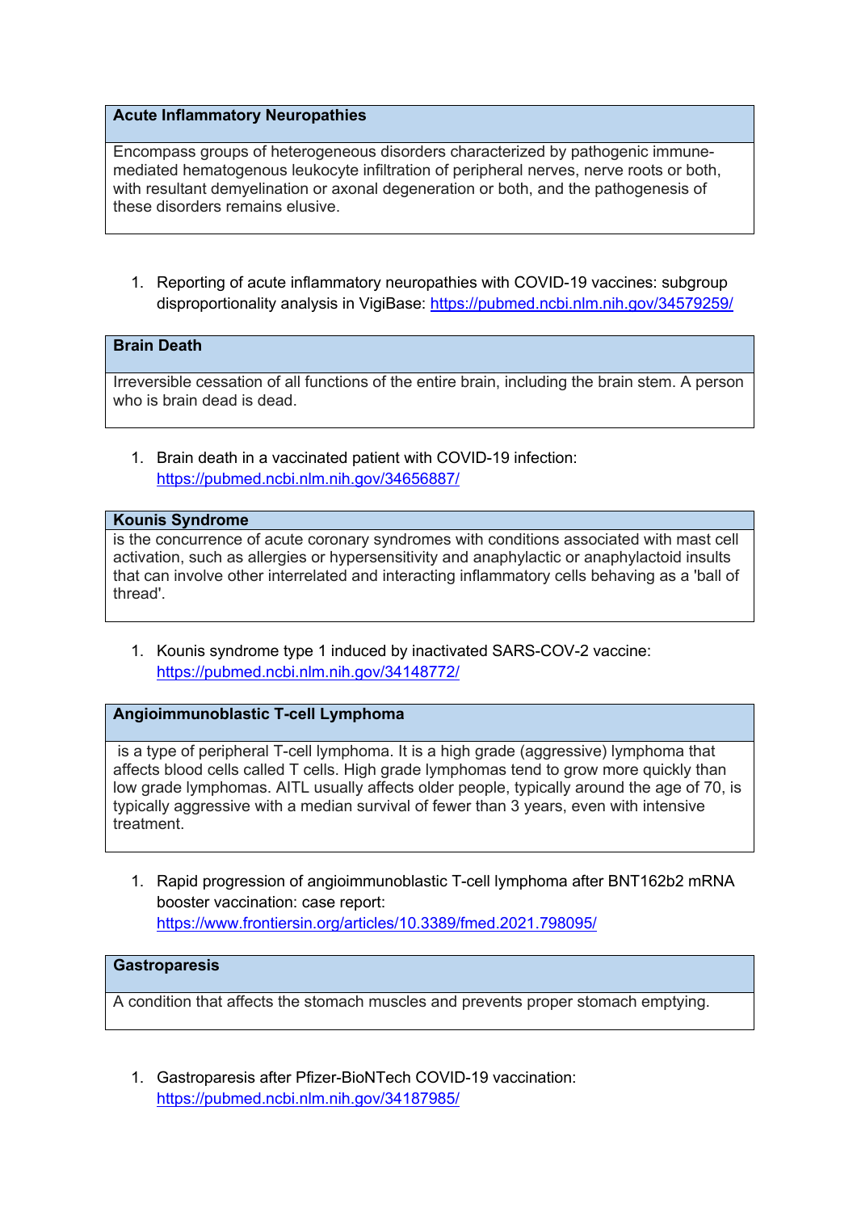| Acute Inflammatory Neuropathies |
| --- |
| Encompass groups of heterogeneous disorders characterized by pathogenic immune-mediated hematogenous leukocyte infiltration of peripheral nerves, nerve roots or both, with resultant demyelination or axonal degeneration or both, and the pathogenesis of these disorders remains elusive. |

1. Reporting of acute inflammatory neuropathies with COVID-19 vaccines: subgroup disproportionality analysis in VigiBase: https://pubmed.ncbi.nlm.nih.gov/34579259/

| Brain Death |
| --- |
| Irreversible cessation of all functions of the entire brain, including the brain stem. A person who is brain dead is dead. |

1. Brain death in a vaccinated patient with COVID-19 infection: https://pubmed.ncbi.nlm.nih.gov/34656887/

| Kounis Syndrome |
| --- |
| is the concurrence of acute coronary syndromes with conditions associated with mast cell activation, such as allergies or hypersensitivity and anaphylactic or anaphylactoid insults that can involve other interrelated and interacting inflammatory cells behaving as a 'ball of thread'. |

1. Kounis syndrome type 1 induced by inactivated SARS-COV-2 vaccine: https://pubmed.ncbi.nlm.nih.gov/34148772/

| Angioimmunoblastic T-cell Lymphoma |
| --- |
| is a type of peripheral T-cell lymphoma. It is a high grade (aggressive) lymphoma that affects blood cells called T cells. High grade lymphomas tend to grow more quickly than low grade lymphomas. AITL usually affects older people, typically around the age of 70, is typically aggressive with a median survival of fewer than 3 years, even with intensive treatment. |

1. Rapid progression of angioimmunoblastic T-cell lymphoma after BNT162b2 mRNA booster vaccination: case report: https://www.frontiersin.org/articles/10.3389/fmed.2021.798095/

| Gastroparesis |
| --- |
| A condition that affects the stomach muscles and prevents proper stomach emptying. |

1. Gastroparesis after Pfizer-BioNTech COVID-19 vaccination: https://pubmed.ncbi.nlm.nih.gov/34187985/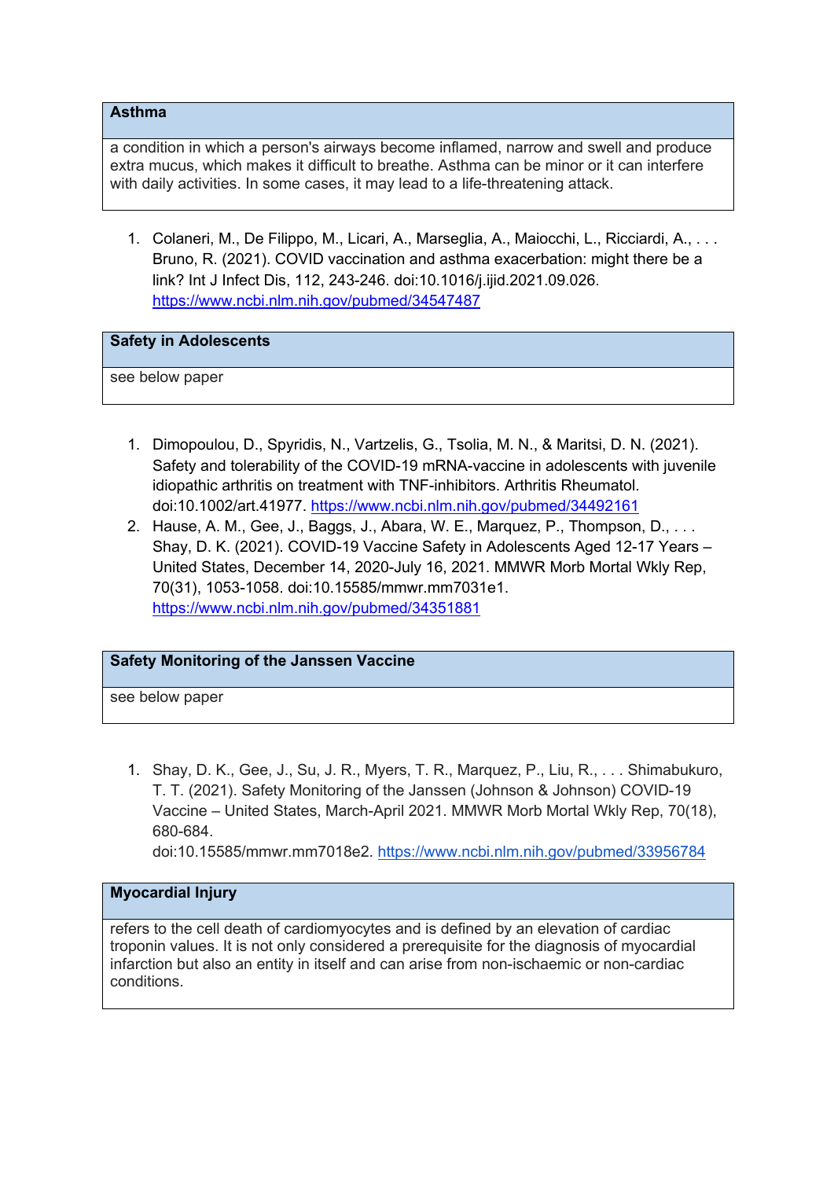| Asthma |
| --- |
| a condition in which a person's airways become inflamed, narrow and swell and produce extra mucus, which makes it difficult to breathe. Asthma can be minor or it can interfere with daily activities. In some cases, it may lead to a life-threatening attack. |

1. Colaneri, M., De Filippo, M., Licari, A., Marseglia, A., Maiocchi, L., Ricciardi, A., . . . Bruno, R. (2021). COVID vaccination and asthma exacerbation: might there be a link? Int J Infect Dis, 112, 243-246. doi:10.1016/j.ijid.2021.09.026. https://www.ncbi.nlm.nih.gov/pubmed/34547487

| Safety in Adolescents |
| --- |
| see below paper |

1. Dimopoulou, D., Spyridis, N., Vartzelis, G., Tsolia, M. N., & Maritsi, D. N. (2021). Safety and tolerability of the COVID-19 mRNA-vaccine in adolescents with juvenile idiopathic arthritis on treatment with TNF-inhibitors. Arthritis Rheumatol. doi:10.1002/art.41977. https://www.ncbi.nlm.nih.gov/pubmed/34492161
2. Hause, A. M., Gee, J., Baggs, J., Abara, W. E., Marquez, P., Thompson, D., . . . Shay, D. K. (2021). COVID-19 Vaccine Safety in Adolescents Aged 12-17 Years – United States, December 14, 2020-July 16, 2021. MMWR Morb Mortal Wkly Rep, 70(31), 1053-1058. doi:10.15585/mmwr.mm7031e1. https://www.ncbi.nlm.nih.gov/pubmed/34351881

| Safety Monitoring of the Janssen Vaccine |
| --- |
| see below paper |

1. Shay, D. K., Gee, J., Su, J. R., Myers, T. R., Marquez, P., Liu, R., . . . Shimabukuro, T. T. (2021). Safety Monitoring of the Janssen (Johnson & Johnson) COVID-19 Vaccine – United States, March-April 2021. MMWR Morb Mortal Wkly Rep, 70(18), 680-684. doi:10.15585/mmwr.mm7018e2. https://www.ncbi.nlm.nih.gov/pubmed/33956784

| Myocardial Injury |
| --- |
| refers to the cell death of cardiomyocytes and is defined by an elevation of cardiac troponin values. It is not only considered a prerequisite for the diagnosis of myocardial infarction but also an entity in itself and can arise from non-ischaemic or non-cardiac conditions. |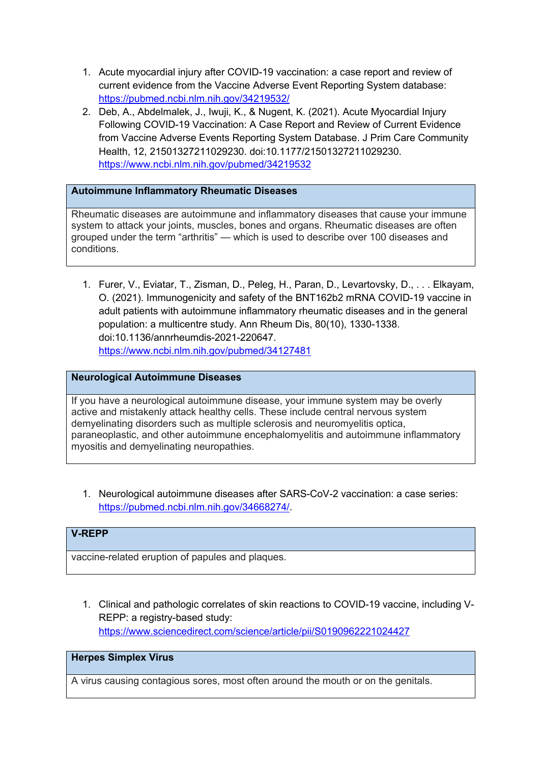1. Acute myocardial injury after COVID-19 vaccination: a case report and review of current evidence from the Vaccine Adverse Event Reporting System database: https://pubmed.ncbi.nlm.nih.gov/34219532/
2. Deb, A., Abdelmalek, J., Iwuji, K., & Nugent, K. (2021). Acute Myocardial Injury Following COVID-19 Vaccination: A Case Report and Review of Current Evidence from Vaccine Adverse Events Reporting System Database. J Prim Care Community Health, 12, 21501327211029230. doi:10.1177/21501327211029230. https://www.ncbi.nlm.nih.gov/pubmed/34219532

| Autoimmune Inflammatory Rheumatic Diseases |
|---|
| Rheumatic diseases are autoimmune and inflammatory diseases that cause your immune system to attack your joints, muscles, bones and organs. Rheumatic diseases are often grouped under the term "arthritis" — which is used to describe over 100 diseases and conditions. |

1. Furer, V., Eviatar, T., Zisman, D., Peleg, H., Paran, D., Levartovsky, D., . . . Elkayam, O. (2021). Immunogenicity and safety of the BNT162b2 mRNA COVID-19 vaccine in adult patients with autoimmune inflammatory rheumatic diseases and in the general population: a multicentre study. Ann Rheum Dis, 80(10), 1330-1338. doi:10.1136/annrheumdis-2021-220647. https://www.ncbi.nlm.nih.gov/pubmed/34127481

| Neurological Autoimmune Diseases |
|---|
| If you have a neurological autoimmune disease, your immune system may be overly active and mistakenly attack healthy cells. These include central nervous system demyelinating disorders such as multiple sclerosis and neuromyelitis optica, paraneoplastic, and other autoimmune encephalomyelitis and autoimmune inflammatory myositis and demyelinating neuropathies. |

1. Neurological autoimmune diseases after SARS-CoV-2 vaccination: a case series: https://pubmed.ncbi.nlm.nih.gov/34668274/.

| V-REPP |
|---|
| vaccine-related eruption of papules and plaques. |

1. Clinical and pathologic correlates of skin reactions to COVID-19 vaccine, including V-REPP: a registry-based study: https://www.sciencedirect.com/science/article/pii/S0190962221024427

| Herpes Simplex Virus |
|---|
| A virus causing contagious sores, most often around the mouth or on the genitals. |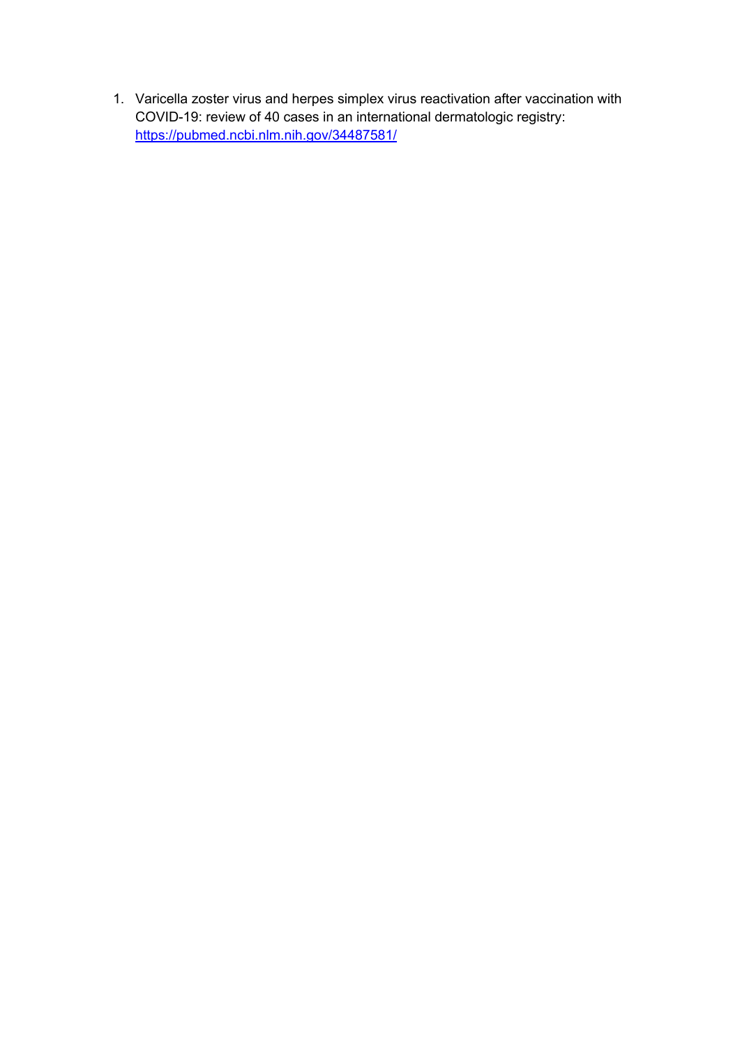1. Varicella zoster virus and herpes simplex virus reactivation after vaccination with COVID-19: review of 40 cases in an international dermatologic registry: https://pubmed.ncbi.nlm.nih.gov/34487581/